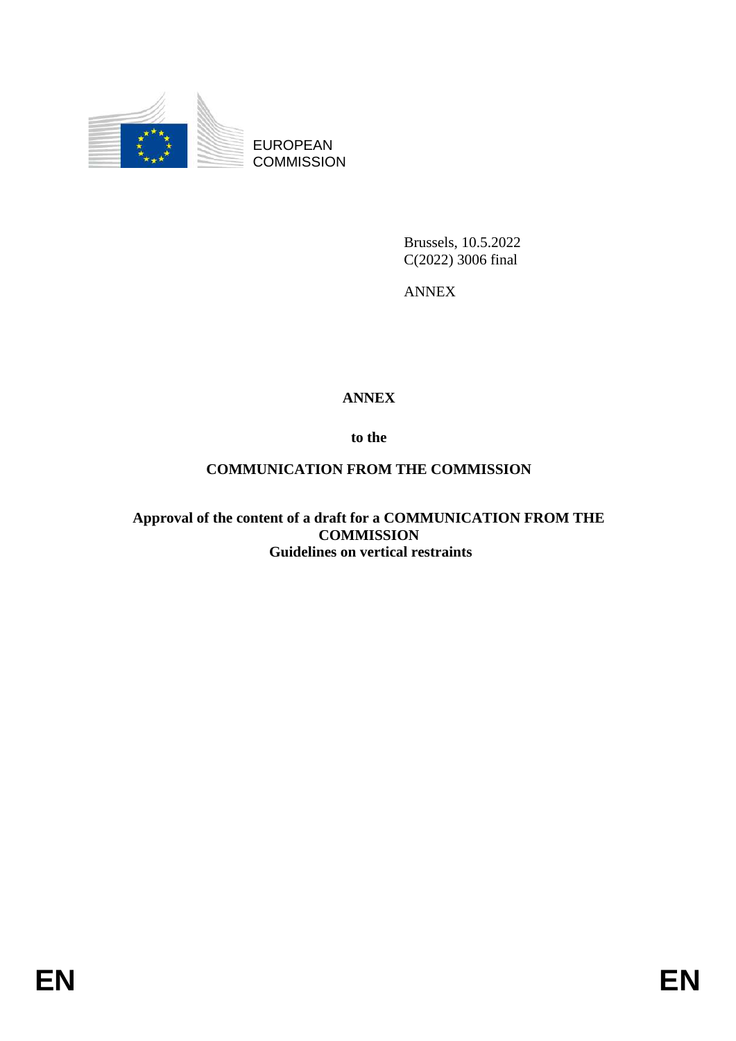EUROPEAN COMMISSION

Brussels, 10.5.2022
C(2022) 3006 final

ANNEX

# ANNEX

**to the**

## COMMUNICATION FROM THE COMMISSION

**Approval of the content of a draft for a COMMUNICATION FROM THE COMMISSION**
**Guidelines on vertical restraints**

EN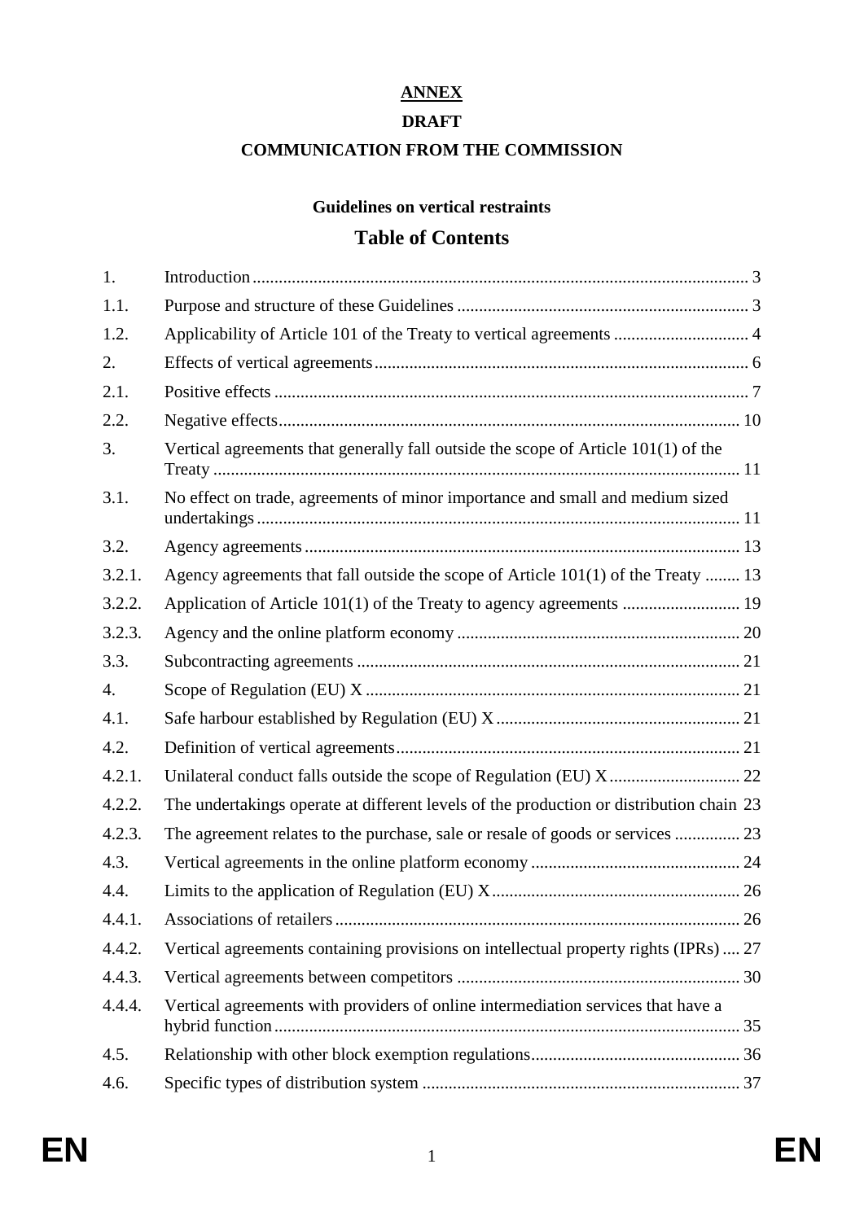**ANNEX**

**DRAFT**

**COMMUNICATION FROM THE COMMISSION**

**Guidelines on vertical restraints**

# Table of Contents

| | | |
|---|---|---|
| 1. | Introduction | 3 |
| 1.1. | Purpose and structure of these Guidelines | 3 |
| 1.2. | Applicability of Article 101 of the Treaty to vertical agreements | 4 |
| 2. | Effects of vertical agreements | 6 |
| 2.1. | Positive effects | 7 |
| 2.2. | Negative effects | 10 |
| 3. | Vertical agreements that generally fall outside the scope of Article 101(1) of the Treaty | 11 |
| 3.1. | No effect on trade, agreements of minor importance and small and medium sized undertakings | 11 |
| 3.2. | Agency agreements | 13 |
| 3.2.1. | Agency agreements that fall outside the scope of Article 101(1) of the Treaty | 13 |
| 3.2.2. | Application of Article 101(1) of the Treaty to agency agreements | 19 |
| 3.2.3. | Agency and the online platform economy | 20 |
| 3.3. | Subcontracting agreements | 21 |
| 4. | Scope of Regulation (EU) X | 21 |
| 4.1. | Safe harbour established by Regulation (EU) X | 21 |
| 4.2. | Definition of vertical agreements | 21 |
| 4.2.1. | Unilateral conduct falls outside the scope of Regulation (EU) X | 22 |
| 4.2.2. | The undertakings operate at different levels of the production or distribution chain | 23 |
| 4.2.3. | The agreement relates to the purchase, sale or resale of goods or services | 23 |
| 4.3. | Vertical agreements in the online platform economy | 24 |
| 4.4. | Limits to the application of Regulation (EU) X | 26 |
| 4.4.1. | Associations of retailers | 26 |
| 4.4.2. | Vertical agreements containing provisions on intellectual property rights (IPRs) | 27 |
| 4.4.3. | Vertical agreements between competitors | 30 |
| 4.4.4. | Vertical agreements with providers of online intermediation services that have a hybrid function | 35 |
| 4.5. | Relationship with other block exemption regulations | 36 |
| 4.6. | Specific types of distribution system | 37 |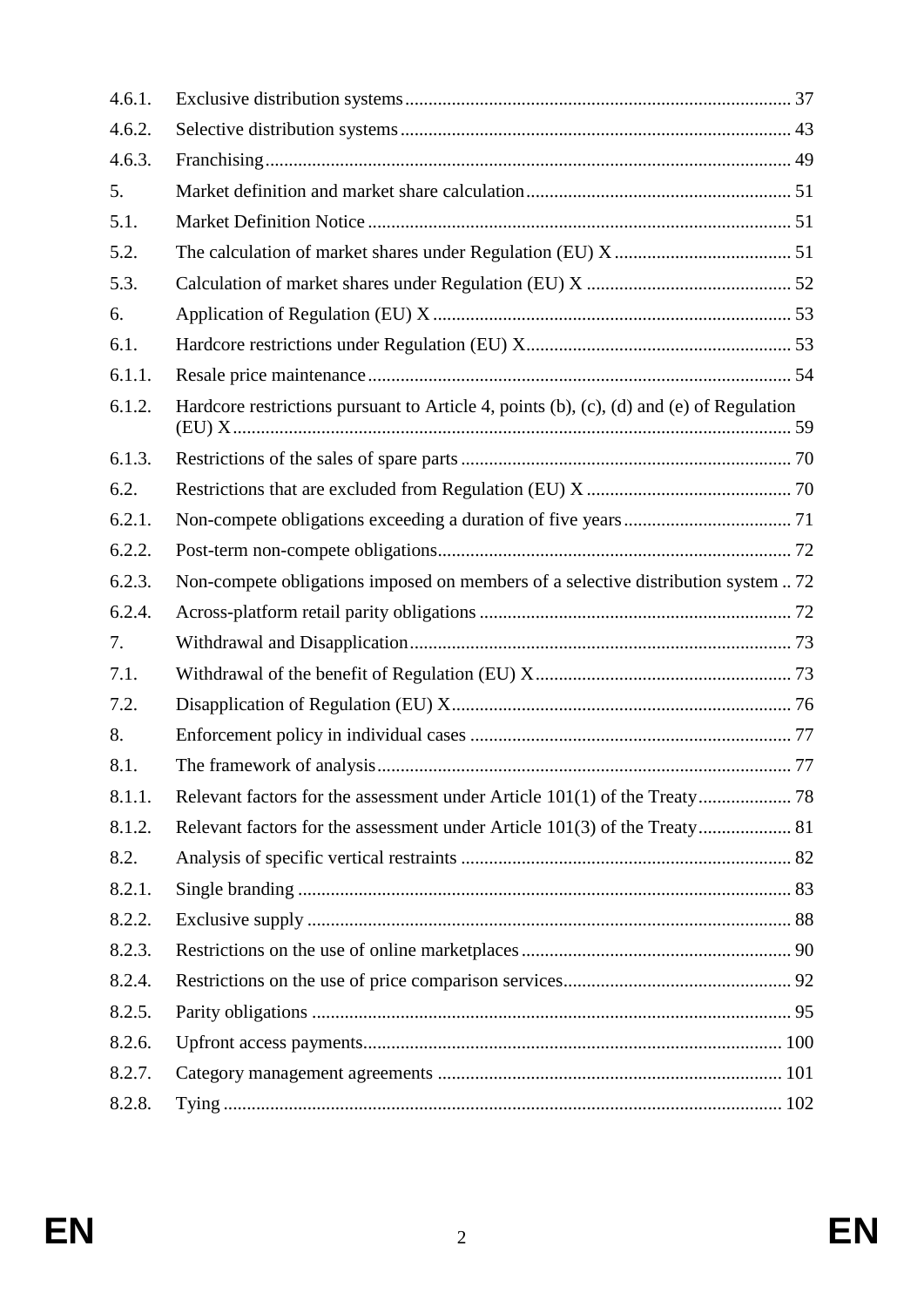| | | |
|---|---|---|
| 4.6.1. | Exclusive distribution systems | 37 |
| 4.6.2. | Selective distribution systems | 43 |
| 4.6.3. | Franchising | 49 |
| 5. | Market definition and market share calculation | 51 |
| 5.1. | Market Definition Notice | 51 |
| 5.2. | The calculation of market shares under Regulation (EU) X | 51 |
| 5.3. | Calculation of market shares under Regulation (EU) X | 52 |
| 6. | Application of Regulation (EU) X | 53 |
| 6.1. | Hardcore restrictions under Regulation (EU) X | 53 |
| 6.1.1. | Resale price maintenance | 54 |
| 6.1.2. | Hardcore restrictions pursuant to Article 4, points (b), (c), (d) and (e) of Regulation (EU) X | 59 |
| 6.1.3. | Restrictions of the sales of spare parts | 70 |
| 6.2. | Restrictions that are excluded from Regulation (EU) X | 70 |
| 6.2.1. | Non-compete obligations exceeding a duration of five years | 71 |
| 6.2.2. | Post-term non-compete obligations | 72 |
| 6.2.3. | Non-compete obligations imposed on members of a selective distribution system | 72 |
| 6.2.4. | Across-platform retail parity obligations | 72 |
| 7. | Withdrawal and Disapplication | 73 |
| 7.1. | Withdrawal of the benefit of Regulation (EU) X | 73 |
| 7.2. | Disapplication of Regulation (EU) X | 76 |
| 8. | Enforcement policy in individual cases | 77 |
| 8.1. | The framework of analysis | 77 |
| 8.1.1. | Relevant factors for the assessment under Article 101(1) of the Treaty | 78 |
| 8.1.2. | Relevant factors for the assessment under Article 101(3) of the Treaty | 81 |
| 8.2. | Analysis of specific vertical restraints | 82 |
| 8.2.1. | Single branding | 83 |
| 8.2.2. | Exclusive supply | 88 |
| 8.2.3. | Restrictions on the use of online marketplaces | 90 |
| 8.2.4. | Restrictions on the use of price comparison services | 92 |
| 8.2.5. | Parity obligations | 95 |
| 8.2.6. | Upfront access payments | 100 |
| 8.2.7. | Category management agreements | 101 |
| 8.2.8. | Tying | 102 |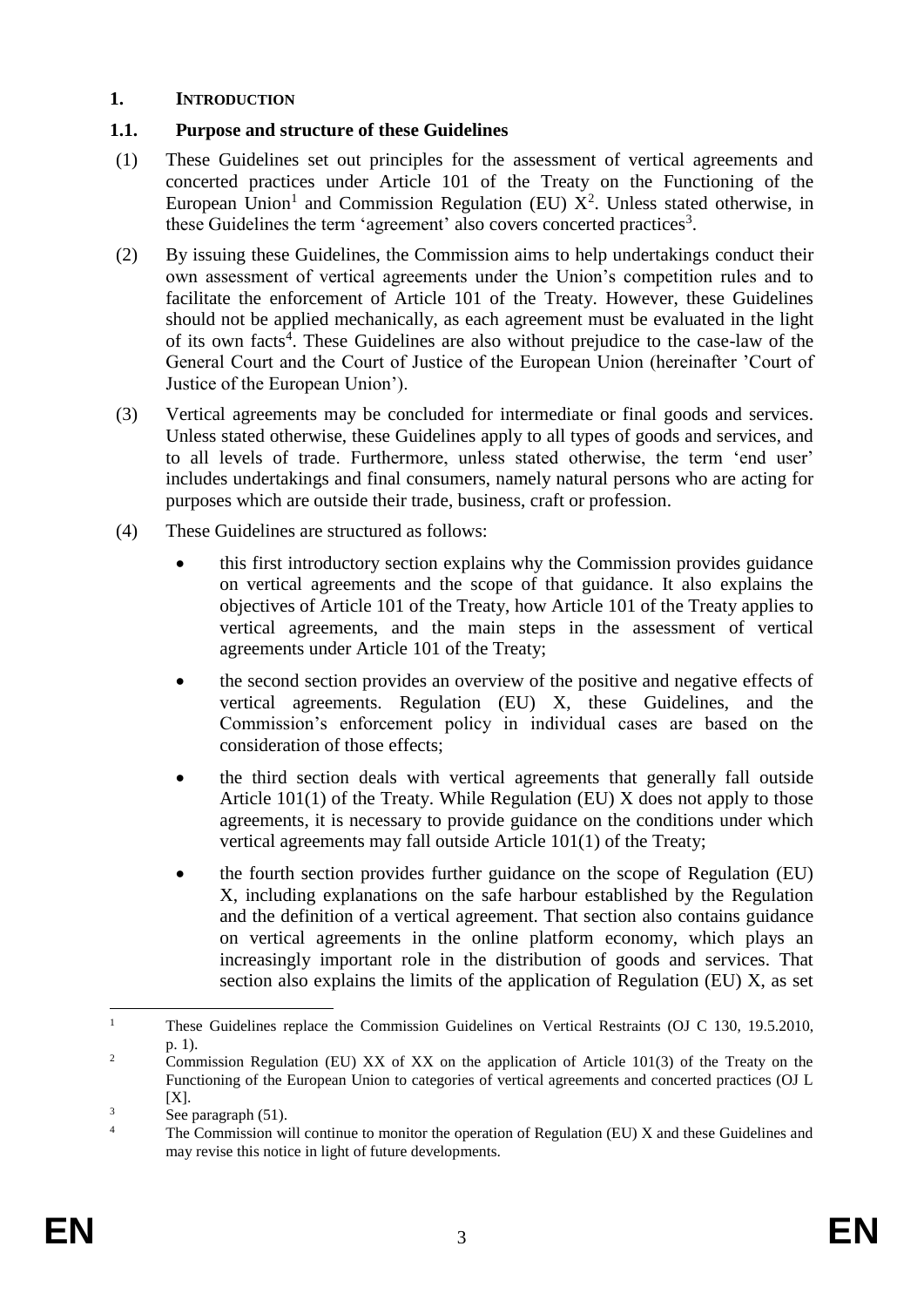## 1. INTRODUCTION

### 1.1. Purpose and structure of these Guidelines

(1) These Guidelines set out principles for the assessment of vertical agreements and concerted practices under Article 101 of the Treaty on the Functioning of the European Union[1] and Commission Regulation (EU) X[2]. Unless stated otherwise, in these Guidelines the term 'agreement' also covers concerted practices[3].

(2) By issuing these Guidelines, the Commission aims to help undertakings conduct their own assessment of vertical agreements under the Union's competition rules and to facilitate the enforcement of Article 101 of the Treaty. However, these Guidelines should not be applied mechanically, as each agreement must be evaluated in the light of its own facts[4]. These Guidelines are also without prejudice to the case-law of the General Court and the Court of Justice of the European Union (hereinafter 'Court of Justice of the European Union').

(3) Vertical agreements may be concluded for intermediate or final goods and services. Unless stated otherwise, these Guidelines apply to all types of goods and services, and to all levels of trade. Furthermore, unless stated otherwise, the term 'end user' includes undertakings and final consumers, namely natural persons who are acting for purposes which are outside their trade, business, craft or profession.

(4) These Guidelines are structured as follows:

- this first introductory section explains why the Commission provides guidance on vertical agreements and the scope of that guidance. It also explains the objectives of Article 101 of the Treaty, how Article 101 of the Treaty applies to vertical agreements, and the main steps in the assessment of vertical agreements under Article 101 of the Treaty;
- the second section provides an overview of the positive and negative effects of vertical agreements. Regulation (EU) X, these Guidelines, and the Commission's enforcement policy in individual cases are based on the consideration of those effects;
- the third section deals with vertical agreements that generally fall outside Article 101(1) of the Treaty. While Regulation (EU) X does not apply to those agreements, it is necessary to provide guidance on the conditions under which vertical agreements may fall outside Article 101(1) of the Treaty;
- the fourth section provides further guidance on the scope of Regulation (EU) X, including explanations on the safe harbour established by the Regulation and the definition of a vertical agreement. That section also contains guidance on vertical agreements in the online platform economy, which plays an increasingly important role in the distribution of goods and services. That section also explains the limits of the application of Regulation (EU) X, as set

---

[1] These Guidelines replace the Commission Guidelines on Vertical Restraints (OJ C 130, 19.5.2010, p. 1).

[2] Commission Regulation (EU) XX of XX on the application of Article 101(3) of the Treaty on the Functioning of the European Union to categories of vertical agreements and concerted practices (OJ L [X].

[3] See paragraph (51).

[4] The Commission will continue to monitor the operation of Regulation (EU) X and these Guidelines and may revise this notice in light of future developments.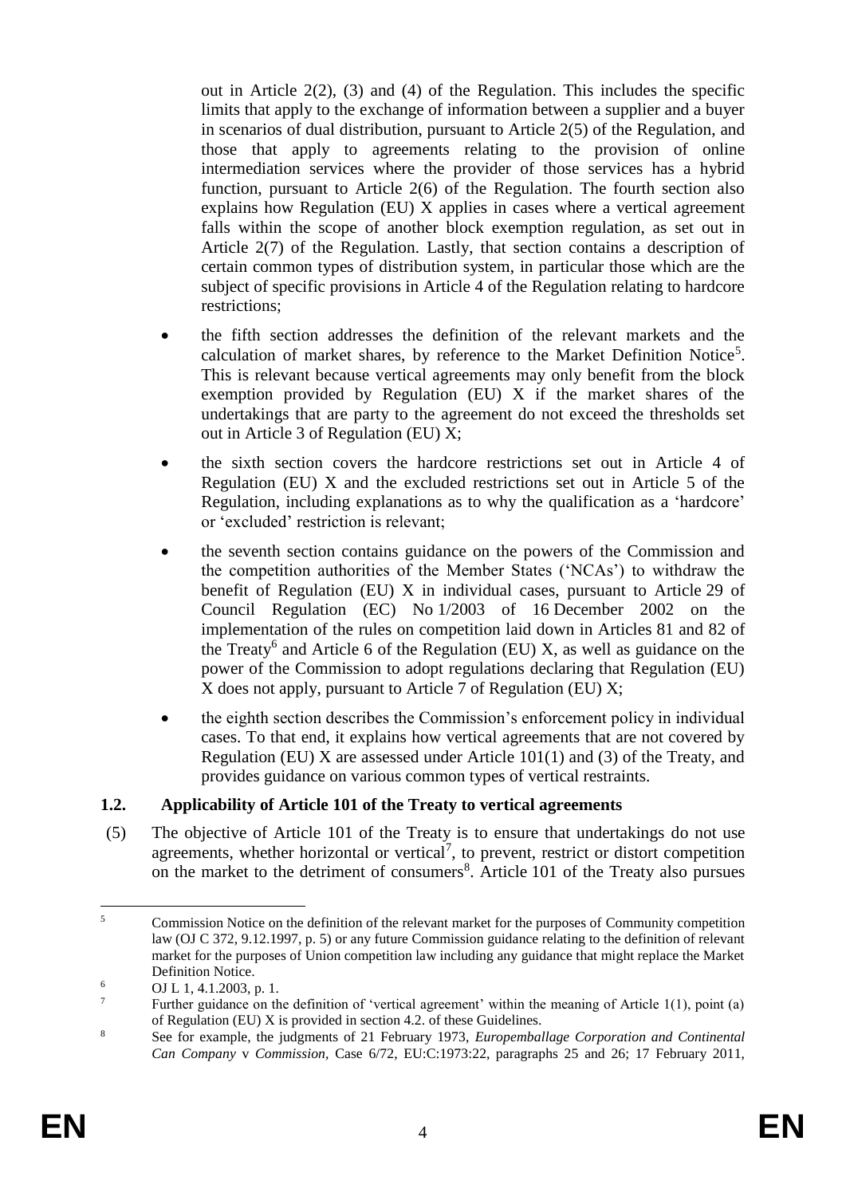out in Article 2(2), (3) and (4) of the Regulation. This includes the specific limits that apply to the exchange of information between a supplier and a buyer in scenarios of dual distribution, pursuant to Article 2(5) of the Regulation, and those that apply to agreements relating to the provision of online intermediation services where the provider of those services has a hybrid function, pursuant to Article 2(6) of the Regulation. The fourth section also explains how Regulation (EU) X applies in cases where a vertical agreement falls within the scope of another block exemption regulation, as set out in Article 2(7) of the Regulation. Lastly, that section contains a description of certain common types of distribution system, in particular those which are the subject of specific provisions in Article 4 of the Regulation relating to hardcore restrictions;

- the fifth section addresses the definition of the relevant markets and the calculation of market shares, by reference to the Market Definition Notice[5]. This is relevant because vertical agreements may only benefit from the block exemption provided by Regulation (EU) X if the market shares of the undertakings that are party to the agreement do not exceed the thresholds set out in Article 3 of Regulation (EU) X;
- the sixth section covers the hardcore restrictions set out in Article 4 of Regulation (EU) X and the excluded restrictions set out in Article 5 of the Regulation, including explanations as to why the qualification as a 'hardcore' or 'excluded' restriction is relevant;
- the seventh section contains guidance on the powers of the Commission and the competition authorities of the Member States ('NCAs') to withdraw the benefit of Regulation (EU) X in individual cases, pursuant to Article 29 of Council Regulation (EC) No 1/2003 of 16 December 2002 on the implementation of the rules on competition laid down in Articles 81 and 82 of the Treaty[6] and Article 6 of the Regulation (EU) X, as well as guidance on the power of the Commission to adopt regulations declaring that Regulation (EU) X does not apply, pursuant to Article 7 of Regulation (EU) X;
- the eighth section describes the Commission's enforcement policy in individual cases. To that end, it explains how vertical agreements that are not covered by Regulation (EU) X are assessed under Article 101(1) and (3) of the Treaty, and provides guidance on various common types of vertical restraints.

### 1.2. Applicability of Article 101 of the Treaty to vertical agreements

(5) The objective of Article 101 of the Treaty is to ensure that undertakings do not use agreements, whether horizontal or vertical[7], to prevent, restrict or distort competition on the market to the detriment of consumers[8]. Article 101 of the Treaty also pursues

---

[5] Commission Notice on the definition of the relevant market for the purposes of Community competition law (OJ C 372, 9.12.1997, p. 5) or any future Commission guidance relating to the definition of relevant market for the purposes of Union competition law including any guidance that might replace the Market Definition Notice.

[6] OJ L 1, 4.1.2003, p. 1.

[7] Further guidance on the definition of 'vertical agreement' within the meaning of Article 1(1), point (a) of Regulation (EU) X is provided in section 4.2. of these Guidelines.

[8] See for example, the judgments of 21 February 1973, *Europemballage Corporation and Continental Can Company* v *Commission*, Case 6/72, EU:C:1973:22, paragraphs 25 and 26; 17 February 2011,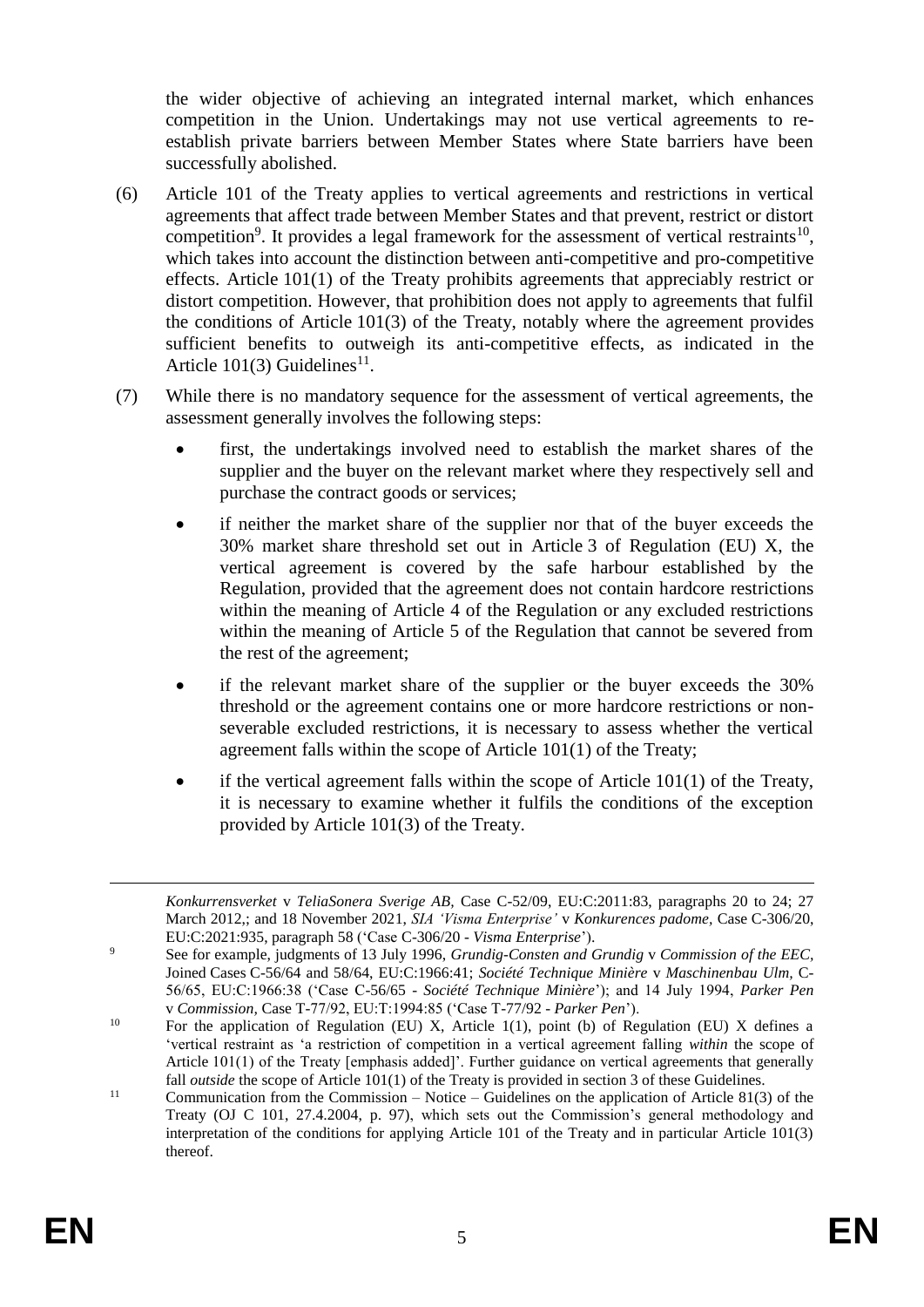the wider objective of achieving an integrated internal market, which enhances competition in the Union. Undertakings may not use vertical agreements to re-establish private barriers between Member States where State barriers have been successfully abolished.

(6) Article 101 of the Treaty applies to vertical agreements and restrictions in vertical agreements that affect trade between Member States and that prevent, restrict or distort competition[9]. It provides a legal framework for the assessment of vertical restraints[10], which takes into account the distinction between anti-competitive and pro-competitive effects. Article 101(1) of the Treaty prohibits agreements that appreciably restrict or distort competition. However, that prohibition does not apply to agreements that fulfil the conditions of Article 101(3) of the Treaty, notably where the agreement provides sufficient benefits to outweigh its anti-competitive effects, as indicated in the Article 101(3) Guidelines[11].

(7) While there is no mandatory sequence for the assessment of vertical agreements, the assessment generally involves the following steps:

- first, the undertakings involved need to establish the market shares of the supplier and the buyer on the relevant market where they respectively sell and purchase the contract goods or services;
- if neither the market share of the supplier nor that of the buyer exceeds the 30% market share threshold set out in Article 3 of Regulation (EU) X, the vertical agreement is covered by the safe harbour established by the Regulation, provided that the agreement does not contain hardcore restrictions within the meaning of Article 4 of the Regulation or any excluded restrictions within the meaning of Article 5 of the Regulation that cannot be severed from the rest of the agreement;
- if the relevant market share of the supplier or the buyer exceeds the 30% threshold or the agreement contains one or more hardcore restrictions or non-severable excluded restrictions, it is necessary to assess whether the vertical agreement falls within the scope of Article 101(1) of the Treaty;
- if the vertical agreement falls within the scope of Article 101(1) of the Treaty, it is necessary to examine whether it fulfils the conditions of the exception provided by Article 101(3) of the Treaty.

---

*Konkurrensverket* v *TeliaSonera Sverige AB,* Case C-52/09, EU:C:2011:83, paragraphs 20 to 24; 27 March 2012,; and 18 November 2021, *SIA 'Visma Enterprise'* v *Konkurences padome,* Case C-306/20, EU:C:2021:935, paragraph 58 ('Case C-306/20 - *Visma Enterprise*').

[9] See for example, judgments of 13 July 1996, *Grundig-Consten and Grundig* v *Commission of the EEC,* Joined Cases C-56/64 and 58/64, EU:C:1966:41; *Société Technique Minière* v *Maschinenbau Ulm,* C-56/65, EU:C:1966:38 ('Case C-56/65 - *Société Technique Minière*'); and 14 July 1994, *Parker Pen* v *Commission,* Case T-77/92, EU:T:1994:85 ('Case T-77/92 - *Parker Pen*').

[10] For the application of Regulation (EU) X, Article 1(1), point (b) of Regulation (EU) X defines a 'vertical restraint as 'a restriction of competition in a vertical agreement falling *within* the scope of Article 101(1) of the Treaty [emphasis added]'. Further guidance on vertical agreements that generally fall *outside* the scope of Article 101(1) of the Treaty is provided in section 3 of these Guidelines.

[11] Communication from the Commission – Notice – Guidelines on the application of Article 81(3) of the Treaty (OJ C 101, 27.4.2004, p. 97), which sets out the Commission's general methodology and interpretation of the conditions for applying Article 101 of the Treaty and in particular Article 101(3) thereof.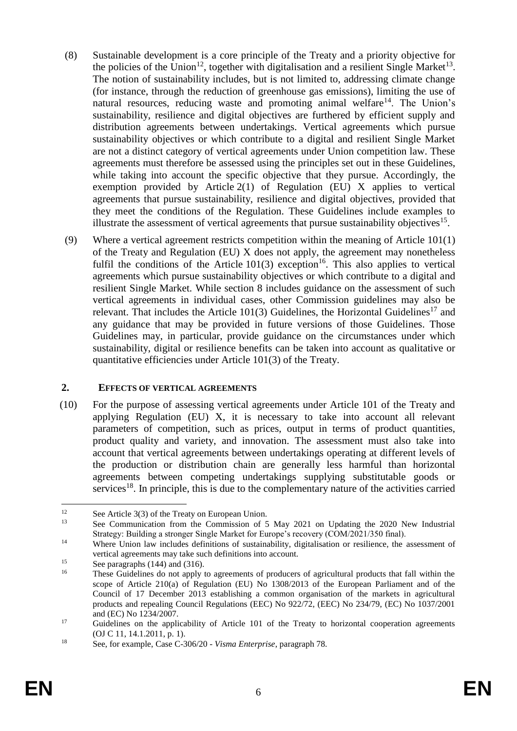(8) Sustainable development is a core principle of the Treaty and a priority objective for the policies of the Union[12], together with digitalisation and a resilient Single Market[13]. The notion of sustainability includes, but is not limited to, addressing climate change (for instance, through the reduction of greenhouse gas emissions), limiting the use of natural resources, reducing waste and promoting animal welfare[14]. The Union's sustainability, resilience and digital objectives are furthered by efficient supply and distribution agreements between undertakings. Vertical agreements which pursue sustainability objectives or which contribute to a digital and resilient Single Market are not a distinct category of vertical agreements under Union competition law. These agreements must therefore be assessed using the principles set out in these Guidelines, while taking into account the specific objective that they pursue. Accordingly, the exemption provided by Article 2(1) of Regulation (EU) X applies to vertical agreements that pursue sustainability, resilience and digital objectives, provided that they meet the conditions of the Regulation. These Guidelines include examples to illustrate the assessment of vertical agreements that pursue sustainability objectives[15].

(9) Where a vertical agreement restricts competition within the meaning of Article 101(1) of the Treaty and Regulation (EU) X does not apply, the agreement may nonetheless fulfil the conditions of the Article 101(3) exception[16]. This also applies to vertical agreements which pursue sustainability objectives or which contribute to a digital and resilient Single Market. While section 8 includes guidance on the assessment of such vertical agreements in individual cases, other Commission guidelines may also be relevant. That includes the Article 101(3) Guidelines, the Horizontal Guidelines[17] and any guidance that may be provided in future versions of those Guidelines. Those Guidelines may, in particular, provide guidance on the circumstances under which sustainability, digital or resilience benefits can be taken into account as qualitative or quantitative efficiencies under Article 101(3) of the Treaty.

## 2. EFFECTS OF VERTICAL AGREEMENTS

(10) For the purpose of assessing vertical agreements under Article 101 of the Treaty and applying Regulation (EU) X, it is necessary to take into account all relevant parameters of competition, such as prices, output in terms of product quantities, product quality and variety, and innovation. The assessment must also take into account that vertical agreements between undertakings operating at different levels of the production or distribution chain are generally less harmful than horizontal agreements between competing undertakings supplying substitutable goods or services[18]. In principle, this is due to the complementary nature of the activities carried

---

[12] See Article 3(3) of the Treaty on European Union.

[13] See Communication from the Commission of 5 May 2021 on Updating the 2020 New Industrial Strategy: Building a stronger Single Market for Europe's recovery (COM/2021/350 final).

[14] Where Union law includes definitions of sustainability, digitalisation or resilience, the assessment of vertical agreements may take such definitions into account.

[15] See paragraphs (144) and (316).

[16] These Guidelines do not apply to agreements of producers of agricultural products that fall within the scope of Article 210(a) of Regulation (EU) No 1308/2013 of the European Parliament and of the Council of 17 December 2013 establishing a common organisation of the markets in agricultural products and repealing Council Regulations (EEC) No 922/72, (EEC) No 234/79, (EC) No 1037/2001 and (EC) No 1234/2007.

[17] Guidelines on the applicability of Article 101 of the Treaty to horizontal cooperation agreements (OJ C 11, 14.1.2011, p. 1).

[18] See, for example, Case C-306/20 - *Visma Enterprise*, paragraph 78.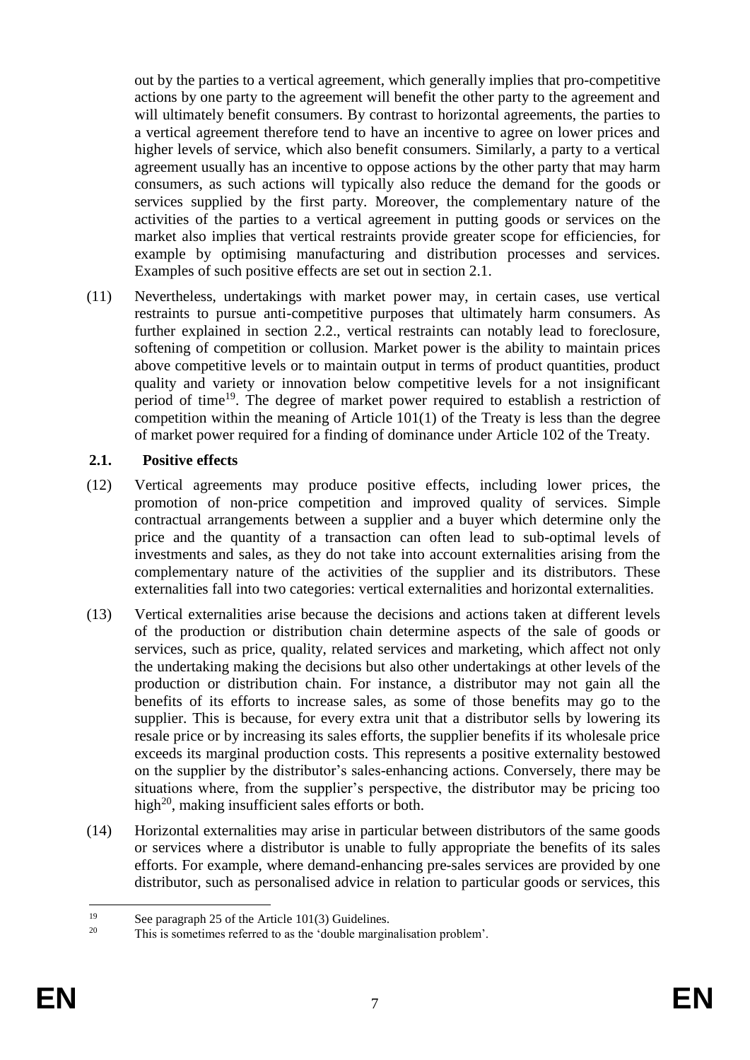out by the parties to a vertical agreement, which generally implies that pro-competitive actions by one party to the agreement will benefit the other party to the agreement and will ultimately benefit consumers. By contrast to horizontal agreements, the parties to a vertical agreement therefore tend to have an incentive to agree on lower prices and higher levels of service, which also benefit consumers. Similarly, a party to a vertical agreement usually has an incentive to oppose actions by the other party that may harm consumers, as such actions will typically also reduce the demand for the goods or services supplied by the first party. Moreover, the complementary nature of the activities of the parties to a vertical agreement in putting goods or services on the market also implies that vertical restraints provide greater scope for efficiencies, for example by optimising manufacturing and distribution processes and services. Examples of such positive effects are set out in section 2.1.

(11) Nevertheless, undertakings with market power may, in certain cases, use vertical restraints to pursue anti-competitive purposes that ultimately harm consumers. As further explained in section 2.2., vertical restraints can notably lead to foreclosure, softening of competition or collusion. Market power is the ability to maintain prices above competitive levels or to maintain output in terms of product quantities, product quality and variety or innovation below competitive levels for a not insignificant period of time[19]. The degree of market power required to establish a restriction of competition within the meaning of Article 101(1) of the Treaty is less than the degree of market power required for a finding of dominance under Article 102 of the Treaty.

## 2.1. Positive effects

(12) Vertical agreements may produce positive effects, including lower prices, the promotion of non-price competition and improved quality of services. Simple contractual arrangements between a supplier and a buyer which determine only the price and the quantity of a transaction can often lead to sub-optimal levels of investments and sales, as they do not take into account externalities arising from the complementary nature of the activities of the supplier and its distributors. These externalities fall into two categories: vertical externalities and horizontal externalities.

(13) Vertical externalities arise because the decisions and actions taken at different levels of the production or distribution chain determine aspects of the sale of goods or services, such as price, quality, related services and marketing, which affect not only the undertaking making the decisions but also other undertakings at other levels of the production or distribution chain. For instance, a distributor may not gain all the benefits of its efforts to increase sales, as some of those benefits may go to the supplier. This is because, for every extra unit that a distributor sells by lowering its resale price or by increasing its sales efforts, the supplier benefits if its wholesale price exceeds its marginal production costs. This represents a positive externality bestowed on the supplier by the distributor's sales-enhancing actions. Conversely, there may be situations where, from the supplier's perspective, the distributor may be pricing too high[20], making insufficient sales efforts or both.

(14) Horizontal externalities may arise in particular between distributors of the same goods or services where a distributor is unable to fully appropriate the benefits of its sales efforts. For example, where demand-enhancing pre-sales services are provided by one distributor, such as personalised advice in relation to particular goods or services, this

---

[19] See paragraph 25 of the Article 101(3) Guidelines.

[20] This is sometimes referred to as the 'double marginalisation problem'.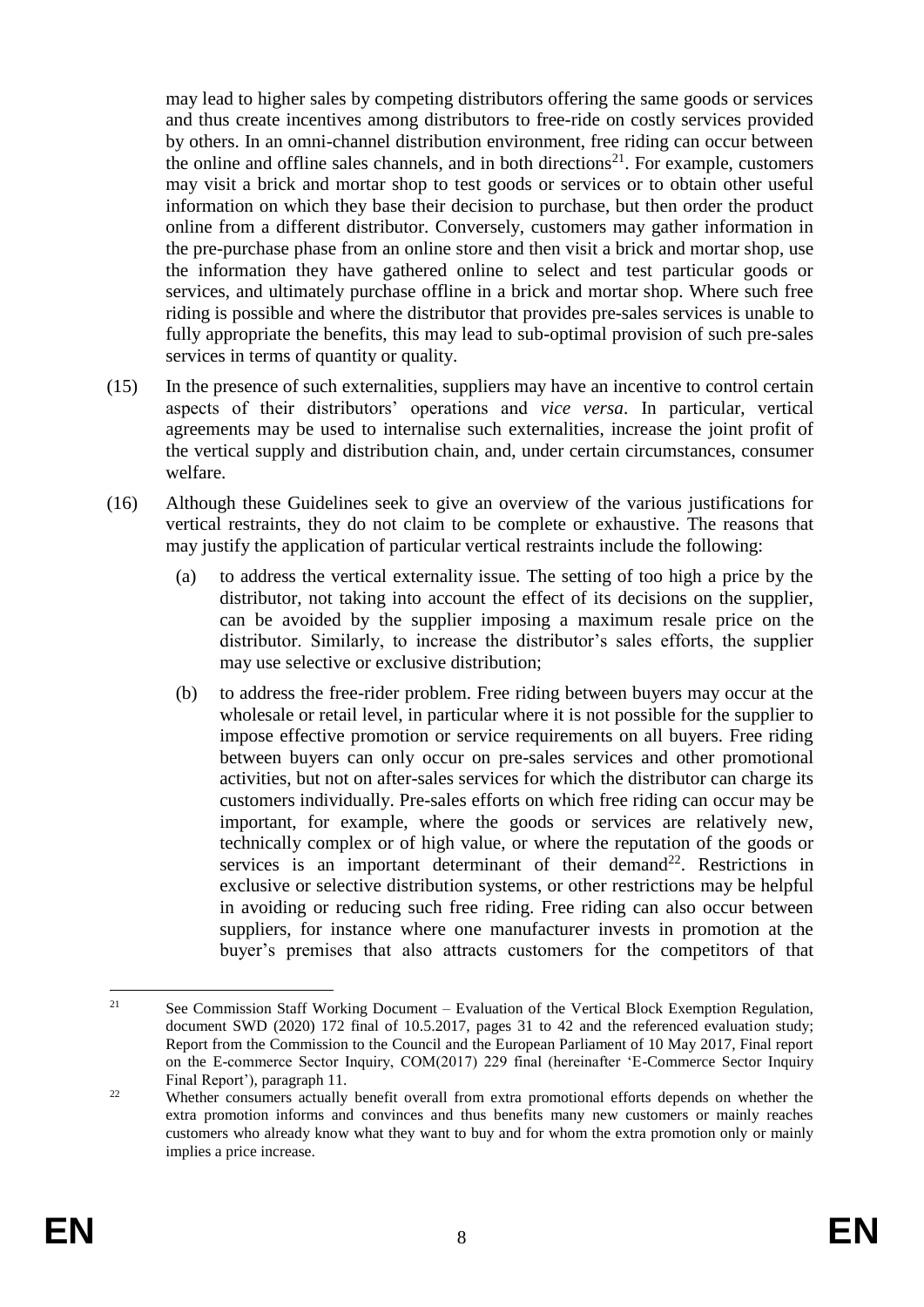may lead to higher sales by competing distributors offering the same goods or services and thus create incentives among distributors to free-ride on costly services provided by others. In an omni-channel distribution environment, free riding can occur between the online and offline sales channels, and in both directions[21]. For example, customers may visit a brick and mortar shop to test goods or services or to obtain other useful information on which they base their decision to purchase, but then order the product online from a different distributor. Conversely, customers may gather information in the pre-purchase phase from an online store and then visit a brick and mortar shop, use the information they have gathered online to select and test particular goods or services, and ultimately purchase offline in a brick and mortar shop. Where such free riding is possible and where the distributor that provides pre-sales services is unable to fully appropriate the benefits, this may lead to sub-optimal provision of such pre-sales services in terms of quantity or quality.

(15) In the presence of such externalities, suppliers may have an incentive to control certain aspects of their distributors' operations and *vice versa*. In particular, vertical agreements may be used to internalise such externalities, increase the joint profit of the vertical supply and distribution chain, and, under certain circumstances, consumer welfare.

(16) Although these Guidelines seek to give an overview of the various justifications for vertical restraints, they do not claim to be complete or exhaustive. The reasons that may justify the application of particular vertical restraints include the following:

(a) to address the vertical externality issue. The setting of too high a price by the distributor, not taking into account the effect of its decisions on the supplier, can be avoided by the supplier imposing a maximum resale price on the distributor. Similarly, to increase the distributor's sales efforts, the supplier may use selective or exclusive distribution;

(b) to address the free-rider problem. Free riding between buyers may occur at the wholesale or retail level, in particular where it is not possible for the supplier to impose effective promotion or service requirements on all buyers. Free riding between buyers can only occur on pre-sales services and other promotional activities, but not on after-sales services for which the distributor can charge its customers individually. Pre-sales efforts on which free riding can occur may be important, for example, where the goods or services are relatively new, technically complex or of high value, or where the reputation of the goods or services is an important determinant of their demand[22]. Restrictions in exclusive or selective distribution systems, or other restrictions may be helpful in avoiding or reducing such free riding. Free riding can also occur between suppliers, for instance where one manufacturer invests in promotion at the buyer's premises that also attracts customers for the competitors of that

---

[21] See Commission Staff Working Document – Evaluation of the Vertical Block Exemption Regulation, document SWD (2020) 172 final of 10.5.2017, pages 31 to 42 and the referenced evaluation study; Report from the Commission to the Council and the European Parliament of 10 May 2017, Final report on the E-commerce Sector Inquiry, COM(2017) 229 final (hereinafter 'E-Commerce Sector Inquiry Final Report'), paragraph 11.

[22] Whether consumers actually benefit overall from extra promotional efforts depends on whether the extra promotion informs and convinces and thus benefits many new customers or mainly reaches customers who already know what they want to buy and for whom the extra promotion only or mainly implies a price increase.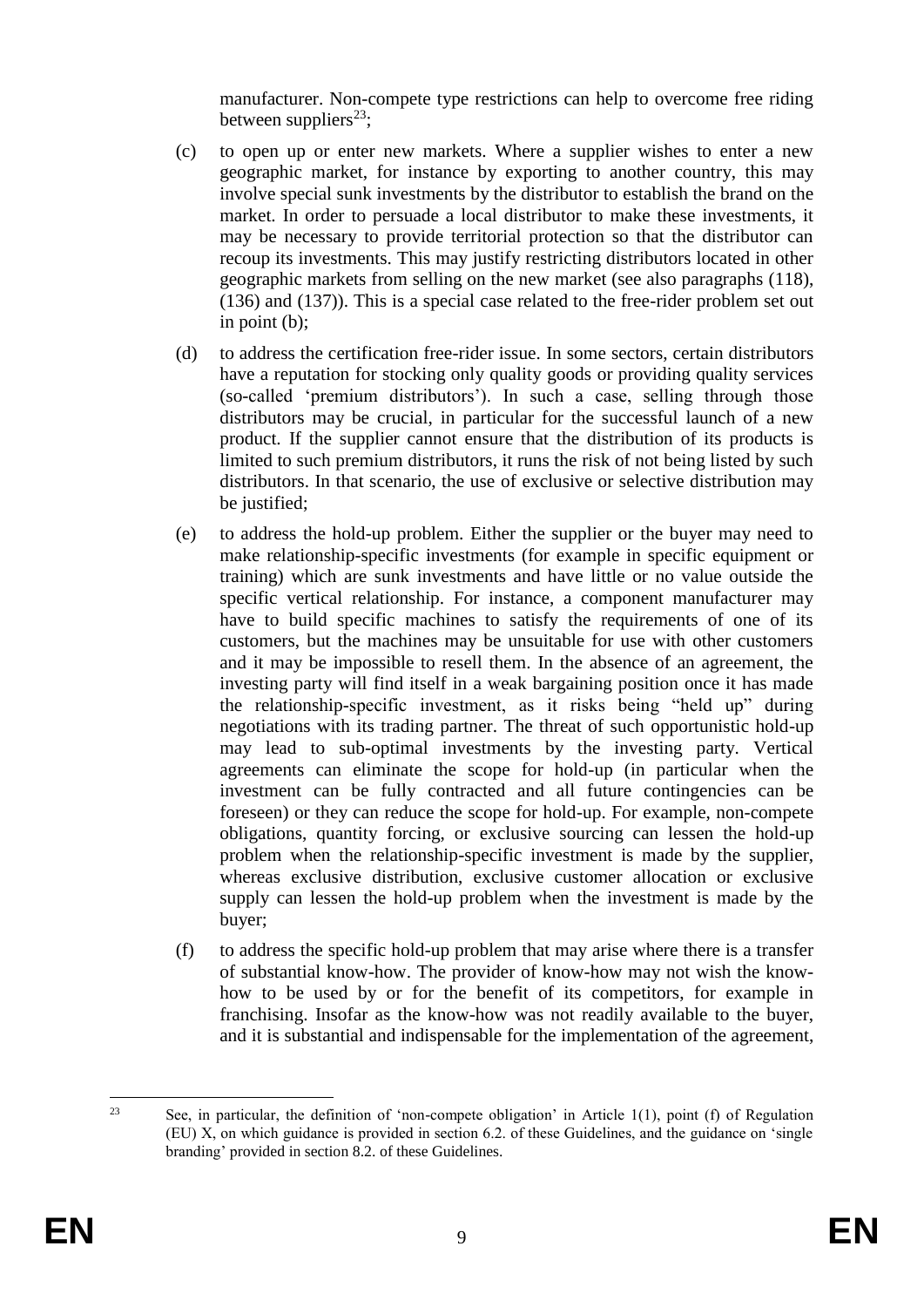manufacturer. Non-compete type restrictions can help to overcome free riding between suppliers[23];

(c) to open up or enter new markets. Where a supplier wishes to enter a new geographic market, for instance by exporting to another country, this may involve special sunk investments by the distributor to establish the brand on the market. In order to persuade a local distributor to make these investments, it may be necessary to provide territorial protection so that the distributor can recoup its investments. This may justify restricting distributors located in other geographic markets from selling on the new market (see also paragraphs (118), (136) and (137)). This is a special case related to the free-rider problem set out in point (b);

(d) to address the certification free-rider issue. In some sectors, certain distributors have a reputation for stocking only quality goods or providing quality services (so-called 'premium distributors'). In such a case, selling through those distributors may be crucial, in particular for the successful launch of a new product. If the supplier cannot ensure that the distribution of its products is limited to such premium distributors, it runs the risk of not being listed by such distributors. In that scenario, the use of exclusive or selective distribution may be justified;

(e) to address the hold-up problem. Either the supplier or the buyer may need to make relationship-specific investments (for example in specific equipment or training) which are sunk investments and have little or no value outside the specific vertical relationship. For instance, a component manufacturer may have to build specific machines to satisfy the requirements of one of its customers, but the machines may be unsuitable for use with other customers and it may be impossible to resell them. In the absence of an agreement, the investing party will find itself in a weak bargaining position once it has made the relationship-specific investment, as it risks being "held up" during negotiations with its trading partner. The threat of such opportunistic hold-up may lead to sub-optimal investments by the investing party. Vertical agreements can eliminate the scope for hold-up (in particular when the investment can be fully contracted and all future contingencies can be foreseen) or they can reduce the scope for hold-up. For example, non-compete obligations, quantity forcing, or exclusive sourcing can lessen the hold-up problem when the relationship-specific investment is made by the supplier, whereas exclusive distribution, exclusive customer allocation or exclusive supply can lessen the hold-up problem when the investment is made by the buyer;

(f) to address the specific hold-up problem that may arise where there is a transfer of substantial know-how. The provider of know-how may not wish the know-how to be used by or for the benefit of its competitors, for example in franchising. Insofar as the know-how was not readily available to the buyer, and it is substantial and indispensable for the implementation of the agreement,

[23] See, in particular, the definition of 'non-compete obligation' in Article 1(1), point (f) of Regulation (EU) X, on which guidance is provided in section 6.2. of these Guidelines, and the guidance on 'single branding' provided in section 8.2. of these Guidelines.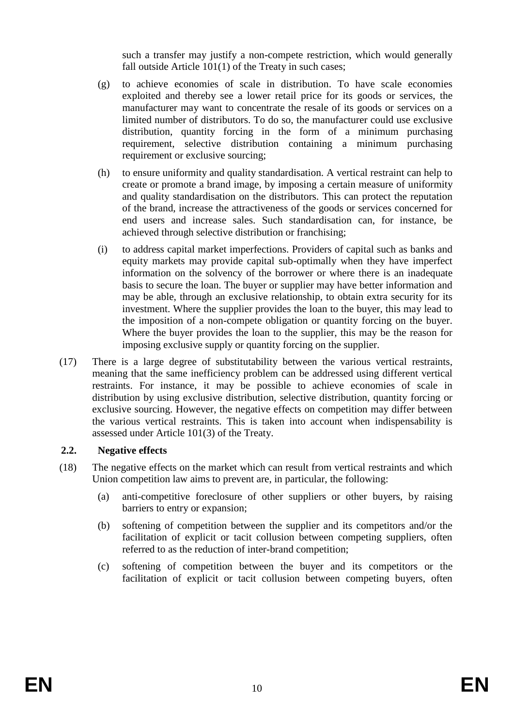such a transfer may justify a non-compete restriction, which would generally fall outside Article 101(1) of the Treaty in such cases;

(g) to achieve economies of scale in distribution. To have scale economies exploited and thereby see a lower retail price for its goods or services, the manufacturer may want to concentrate the resale of its goods or services on a limited number of distributors. To do so, the manufacturer could use exclusive distribution, quantity forcing in the form of a minimum purchasing requirement, selective distribution containing a minimum purchasing requirement or exclusive sourcing;

(h) to ensure uniformity and quality standardisation. A vertical restraint can help to create or promote a brand image, by imposing a certain measure of uniformity and quality standardisation on the distributors. This can protect the reputation of the brand, increase the attractiveness of the goods or services concerned for end users and increase sales. Such standardisation can, for instance, be achieved through selective distribution or franchising;

(i) to address capital market imperfections. Providers of capital such as banks and equity markets may provide capital sub-optimally when they have imperfect information on the solvency of the borrower or where there is an inadequate basis to secure the loan. The buyer or supplier may have better information and may be able, through an exclusive relationship, to obtain extra security for its investment. Where the supplier provides the loan to the buyer, this may lead to the imposition of a non-compete obligation or quantity forcing on the buyer. Where the buyer provides the loan to the supplier, this may be the reason for imposing exclusive supply or quantity forcing on the supplier.

(17) There is a large degree of substitutability between the various vertical restraints, meaning that the same inefficiency problem can be addressed using different vertical restraints. For instance, it may be possible to achieve economies of scale in distribution by using exclusive distribution, selective distribution, quantity forcing or exclusive sourcing. However, the negative effects on competition may differ between the various vertical restraints. This is taken into account when indispensability is assessed under Article 101(3) of the Treaty.

### 2.2. Negative effects

(18) The negative effects on the market which can result from vertical restraints and which Union competition law aims to prevent are, in particular, the following:

(a) anti-competitive foreclosure of other suppliers or other buyers, by raising barriers to entry or expansion;

(b) softening of competition between the supplier and its competitors and/or the facilitation of explicit or tacit collusion between competing suppliers, often referred to as the reduction of inter-brand competition;

(c) softening of competition between the buyer and its competitors or the facilitation of explicit or tacit collusion between competing buyers, often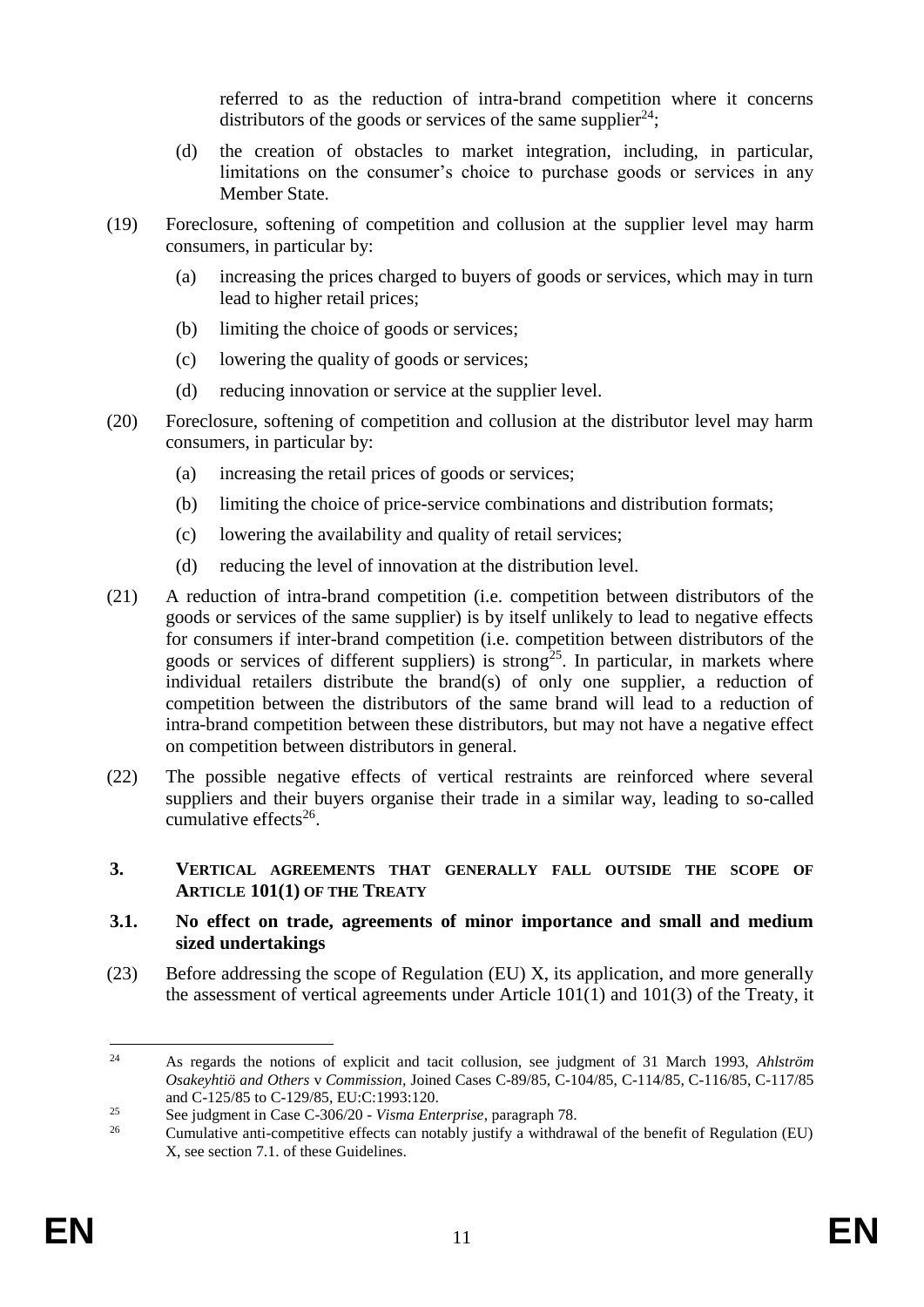referred to as the reduction of intra-brand competition where it concerns distributors of the goods or services of the same supplier[24];

(d) the creation of obstacles to market integration, including, in particular, limitations on the consumer's choice to purchase goods or services in any Member State.

(19) Foreclosure, softening of competition and collusion at the supplier level may harm consumers, in particular by:

(a) increasing the prices charged to buyers of goods or services, which may in turn lead to higher retail prices;

(b) limiting the choice of goods or services;

(c) lowering the quality of goods or services;

(d) reducing innovation or service at the supplier level.

(20) Foreclosure, softening of competition and collusion at the distributor level may harm consumers, in particular by:

(a) increasing the retail prices of goods or services;

(b) limiting the choice of price-service combinations and distribution formats;

(c) lowering the availability and quality of retail services;

(d) reducing the level of innovation at the distribution level.

(21) A reduction of intra-brand competition (i.e. competition between distributors of the goods or services of the same supplier) is by itself unlikely to lead to negative effects for consumers if inter-brand competition (i.e. competition between distributors of the goods or services of different suppliers) is strong[25]. In particular, in markets where individual retailers distribute the brand(s) of only one supplier, a reduction of competition between the distributors of the same brand will lead to a reduction of intra-brand competition between these distributors, but may not have a negative effect on competition between distributors in general.

(22) The possible negative effects of vertical restraints are reinforced where several suppliers and their buyers organise their trade in a similar way, leading to so-called cumulative effects[26].

## 3. VERTICAL AGREEMENTS THAT GENERALLY FALL OUTSIDE THE SCOPE OF ARTICLE 101(1) OF THE TREATY

### 3.1. No effect on trade, agreements of minor importance and small and medium sized undertakings

(23) Before addressing the scope of Regulation (EU) X, its application, and more generally the assessment of vertical agreements under Article 101(1) and 101(3) of the Treaty, it

---

[24] As regards the notions of explicit and tacit collusion, see judgment of 31 March 1993, *Ahlström Osakeyhtiö and Others* v *Commission*, Joined Cases C-89/85, C-104/85, C-114/85, C-116/85, C-117/85 and C-125/85 to C-129/85, EU:C:1993:120.

[25] See judgment in Case C-306/20 - *Visma Enterprise*, paragraph 78.

[26] Cumulative anti-competitive effects can notably justify a withdrawal of the benefit of Regulation (EU) X, see section 7.1. of these Guidelines.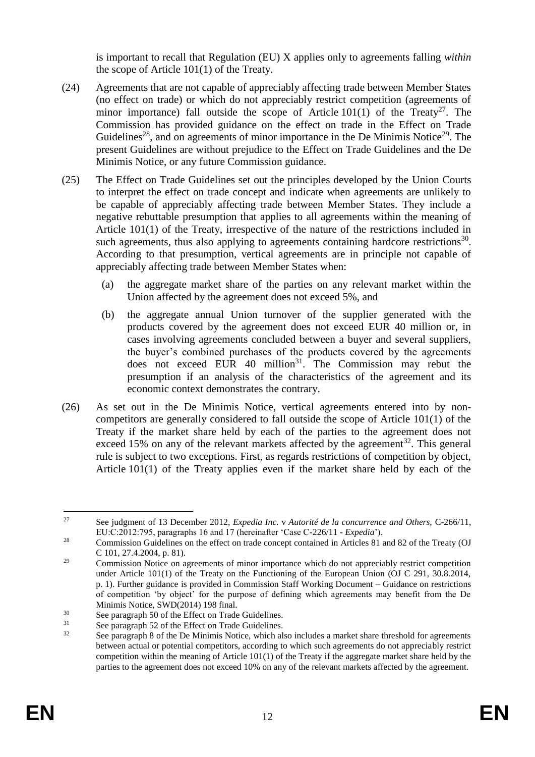is important to recall that Regulation (EU) X applies only to agreements falling *within* the scope of Article 101(1) of the Treaty.

(24) Agreements that are not capable of appreciably affecting trade between Member States (no effect on trade) or which do not appreciably restrict competition (agreements of minor importance) fall outside the scope of Article 101(1) of the Treaty[27]. The Commission has provided guidance on the effect on trade in the Effect on Trade Guidelines[28], and on agreements of minor importance in the De Minimis Notice[29]. The present Guidelines are without prejudice to the Effect on Trade Guidelines and the De Minimis Notice, or any future Commission guidance.

(25) The Effect on Trade Guidelines set out the principles developed by the Union Courts to interpret the effect on trade concept and indicate when agreements are unlikely to be capable of appreciably affecting trade between Member States. They include a negative rebuttable presumption that applies to all agreements within the meaning of Article 101(1) of the Treaty, irrespective of the nature of the restrictions included in such agreements, thus also applying to agreements containing hardcore restrictions[30]. According to that presumption, vertical agreements are in principle not capable of appreciably affecting trade between Member States when:

(a) the aggregate market share of the parties on any relevant market within the Union affected by the agreement does not exceed 5%, and

(b) the aggregate annual Union turnover of the supplier generated with the products covered by the agreement does not exceed EUR 40 million or, in cases involving agreements concluded between a buyer and several suppliers, the buyer's combined purchases of the products covered by the agreements does not exceed EUR 40 million[31]. The Commission may rebut the presumption if an analysis of the characteristics of the agreement and its economic context demonstrates the contrary.

(26) As set out in the De Minimis Notice, vertical agreements entered into by non-competitors are generally considered to fall outside the scope of Article 101(1) of the Treaty if the market share held by each of the parties to the agreement does not exceed 15% on any of the relevant markets affected by the agreement[32]. This general rule is subject to two exceptions. First, as regards restrictions of competition by object, Article 101(1) of the Treaty applies even if the market share held by each of the

---

[27] See judgment of 13 December 2012, *Expedia Inc.* v *Autorité de la concurrence and Others,* C-266/11, EU:C:2012:795, paragraphs 16 and 17 (hereinafter 'Case C-226/11 - *Expedia*').

[28] Commission Guidelines on the effect on trade concept contained in Articles 81 and 82 of the Treaty (OJ C 101, 27.4.2004, p. 81).

[29] Commission Notice on agreements of minor importance which do not appreciably restrict competition under Article 101(1) of the Treaty on the Functioning of the European Union (OJ C 291, 30.8.2014, p. 1). Further guidance is provided in Commission Staff Working Document – Guidance on restrictions of competition 'by object' for the purpose of defining which agreements may benefit from the De Minimis Notice, SWD(2014) 198 final.

[30] See paragraph 50 of the Effect on Trade Guidelines.

[31] See paragraph 52 of the Effect on Trade Guidelines.

[32] See paragraph 8 of the De Minimis Notice, which also includes a market share threshold for agreements between actual or potential competitors, according to which such agreements do not appreciably restrict competition within the meaning of Article 101(1) of the Treaty if the aggregate market share held by the parties to the agreement does not exceed 10% on any of the relevant markets affected by the agreement.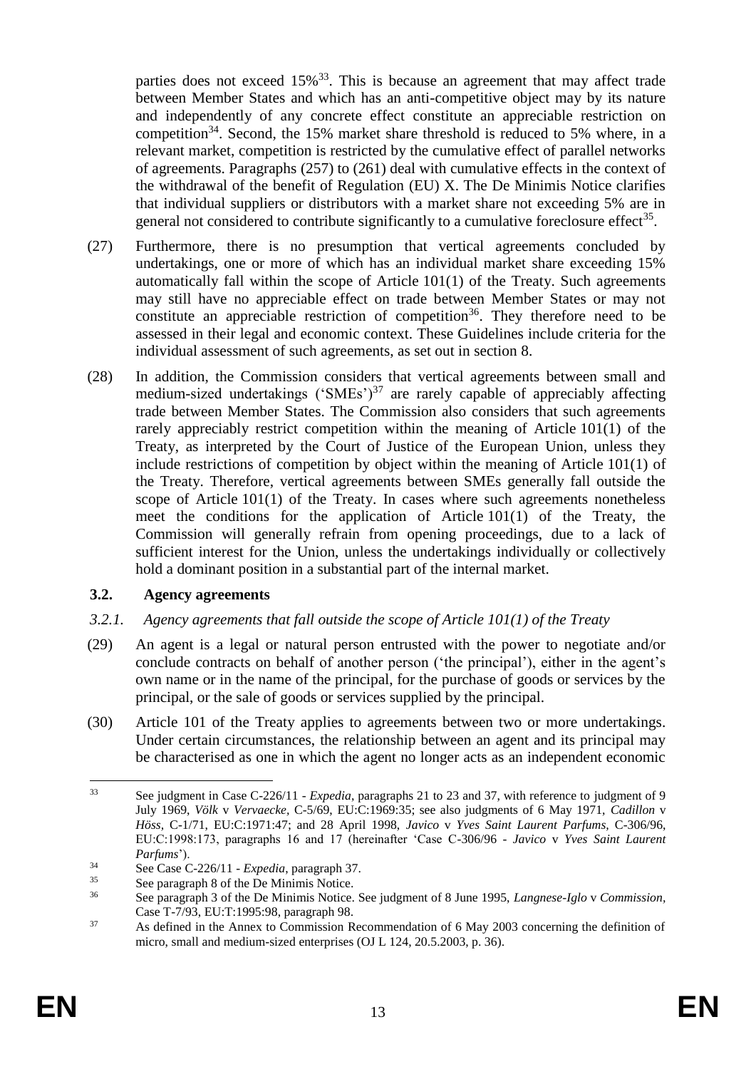parties does not exceed 15%[33]. This is because an agreement that may affect trade between Member States and which has an anti-competitive object may by its nature and independently of any concrete effect constitute an appreciable restriction on competition[34]. Second, the 15% market share threshold is reduced to 5% where, in a relevant market, competition is restricted by the cumulative effect of parallel networks of agreements. Paragraphs (257) to (261) deal with cumulative effects in the context of the withdrawal of the benefit of Regulation (EU) X. The De Minimis Notice clarifies that individual suppliers or distributors with a market share not exceeding 5% are in general not considered to contribute significantly to a cumulative foreclosure effect[35].

(27) Furthermore, there is no presumption that vertical agreements concluded by undertakings, one or more of which has an individual market share exceeding 15% automatically fall within the scope of Article 101(1) of the Treaty. Such agreements may still have no appreciable effect on trade between Member States or may not constitute an appreciable restriction of competition[36]. They therefore need to be assessed in their legal and economic context. These Guidelines include criteria for the individual assessment of such agreements, as set out in section 8.

(28) In addition, the Commission considers that vertical agreements between small and medium-sized undertakings ('SMEs')[37] are rarely capable of appreciably affecting trade between Member States. The Commission also considers that such agreements rarely appreciably restrict competition within the meaning of Article 101(1) of the Treaty, as interpreted by the Court of Justice of the European Union, unless they include restrictions of competition by object within the meaning of Article 101(1) of the Treaty. Therefore, vertical agreements between SMEs generally fall outside the scope of Article 101(1) of the Treaty. In cases where such agreements nonetheless meet the conditions for the application of Article 101(1) of the Treaty, the Commission will generally refrain from opening proceedings, due to a lack of sufficient interest for the Union, unless the undertakings individually or collectively hold a dominant position in a substantial part of the internal market.

### 3.2. Agency agreements

#### *3.2.1. Agency agreements that fall outside the scope of Article 101(1) of the Treaty*

(29) An agent is a legal or natural person entrusted with the power to negotiate and/or conclude contracts on behalf of another person ('the principal'), either in the agent's own name or in the name of the principal, for the purchase of goods or services by the principal, or the sale of goods or services supplied by the principal.

(30) Article 101 of the Treaty applies to agreements between two or more undertakings. Under certain circumstances, the relationship between an agent and its principal may be characterised as one in which the agent no longer acts as an independent economic

---

[33] See judgment in Case C-226/11 - *Expedia*, paragraphs 21 to 23 and 37, with reference to judgment of 9 July 1969, *Völk* v *Vervaecke*, C-5/69, EU:C:1969:35; see also judgments of 6 May 1971, *Cadillon* v *Höss*, C-1/71, EU:C:1971:47; and 28 April 1998, *Javico* v *Yves Saint Laurent Parfums*, C-306/96, EU:C:1998:173, paragraphs 16 and 17 (hereinafter 'Case C-306/96 - *Javico* v *Yves Saint Laurent Parfums*').

[34] See Case C-226/11 - *Expedia*, paragraph 37.

[35] See paragraph 8 of the De Minimis Notice.

[36] See paragraph 3 of the De Minimis Notice. See judgment of 8 June 1995, *Langnese-Iglo* v *Commission*, Case T-7/93, EU:T:1995:98, paragraph 98.

[37] As defined in the Annex to Commission Recommendation of 6 May 2003 concerning the definition of micro, small and medium-sized enterprises (OJ L 124, 20.5.2003, p. 36).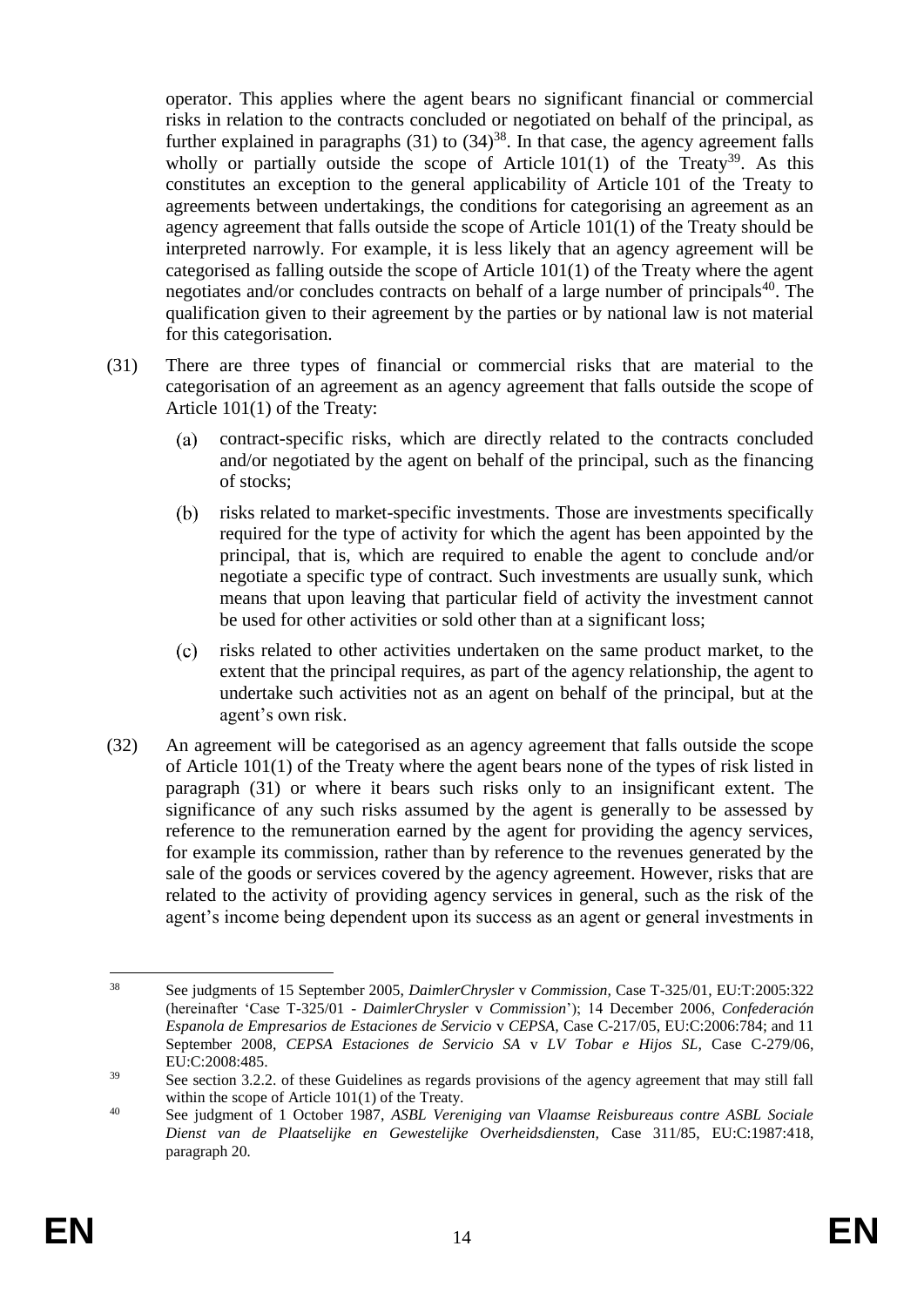operator. This applies where the agent bears no significant financial or commercial risks in relation to the contracts concluded or negotiated on behalf of the principal, as further explained in paragraphs (31) to (34)[38]. In that case, the agency agreement falls wholly or partially outside the scope of Article 101(1) of the Treaty[39]. As this constitutes an exception to the general applicability of Article 101 of the Treaty to agreements between undertakings, the conditions for categorising an agreement as an agency agreement that falls outside the scope of Article 101(1) of the Treaty should be interpreted narrowly. For example, it is less likely that an agency agreement will be categorised as falling outside the scope of Article 101(1) of the Treaty where the agent negotiates and/or concludes contracts on behalf of a large number of principals[40]. The qualification given to their agreement by the parties or by national law is not material for this categorisation.

(31) There are three types of financial or commercial risks that are material to the categorisation of an agreement as an agency agreement that falls outside the scope of Article 101(1) of the Treaty:

(a) contract-specific risks, which are directly related to the contracts concluded and/or negotiated by the agent on behalf of the principal, such as the financing of stocks;

(b) risks related to market-specific investments. Those are investments specifically required for the type of activity for which the agent has been appointed by the principal, that is, which are required to enable the agent to conclude and/or negotiate a specific type of contract. Such investments are usually sunk, which means that upon leaving that particular field of activity the investment cannot be used for other activities or sold other than at a significant loss;

(c) risks related to other activities undertaken on the same product market, to the extent that the principal requires, as part of the agency relationship, the agent to undertake such activities not as an agent on behalf of the principal, but at the agent's own risk.

(32) An agreement will be categorised as an agency agreement that falls outside the scope of Article 101(1) of the Treaty where the agent bears none of the types of risk listed in paragraph (31) or where it bears such risks only to an insignificant extent. The significance of any such risks assumed by the agent is generally to be assessed by reference to the remuneration earned by the agent for providing the agency services, for example its commission, rather than by reference to the revenues generated by the sale of the goods or services covered by the agency agreement. However, risks that are related to the activity of providing agency services in general, such as the risk of the agent's income being dependent upon its success as an agent or general investments in

---

[38] See judgments of 15 September 2005, *DaimlerChrysler* v *Commission,* Case T-325/01, EU:T:2005:322 (hereinafter 'Case T-325/01 - *DaimlerChrysler* v *Commission*'); 14 December 2006, *Confederación Espanola de Empresarios de Estaciones de Servicio* v *CEPSA,* Case C-217/05, EU:C:2006:784; and 11 September 2008, *CEPSA Estaciones de Servicio SA* v *LV Tobar e Hijos SL,* Case C-279/06, EU:C:2008:485.

[39] See section 3.2.2. of these Guidelines as regards provisions of the agency agreement that may still fall within the scope of Article 101(1) of the Treaty.

[40] See judgment of 1 October 1987, *ASBL Vereniging van Vlaamse Reisbureaus contre ASBL Sociale Dienst van de Plaatselijke en Gewestelijke Overheidsdiensten,* Case 311/85, EU:C:1987:418, paragraph 20.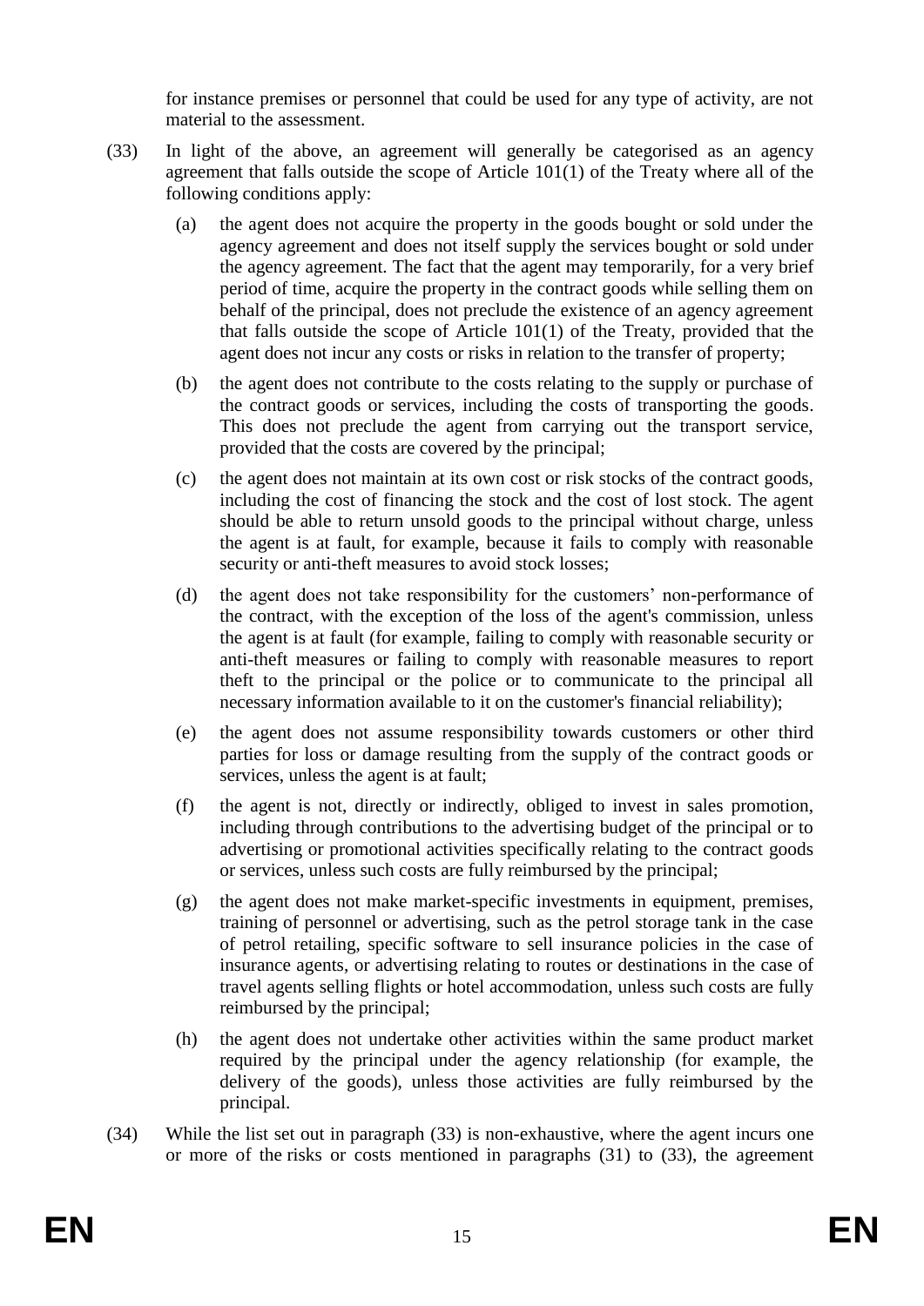for instance premises or personnel that could be used for any type of activity, are not material to the assessment.

(33) In light of the above, an agreement will generally be categorised as an agency agreement that falls outside the scope of Article 101(1) of the Treaty where all of the following conditions apply:

   (a) the agent does not acquire the property in the goods bought or sold under the agency agreement and does not itself supply the services bought or sold under the agency agreement. The fact that the agent may temporarily, for a very brief period of time, acquire the property in the contract goods while selling them on behalf of the principal, does not preclude the existence of an agency agreement that falls outside the scope of Article 101(1) of the Treaty, provided that the agent does not incur any costs or risks in relation to the transfer of property;

   (b) the agent does not contribute to the costs relating to the supply or purchase of the contract goods or services, including the costs of transporting the goods. This does not preclude the agent from carrying out the transport service, provided that the costs are covered by the principal;

   (c) the agent does not maintain at its own cost or risk stocks of the contract goods, including the cost of financing the stock and the cost of lost stock. The agent should be able to return unsold goods to the principal without charge, unless the agent is at fault, for example, because it fails to comply with reasonable security or anti-theft measures to avoid stock losses;

   (d) the agent does not take responsibility for the customers' non-performance of the contract, with the exception of the loss of the agent's commission, unless the agent is at fault (for example, failing to comply with reasonable security or anti-theft measures or failing to comply with reasonable measures to report theft to the principal or the police or to communicate to the principal all necessary information available to it on the customer's financial reliability);

   (e) the agent does not assume responsibility towards customers or other third parties for loss or damage resulting from the supply of the contract goods or services, unless the agent is at fault;

   (f) the agent is not, directly or indirectly, obliged to invest in sales promotion, including through contributions to the advertising budget of the principal or to advertising or promotional activities specifically relating to the contract goods or services, unless such costs are fully reimbursed by the principal;

   (g) the agent does not make market-specific investments in equipment, premises, training of personnel or advertising, such as the petrol storage tank in the case of petrol retailing, specific software to sell insurance policies in the case of insurance agents, or advertising relating to routes or destinations in the case of travel agents selling flights or hotel accommodation, unless such costs are fully reimbursed by the principal;

   (h) the agent does not undertake other activities within the same product market required by the principal under the agency relationship (for example, the delivery of the goods), unless those activities are fully reimbursed by the principal.

(34) While the list set out in paragraph (33) is non-exhaustive, where the agent incurs one or more of the risks or costs mentioned in paragraphs (31) to (33), the agreement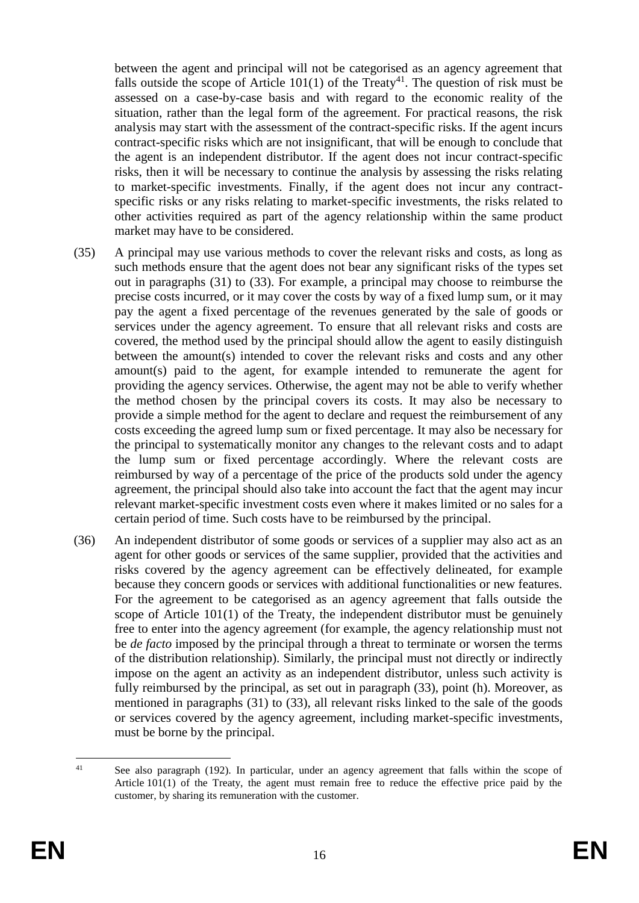between the agent and principal will not be categorised as an agency agreement that falls outside the scope of Article 101(1) of the Treaty[41]. The question of risk must be assessed on a case-by-case basis and with regard to the economic reality of the situation, rather than the legal form of the agreement. For practical reasons, the risk analysis may start with the assessment of the contract-specific risks. If the agent incurs contract-specific risks which are not insignificant, that will be enough to conclude that the agent is an independent distributor. If the agent does not incur contract-specific risks, then it will be necessary to continue the analysis by assessing the risks relating to market-specific investments. Finally, if the agent does not incur any contract-specific risks or any risks relating to market-specific investments, the risks related to other activities required as part of the agency relationship within the same product market may have to be considered.

(35) A principal may use various methods to cover the relevant risks and costs, as long as such methods ensure that the agent does not bear any significant risks of the types set out in paragraphs (31) to (33). For example, a principal may choose to reimburse the precise costs incurred, or it may cover the costs by way of a fixed lump sum, or it may pay the agent a fixed percentage of the revenues generated by the sale of goods or services under the agency agreement. To ensure that all relevant risks and costs are covered, the method used by the principal should allow the agent to easily distinguish between the amount(s) intended to cover the relevant risks and costs and any other amount(s) paid to the agent, for example intended to remunerate the agent for providing the agency services. Otherwise, the agent may not be able to verify whether the method chosen by the principal covers its costs. It may also be necessary to provide a simple method for the agent to declare and request the reimbursement of any costs exceeding the agreed lump sum or fixed percentage. It may also be necessary for the principal to systematically monitor any changes to the relevant costs and to adapt the lump sum or fixed percentage accordingly. Where the relevant costs are reimbursed by way of a percentage of the price of the products sold under the agency agreement, the principal should also take into account the fact that the agent may incur relevant market-specific investment costs even where it makes limited or no sales for a certain period of time. Such costs have to be reimbursed by the principal.

(36) An independent distributor of some goods or services of a supplier may also act as an agent for other goods or services of the same supplier, provided that the activities and risks covered by the agency agreement can be effectively delineated, for example because they concern goods or services with additional functionalities or new features. For the agreement to be categorised as an agency agreement that falls outside the scope of Article 101(1) of the Treaty, the independent distributor must be genuinely free to enter into the agency agreement (for example, the agency relationship must not be *de facto* imposed by the principal through a threat to terminate or worsen the terms of the distribution relationship). Similarly, the principal must not directly or indirectly impose on the agent an activity as an independent distributor, unless such activity is fully reimbursed by the principal, as set out in paragraph (33), point (h). Moreover, as mentioned in paragraphs (31) to (33), all relevant risks linked to the sale of the goods or services covered by the agency agreement, including market-specific investments, must be borne by the principal.

[41] See also paragraph (192). In particular, under an agency agreement that falls within the scope of Article 101(1) of the Treaty, the agent must remain free to reduce the effective price paid by the customer, by sharing its remuneration with the customer.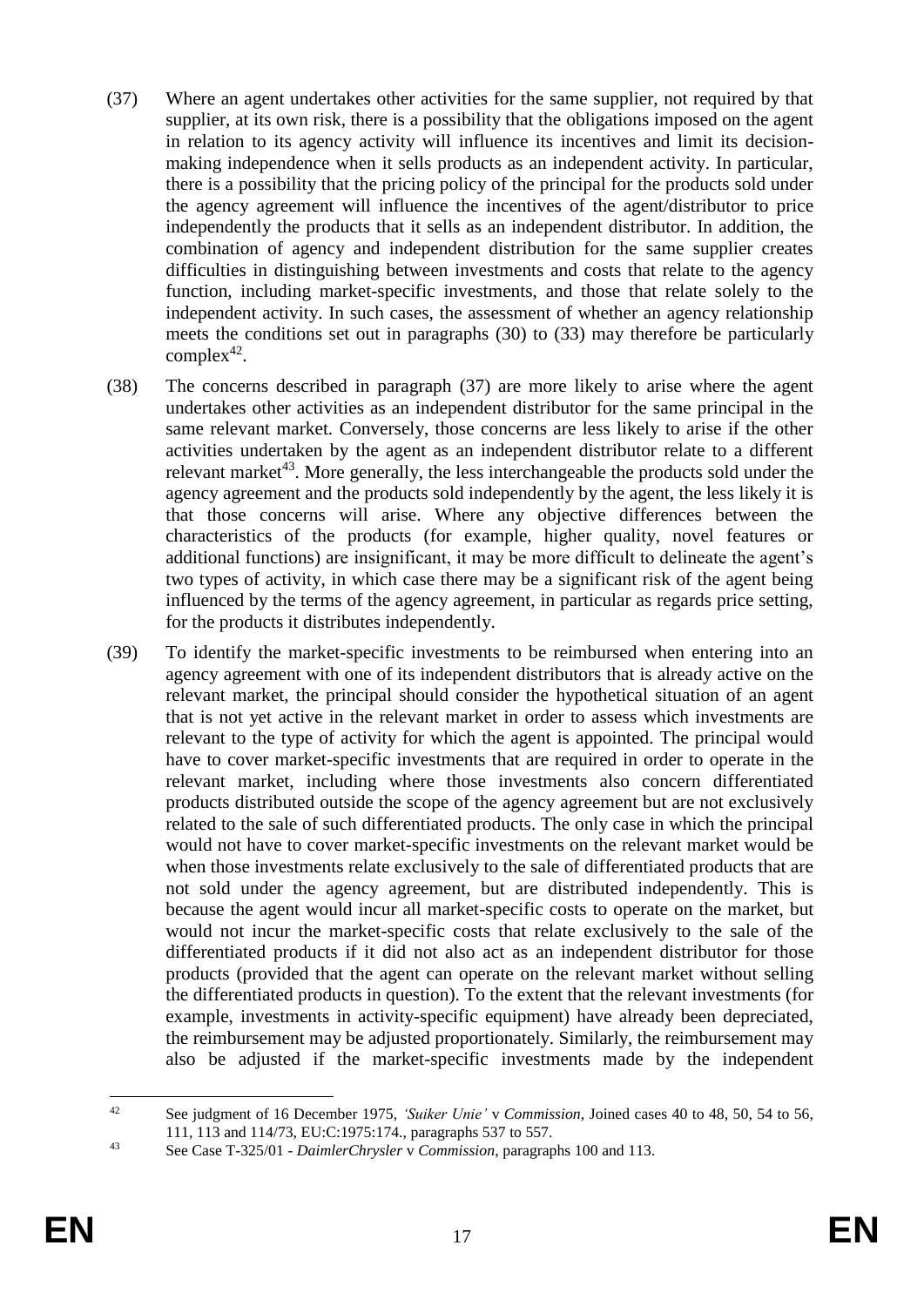(37) Where an agent undertakes other activities for the same supplier, not required by that supplier, at its own risk, there is a possibility that the obligations imposed on the agent in relation to its agency activity will influence its incentives and limit its decision-making independence when it sells products as an independent activity. In particular, there is a possibility that the pricing policy of the principal for the products sold under the agency agreement will influence the incentives of the agent/distributor to price independently the products that it sells as an independent distributor. In addition, the combination of agency and independent distribution for the same supplier creates difficulties in distinguishing between investments and costs that relate to the agency function, including market-specific investments, and those that relate solely to the independent activity. In such cases, the assessment of whether an agency relationship meets the conditions set out in paragraphs (30) to (33) may therefore be particularly complex[42].

(38) The concerns described in paragraph (37) are more likely to arise where the agent undertakes other activities as an independent distributor for the same principal in the same relevant market. Conversely, those concerns are less likely to arise if the other activities undertaken by the agent as an independent distributor relate to a different relevant market[43]. More generally, the less interchangeable the products sold under the agency agreement and the products sold independently by the agent, the less likely it is that those concerns will arise. Where any objective differences between the characteristics of the products (for example, higher quality, novel features or additional functions) are insignificant, it may be more difficult to delineate the agent's two types of activity, in which case there may be a significant risk of the agent being influenced by the terms of the agency agreement, in particular as regards price setting, for the products it distributes independently.

(39) To identify the market-specific investments to be reimbursed when entering into an agency agreement with one of its independent distributors that is already active on the relevant market, the principal should consider the hypothetical situation of an agent that is not yet active in the relevant market in order to assess which investments are relevant to the type of activity for which the agent is appointed. The principal would have to cover market-specific investments that are required in order to operate in the relevant market, including where those investments also concern differentiated products distributed outside the scope of the agency agreement but are not exclusively related to the sale of such differentiated products. The only case in which the principal would not have to cover market-specific investments on the relevant market would be when those investments relate exclusively to the sale of differentiated products that are not sold under the agency agreement, but are distributed independently. This is because the agent would incur all market-specific costs to operate on the market, but would not incur the market-specific costs that relate exclusively to the sale of the differentiated products if it did not also act as an independent distributor for those products (provided that the agent can operate on the relevant market without selling the differentiated products in question). To the extent that the relevant investments (for example, investments in activity-specific equipment) have already been depreciated, the reimbursement may be adjusted proportionately. Similarly, the reimbursement may also be adjusted if the market-specific investments made by the independent

---

[42] See judgment of 16 December 1975, *'Suiker Unie'* v *Commission*, Joined cases 40 to 48, 50, 54 to 56, 111, 113 and 114/73, EU:C:1975:174., paragraphs 537 to 557.

[43] See Case T-325/01 - *DaimlerChrysler* v *Commission*, paragraphs 100 and 113.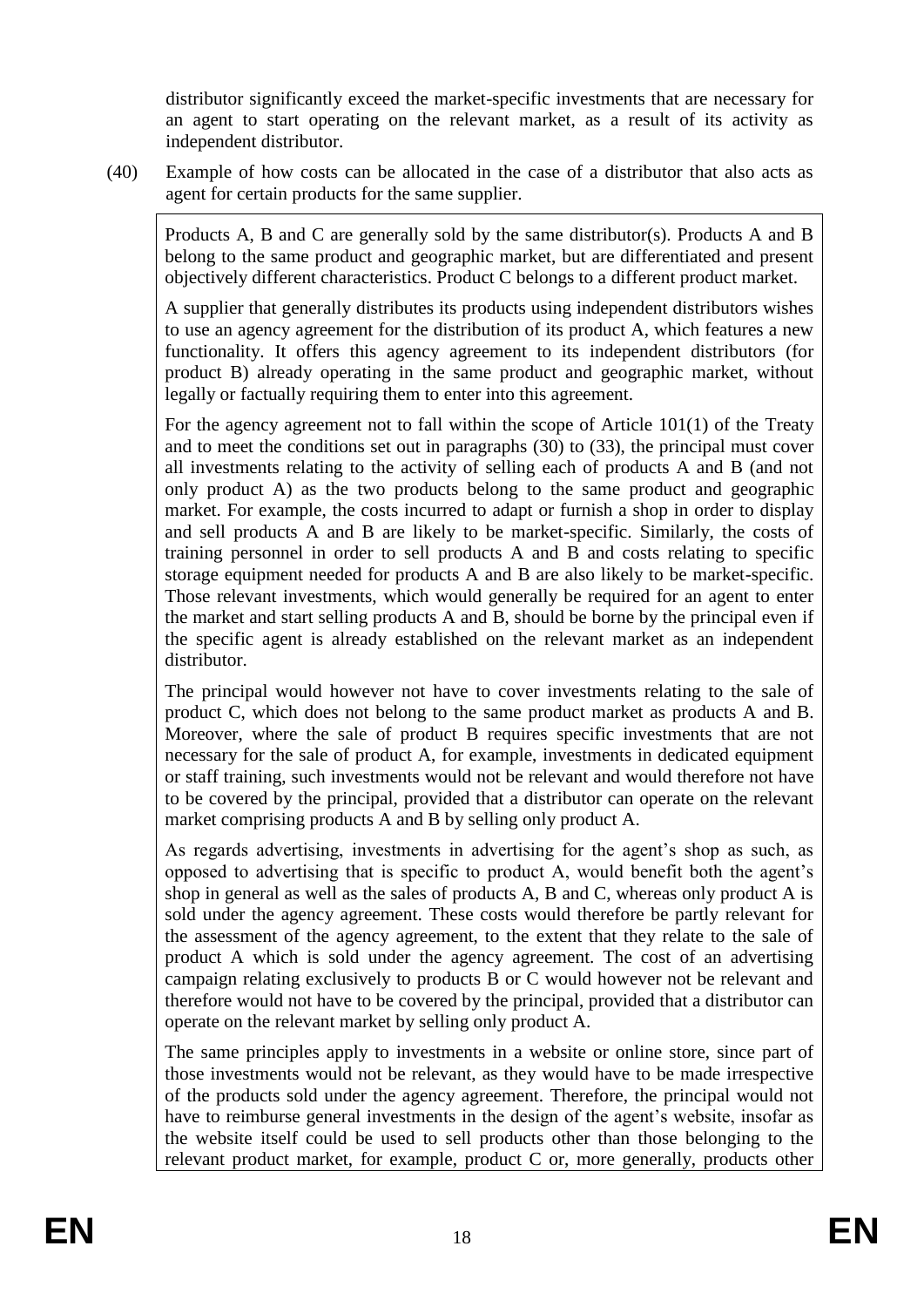distributor significantly exceed the market-specific investments that are necessary for an agent to start operating on the relevant market, as a result of its activity as independent distributor.

(40) Example of how costs can be allocated in the case of a distributor that also acts as agent for certain products for the same supplier.

> Products A, B and C are generally sold by the same distributor(s). Products A and B belong to the same product and geographic market, but are differentiated and present objectively different characteristics. Product C belongs to a different product market.
>
> A supplier that generally distributes its products using independent distributors wishes to use an agency agreement for the distribution of its product A, which features a new functionality. It offers this agency agreement to its independent distributors (for product B) already operating in the same product and geographic market, without legally or factually requiring them to enter into this agreement.
>
> For the agency agreement not to fall within the scope of Article 101(1) of the Treaty and to meet the conditions set out in paragraphs (30) to (33), the principal must cover all investments relating to the activity of selling each of products A and B (and not only product A) as the two products belong to the same product and geographic market. For example, the costs incurred to adapt or furnish a shop in order to display and sell products A and B are likely to be market-specific. Similarly, the costs of training personnel in order to sell products A and B and costs relating to specific storage equipment needed for products A and B are also likely to be market-specific. Those relevant investments, which would generally be required for an agent to enter the market and start selling products A and B, should be borne by the principal even if the specific agent is already established on the relevant market as an independent distributor.
>
> The principal would however not have to cover investments relating to the sale of product C, which does not belong to the same product market as products A and B. Moreover, where the sale of product B requires specific investments that are not necessary for the sale of product A, for example, investments in dedicated equipment or staff training, such investments would not be relevant and would therefore not have to be covered by the principal, provided that a distributor can operate on the relevant market comprising products A and B by selling only product A.
>
> As regards advertising, investments in advertising for the agent's shop as such, as opposed to advertising that is specific to product A, would benefit both the agent's shop in general as well as the sales of products A, B and C, whereas only product A is sold under the agency agreement. These costs would therefore be partly relevant for the assessment of the agency agreement, to the extent that they relate to the sale of product A which is sold under the agency agreement. The cost of an advertising campaign relating exclusively to products B or C would however not be relevant and therefore would not have to be covered by the principal, provided that a distributor can operate on the relevant market by selling only product A.
>
> The same principles apply to investments in a website or online store, since part of those investments would not be relevant, as they would have to be made irrespective of the products sold under the agency agreement. Therefore, the principal would not have to reimburse general investments in the design of the agent's website, insofar as the website itself could be used to sell products other than those belonging to the relevant product market, for example, product C or, more generally, products other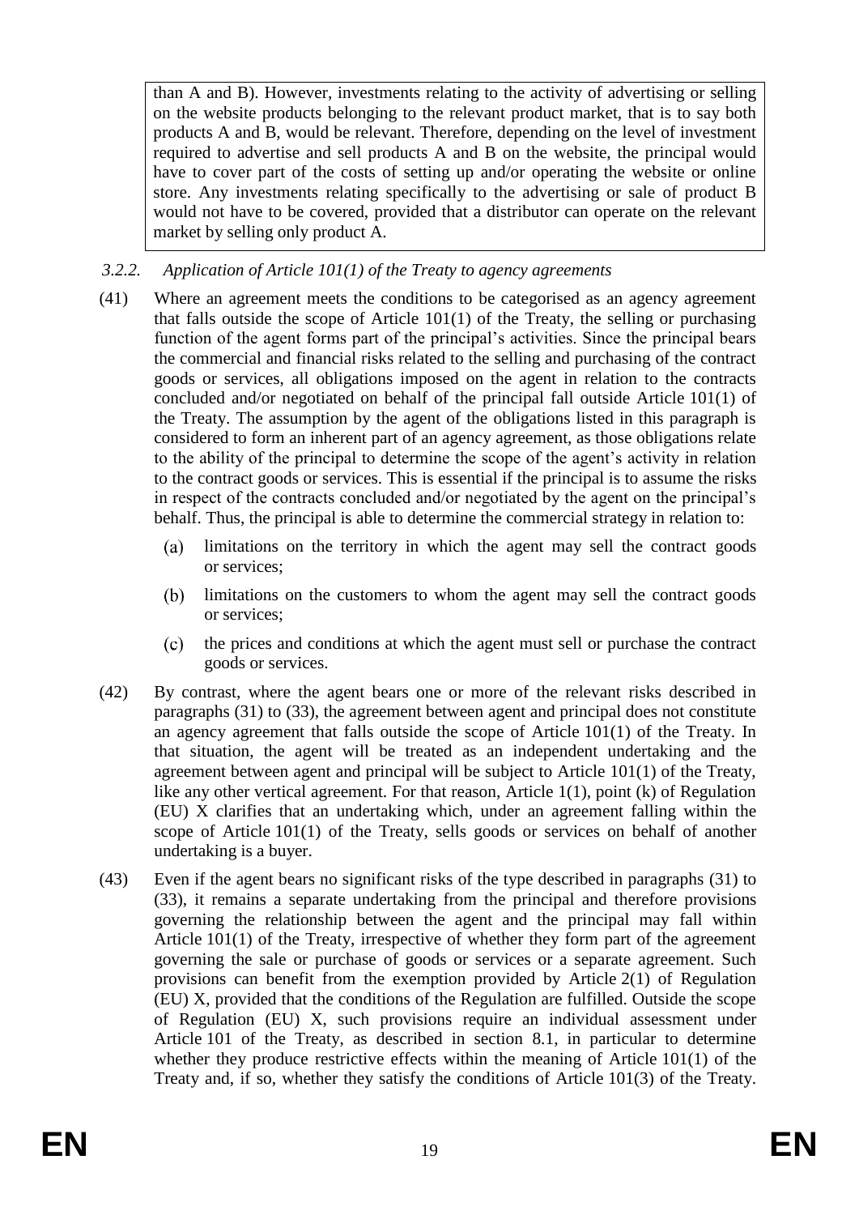than A and B). However, investments relating to the activity of advertising or selling on the website products belonging to the relevant product market, that is to say both products A and B, would be relevant. Therefore, depending on the level of investment required to advertise and sell products A and B on the website, the principal would have to cover part of the costs of setting up and/or operating the website or online store. Any investments relating specifically to the advertising or sale of product B would not have to be covered, provided that a distributor can operate on the relevant market by selling only product A.

### *3.2.2. Application of Article 101(1) of the Treaty to agency agreements*

(41) Where an agreement meets the conditions to be categorised as an agency agreement that falls outside the scope of Article 101(1) of the Treaty, the selling or purchasing function of the agent forms part of the principal's activities. Since the principal bears the commercial and financial risks related to the selling and purchasing of the contract goods or services, all obligations imposed on the agent in relation to the contracts concluded and/or negotiated on behalf of the principal fall outside Article 101(1) of the Treaty. The assumption by the agent of the obligations listed in this paragraph is considered to form an inherent part of an agency agreement, as those obligations relate to the ability of the principal to determine the scope of the agent's activity in relation to the contract goods or services. This is essential if the principal is to assume the risks in respect of the contracts concluded and/or negotiated by the agent on the principal's behalf. Thus, the principal is able to determine the commercial strategy in relation to:

- (a) limitations on the territory in which the agent may sell the contract goods or services;
- (b) limitations on the customers to whom the agent may sell the contract goods or services;
- (c) the prices and conditions at which the agent must sell or purchase the contract goods or services.

(42) By contrast, where the agent bears one or more of the relevant risks described in paragraphs (31) to (33), the agreement between agent and principal does not constitute an agency agreement that falls outside the scope of Article 101(1) of the Treaty. In that situation, the agent will be treated as an independent undertaking and the agreement between agent and principal will be subject to Article 101(1) of the Treaty, like any other vertical agreement. For that reason, Article 1(1), point (k) of Regulation (EU) X clarifies that an undertaking which, under an agreement falling within the scope of Article 101(1) of the Treaty, sells goods or services on behalf of another undertaking is a buyer.

(43) Even if the agent bears no significant risks of the type described in paragraphs (31) to (33), it remains a separate undertaking from the principal and therefore provisions governing the relationship between the agent and the principal may fall within Article 101(1) of the Treaty, irrespective of whether they form part of the agreement governing the sale or purchase of goods or services or a separate agreement. Such provisions can benefit from the exemption provided by Article 2(1) of Regulation (EU) X, provided that the conditions of the Regulation are fulfilled. Outside the scope of Regulation (EU) X, such provisions require an individual assessment under Article 101 of the Treaty, as described in section 8.1, in particular to determine whether they produce restrictive effects within the meaning of Article 101(1) of the Treaty and, if so, whether they satisfy the conditions of Article 101(3) of the Treaty.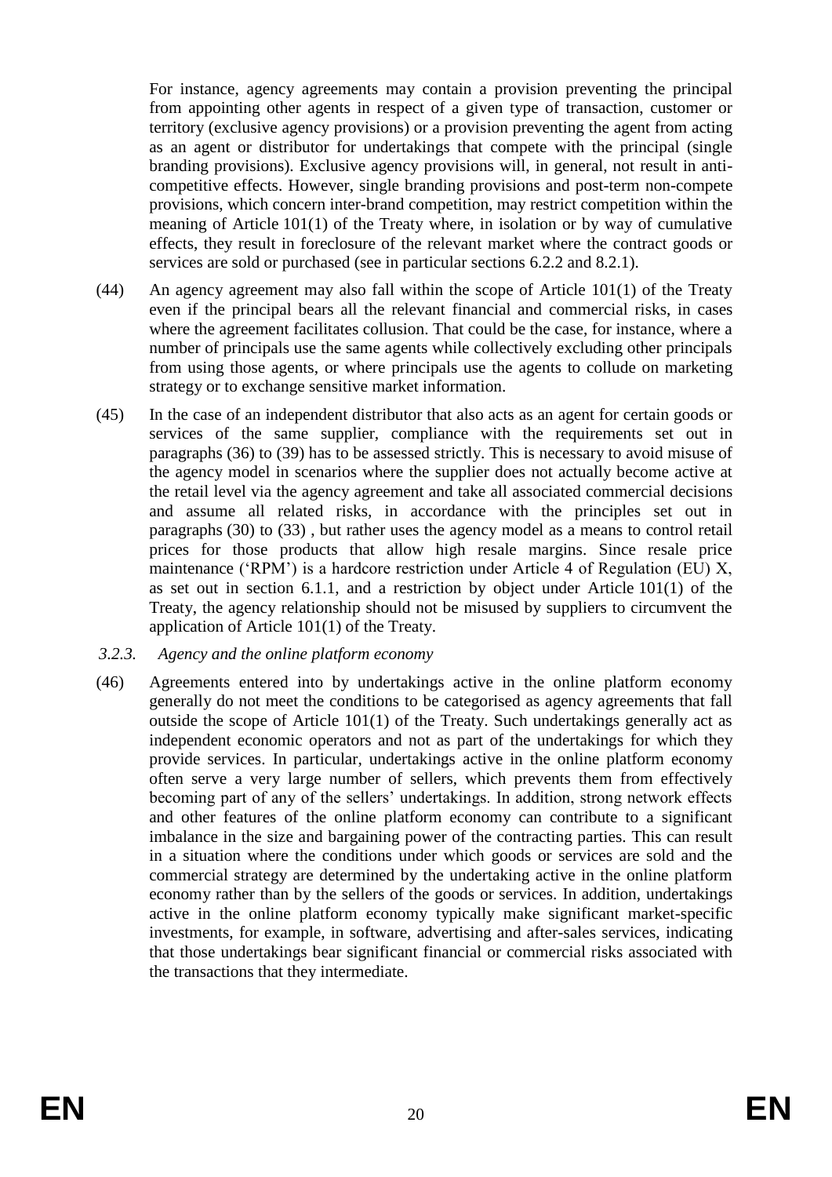For instance, agency agreements may contain a provision preventing the principal from appointing other agents in respect of a given type of transaction, customer or territory (exclusive agency provisions) or a provision preventing the agent from acting as an agent or distributor for undertakings that compete with the principal (single branding provisions). Exclusive agency provisions will, in general, not result in anti-competitive effects. However, single branding provisions and post-term non-compete provisions, which concern inter-brand competition, may restrict competition within the meaning of Article 101(1) of the Treaty where, in isolation or by way of cumulative effects, they result in foreclosure of the relevant market where the contract goods or services are sold or purchased (see in particular sections 6.2.2 and 8.2.1).

(44) An agency agreement may also fall within the scope of Article 101(1) of the Treaty even if the principal bears all the relevant financial and commercial risks, in cases where the agreement facilitates collusion. That could be the case, for instance, where a number of principals use the same agents while collectively excluding other principals from using those agents, or where principals use the agents to collude on marketing strategy or to exchange sensitive market information.

(45) In the case of an independent distributor that also acts as an agent for certain goods or services of the same supplier, compliance with the requirements set out in paragraphs (36) to (39) has to be assessed strictly. This is necessary to avoid misuse of the agency model in scenarios where the supplier does not actually become active at the retail level via the agency agreement and take all associated commercial decisions and assume all related risks, in accordance with the principles set out in paragraphs (30) to (33) , but rather uses the agency model as a means to control retail prices for those products that allow high resale margins. Since resale price maintenance ('RPM') is a hardcore restriction under Article 4 of Regulation (EU) X, as set out in section 6.1.1, and a restriction by object under Article 101(1) of the Treaty, the agency relationship should not be misused by suppliers to circumvent the application of Article 101(1) of the Treaty.

### *3.2.3. Agency and the online platform economy*

(46) Agreements entered into by undertakings active in the online platform economy generally do not meet the conditions to be categorised as agency agreements that fall outside the scope of Article 101(1) of the Treaty. Such undertakings generally act as independent economic operators and not as part of the undertakings for which they provide services. In particular, undertakings active in the online platform economy often serve a very large number of sellers, which prevents them from effectively becoming part of any of the sellers' undertakings. In addition, strong network effects and other features of the online platform economy can contribute to a significant imbalance in the size and bargaining power of the contracting parties. This can result in a situation where the conditions under which goods or services are sold and the commercial strategy are determined by the undertaking active in the online platform economy rather than by the sellers of the goods or services. In addition, undertakings active in the online platform economy typically make significant market-specific investments, for example, in software, advertising and after-sales services, indicating that those undertakings bear significant financial or commercial risks associated with the transactions that they intermediate.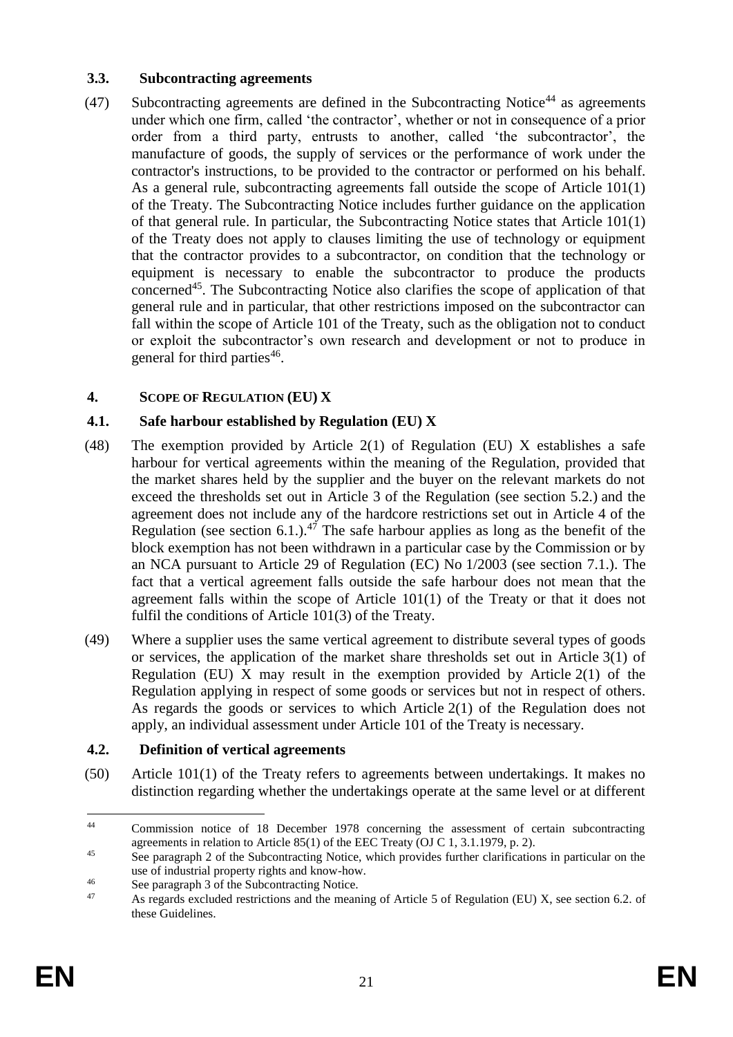### 3.3. Subcontracting agreements

(47) Subcontracting agreements are defined in the Subcontracting Notice[44] as agreements under which one firm, called 'the contractor', whether or not in consequence of a prior order from a third party, entrusts to another, called 'the subcontractor', the manufacture of goods, the supply of services or the performance of work under the contractor's instructions, to be provided to the contractor or performed on his behalf. As a general rule, subcontracting agreements fall outside the scope of Article 101(1) of the Treaty. The Subcontracting Notice includes further guidance on the application of that general rule. In particular, the Subcontracting Notice states that Article 101(1) of the Treaty does not apply to clauses limiting the use of technology or equipment that the contractor provides to a subcontractor, on condition that the technology or equipment is necessary to enable the subcontractor to produce the products concerned[45]. The Subcontracting Notice also clarifies the scope of application of that general rule and in particular, that other restrictions imposed on the subcontractor can fall within the scope of Article 101 of the Treaty, such as the obligation not to conduct or exploit the subcontractor's own research and development or not to produce in general for third parties[46].

## 4. SCOPE OF REGULATION (EU) X

### 4.1. Safe harbour established by Regulation (EU) X

(48) The exemption provided by Article 2(1) of Regulation (EU) X establishes a safe harbour for vertical agreements within the meaning of the Regulation, provided that the market shares held by the supplier and the buyer on the relevant markets do not exceed the thresholds set out in Article 3 of the Regulation (see section 5.2.) and the agreement does not include any of the hardcore restrictions set out in Article 4 of the Regulation (see section 6.1.).[47] The safe harbour applies as long as the benefit of the block exemption has not been withdrawn in a particular case by the Commission or by an NCA pursuant to Article 29 of Regulation (EC) No 1/2003 (see section 7.1.). The fact that a vertical agreement falls outside the safe harbour does not mean that the agreement falls within the scope of Article 101(1) of the Treaty or that it does not fulfil the conditions of Article 101(3) of the Treaty.

(49) Where a supplier uses the same vertical agreement to distribute several types of goods or services, the application of the market share thresholds set out in Article 3(1) of Regulation (EU) X may result in the exemption provided by Article 2(1) of the Regulation applying in respect of some goods or services but not in respect of others. As regards the goods or services to which Article 2(1) of the Regulation does not apply, an individual assessment under Article 101 of the Treaty is necessary.

### 4.2. Definition of vertical agreements

(50) Article 101(1) of the Treaty refers to agreements between undertakings. It makes no distinction regarding whether the undertakings operate at the same level or at different

---

[44] Commission notice of 18 December 1978 concerning the assessment of certain subcontracting agreements in relation to Article 85(1) of the EEC Treaty (OJ C 1, 3.1.1979, p. 2).

[45] See paragraph 2 of the Subcontracting Notice, which provides further clarifications in particular on the use of industrial property rights and know-how.

[46] See paragraph 3 of the Subcontracting Notice.

[47] As regards excluded restrictions and the meaning of Article 5 of Regulation (EU) X, see section 6.2. of these Guidelines.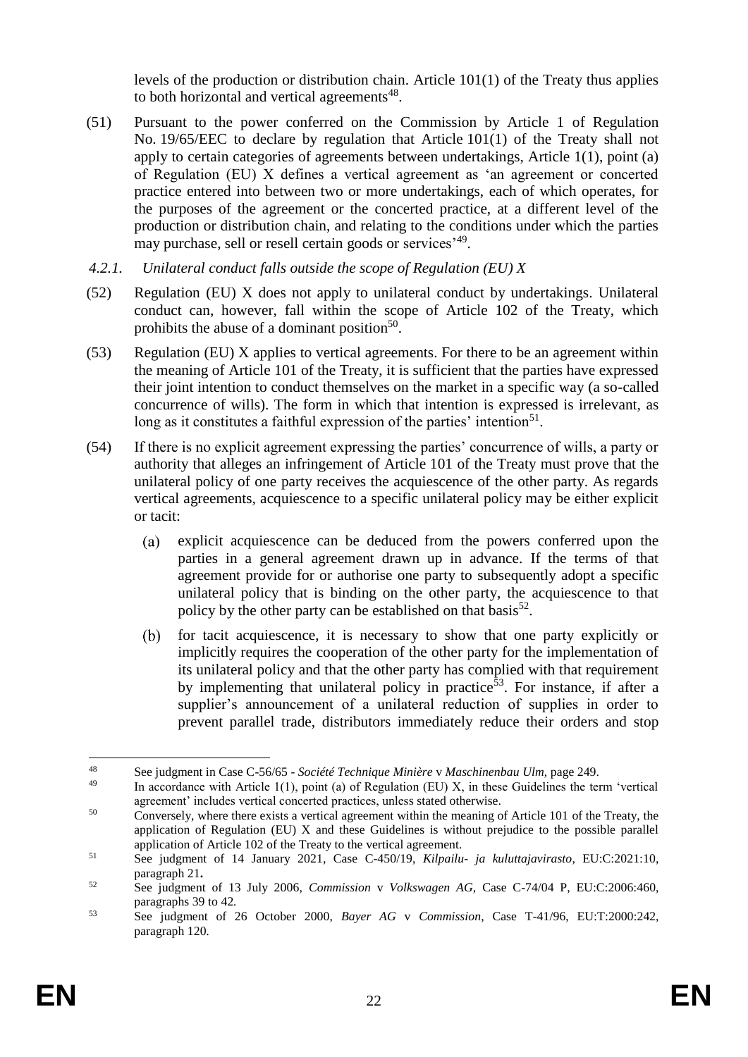levels of the production or distribution chain. Article 101(1) of the Treaty thus applies to both horizontal and vertical agreements[48].

(51) Pursuant to the power conferred on the Commission by Article 1 of Regulation No. 19/65/EEC to declare by regulation that Article 101(1) of the Treaty shall not apply to certain categories of agreements between undertakings, Article 1(1), point (a) of Regulation (EU) X defines a vertical agreement as 'an agreement or concerted practice entered into between two or more undertakings, each of which operates, for the purposes of the agreement or the concerted practice, at a different level of the production or distribution chain, and relating to the conditions under which the parties may purchase, sell or resell certain goods or services'[49].

### *4.2.1. Unilateral conduct falls outside the scope of Regulation (EU) X*

(52) Regulation (EU) X does not apply to unilateral conduct by undertakings. Unilateral conduct can, however, fall within the scope of Article 102 of the Treaty, which prohibits the abuse of a dominant position[50].

(53) Regulation (EU) X applies to vertical agreements. For there to be an agreement within the meaning of Article 101 of the Treaty, it is sufficient that the parties have expressed their joint intention to conduct themselves on the market in a specific way (a so-called concurrence of wills). The form in which that intention is expressed is irrelevant, as long as it constitutes a faithful expression of the parties' intention[51].

(54) If there is no explicit agreement expressing the parties' concurrence of wills, a party or authority that alleges an infringement of Article 101 of the Treaty must prove that the unilateral policy of one party receives the acquiescence of the other party. As regards vertical agreements, acquiescence to a specific unilateral policy may be either explicit or tacit:

(a) explicit acquiescence can be deduced from the powers conferred upon the parties in a general agreement drawn up in advance. If the terms of that agreement provide for or authorise one party to subsequently adopt a specific unilateral policy that is binding on the other party, the acquiescence to that policy by the other party can be established on that basis[52].

(b) for tacit acquiescence, it is necessary to show that one party explicitly or implicitly requires the cooperation of the other party for the implementation of its unilateral policy and that the other party has complied with that requirement by implementing that unilateral policy in practice[53]. For instance, if after a supplier's announcement of a unilateral reduction of supplies in order to prevent parallel trade, distributors immediately reduce their orders and stop

---

[48] See judgment in Case C-56/65 - *Société Technique Minière* v *Maschinenbau Ulm*, page 249.

[49] In accordance with Article 1(1), point (a) of Regulation (EU) X, in these Guidelines the term 'vertical agreement' includes vertical concerted practices, unless stated otherwise.

[50] Conversely, where there exists a vertical agreement within the meaning of Article 101 of the Treaty, the application of Regulation (EU) X and these Guidelines is without prejudice to the possible parallel application of Article 102 of the Treaty to the vertical agreement.

[51] See judgment of 14 January 2021, Case C-450/19, *Kilpailu- ja kuluttajavirasto*, EU:C:2021:10, paragraph 21**.**

[52] See judgment of 13 July 2006, *Commission* v *Volkswagen AG*, Case C-74/04 P, EU:C:2006:460, paragraphs 39 to 42.

[53] See judgment of 26 October 2000, *Bayer AG* v *Commission*, Case T-41/96, EU:T:2000:242, paragraph 120.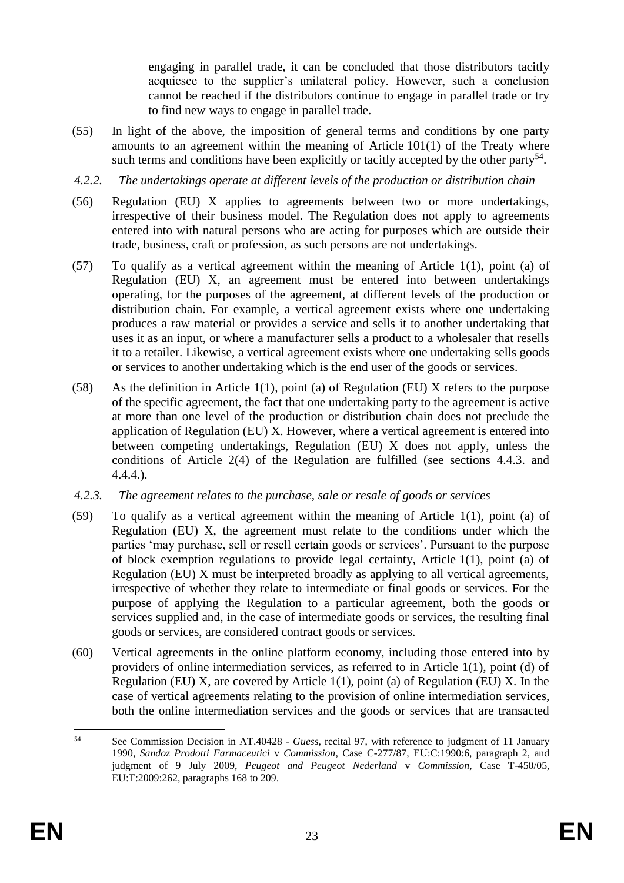engaging in parallel trade, it can be concluded that those distributors tacitly acquiesce to the supplier's unilateral policy. However, such a conclusion cannot be reached if the distributors continue to engage in parallel trade or try to find new ways to engage in parallel trade.

(55) In light of the above, the imposition of general terms and conditions by one party amounts to an agreement within the meaning of Article 101(1) of the Treaty where such terms and conditions have been explicitly or tacitly accepted by the other party[54].

*4.2.2. The undertakings operate at different levels of the production or distribution chain*

(56) Regulation (EU) X applies to agreements between two or more undertakings, irrespective of their business model. The Regulation does not apply to agreements entered into with natural persons who are acting for purposes which are outside their trade, business, craft or profession, as such persons are not undertakings.

(57) To qualify as a vertical agreement within the meaning of Article 1(1), point (a) of Regulation (EU) X, an agreement must be entered into between undertakings operating, for the purposes of the agreement, at different levels of the production or distribution chain. For example, a vertical agreement exists where one undertaking produces a raw material or provides a service and sells it to another undertaking that uses it as an input, or where a manufacturer sells a product to a wholesaler that resells it to a retailer. Likewise, a vertical agreement exists where one undertaking sells goods or services to another undertaking which is the end user of the goods or services.

(58) As the definition in Article 1(1), point (a) of Regulation (EU) X refers to the purpose of the specific agreement, the fact that one undertaking party to the agreement is active at more than one level of the production or distribution chain does not preclude the application of Regulation (EU) X. However, where a vertical agreement is entered into between competing undertakings, Regulation (EU) X does not apply, unless the conditions of Article 2(4) of the Regulation are fulfilled (see sections 4.4.3. and 4.4.4.).

*4.2.3. The agreement relates to the purchase, sale or resale of goods or services*

(59) To qualify as a vertical agreement within the meaning of Article 1(1), point (a) of Regulation (EU) X, the agreement must relate to the conditions under which the parties 'may purchase, sell or resell certain goods or services'. Pursuant to the purpose of block exemption regulations to provide legal certainty, Article 1(1), point (a) of Regulation (EU) X must be interpreted broadly as applying to all vertical agreements, irrespective of whether they relate to intermediate or final goods or services. For the purpose of applying the Regulation to a particular agreement, both the goods or services supplied and, in the case of intermediate goods or services, the resulting final goods or services, are considered contract goods or services.

(60) Vertical agreements in the online platform economy, including those entered into by providers of online intermediation services, as referred to in Article 1(1), point (d) of Regulation (EU) X, are covered by Article 1(1), point (a) of Regulation (EU) X. In the case of vertical agreements relating to the provision of online intermediation services, both the online intermediation services and the goods or services that are transacted

---

[54] See Commission Decision in AT.40428 - *Guess*, recital 97, with reference to judgment of 11 January 1990, *Sandoz Prodotti Farmaceutici* v *Commission*, Case C-277/87, EU:C:1990:6, paragraph 2, and judgment of 9 July 2009, *Peugeot and Peugeot Nederland* v *Commission*, Case T-450/05, EU:T:2009:262, paragraphs 168 to 209.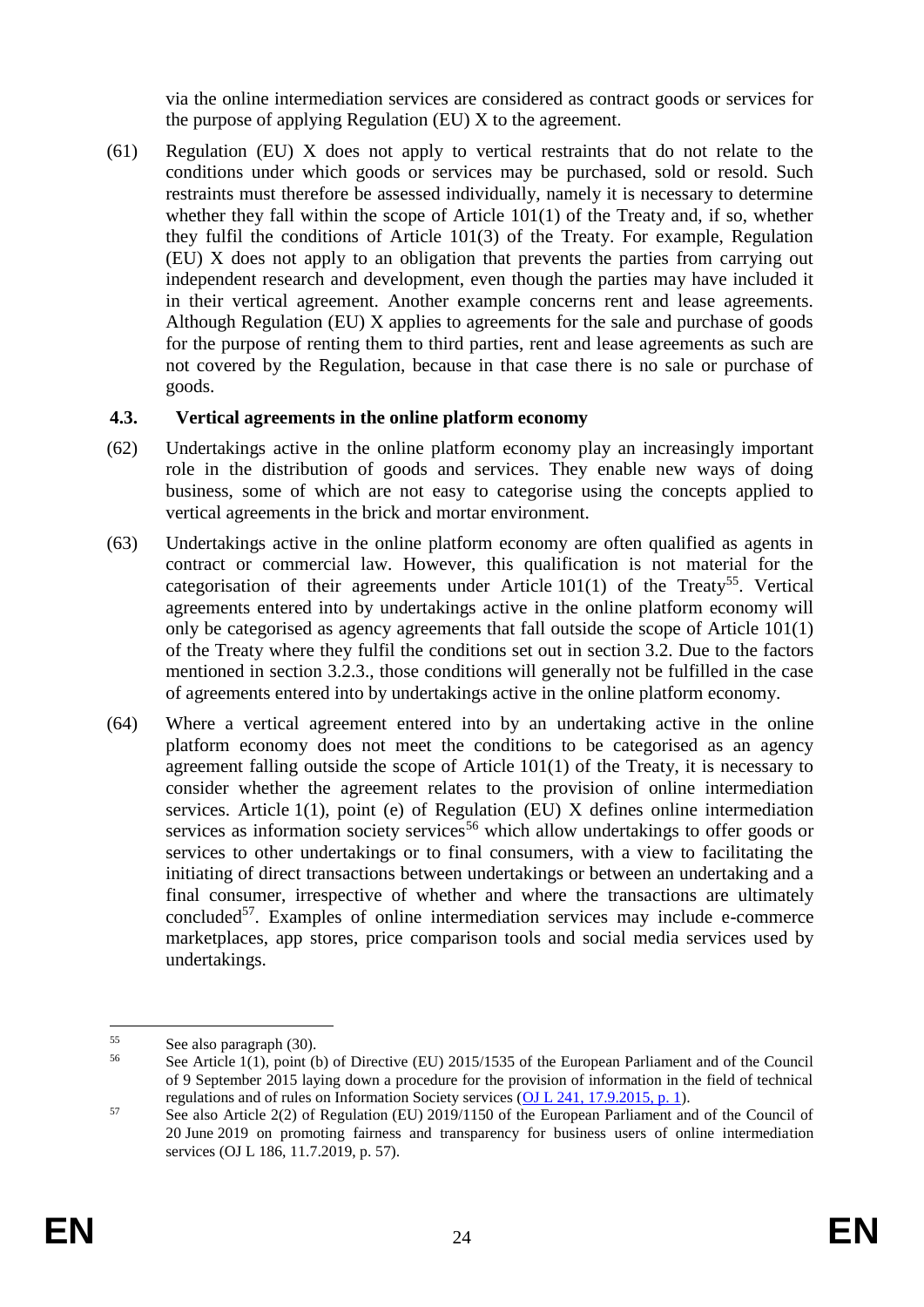via the online intermediation services are considered as contract goods or services for the purpose of applying Regulation (EU) X to the agreement.

(61) Regulation (EU) X does not apply to vertical restraints that do not relate to the conditions under which goods or services may be purchased, sold or resold. Such restraints must therefore be assessed individually, namely it is necessary to determine whether they fall within the scope of Article 101(1) of the Treaty and, if so, whether they fulfil the conditions of Article 101(3) of the Treaty. For example, Regulation (EU) X does not apply to an obligation that prevents the parties from carrying out independent research and development, even though the parties may have included it in their vertical agreement. Another example concerns rent and lease agreements. Although Regulation (EU) X applies to agreements for the sale and purchase of goods for the purpose of renting them to third parties, rent and lease agreements as such are not covered by the Regulation, because in that case there is no sale or purchase of goods.

### 4.3. Vertical agreements in the online platform economy

(62) Undertakings active in the online platform economy play an increasingly important role in the distribution of goods and services. They enable new ways of doing business, some of which are not easy to categorise using the concepts applied to vertical agreements in the brick and mortar environment.

(63) Undertakings active in the online platform economy are often qualified as agents in contract or commercial law. However, this qualification is not material for the categorisation of their agreements under Article 101(1) of the Treaty[55]. Vertical agreements entered into by undertakings active in the online platform economy will only be categorised as agency agreements that fall outside the scope of Article 101(1) of the Treaty where they fulfil the conditions set out in section 3.2. Due to the factors mentioned in section 3.2.3., those conditions will generally not be fulfilled in the case of agreements entered into by undertakings active in the online platform economy.

(64) Where a vertical agreement entered into by an undertaking active in the online platform economy does not meet the conditions to be categorised as an agency agreement falling outside the scope of Article 101(1) of the Treaty, it is necessary to consider whether the agreement relates to the provision of online intermediation services. Article 1(1), point (e) of Regulation (EU) X defines online intermediation services as information society services[56] which allow undertakings to offer goods or services to other undertakings or to final consumers, with a view to facilitating the initiating of direct transactions between undertakings or between an undertaking and a final consumer, irrespective of whether and where the transactions are ultimately concluded[57]. Examples of online intermediation services may include e-commerce marketplaces, app stores, price comparison tools and social media services used by undertakings.

---

[55] See also paragraph (30).

[56] See Article 1(1), point (b) of Directive (EU) 2015/1535 of the European Parliament and of the Council of 9 September 2015 laying down a procedure for the provision of information in the field of technical regulations and of rules on Information Society services (OJ L 241, 17.9.2015, p. 1).

[57] See also Article 2(2) of Regulation (EU) 2019/1150 of the European Parliament and of the Council of 20 June 2019 on promoting fairness and transparency for business users of online intermediation services (OJ L 186, 11.7.2019, p. 57).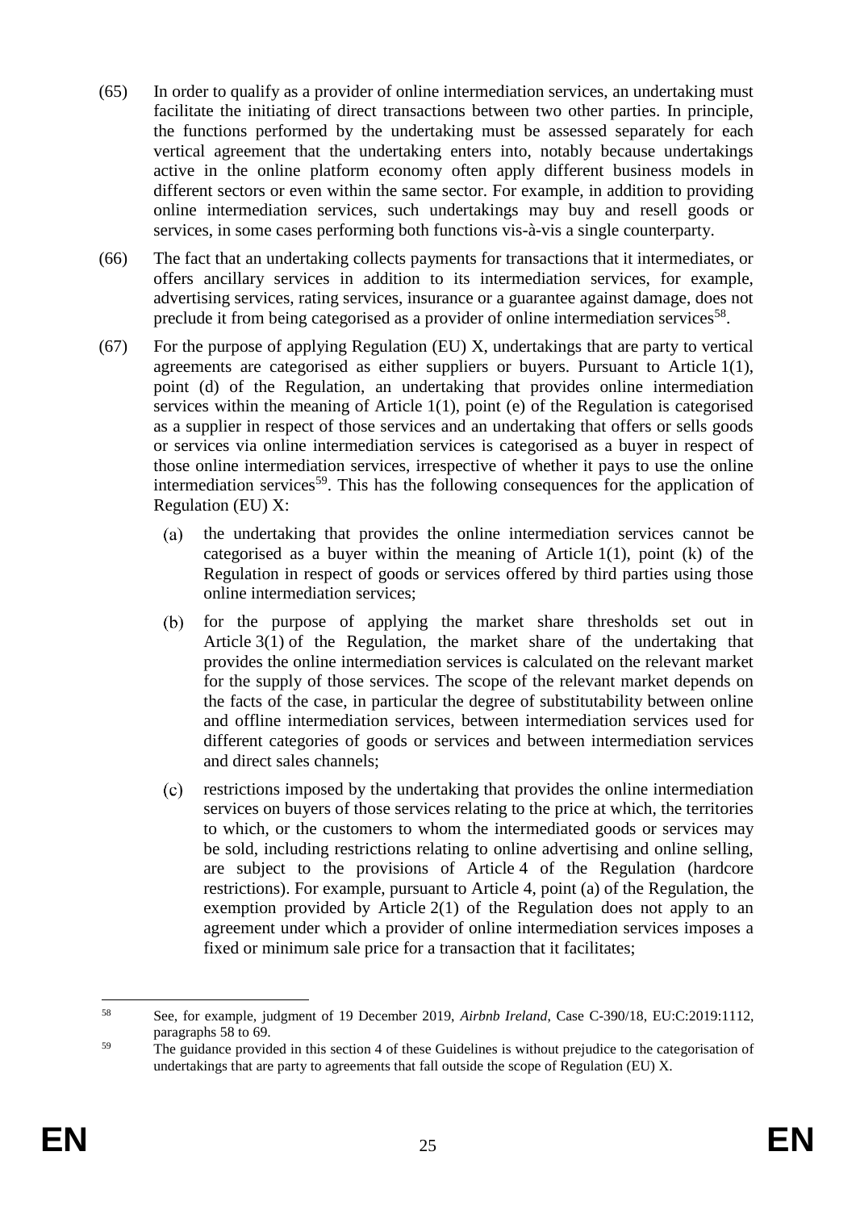(65) In order to qualify as a provider of online intermediation services, an undertaking must facilitate the initiating of direct transactions between two other parties. In principle, the functions performed by the undertaking must be assessed separately for each vertical agreement that the undertaking enters into, notably because undertakings active in the online platform economy often apply different business models in different sectors or even within the same sector. For example, in addition to providing online intermediation services, such undertakings may buy and resell goods or services, in some cases performing both functions vis-à-vis a single counterparty.

(66) The fact that an undertaking collects payments for transactions that it intermediates, or offers ancillary services in addition to its intermediation services, for example, advertising services, rating services, insurance or a guarantee against damage, does not preclude it from being categorised as a provider of online intermediation services[58].

(67) For the purpose of applying Regulation (EU) X, undertakings that are party to vertical agreements are categorised as either suppliers or buyers. Pursuant to Article 1(1), point (d) of the Regulation, an undertaking that provides online intermediation services within the meaning of Article 1(1), point (e) of the Regulation is categorised as a supplier in respect of those services and an undertaking that offers or sells goods or services via online intermediation services is categorised as a buyer in respect of those online intermediation services, irrespective of whether it pays to use the online intermediation services[59]. This has the following consequences for the application of Regulation (EU) X:

(a) the undertaking that provides the online intermediation services cannot be categorised as a buyer within the meaning of Article 1(1), point (k) of the Regulation in respect of goods or services offered by third parties using those online intermediation services;

(b) for the purpose of applying the market share thresholds set out in Article 3(1) of the Regulation, the market share of the undertaking that provides the online intermediation services is calculated on the relevant market for the supply of those services. The scope of the relevant market depends on the facts of the case, in particular the degree of substitutability between online and offline intermediation services, between intermediation services used for different categories of goods or services and between intermediation services and direct sales channels;

(c) restrictions imposed by the undertaking that provides the online intermediation services on buyers of those services relating to the price at which, the territories to which, or the customers to whom the intermediated goods or services may be sold, including restrictions relating to online advertising and online selling, are subject to the provisions of Article 4 of the Regulation (hardcore restrictions). For example, pursuant to Article 4, point (a) of the Regulation, the exemption provided by Article 2(1) of the Regulation does not apply to an agreement under which a provider of online intermediation services imposes a fixed or minimum sale price for a transaction that it facilitates;

---

[58] See, for example, judgment of 19 December 2019, *Airbnb Ireland*, Case C-390/18, EU:C:2019:1112, paragraphs 58 to 69.

[59] The guidance provided in this section 4 of these Guidelines is without prejudice to the categorisation of undertakings that are party to agreements that fall outside the scope of Regulation (EU) X.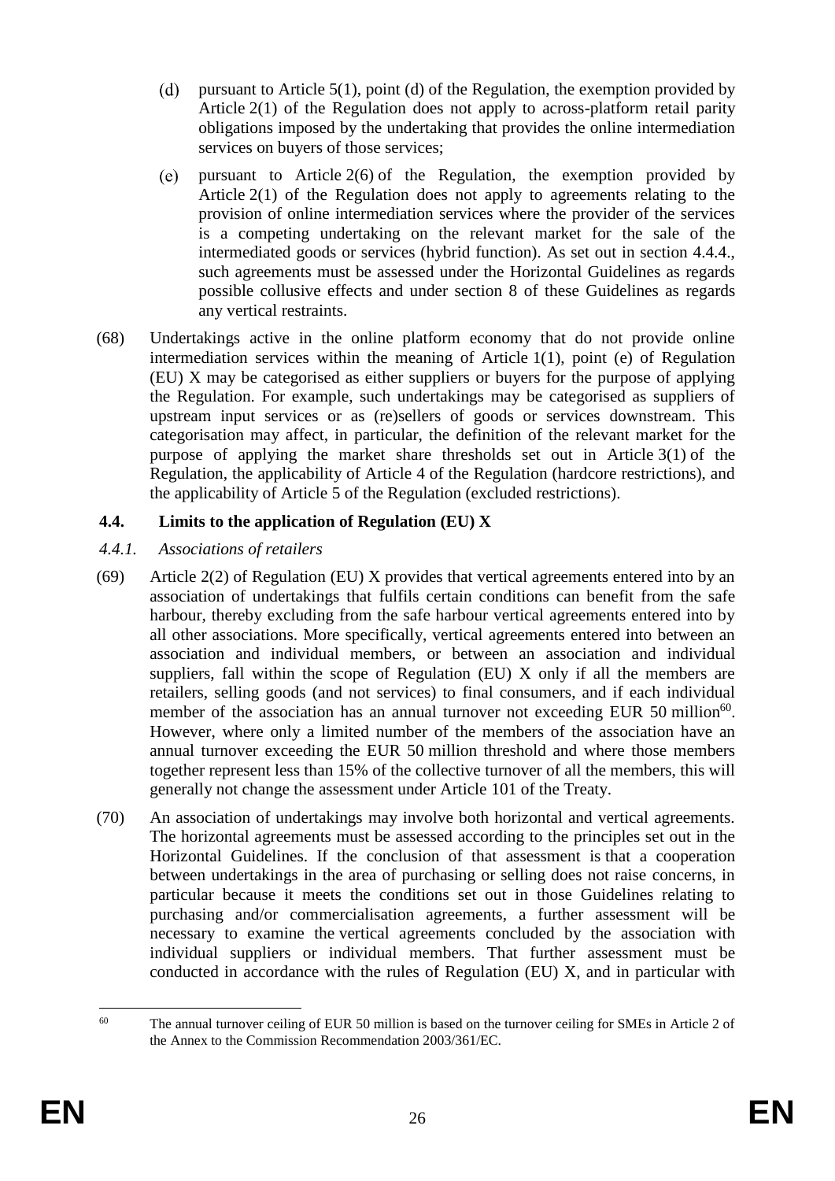(d) pursuant to Article 5(1), point (d) of the Regulation, the exemption provided by Article 2(1) of the Regulation does not apply to across-platform retail parity obligations imposed by the undertaking that provides the online intermediation services on buyers of those services;

(e) pursuant to Article 2(6) of the Regulation, the exemption provided by Article 2(1) of the Regulation does not apply to agreements relating to the provision of online intermediation services where the provider of the services is a competing undertaking on the relevant market for the sale of the intermediated goods or services (hybrid function). As set out in section 4.4.4., such agreements must be assessed under the Horizontal Guidelines as regards possible collusive effects and under section 8 of these Guidelines as regards any vertical restraints.

(68) Undertakings active in the online platform economy that do not provide online intermediation services within the meaning of Article 1(1), point (e) of Regulation (EU) X may be categorised as either suppliers or buyers for the purpose of applying the Regulation. For example, such undertakings may be categorised as suppliers of upstream input services or as (re)sellers of goods or services downstream. This categorisation may affect, in particular, the definition of the relevant market for the purpose of applying the market share thresholds set out in Article 3(1) of the Regulation, the applicability of Article 4 of the Regulation (hardcore restrictions), and the applicability of Article 5 of the Regulation (excluded restrictions).

## 4.4. Limits to the application of Regulation (EU) X

### *4.4.1. Associations of retailers*

(69) Article 2(2) of Regulation (EU) X provides that vertical agreements entered into by an association of undertakings that fulfils certain conditions can benefit from the safe harbour, thereby excluding from the safe harbour vertical agreements entered into by all other associations. More specifically, vertical agreements entered into between an association and individual members, or between an association and individual suppliers, fall within the scope of Regulation (EU) X only if all the members are retailers, selling goods (and not services) to final consumers, and if each individual member of the association has an annual turnover not exceeding EUR 50 million[60]. However, where only a limited number of the members of the association have an annual turnover exceeding the EUR 50 million threshold and where those members together represent less than 15% of the collective turnover of all the members, this will generally not change the assessment under Article 101 of the Treaty.

(70) An association of undertakings may involve both horizontal and vertical agreements. The horizontal agreements must be assessed according to the principles set out in the Horizontal Guidelines. If the conclusion of that assessment is that a cooperation between undertakings in the area of purchasing or selling does not raise concerns, in particular because it meets the conditions set out in those Guidelines relating to purchasing and/or commercialisation agreements, a further assessment will be necessary to examine the vertical agreements concluded by the association with individual suppliers or individual members. That further assessment must be conducted in accordance with the rules of Regulation (EU) X, and in particular with

---

[60] The annual turnover ceiling of EUR 50 million is based on the turnover ceiling for SMEs in Article 2 of the Annex to the Commission Recommendation 2003/361/EC.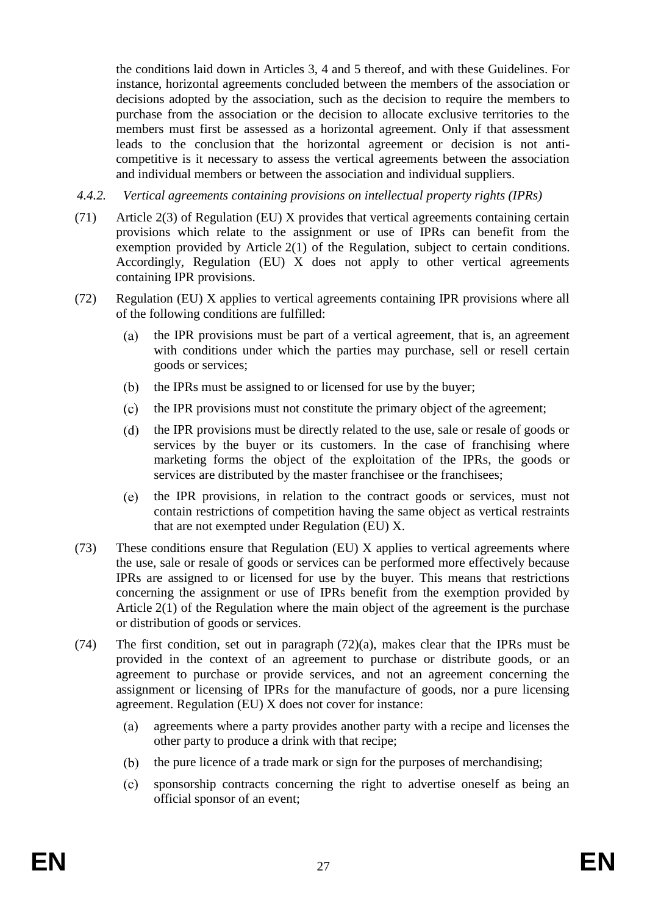the conditions laid down in Articles 3, 4 and 5 thereof, and with these Guidelines. For instance, horizontal agreements concluded between the members of the association or decisions adopted by the association, such as the decision to require the members to purchase from the association or the decision to allocate exclusive territories to the members must first be assessed as a horizontal agreement. Only if that assessment leads to the conclusion that the horizontal agreement or decision is not anti-competitive is it necessary to assess the vertical agreements between the association and individual members or between the association and individual suppliers.

#### *4.4.2. Vertical agreements containing provisions on intellectual property rights (IPRs)*

(71) Article 2(3) of Regulation (EU) X provides that vertical agreements containing certain provisions which relate to the assignment or use of IPRs can benefit from the exemption provided by Article 2(1) of the Regulation, subject to certain conditions. Accordingly, Regulation (EU) X does not apply to other vertical agreements containing IPR provisions.

(72) Regulation (EU) X applies to vertical agreements containing IPR provisions where all of the following conditions are fulfilled:

- (a) the IPR provisions must be part of a vertical agreement, that is, an agreement with conditions under which the parties may purchase, sell or resell certain goods or services;
- (b) the IPRs must be assigned to or licensed for use by the buyer;
- (c) the IPR provisions must not constitute the primary object of the agreement;
- (d) the IPR provisions must be directly related to the use, sale or resale of goods or services by the buyer or its customers. In the case of franchising where marketing forms the object of the exploitation of the IPRs, the goods or services are distributed by the master franchisee or the franchisees;
- (e) the IPR provisions, in relation to the contract goods or services, must not contain restrictions of competition having the same object as vertical restraints that are not exempted under Regulation (EU) X.

(73) These conditions ensure that Regulation (EU) X applies to vertical agreements where the use, sale or resale of goods or services can be performed more effectively because IPRs are assigned to or licensed for use by the buyer. This means that restrictions concerning the assignment or use of IPRs benefit from the exemption provided by Article 2(1) of the Regulation where the main object of the agreement is the purchase or distribution of goods or services.

(74) The first condition, set out in paragraph (72)(a), makes clear that the IPRs must be provided in the context of an agreement to purchase or distribute goods, or an agreement to purchase or provide services, and not an agreement concerning the assignment or licensing of IPRs for the manufacture of goods, nor a pure licensing agreement. Regulation (EU) X does not cover for instance:

- (a) agreements where a party provides another party with a recipe and licenses the other party to produce a drink with that recipe;
- (b) the pure licence of a trade mark or sign for the purposes of merchandising;
- (c) sponsorship contracts concerning the right to advertise oneself as being an official sponsor of an event;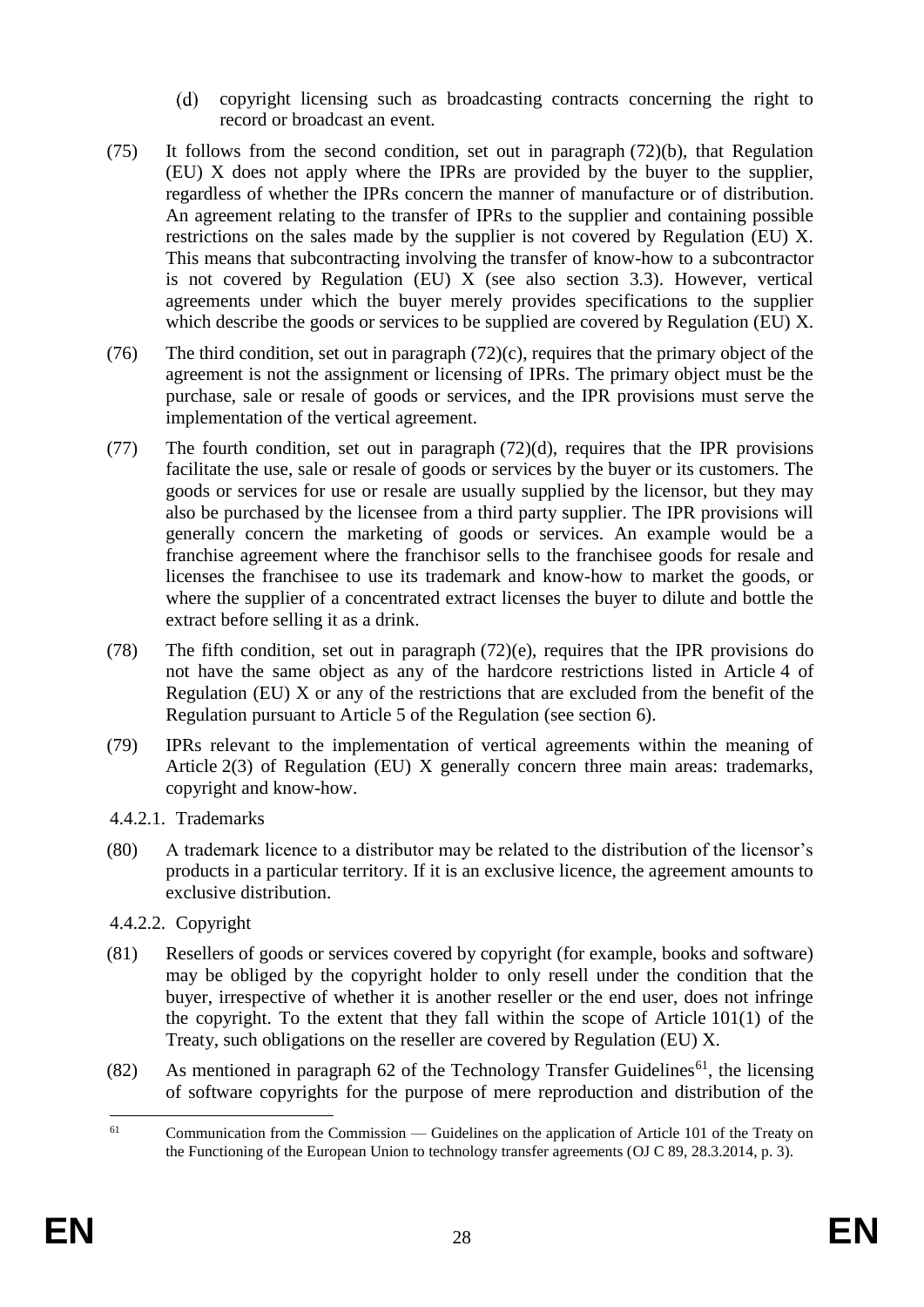(d) copyright licensing such as broadcasting contracts concerning the right to record or broadcast an event.

(75) It follows from the second condition, set out in paragraph (72)(b), that Regulation (EU) X does not apply where the IPRs are provided by the buyer to the supplier, regardless of whether the IPRs concern the manner of manufacture or of distribution. An agreement relating to the transfer of IPRs to the supplier and containing possible restrictions on the sales made by the supplier is not covered by Regulation (EU) X. This means that subcontracting involving the transfer of know-how to a subcontractor is not covered by Regulation (EU) X (see also section 3.3). However, vertical agreements under which the buyer merely provides specifications to the supplier which describe the goods or services to be supplied are covered by Regulation (EU) X.

(76) The third condition, set out in paragraph (72)(c), requires that the primary object of the agreement is not the assignment or licensing of IPRs. The primary object must be the purchase, sale or resale of goods or services, and the IPR provisions must serve the implementation of the vertical agreement.

(77) The fourth condition, set out in paragraph (72)(d), requires that the IPR provisions facilitate the use, sale or resale of goods or services by the buyer or its customers. The goods or services for use or resale are usually supplied by the licensor, but they may also be purchased by the licensee from a third party supplier. The IPR provisions will generally concern the marketing of goods or services. An example would be a franchise agreement where the franchisor sells to the franchisee goods for resale and licenses the franchisee to use its trademark and know-how to market the goods, or where the supplier of a concentrated extract licenses the buyer to dilute and bottle the extract before selling it as a drink.

(78) The fifth condition, set out in paragraph (72)(e), requires that the IPR provisions do not have the same object as any of the hardcore restrictions listed in Article 4 of Regulation (EU) X or any of the restrictions that are excluded from the benefit of the Regulation pursuant to Article 5 of the Regulation (see section 6).

(79) IPRs relevant to the implementation of vertical agreements within the meaning of Article 2(3) of Regulation (EU) X generally concern three main areas: trademarks, copyright and know-how.

#### 4.4.2.1. Trademarks

(80) A trademark licence to a distributor may be related to the distribution of the licensor's products in a particular territory. If it is an exclusive licence, the agreement amounts to exclusive distribution.

#### 4.4.2.2. Copyright

(81) Resellers of goods or services covered by copyright (for example, books and software) may be obliged by the copyright holder to only resell under the condition that the buyer, irrespective of whether it is another reseller or the end user, does not infringe the copyright. To the extent that they fall within the scope of Article 101(1) of the Treaty, such obligations on the reseller are covered by Regulation (EU) X.

(82) As mentioned in paragraph 62 of the Technology Transfer Guidelines[61], the licensing of software copyrights for the purpose of mere reproduction and distribution of the

[61] Communication from the Commission — Guidelines on the application of Article 101 of the Treaty on the Functioning of the European Union to technology transfer agreements (OJ C 89, 28.3.2014, p. 3).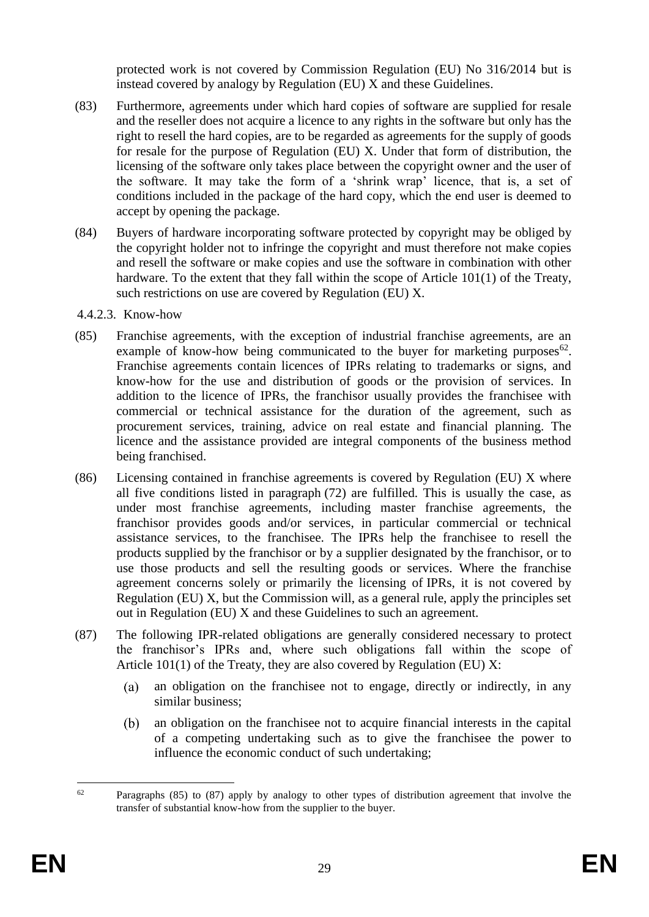protected work is not covered by Commission Regulation (EU) No 316/2014 but is instead covered by analogy by Regulation (EU) X and these Guidelines.

(83) Furthermore, agreements under which hard copies of software are supplied for resale and the reseller does not acquire a licence to any rights in the software but only has the right to resell the hard copies, are to be regarded as agreements for the supply of goods for resale for the purpose of Regulation (EU) X. Under that form of distribution, the licensing of the software only takes place between the copyright owner and the user of the software. It may take the form of a 'shrink wrap' licence, that is, a set of conditions included in the package of the hard copy, which the end user is deemed to accept by opening the package.

(84) Buyers of hardware incorporating software protected by copyright may be obliged by the copyright holder not to infringe the copyright and must therefore not make copies and resell the software or make copies and use the software in combination with other hardware. To the extent that they fall within the scope of Article 101(1) of the Treaty, such restrictions on use are covered by Regulation (EU) X.

#### 4.4.2.3. Know-how

(85) Franchise agreements, with the exception of industrial franchise agreements, are an example of know-how being communicated to the buyer for marketing purposes[62]. Franchise agreements contain licences of IPRs relating to trademarks or signs, and know-how for the use and distribution of goods or the provision of services. In addition to the licence of IPRs, the franchisor usually provides the franchisee with commercial or technical assistance for the duration of the agreement, such as procurement services, training, advice on real estate and financial planning. The licence and the assistance provided are integral components of the business method being franchised.

(86) Licensing contained in franchise agreements is covered by Regulation (EU) X where all five conditions listed in paragraph (72) are fulfilled. This is usually the case, as under most franchise agreements, including master franchise agreements, the franchisor provides goods and/or services, in particular commercial or technical assistance services, to the franchisee. The IPRs help the franchisee to resell the products supplied by the franchisor or by a supplier designated by the franchisor, or to use those products and sell the resulting goods or services. Where the franchise agreement concerns solely or primarily the licensing of IPRs, it is not covered by Regulation (EU) X, but the Commission will, as a general rule, apply the principles set out in Regulation (EU) X and these Guidelines to such an agreement.

(87) The following IPR-related obligations are generally considered necessary to protect the franchisor's IPRs and, where such obligations fall within the scope of Article 101(1) of the Treaty, they are also covered by Regulation (EU) X:

(a) an obligation on the franchisee not to engage, directly or indirectly, in any similar business;

(b) an obligation on the franchisee not to acquire financial interests in the capital of a competing undertaking such as to give the franchisee the power to influence the economic conduct of such undertaking;

---

[62] Paragraphs (85) to (87) apply by analogy to other types of distribution agreement that involve the transfer of substantial know-how from the supplier to the buyer.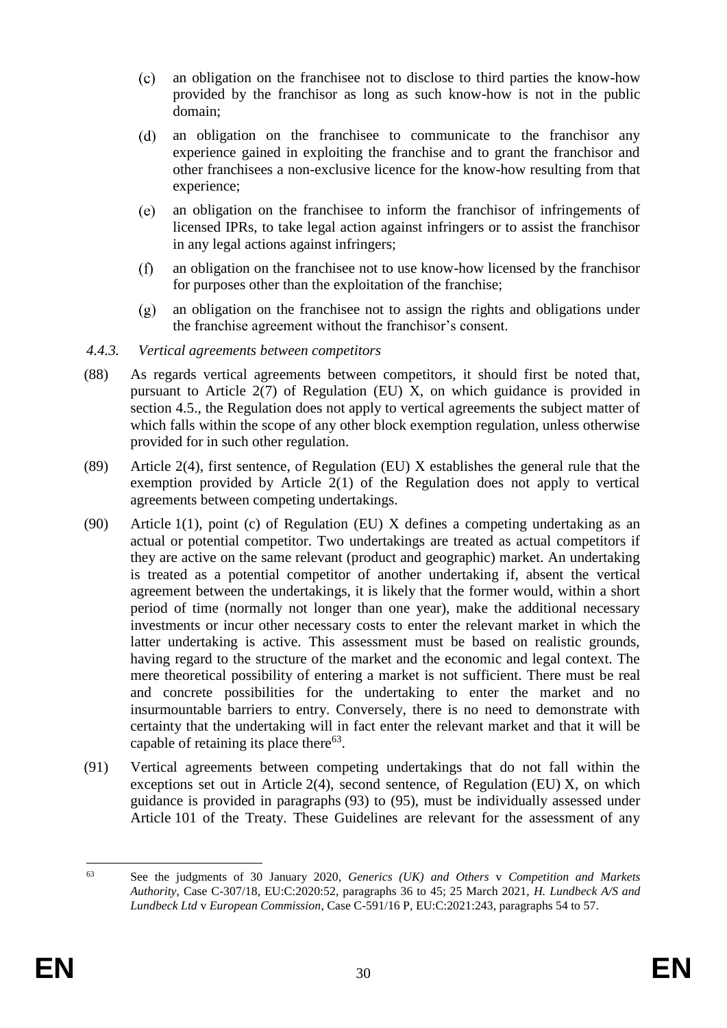(c) an obligation on the franchisee not to disclose to third parties the know-how provided by the franchisor as long as such know-how is not in the public domain;

(d) an obligation on the franchisee to communicate to the franchisor any experience gained in exploiting the franchise and to grant the franchisor and other franchisees a non-exclusive licence for the know-how resulting from that experience;

(e) an obligation on the franchisee to inform the franchisor of infringements of licensed IPRs, to take legal action against infringers or to assist the franchisor in any legal actions against infringers;

(f) an obligation on the franchisee not to use know-how licensed by the franchisor for purposes other than the exploitation of the franchise;

(g) an obligation on the franchisee not to assign the rights and obligations under the franchise agreement without the franchisor's consent.

#### *4.4.3. Vertical agreements between competitors*

(88) As regards vertical agreements between competitors, it should first be noted that, pursuant to Article 2(7) of Regulation (EU) X, on which guidance is provided in section 4.5., the Regulation does not apply to vertical agreements the subject matter of which falls within the scope of any other block exemption regulation, unless otherwise provided for in such other regulation.

(89) Article 2(4), first sentence, of Regulation (EU) X establishes the general rule that the exemption provided by Article 2(1) of the Regulation does not apply to vertical agreements between competing undertakings.

(90) Article 1(1), point (c) of Regulation (EU) X defines a competing undertaking as an actual or potential competitor. Two undertakings are treated as actual competitors if they are active on the same relevant (product and geographic) market. An undertaking is treated as a potential competitor of another undertaking if, absent the vertical agreement between the undertakings, it is likely that the former would, within a short period of time (normally not longer than one year), make the additional necessary investments or incur other necessary costs to enter the relevant market in which the latter undertaking is active. This assessment must be based on realistic grounds, having regard to the structure of the market and the economic and legal context. The mere theoretical possibility of entering a market is not sufficient. There must be real and concrete possibilities for the undertaking to enter the market and no insurmountable barriers to entry. Conversely, there is no need to demonstrate with certainty that the undertaking will in fact enter the relevant market and that it will be capable of retaining its place there[63].

(91) Vertical agreements between competing undertakings that do not fall within the exceptions set out in Article 2(4), second sentence, of Regulation (EU) X, on which guidance is provided in paragraphs (93) to (95), must be individually assessed under Article 101 of the Treaty. These Guidelines are relevant for the assessment of any

[63] See the judgments of 30 January 2020, *Generics (UK) and Others* v *Competition and Markets Authority*, Case C-307/18, EU:C:2020:52, paragraphs 36 to 45; 25 March 2021, *H. Lundbeck A/S and Lundbeck Ltd* v *European Commission*, Case C-591/16 P, EU:C:2021:243, paragraphs 54 to 57.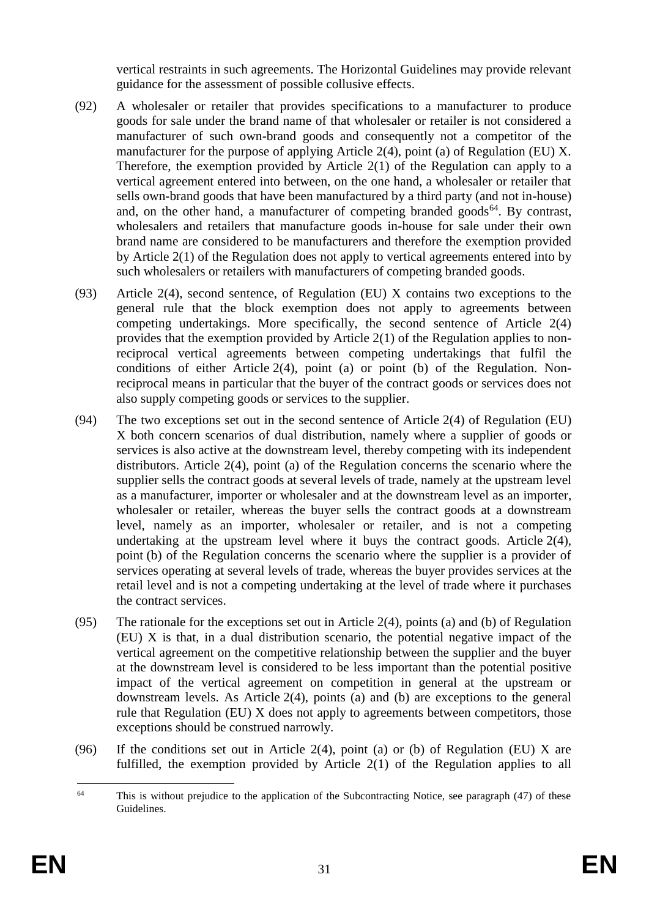vertical restraints in such agreements. The Horizontal Guidelines may provide relevant guidance for the assessment of possible collusive effects.

(92) A wholesaler or retailer that provides specifications to a manufacturer to produce goods for sale under the brand name of that wholesaler or retailer is not considered a manufacturer of such own-brand goods and consequently not a competitor of the manufacturer for the purpose of applying Article 2(4), point (a) of Regulation (EU) X. Therefore, the exemption provided by Article 2(1) of the Regulation can apply to a vertical agreement entered into between, on the one hand, a wholesaler or retailer that sells own-brand goods that have been manufactured by a third party (and not in-house) and, on the other hand, a manufacturer of competing branded goods[64]. By contrast, wholesalers and retailers that manufacture goods in-house for sale under their own brand name are considered to be manufacturers and therefore the exemption provided by Article 2(1) of the Regulation does not apply to vertical agreements entered into by such wholesalers or retailers with manufacturers of competing branded goods.

(93) Article 2(4), second sentence, of Regulation (EU) X contains two exceptions to the general rule that the block exemption does not apply to agreements between competing undertakings. More specifically, the second sentence of Article 2(4) provides that the exemption provided by Article 2(1) of the Regulation applies to non-reciprocal vertical agreements between competing undertakings that fulfil the conditions of either Article 2(4), point (a) or point (b) of the Regulation. Non-reciprocal means in particular that the buyer of the contract goods or services does not also supply competing goods or services to the supplier.

(94) The two exceptions set out in the second sentence of Article 2(4) of Regulation (EU) X both concern scenarios of dual distribution, namely where a supplier of goods or services is also active at the downstream level, thereby competing with its independent distributors. Article 2(4), point (a) of the Regulation concerns the scenario where the supplier sells the contract goods at several levels of trade, namely at the upstream level as a manufacturer, importer or wholesaler and at the downstream level as an importer, wholesaler or retailer, whereas the buyer sells the contract goods at a downstream level, namely as an importer, wholesaler or retailer, and is not a competing undertaking at the upstream level where it buys the contract goods. Article 2(4), point (b) of the Regulation concerns the scenario where the supplier is a provider of services operating at several levels of trade, whereas the buyer provides services at the retail level and is not a competing undertaking at the level of trade where it purchases the contract services.

(95) The rationale for the exceptions set out in Article 2(4), points (a) and (b) of Regulation (EU) X is that, in a dual distribution scenario, the potential negative impact of the vertical agreement on the competitive relationship between the supplier and the buyer at the downstream level is considered to be less important than the potential positive impact of the vertical agreement on competition in general at the upstream or downstream levels. As Article 2(4), points (a) and (b) are exceptions to the general rule that Regulation (EU) X does not apply to agreements between competitors, those exceptions should be construed narrowly.

(96) If the conditions set out in Article 2(4), point (a) or (b) of Regulation (EU) X are fulfilled, the exemption provided by Article 2(1) of the Regulation applies to all

---

[64] This is without prejudice to the application of the Subcontracting Notice, see paragraph (47) of these Guidelines.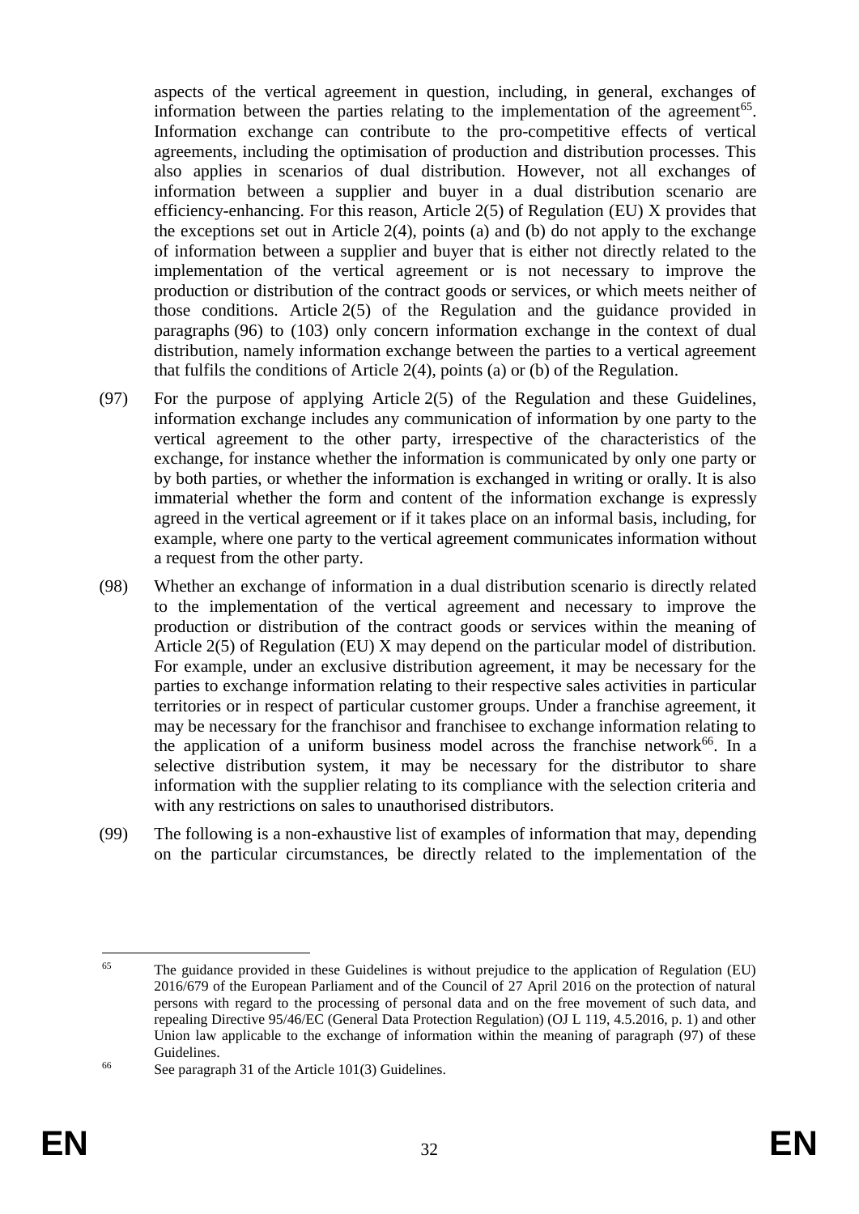aspects of the vertical agreement in question, including, in general, exchanges of information between the parties relating to the implementation of the agreement[65]. Information exchange can contribute to the pro-competitive effects of vertical agreements, including the optimisation of production and distribution processes. This also applies in scenarios of dual distribution. However, not all exchanges of information between a supplier and buyer in a dual distribution scenario are efficiency-enhancing. For this reason, Article 2(5) of Regulation (EU) X provides that the exceptions set out in Article 2(4), points (a) and (b) do not apply to the exchange of information between a supplier and buyer that is either not directly related to the implementation of the vertical agreement or is not necessary to improve the production or distribution of the contract goods or services, or which meets neither of those conditions. Article 2(5) of the Regulation and the guidance provided in paragraphs (96) to (103) only concern information exchange in the context of dual distribution, namely information exchange between the parties to a vertical agreement that fulfils the conditions of Article 2(4), points (a) or (b) of the Regulation.

(97) For the purpose of applying Article 2(5) of the Regulation and these Guidelines, information exchange includes any communication of information by one party to the vertical agreement to the other party, irrespective of the characteristics of the exchange, for instance whether the information is communicated by only one party or by both parties, or whether the information is exchanged in writing or orally. It is also immaterial whether the form and content of the information exchange is expressly agreed in the vertical agreement or if it takes place on an informal basis, including, for example, where one party to the vertical agreement communicates information without a request from the other party.

(98) Whether an exchange of information in a dual distribution scenario is directly related to the implementation of the vertical agreement and necessary to improve the production or distribution of the contract goods or services within the meaning of Article 2(5) of Regulation (EU) X may depend on the particular model of distribution. For example, under an exclusive distribution agreement, it may be necessary for the parties to exchange information relating to their respective sales activities in particular territories or in respect of particular customer groups. Under a franchise agreement, it may be necessary for the franchisor and franchisee to exchange information relating to the application of a uniform business model across the franchise network[66]. In a selective distribution system, it may be necessary for the distributor to share information with the supplier relating to its compliance with the selection criteria and with any restrictions on sales to unauthorised distributors.

(99) The following is a non-exhaustive list of examples of information that may, depending on the particular circumstances, be directly related to the implementation of the

---

[65] The guidance provided in these Guidelines is without prejudice to the application of Regulation (EU) 2016/679 of the European Parliament and of the Council of 27 April 2016 on the protection of natural persons with regard to the processing of personal data and on the free movement of such data, and repealing Directive 95/46/EC (General Data Protection Regulation) (OJ L 119, 4.5.2016, p. 1) and other Union law applicable to the exchange of information within the meaning of paragraph (97) of these Guidelines.

[66] See paragraph 31 of the Article 101(3) Guidelines.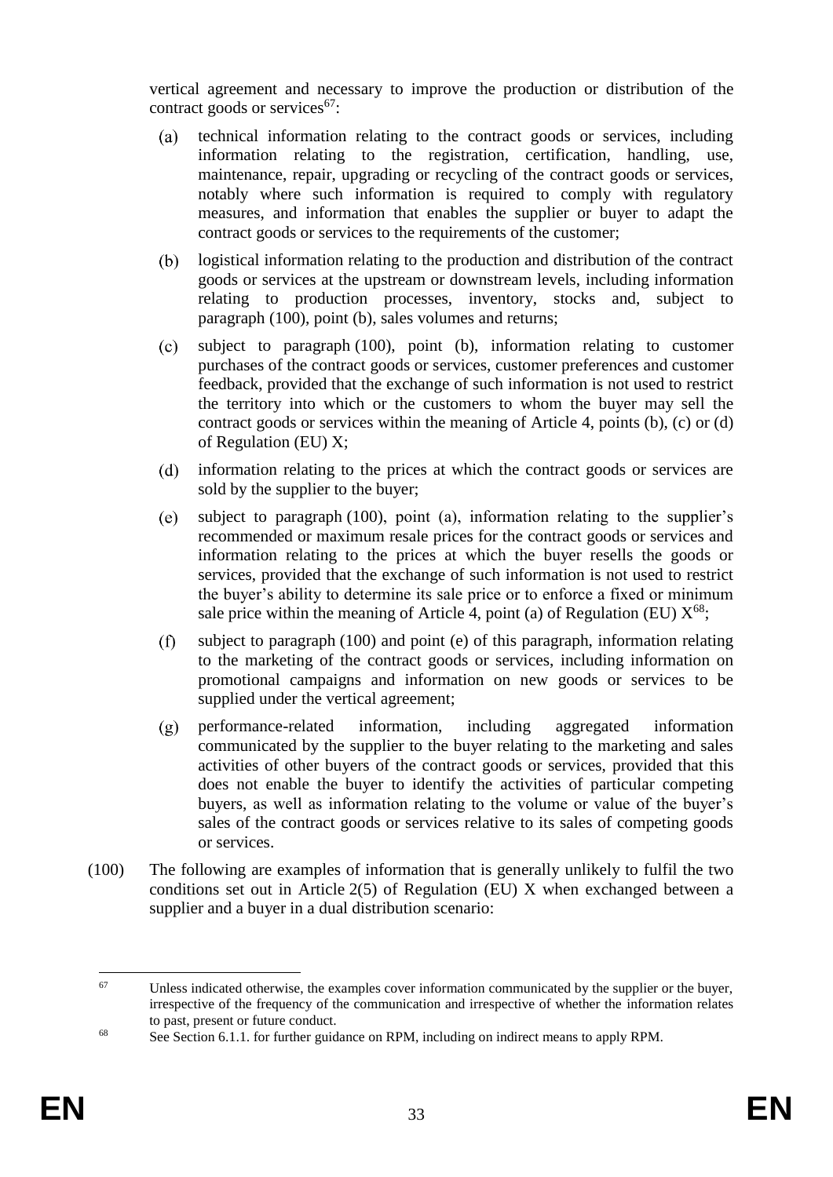vertical agreement and necessary to improve the production or distribution of the contract goods or services[67]:

(a) technical information relating to the contract goods or services, including information relating to the registration, certification, handling, use, maintenance, repair, upgrading or recycling of the contract goods or services, notably where such information is required to comply with regulatory measures, and information that enables the supplier or buyer to adapt the contract goods or services to the requirements of the customer;

(b) logistical information relating to the production and distribution of the contract goods or services at the upstream or downstream levels, including information relating to production processes, inventory, stocks and, subject to paragraph (100), point (b), sales volumes and returns;

(c) subject to paragraph (100), point (b), information relating to customer purchases of the contract goods or services, customer preferences and customer feedback, provided that the exchange of such information is not used to restrict the territory into which or the customers to whom the buyer may sell the contract goods or services within the meaning of Article 4, points (b), (c) or (d) of Regulation (EU) X;

(d) information relating to the prices at which the contract goods or services are sold by the supplier to the buyer;

(e) subject to paragraph (100), point (a), information relating to the supplier's recommended or maximum resale prices for the contract goods or services and information relating to the prices at which the buyer resells the goods or services, provided that the exchange of such information is not used to restrict the buyer's ability to determine its sale price or to enforce a fixed or minimum sale price within the meaning of Article 4, point (a) of Regulation (EU) X[68];

(f) subject to paragraph (100) and point (e) of this paragraph, information relating to the marketing of the contract goods or services, including information on promotional campaigns and information on new goods or services to be supplied under the vertical agreement;

(g) performance-related information, including aggregated information communicated by the supplier to the buyer relating to the marketing and sales activities of other buyers of the contract goods or services, provided that this does not enable the buyer to identify the activities of particular competing buyers, as well as information relating to the volume or value of the buyer's sales of the contract goods or services relative to its sales of competing goods or services.

(100) The following are examples of information that is generally unlikely to fulfil the two conditions set out in Article 2(5) of Regulation (EU) X when exchanged between a supplier and a buyer in a dual distribution scenario:

---

[67] Unless indicated otherwise, the examples cover information communicated by the supplier or the buyer, irrespective of the frequency of the communication and irrespective of whether the information relates to past, present or future conduct.

[68] See Section 6.1.1. for further guidance on RPM, including on indirect means to apply RPM.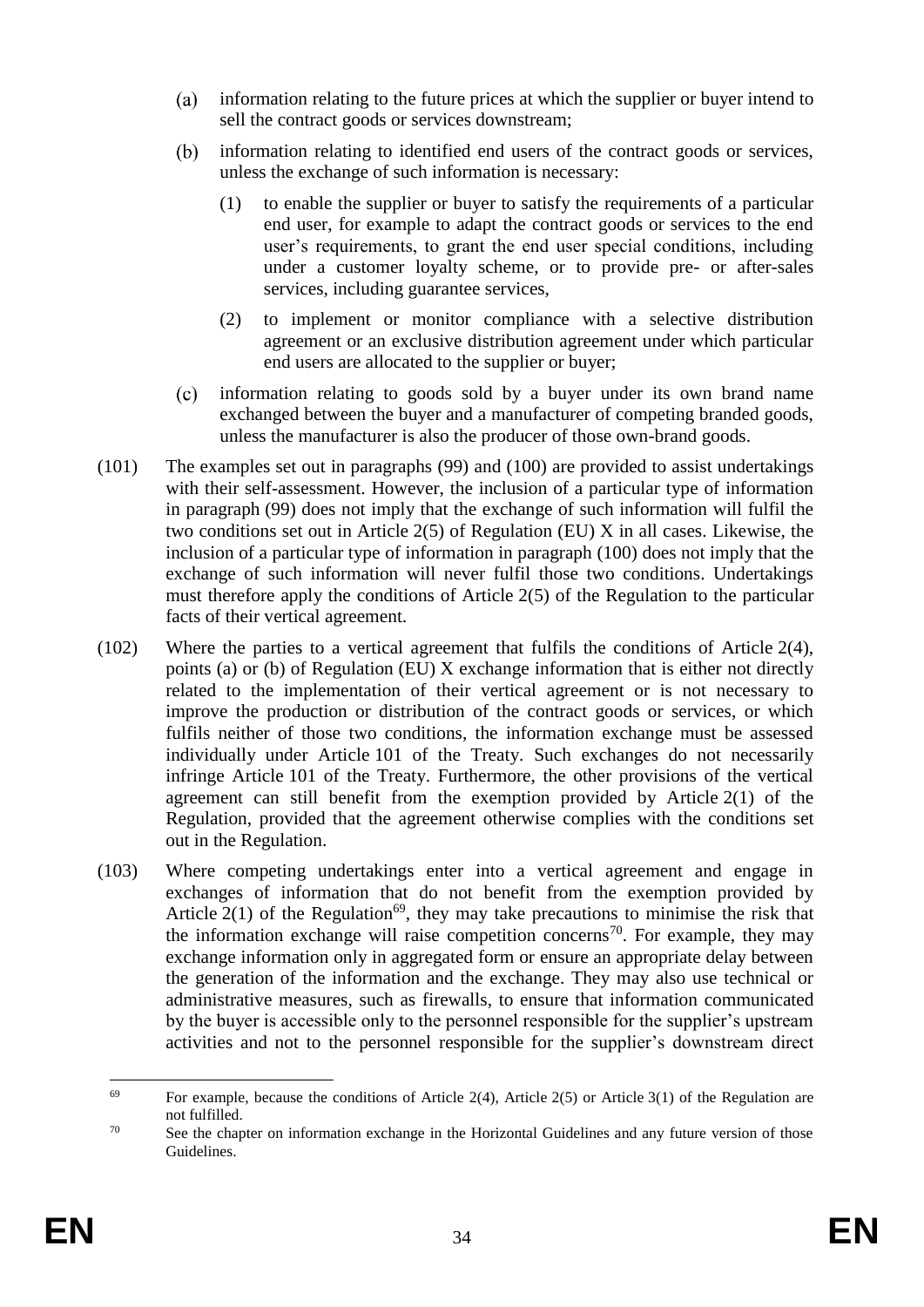(a) information relating to the future prices at which the supplier or buyer intend to sell the contract goods or services downstream;

(b) information relating to identified end users of the contract goods or services, unless the exchange of such information is necessary:

   (1) to enable the supplier or buyer to satisfy the requirements of a particular end user, for example to adapt the contract goods or services to the end user's requirements, to grant the end user special conditions, including under a customer loyalty scheme, or to provide pre- or after-sales services, including guarantee services,

   (2) to implement or monitor compliance with a selective distribution agreement or an exclusive distribution agreement under which particular end users are allocated to the supplier or buyer;

(c) information relating to goods sold by a buyer under its own brand name exchanged between the buyer and a manufacturer of competing branded goods, unless the manufacturer is also the producer of those own-brand goods.

(101) The examples set out in paragraphs (99) and (100) are provided to assist undertakings with their self-assessment. However, the inclusion of a particular type of information in paragraph (99) does not imply that the exchange of such information will fulfil the two conditions set out in Article 2(5) of Regulation (EU) X in all cases. Likewise, the inclusion of a particular type of information in paragraph (100) does not imply that the exchange of such information will never fulfil those two conditions. Undertakings must therefore apply the conditions of Article 2(5) of the Regulation to the particular facts of their vertical agreement.

(102) Where the parties to a vertical agreement that fulfils the conditions of Article 2(4), points (a) or (b) of Regulation (EU) X exchange information that is either not directly related to the implementation of their vertical agreement or is not necessary to improve the production or distribution of the contract goods or services, or which fulfils neither of those two conditions, the information exchange must be assessed individually under Article 101 of the Treaty. Such exchanges do not necessarily infringe Article 101 of the Treaty. Furthermore, the other provisions of the vertical agreement can still benefit from the exemption provided by Article 2(1) of the Regulation, provided that the agreement otherwise complies with the conditions set out in the Regulation.

(103) Where competing undertakings enter into a vertical agreement and engage in exchanges of information that do not benefit from the exemption provided by Article 2(1) of the Regulation[69], they may take precautions to minimise the risk that the information exchange will raise competition concerns[70]. For example, they may exchange information only in aggregated form or ensure an appropriate delay between the generation of the information and the exchange. They may also use technical or administrative measures, such as firewalls, to ensure that information communicated by the buyer is accessible only to the personnel responsible for the supplier's upstream activities and not to the personnel responsible for the supplier's downstream direct

---

[69] For example, because the conditions of Article 2(4), Article 2(5) or Article 3(1) of the Regulation are not fulfilled.

[70] See the chapter on information exchange in the Horizontal Guidelines and any future version of those Guidelines.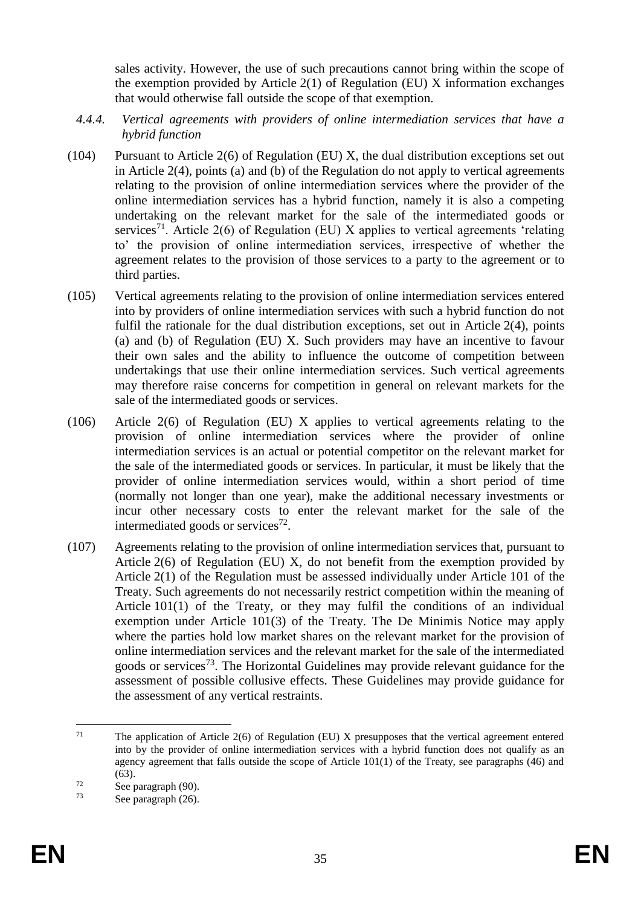sales activity. However, the use of such precautions cannot bring within the scope of the exemption provided by Article 2(1) of Regulation (EU) X information exchanges that would otherwise fall outside the scope of that exemption.

#### *4.4.4. Vertical agreements with providers of online intermediation services that have a hybrid function*

(104) Pursuant to Article 2(6) of Regulation (EU) X, the dual distribution exceptions set out in Article 2(4), points (a) and (b) of the Regulation do not apply to vertical agreements relating to the provision of online intermediation services where the provider of the online intermediation services has a hybrid function, namely it is also a competing undertaking on the relevant market for the sale of the intermediated goods or services[71]. Article 2(6) of Regulation (EU) X applies to vertical agreements 'relating to' the provision of online intermediation services, irrespective of whether the agreement relates to the provision of those services to a party to the agreement or to third parties.

(105) Vertical agreements relating to the provision of online intermediation services entered into by providers of online intermediation services with such a hybrid function do not fulfil the rationale for the dual distribution exceptions, set out in Article 2(4), points (a) and (b) of Regulation (EU) X. Such providers may have an incentive to favour their own sales and the ability to influence the outcome of competition between undertakings that use their online intermediation services. Such vertical agreements may therefore raise concerns for competition in general on relevant markets for the sale of the intermediated goods or services.

(106) Article 2(6) of Regulation (EU) X applies to vertical agreements relating to the provision of online intermediation services where the provider of online intermediation services is an actual or potential competitor on the relevant market for the sale of the intermediated goods or services. In particular, it must be likely that the provider of online intermediation services would, within a short period of time (normally not longer than one year), make the additional necessary investments or incur other necessary costs to enter the relevant market for the sale of the intermediated goods or services[72].

(107) Agreements relating to the provision of online intermediation services that, pursuant to Article 2(6) of Regulation (EU) X, do not benefit from the exemption provided by Article 2(1) of the Regulation must be assessed individually under Article 101 of the Treaty. Such agreements do not necessarily restrict competition within the meaning of Article 101(1) of the Treaty, or they may fulfil the conditions of an individual exemption under Article 101(3) of the Treaty. The De Minimis Notice may apply where the parties hold low market shares on the relevant market for the provision of online intermediation services and the relevant market for the sale of the intermediated goods or services[73]. The Horizontal Guidelines may provide relevant guidance for the assessment of possible collusive effects. These Guidelines may provide guidance for the assessment of any vertical restraints.

---

[71] The application of Article 2(6) of Regulation (EU) X presupposes that the vertical agreement entered into by the provider of online intermediation services with a hybrid function does not qualify as an agency agreement that falls outside the scope of Article 101(1) of the Treaty, see paragraphs (46) and (63).

[72] See paragraph (90).

[73] See paragraph (26).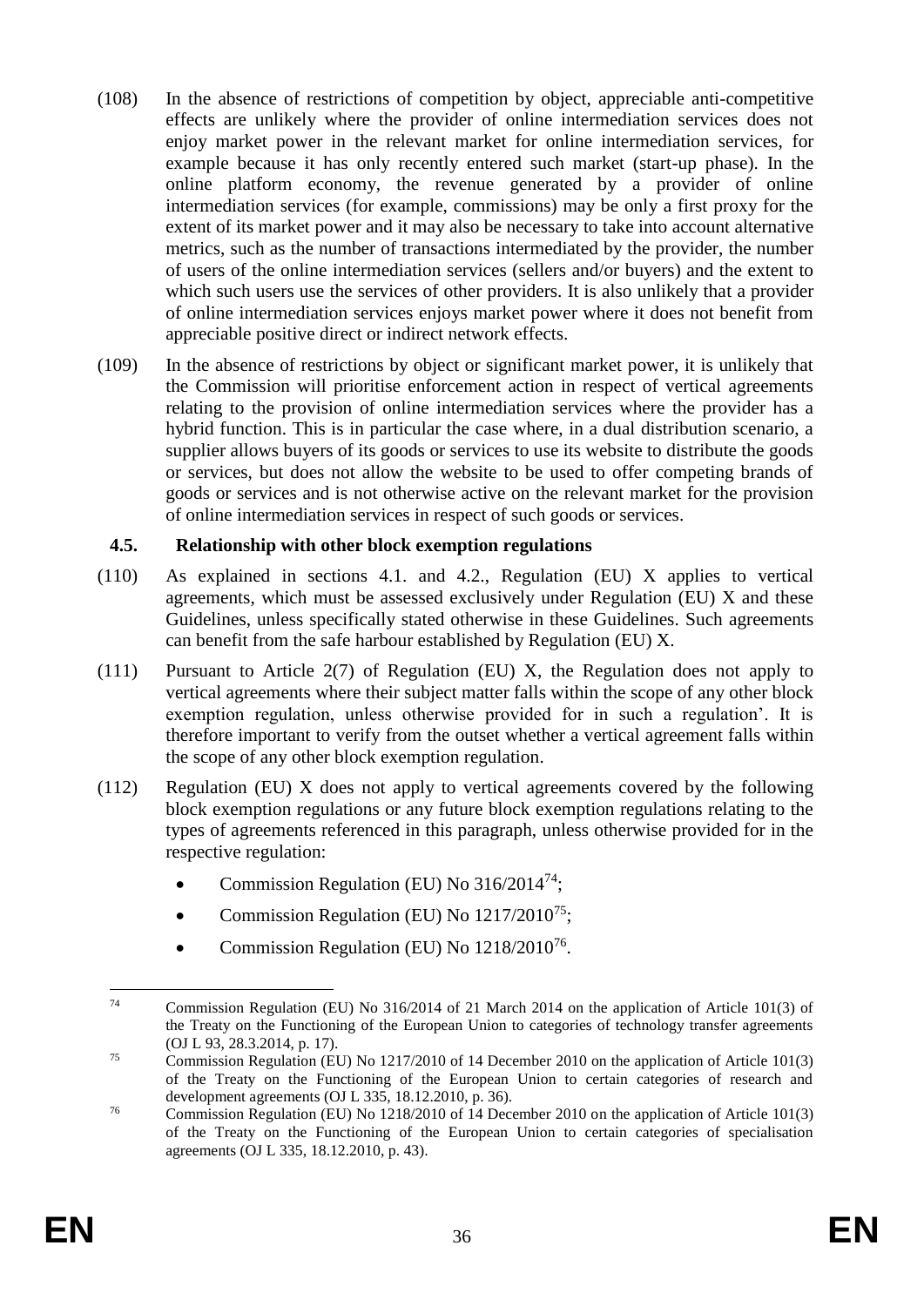(108) In the absence of restrictions of competition by object, appreciable anti-competitive effects are unlikely where the provider of online intermediation services does not enjoy market power in the relevant market for online intermediation services, for example because it has only recently entered such market (start-up phase). In the online platform economy, the revenue generated by a provider of online intermediation services (for example, commissions) may be only a first proxy for the extent of its market power and it may also be necessary to take into account alternative metrics, such as the number of transactions intermediated by the provider, the number of users of the online intermediation services (sellers and/or buyers) and the extent to which such users use the services of other providers. It is also unlikely that a provider of online intermediation services enjoys market power where it does not benefit from appreciable positive direct or indirect network effects.

(109) In the absence of restrictions by object or significant market power, it is unlikely that the Commission will prioritise enforcement action in respect of vertical agreements relating to the provision of online intermediation services where the provider has a hybrid function. This is in particular the case where, in a dual distribution scenario, a supplier allows buyers of its goods or services to use its website to distribute the goods or services, but does not allow the website to be used to offer competing brands of goods or services and is not otherwise active on the relevant market for the provision of online intermediation services in respect of such goods or services.

### 4.5. Relationship with other block exemption regulations

(110) As explained in sections 4.1. and 4.2., Regulation (EU) X applies to vertical agreements, which must be assessed exclusively under Regulation (EU) X and these Guidelines, unless specifically stated otherwise in these Guidelines. Such agreements can benefit from the safe harbour established by Regulation (EU) X.

(111) Pursuant to Article 2(7) of Regulation (EU) X, the Regulation does not apply to vertical agreements where their subject matter falls within the scope of any other block exemption regulation, unless otherwise provided for in such a regulation'. It is therefore important to verify from the outset whether a vertical agreement falls within the scope of any other block exemption regulation.

(112) Regulation (EU) X does not apply to vertical agreements covered by the following block exemption regulations or any future block exemption regulations relating to the types of agreements referenced in this paragraph, unless otherwise provided for in the respective regulation:

- Commission Regulation (EU) No 316/2014[74];
- Commission Regulation (EU) No 1217/2010[75];
- Commission Regulation (EU) No 1218/2010[76].

---

[74] Commission Regulation (EU) No 316/2014 of 21 March 2014 on the application of Article 101(3) of the Treaty on the Functioning of the European Union to categories of technology transfer agreements (OJ L 93, 28.3.2014, p. 17).

[75] Commission Regulation (EU) No 1217/2010 of 14 December 2010 on the application of Article 101(3) of the Treaty on the Functioning of the European Union to certain categories of research and development agreements (OJ L 335, 18.12.2010, p. 36).

[76] Commission Regulation (EU) No 1218/2010 of 14 December 2010 on the application of Article 101(3) of the Treaty on the Functioning of the European Union to certain categories of specialisation agreements (OJ L 335, 18.12.2010, p. 43).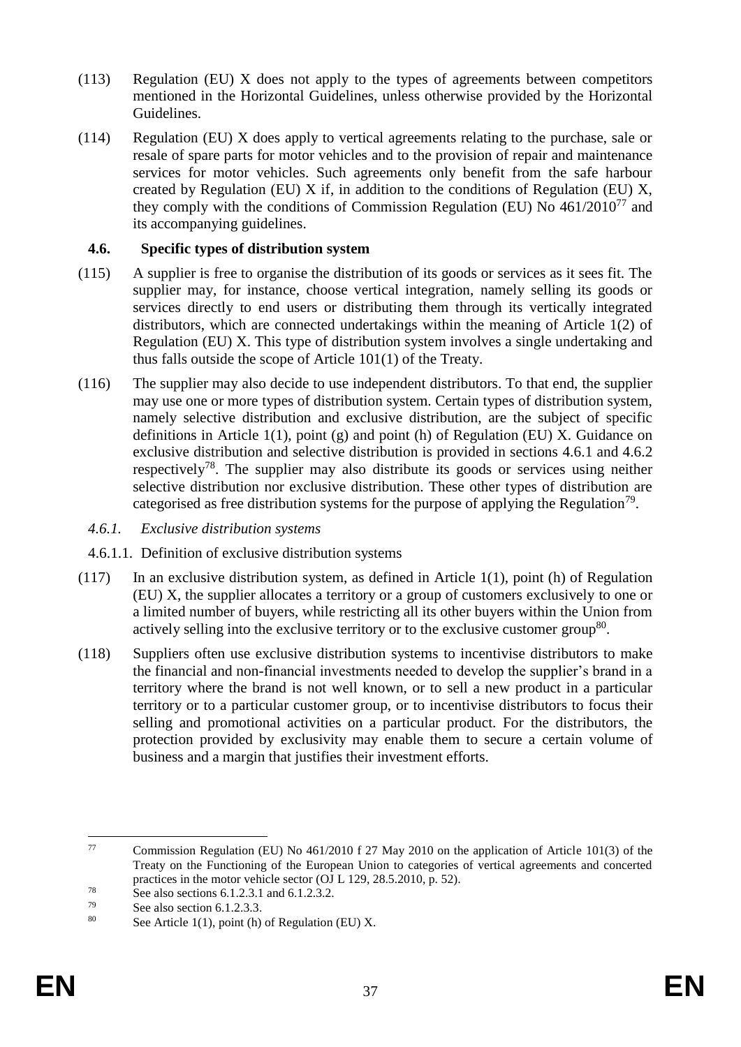(113) Regulation (EU) X does not apply to the types of agreements between competitors mentioned in the Horizontal Guidelines, unless otherwise provided by the Horizontal Guidelines.

(114) Regulation (EU) X does apply to vertical agreements relating to the purchase, sale or resale of spare parts for motor vehicles and to the provision of repair and maintenance services for motor vehicles. Such agreements only benefit from the safe harbour created by Regulation (EU) X if, in addition to the conditions of Regulation (EU) X, they comply with the conditions of Commission Regulation (EU) No 461/2010[77] and its accompanying guidelines.

### 4.6. Specific types of distribution system

(115) A supplier is free to organise the distribution of its goods or services as it sees fit. The supplier may, for instance, choose vertical integration, namely selling its goods or services directly to end users or distributing them through its vertically integrated distributors, which are connected undertakings within the meaning of Article 1(2) of Regulation (EU) X. This type of distribution system involves a single undertaking and thus falls outside the scope of Article 101(1) of the Treaty.

(116) The supplier may also decide to use independent distributors. To that end, the supplier may use one or more types of distribution system. Certain types of distribution system, namely selective distribution and exclusive distribution, are the subject of specific definitions in Article 1(1), point (g) and point (h) of Regulation (EU) X. Guidance on exclusive distribution and selective distribution is provided in sections 4.6.1 and 4.6.2 respectively[78]. The supplier may also distribute its goods or services using neither selective distribution nor exclusive distribution. These other types of distribution are categorised as free distribution systems for the purpose of applying the Regulation[79].

#### *4.6.1. Exclusive distribution systems*

##### 4.6.1.1. Definition of exclusive distribution systems

(117) In an exclusive distribution system, as defined in Article 1(1), point (h) of Regulation (EU) X, the supplier allocates a territory or a group of customers exclusively to one or a limited number of buyers, while restricting all its other buyers within the Union from actively selling into the exclusive territory or to the exclusive customer group[80].

(118) Suppliers often use exclusive distribution systems to incentivise distributors to make the financial and non-financial investments needed to develop the supplier's brand in a territory where the brand is not well known, or to sell a new product in a particular territory or to a particular customer group, or to incentivise distributors to focus their selling and promotional activities on a particular product. For the distributors, the protection provided by exclusivity may enable them to secure a certain volume of business and a margin that justifies their investment efforts.

---

[77] Commission Regulation (EU) No 461/2010 f 27 May 2010 on the application of Article 101(3) of the Treaty on the Functioning of the European Union to categories of vertical agreements and concerted practices in the motor vehicle sector (OJ L 129, 28.5.2010, p. 52).

[78] See also sections 6.1.2.3.1 and 6.1.2.3.2.

[79] See also section 6.1.2.3.3.

[80] See Article 1(1), point (h) of Regulation (EU) X.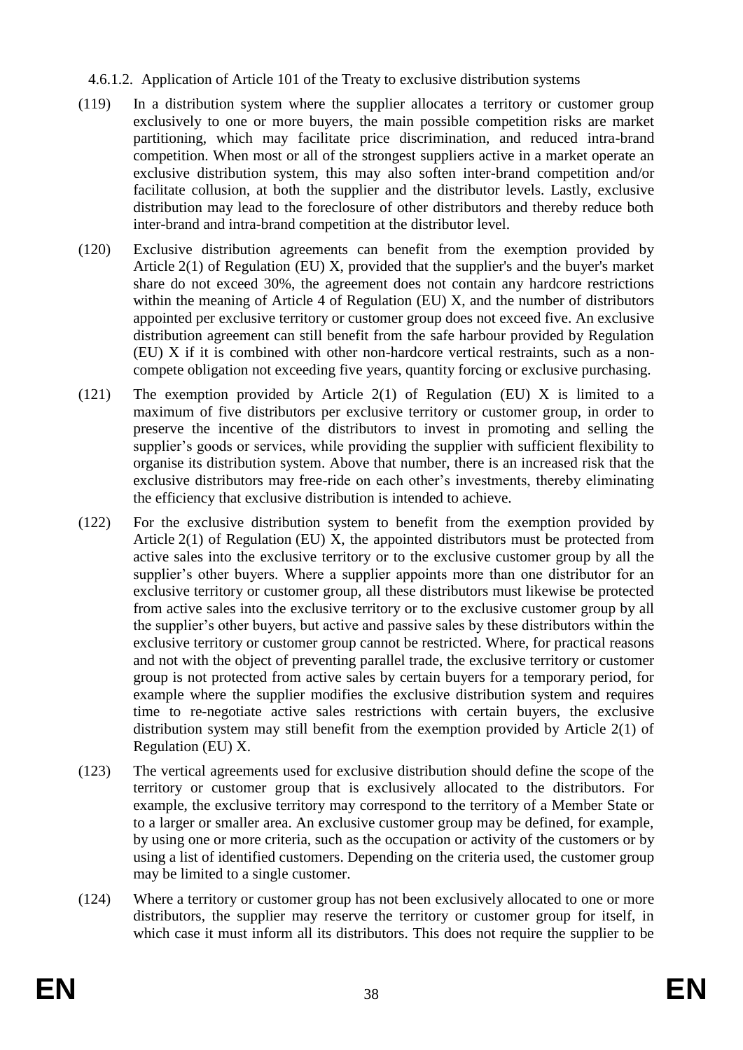#### 4.6.1.2. Application of Article 101 of the Treaty to exclusive distribution systems

(119) In a distribution system where the supplier allocates a territory or customer group exclusively to one or more buyers, the main possible competition risks are market partitioning, which may facilitate price discrimination, and reduced intra-brand competition. When most or all of the strongest suppliers active in a market operate an exclusive distribution system, this may also soften inter-brand competition and/or facilitate collusion, at both the supplier and the distributor levels. Lastly, exclusive distribution may lead to the foreclosure of other distributors and thereby reduce both inter-brand and intra-brand competition at the distributor level.

(120) Exclusive distribution agreements can benefit from the exemption provided by Article 2(1) of Regulation (EU) X, provided that the supplier's and the buyer's market share do not exceed 30%, the agreement does not contain any hardcore restrictions within the meaning of Article 4 of Regulation (EU) X, and the number of distributors appointed per exclusive territory or customer group does not exceed five. An exclusive distribution agreement can still benefit from the safe harbour provided by Regulation (EU) X if it is combined with other non-hardcore vertical restraints, such as a non-compete obligation not exceeding five years, quantity forcing or exclusive purchasing.

(121) The exemption provided by Article 2(1) of Regulation (EU) X is limited to a maximum of five distributors per exclusive territory or customer group, in order to preserve the incentive of the distributors to invest in promoting and selling the supplier's goods or services, while providing the supplier with sufficient flexibility to organise its distribution system. Above that number, there is an increased risk that the exclusive distributors may free-ride on each other's investments, thereby eliminating the efficiency that exclusive distribution is intended to achieve.

(122) For the exclusive distribution system to benefit from the exemption provided by Article 2(1) of Regulation (EU) X, the appointed distributors must be protected from active sales into the exclusive territory or to the exclusive customer group by all the supplier's other buyers. Where a supplier appoints more than one distributor for an exclusive territory or customer group, all these distributors must likewise be protected from active sales into the exclusive territory or to the exclusive customer group by all the supplier's other buyers, but active and passive sales by these distributors within the exclusive territory or customer group cannot be restricted. Where, for practical reasons and not with the object of preventing parallel trade, the exclusive territory or customer group is not protected from active sales by certain buyers for a temporary period, for example where the supplier modifies the exclusive distribution system and requires time to re-negotiate active sales restrictions with certain buyers, the exclusive distribution system may still benefit from the exemption provided by Article 2(1) of Regulation (EU) X.

(123) The vertical agreements used for exclusive distribution should define the scope of the territory or customer group that is exclusively allocated to the distributors. For example, the exclusive territory may correspond to the territory of a Member State or to a larger or smaller area. An exclusive customer group may be defined, for example, by using one or more criteria, such as the occupation or activity of the customers or by using a list of identified customers. Depending on the criteria used, the customer group may be limited to a single customer.

(124) Where a territory or customer group has not been exclusively allocated to one or more distributors, the supplier may reserve the territory or customer group for itself, in which case it must inform all its distributors. This does not require the supplier to be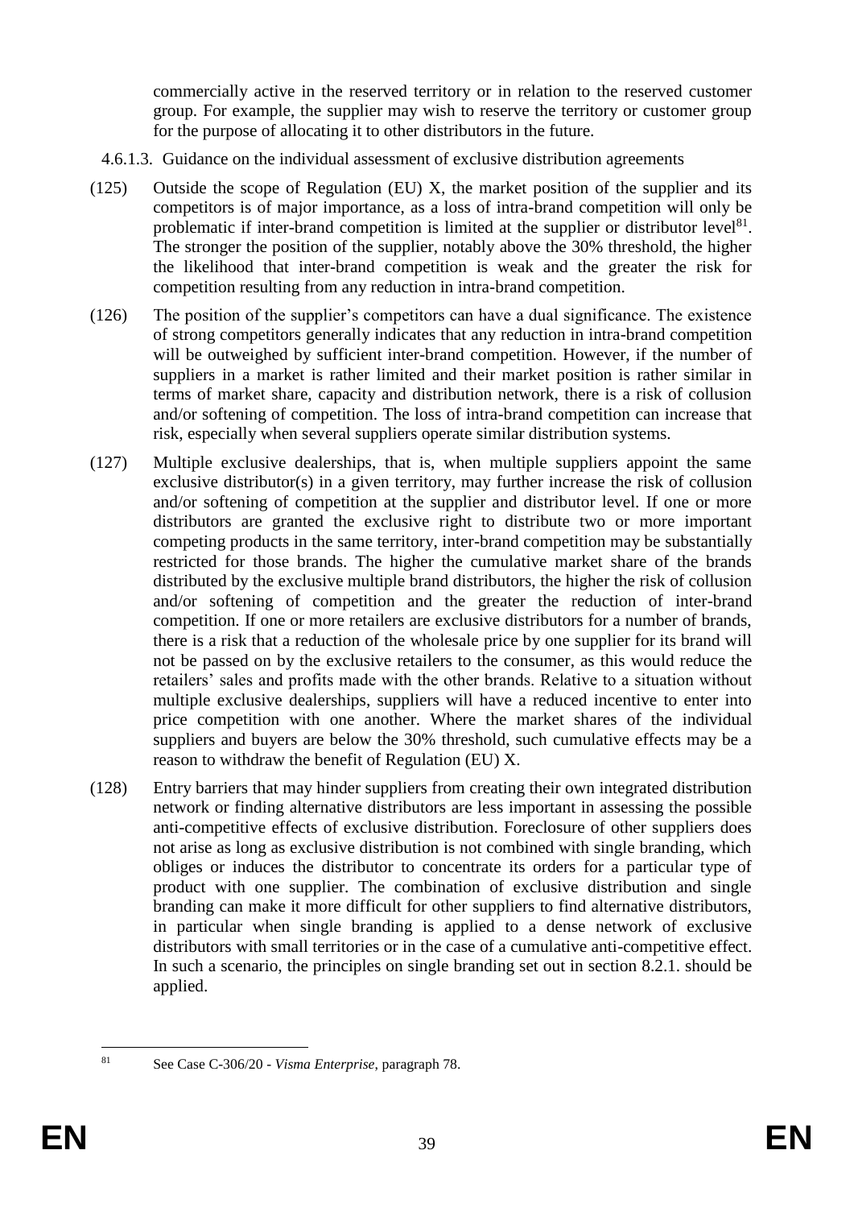commercially active in the reserved territory or in relation to the reserved customer group. For example, the supplier may wish to reserve the territory or customer group for the purpose of allocating it to other distributors in the future.

#### 4.6.1.3. Guidance on the individual assessment of exclusive distribution agreements

(125) Outside the scope of Regulation (EU) X, the market position of the supplier and its competitors is of major importance, as a loss of intra-brand competition will only be problematic if inter-brand competition is limited at the supplier or distributor level[81]. The stronger the position of the supplier, notably above the 30% threshold, the higher the likelihood that inter-brand competition is weak and the greater the risk for competition resulting from any reduction in intra-brand competition.

(126) The position of the supplier's competitors can have a dual significance. The existence of strong competitors generally indicates that any reduction in intra-brand competition will be outweighed by sufficient inter-brand competition. However, if the number of suppliers in a market is rather limited and their market position is rather similar in terms of market share, capacity and distribution network, there is a risk of collusion and/or softening of competition. The loss of intra-brand competition can increase that risk, especially when several suppliers operate similar distribution systems.

(127) Multiple exclusive dealerships, that is, when multiple suppliers appoint the same exclusive distributor(s) in a given territory, may further increase the risk of collusion and/or softening of competition at the supplier and distributor level. If one or more distributors are granted the exclusive right to distribute two or more important competing products in the same territory, inter-brand competition may be substantially restricted for those brands. The higher the cumulative market share of the brands distributed by the exclusive multiple brand distributors, the higher the risk of collusion and/or softening of competition and the greater the reduction of inter-brand competition. If one or more retailers are exclusive distributors for a number of brands, there is a risk that a reduction of the wholesale price by one supplier for its brand will not be passed on by the exclusive retailers to the consumer, as this would reduce the retailers' sales and profits made with the other brands. Relative to a situation without multiple exclusive dealerships, suppliers will have a reduced incentive to enter into price competition with one another. Where the market shares of the individual suppliers and buyers are below the 30% threshold, such cumulative effects may be a reason to withdraw the benefit of Regulation (EU) X.

(128) Entry barriers that may hinder suppliers from creating their own integrated distribution network or finding alternative distributors are less important in assessing the possible anti-competitive effects of exclusive distribution. Foreclosure of other suppliers does not arise as long as exclusive distribution is not combined with single branding, which obliges or induces the distributor to concentrate its orders for a particular type of product with one supplier. The combination of exclusive distribution and single branding can make it more difficult for other suppliers to find alternative distributors, in particular when single branding is applied to a dense network of exclusive distributors with small territories or in the case of a cumulative anti-competitive effect. In such a scenario, the principles on single branding set out in section 8.2.1. should be applied.

---

[81] See Case C-306/20 - *Visma Enterprise*, paragraph 78.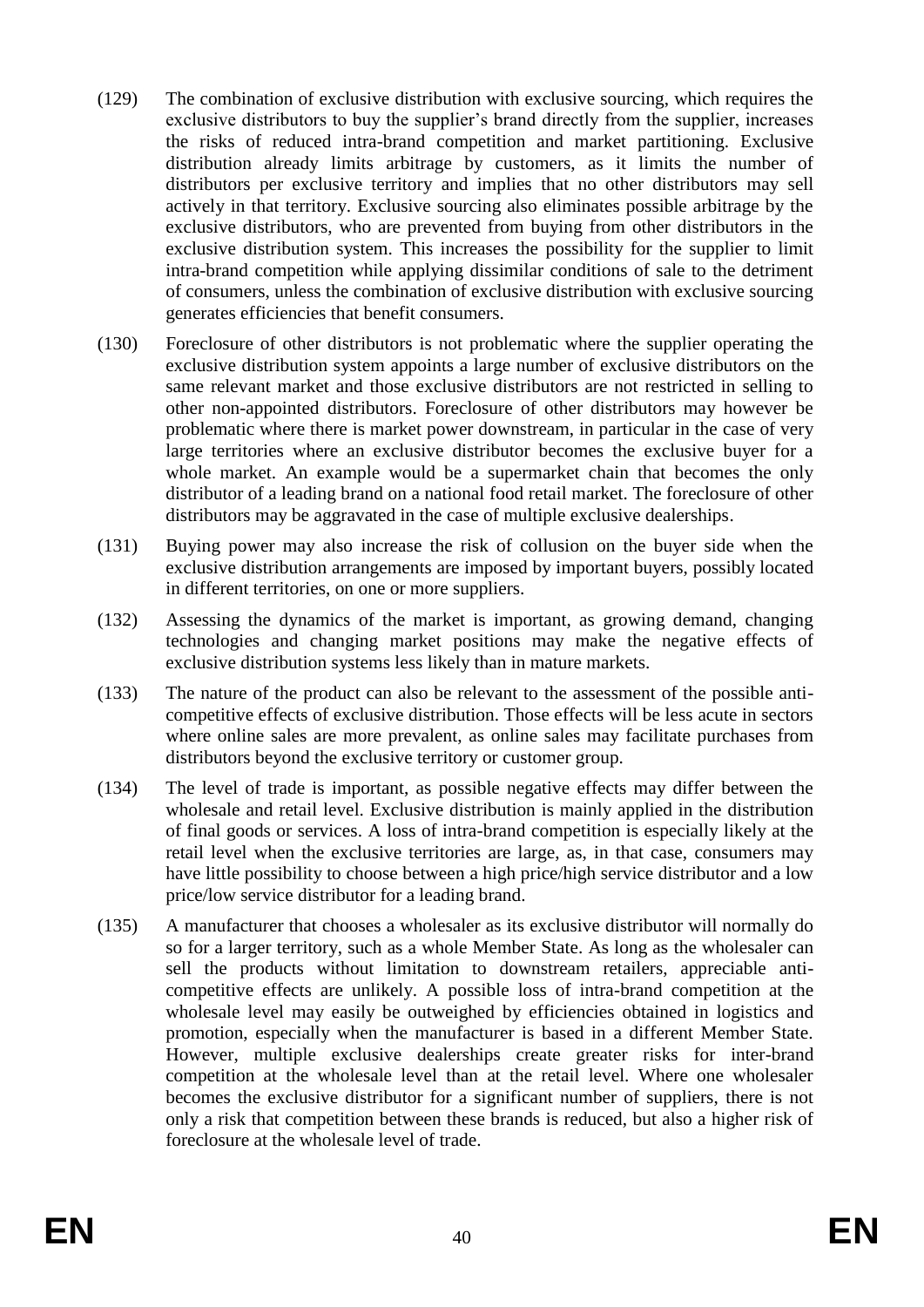(129) The combination of exclusive distribution with exclusive sourcing, which requires the exclusive distributors to buy the supplier's brand directly from the supplier, increases the risks of reduced intra-brand competition and market partitioning. Exclusive distribution already limits arbitrage by customers, as it limits the number of distributors per exclusive territory and implies that no other distributors may sell actively in that territory. Exclusive sourcing also eliminates possible arbitrage by the exclusive distributors, who are prevented from buying from other distributors in the exclusive distribution system. This increases the possibility for the supplier to limit intra-brand competition while applying dissimilar conditions of sale to the detriment of consumers, unless the combination of exclusive distribution with exclusive sourcing generates efficiencies that benefit consumers.

(130) Foreclosure of other distributors is not problematic where the supplier operating the exclusive distribution system appoints a large number of exclusive distributors on the same relevant market and those exclusive distributors are not restricted in selling to other non-appointed distributors. Foreclosure of other distributors may however be problematic where there is market power downstream, in particular in the case of very large territories where an exclusive distributor becomes the exclusive buyer for a whole market. An example would be a supermarket chain that becomes the only distributor of a leading brand on a national food retail market. The foreclosure of other distributors may be aggravated in the case of multiple exclusive dealerships.

(131) Buying power may also increase the risk of collusion on the buyer side when the exclusive distribution arrangements are imposed by important buyers, possibly located in different territories, on one or more suppliers.

(132) Assessing the dynamics of the market is important, as growing demand, changing technologies and changing market positions may make the negative effects of exclusive distribution systems less likely than in mature markets.

(133) The nature of the product can also be relevant to the assessment of the possible anti-competitive effects of exclusive distribution. Those effects will be less acute in sectors where online sales are more prevalent, as online sales may facilitate purchases from distributors beyond the exclusive territory or customer group.

(134) The level of trade is important, as possible negative effects may differ between the wholesale and retail level. Exclusive distribution is mainly applied in the distribution of final goods or services. A loss of intra-brand competition is especially likely at the retail level when the exclusive territories are large, as, in that case, consumers may have little possibility to choose between a high price/high service distributor and a low price/low service distributor for a leading brand.

(135) A manufacturer that chooses a wholesaler as its exclusive distributor will normally do so for a larger territory, such as a whole Member State. As long as the wholesaler can sell the products without limitation to downstream retailers, appreciable anti-competitive effects are unlikely. A possible loss of intra-brand competition at the wholesale level may easily be outweighed by efficiencies obtained in logistics and promotion, especially when the manufacturer is based in a different Member State. However, multiple exclusive dealerships create greater risks for inter-brand competition at the wholesale level than at the retail level. Where one wholesaler becomes the exclusive distributor for a significant number of suppliers, there is not only a risk that competition between these brands is reduced, but also a higher risk of foreclosure at the wholesale level of trade.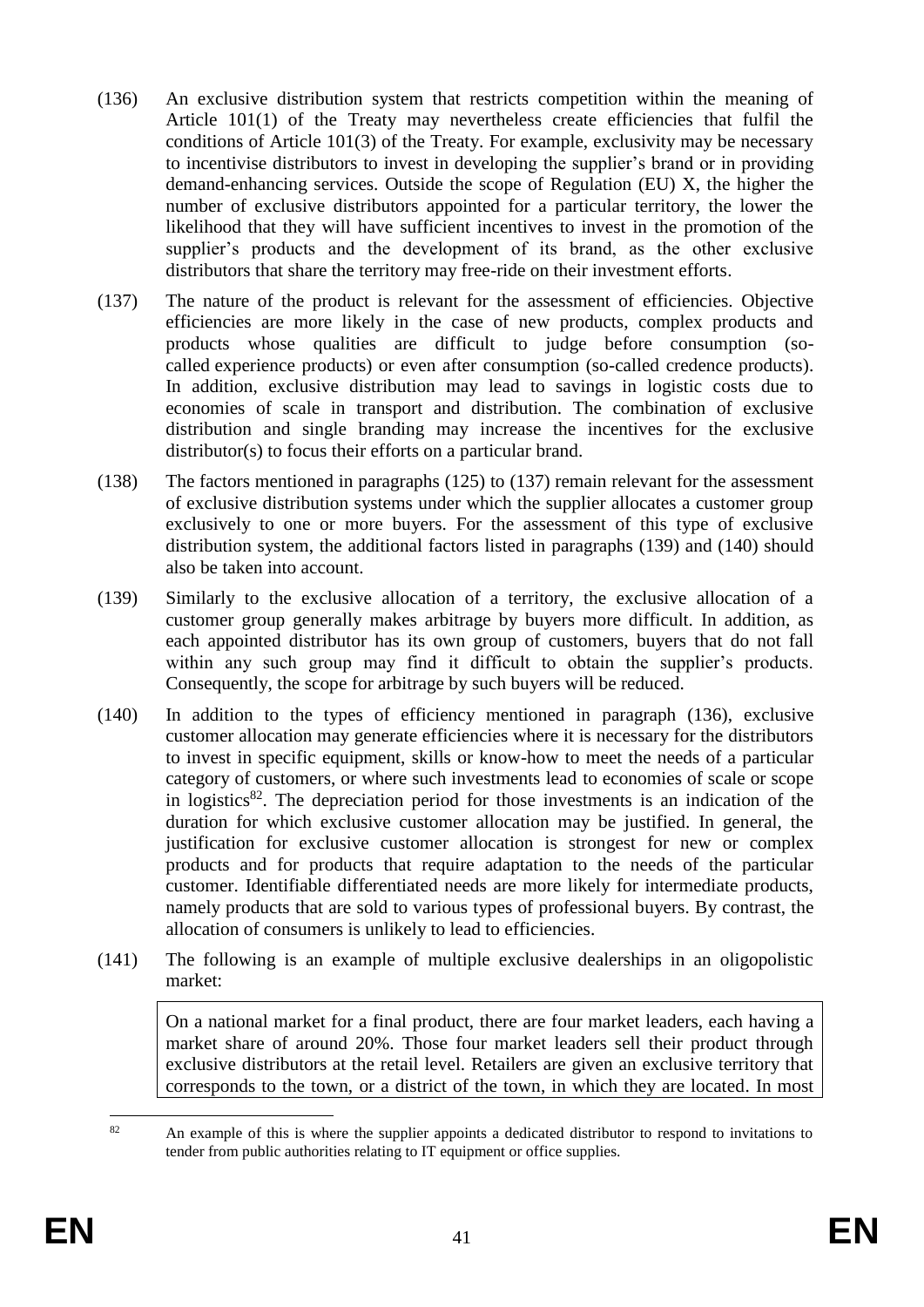(136) An exclusive distribution system that restricts competition within the meaning of Article 101(1) of the Treaty may nevertheless create efficiencies that fulfil the conditions of Article 101(3) of the Treaty. For example, exclusivity may be necessary to incentivise distributors to invest in developing the supplier's brand or in providing demand-enhancing services. Outside the scope of Regulation (EU) X, the higher the number of exclusive distributors appointed for a particular territory, the lower the likelihood that they will have sufficient incentives to invest in the promotion of the supplier's products and the development of its brand, as the other exclusive distributors that share the territory may free-ride on their investment efforts.

(137) The nature of the product is relevant for the assessment of efficiencies. Objective efficiencies are more likely in the case of new products, complex products and products whose qualities are difficult to judge before consumption (so-called experience products) or even after consumption (so-called credence products). In addition, exclusive distribution may lead to savings in logistic costs due to economies of scale in transport and distribution. The combination of exclusive distribution and single branding may increase the incentives for the exclusive distributor(s) to focus their efforts on a particular brand.

(138) The factors mentioned in paragraphs (125) to (137) remain relevant for the assessment of exclusive distribution systems under which the supplier allocates a customer group exclusively to one or more buyers. For the assessment of this type of exclusive distribution system, the additional factors listed in paragraphs (139) and (140) should also be taken into account.

(139) Similarly to the exclusive allocation of a territory, the exclusive allocation of a customer group generally makes arbitrage by buyers more difficult. In addition, as each appointed distributor has its own group of customers, buyers that do not fall within any such group may find it difficult to obtain the supplier's products. Consequently, the scope for arbitrage by such buyers will be reduced.

(140) In addition to the types of efficiency mentioned in paragraph (136), exclusive customer allocation may generate efficiencies where it is necessary for the distributors to invest in specific equipment, skills or know-how to meet the needs of a particular category of customers, or where such investments lead to economies of scale or scope in logistics[82]. The depreciation period for those investments is an indication of the duration for which exclusive customer allocation may be justified. In general, the justification for exclusive customer allocation is strongest for new or complex products and for products that require adaptation to the needs of the particular customer. Identifiable differentiated needs are more likely for intermediate products, namely products that are sold to various types of professional buyers. By contrast, the allocation of consumers is unlikely to lead to efficiencies.

(141) The following is an example of multiple exclusive dealerships in an oligopolistic market:

> On a national market for a final product, there are four market leaders, each having a market share of around 20%. Those four market leaders sell their product through exclusive distributors at the retail level. Retailers are given an exclusive territory that corresponds to the town, or a district of the town, in which they are located. In most

[82] An example of this is where the supplier appoints a dedicated distributor to respond to invitations to tender from public authorities relating to IT equipment or office supplies.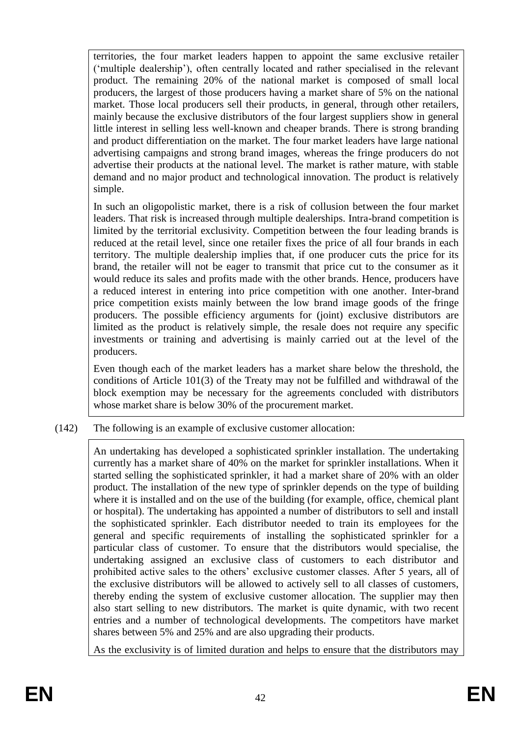territories, the four market leaders happen to appoint the same exclusive retailer ('multiple dealership'), often centrally located and rather specialised in the relevant product. The remaining 20% of the national market is composed of small local producers, the largest of those producers having a market share of 5% on the national market. Those local producers sell their products, in general, through other retailers, mainly because the exclusive distributors of the four largest suppliers show in general little interest in selling less well-known and cheaper brands. There is strong branding and product differentiation on the market. The four market leaders have large national advertising campaigns and strong brand images, whereas the fringe producers do not advertise their products at the national level. The market is rather mature, with stable demand and no major product and technological innovation. The product is relatively simple.

In such an oligopolistic market, there is a risk of collusion between the four market leaders. That risk is increased through multiple dealerships. Intra-brand competition is limited by the territorial exclusivity. Competition between the four leading brands is reduced at the retail level, since one retailer fixes the price of all four brands in each territory. The multiple dealership implies that, if one producer cuts the price for its brand, the retailer will not be eager to transmit that price cut to the consumer as it would reduce its sales and profits made with the other brands. Hence, producers have a reduced interest in entering into price competition with one another. Inter-brand price competition exists mainly between the low brand image goods of the fringe producers. The possible efficiency arguments for (joint) exclusive distributors are limited as the product is relatively simple, the resale does not require any specific investments or training and advertising is mainly carried out at the level of the producers.

Even though each of the market leaders has a market share below the threshold, the conditions of Article 101(3) of the Treaty may not be fulfilled and withdrawal of the block exemption may be necessary for the agreements concluded with distributors whose market share is below 30% of the procurement market.

(142) The following is an example of exclusive customer allocation:

An undertaking has developed a sophisticated sprinkler installation. The undertaking currently has a market share of 40% on the market for sprinkler installations. When it started selling the sophisticated sprinkler, it had a market share of 20% with an older product. The installation of the new type of sprinkler depends on the type of building where it is installed and on the use of the building (for example, office, chemical plant or hospital). The undertaking has appointed a number of distributors to sell and install the sophisticated sprinkler. Each distributor needed to train its employees for the general and specific requirements of installing the sophisticated sprinkler for a particular class of customer. To ensure that the distributors would specialise, the undertaking assigned an exclusive class of customers to each distributor and prohibited active sales to the others' exclusive customer classes. After 5 years, all of the exclusive distributors will be allowed to actively sell to all classes of customers, thereby ending the system of exclusive customer allocation. The supplier may then also start selling to new distributors. The market is quite dynamic, with two recent entries and a number of technological developments. The competitors have market shares between 5% and 25% and are also upgrading their products.

As the exclusivity is of limited duration and helps to ensure that the distributors may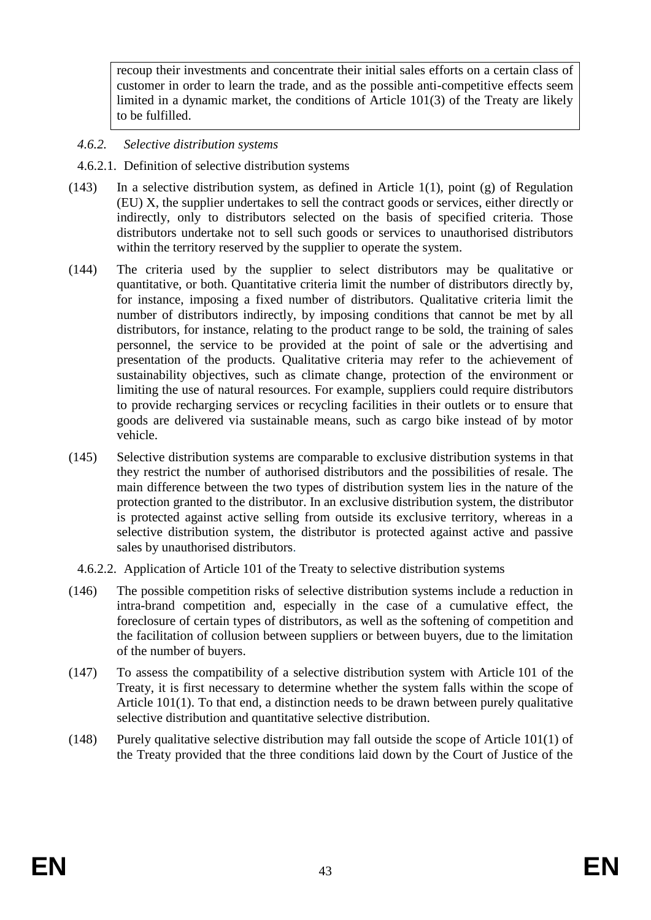recoup their investments and concentrate their initial sales efforts on a certain class of customer in order to learn the trade, and as the possible anti-competitive effects seem limited in a dynamic market, the conditions of Article 101(3) of the Treaty are likely to be fulfilled.

#### *4.6.2. Selective distribution systems*

##### 4.6.2.1. Definition of selective distribution systems

(143) In a selective distribution system, as defined in Article 1(1), point (g) of Regulation (EU) X, the supplier undertakes to sell the contract goods or services, either directly or indirectly, only to distributors selected on the basis of specified criteria. Those distributors undertake not to sell such goods or services to unauthorised distributors within the territory reserved by the supplier to operate the system.

(144) The criteria used by the supplier to select distributors may be qualitative or quantitative, or both. Quantitative criteria limit the number of distributors directly by, for instance, imposing a fixed number of distributors. Qualitative criteria limit the number of distributors indirectly, by imposing conditions that cannot be met by all distributors, for instance, relating to the product range to be sold, the training of sales personnel, the service to be provided at the point of sale or the advertising and presentation of the products. Qualitative criteria may refer to the achievement of sustainability objectives, such as climate change, protection of the environment or limiting the use of natural resources. For example, suppliers could require distributors to provide recharging services or recycling facilities in their outlets or to ensure that goods are delivered via sustainable means, such as cargo bike instead of by motor vehicle.

(145) Selective distribution systems are comparable to exclusive distribution systems in that they restrict the number of authorised distributors and the possibilities of resale. The main difference between the two types of distribution system lies in the nature of the protection granted to the distributor. In an exclusive distribution system, the distributor is protected against active selling from outside its exclusive territory, whereas in a selective distribution system, the distributor is protected against active and passive sales by unauthorised distributors.

##### 4.6.2.2. Application of Article 101 of the Treaty to selective distribution systems

(146) The possible competition risks of selective distribution systems include a reduction in intra-brand competition and, especially in the case of a cumulative effect, the foreclosure of certain types of distributors, as well as the softening of competition and the facilitation of collusion between suppliers or between buyers, due to the limitation of the number of buyers.

(147) To assess the compatibility of a selective distribution system with Article 101 of the Treaty, it is first necessary to determine whether the system falls within the scope of Article 101(1). To that end, a distinction needs to be drawn between purely qualitative selective distribution and quantitative selective distribution.

(148) Purely qualitative selective distribution may fall outside the scope of Article 101(1) of the Treaty provided that the three conditions laid down by the Court of Justice of the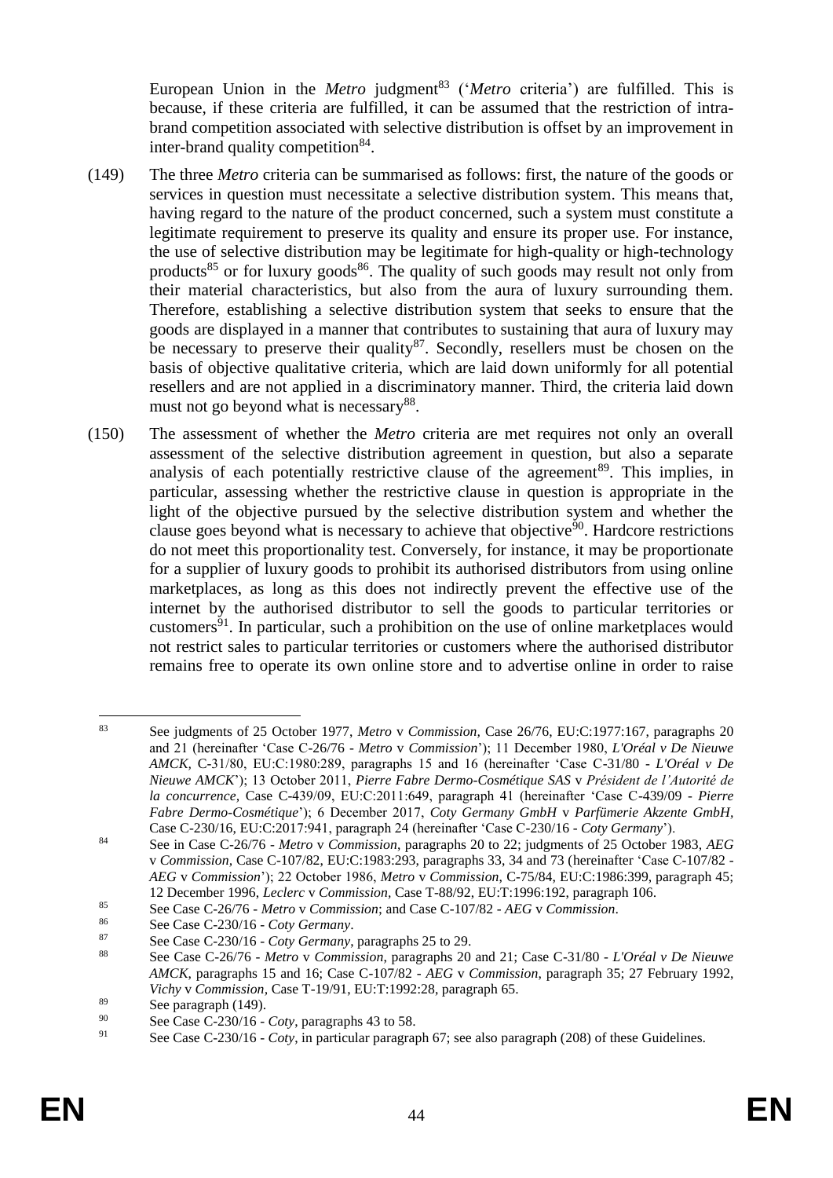European Union in the *Metro* judgment[83] ('*Metro* criteria') are fulfilled. This is because, if these criteria are fulfilled, it can be assumed that the restriction of intra-brand competition associated with selective distribution is offset by an improvement in inter-brand quality competition[84].

(149) The three *Metro* criteria can be summarised as follows: first, the nature of the goods or services in question must necessitate a selective distribution system. This means that, having regard to the nature of the product concerned, such a system must constitute a legitimate requirement to preserve its quality and ensure its proper use. For instance, the use of selective distribution may be legitimate for high-quality or high-technology products[85] or for luxury goods[86]. The quality of such goods may result not only from their material characteristics, but also from the aura of luxury surrounding them. Therefore, establishing a selective distribution system that seeks to ensure that the goods are displayed in a manner that contributes to sustaining that aura of luxury may be necessary to preserve their quality[87]. Secondly, resellers must be chosen on the basis of objective qualitative criteria, which are laid down uniformly for all potential resellers and are not applied in a discriminatory manner. Third, the criteria laid down must not go beyond what is necessary[88].

(150) The assessment of whether the *Metro* criteria are met requires not only an overall assessment of the selective distribution agreement in question, but also a separate analysis of each potentially restrictive clause of the agreement[89]. This implies, in particular, assessing whether the restrictive clause in question is appropriate in the light of the objective pursued by the selective distribution system and whether the clause goes beyond what is necessary to achieve that objective[90]. Hardcore restrictions do not meet this proportionality test. Conversely, for instance, it may be proportionate for a supplier of luxury goods to prohibit its authorised distributors from using online marketplaces, as long as this does not indirectly prevent the effective use of the internet by the authorised distributor to sell the goods to particular territories or customers[91]. In particular, such a prohibition on the use of online marketplaces would not restrict sales to particular territories or customers where the authorised distributor remains free to operate its own online store and to advertise online in order to raise

---

[83] See judgments of 25 October 1977, *Metro* v *Commission*, Case 26/76, EU:C:1977:167, paragraphs 20 and 21 (hereinafter 'Case C-26/76 - *Metro* v *Commission*'); 11 December 1980, *L'Oréal v De Nieuwe AMCK*, C-31/80, EU:C:1980:289, paragraphs 15 and 16 (hereinafter 'Case C-31/80 - *L'Oréal v De Nieuwe AMCK*'); 13 October 2011, *Pierre Fabre Dermo-Cosmétique SAS* v *Président de l'Autorité de la concurrence*, Case C-439/09, EU:C:2011:649, paragraph 41 (hereinafter 'Case C-439/09 - *Pierre Fabre Dermo-Cosmétique*'); 6 December 2017, *Coty Germany GmbH* v *Parfümerie Akzente GmbH*, Case C-230/16, EU:C:2017:941, paragraph 24 (hereinafter 'Case C-230/16 - *Coty Germany*').

[84] See in Case C-26/76 - *Metro* v *Commission*, paragraphs 20 to 22; judgments of 25 October 1983, *AEG* v *Commission*, Case C-107/82, EU:C:1983:293, paragraphs 33, 34 and 73 (hereinafter 'Case C-107/82 - *AEG* v *Commission*'); 22 October 1986, *Metro* v *Commission*, C-75/84, EU:C:1986:399, paragraph 45; 12 December 1996, *Leclerc* v *Commission*, Case T-88/92, EU:T:1996:192, paragraph 106.

[85] See Case C-26/76 - *Metro* v *Commission*; and Case C-107/82 - *AEG* v *Commission*.

[86] See Case C-230/16 - *Coty Germany*.

[87] See Case C-230/16 - *Coty Germany*, paragraphs 25 to 29.

[88] See Case C-26/76 - *Metro* v *Commission*, paragraphs 20 and 21; Case C-31/80 - *L'Oréal v De Nieuwe AMCK*, paragraphs 15 and 16; Case C-107/82 - *AEG* v *Commission*, paragraph 35; 27 February 1992, *Vichy* v *Commission*, Case T-19/91, EU:T:1992:28, paragraph 65.

[89] See paragraph (149).

[90] See Case C-230/16 - *Coty*, paragraphs 43 to 58.

[91] See Case C-230/16 - *Coty*, in particular paragraph 67; see also paragraph (208) of these Guidelines.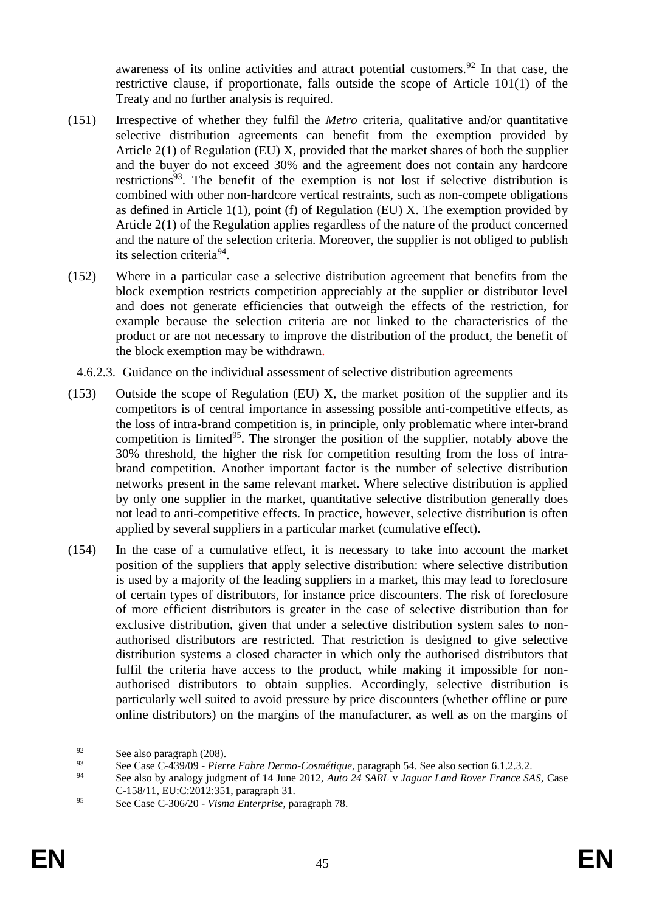awareness of its online activities and attract potential customers.[92] In that case, the restrictive clause, if proportionate, falls outside the scope of Article 101(1) of the Treaty and no further analysis is required.

(151) Irrespective of whether they fulfil the *Metro* criteria, qualitative and/or quantitative selective distribution agreements can benefit from the exemption provided by Article 2(1) of Regulation (EU) X, provided that the market shares of both the supplier and the buyer do not exceed 30% and the agreement does not contain any hardcore restrictions[93]. The benefit of the exemption is not lost if selective distribution is combined with other non-hardcore vertical restraints, such as non-compete obligations as defined in Article 1(1), point (f) of Regulation (EU) X. The exemption provided by Article 2(1) of the Regulation applies regardless of the nature of the product concerned and the nature of the selection criteria. Moreover, the supplier is not obliged to publish its selection criteria[94].

(152) Where in a particular case a selective distribution agreement that benefits from the block exemption restricts competition appreciably at the supplier or distributor level and does not generate efficiencies that outweigh the effects of the restriction, for example because the selection criteria are not linked to the characteristics of the product or are not necessary to improve the distribution of the product, the benefit of the block exemption may be withdrawn.

#### 4.6.2.3. Guidance on the individual assessment of selective distribution agreements

(153) Outside the scope of Regulation (EU) X, the market position of the supplier and its competitors is of central importance in assessing possible anti-competitive effects, as the loss of intra-brand competition is, in principle, only problematic where inter-brand competition is limited[95]. The stronger the position of the supplier, notably above the 30% threshold, the higher the risk for competition resulting from the loss of intra-brand competition. Another important factor is the number of selective distribution networks present in the same relevant market. Where selective distribution is applied by only one supplier in the market, quantitative selective distribution generally does not lead to anti-competitive effects. In practice, however, selective distribution is often applied by several suppliers in a particular market (cumulative effect).

(154) In the case of a cumulative effect, it is necessary to take into account the market position of the suppliers that apply selective distribution: where selective distribution is used by a majority of the leading suppliers in a market, this may lead to foreclosure of certain types of distributors, for instance price discounters. The risk of foreclosure of more efficient distributors is greater in the case of selective distribution than for exclusive distribution, given that under a selective distribution system sales to non-authorised distributors are restricted. That restriction is designed to give selective distribution systems a closed character in which only the authorised distributors that fulfil the criteria have access to the product, while making it impossible for non-authorised distributors to obtain supplies. Accordingly, selective distribution is particularly well suited to avoid pressure by price discounters (whether offline or pure online distributors) on the margins of the manufacturer, as well as on the margins of

---

[92] See also paragraph (208).

[93] See Case C-439/09 - *Pierre Fabre Dermo-Cosmétique*, paragraph 54. See also section 6.1.2.3.2.

[94] See also by analogy judgment of 14 June 2012, *Auto 24 SARL* v *Jaguar Land Rover France SAS*, Case C-158/11, EU:C:2012:351, paragraph 31.

[95] See Case C-306/20 - *Visma Enterprise*, paragraph 78.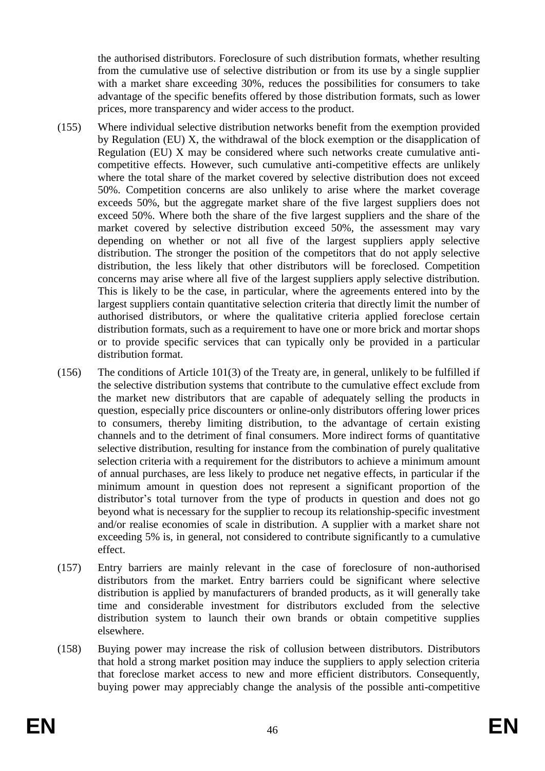the authorised distributors. Foreclosure of such distribution formats, whether resulting from the cumulative use of selective distribution or from its use by a single supplier with a market share exceeding 30%, reduces the possibilities for consumers to take advantage of the specific benefits offered by those distribution formats, such as lower prices, more transparency and wider access to the product.

(155) Where individual selective distribution networks benefit from the exemption provided by Regulation (EU) X, the withdrawal of the block exemption or the disapplication of Regulation (EU) X may be considered where such networks create cumulative anti-competitive effects. However, such cumulative anti-competitive effects are unlikely where the total share of the market covered by selective distribution does not exceed 50%. Competition concerns are also unlikely to arise where the market coverage exceeds 50%, but the aggregate market share of the five largest suppliers does not exceed 50%. Where both the share of the five largest suppliers and the share of the market covered by selective distribution exceed 50%, the assessment may vary depending on whether or not all five of the largest suppliers apply selective distribution. The stronger the position of the competitors that do not apply selective distribution, the less likely that other distributors will be foreclosed. Competition concerns may arise where all five of the largest suppliers apply selective distribution. This is likely to be the case, in particular, where the agreements entered into by the largest suppliers contain quantitative selection criteria that directly limit the number of authorised distributors, or where the qualitative criteria applied foreclose certain distribution formats, such as a requirement to have one or more brick and mortar shops or to provide specific services that can typically only be provided in a particular distribution format.

(156) The conditions of Article 101(3) of the Treaty are, in general, unlikely to be fulfilled if the selective distribution systems that contribute to the cumulative effect exclude from the market new distributors that are capable of adequately selling the products in question, especially price discounters or online-only distributors offering lower prices to consumers, thereby limiting distribution, to the advantage of certain existing channels and to the detriment of final consumers. More indirect forms of quantitative selective distribution, resulting for instance from the combination of purely qualitative selection criteria with a requirement for the distributors to achieve a minimum amount of annual purchases, are less likely to produce net negative effects, in particular if the minimum amount in question does not represent a significant proportion of the distributor's total turnover from the type of products in question and does not go beyond what is necessary for the supplier to recoup its relationship-specific investment and/or realise economies of scale in distribution. A supplier with a market share not exceeding 5% is, in general, not considered to contribute significantly to a cumulative effect.

(157) Entry barriers are mainly relevant in the case of foreclosure of non-authorised distributors from the market. Entry barriers could be significant where selective distribution is applied by manufacturers of branded products, as it will generally take time and considerable investment for distributors excluded from the selective distribution system to launch their own brands or obtain competitive supplies elsewhere.

(158) Buying power may increase the risk of collusion between distributors. Distributors that hold a strong market position may induce the suppliers to apply selection criteria that foreclose market access to new and more efficient distributors. Consequently, buying power may appreciably change the analysis of the possible anti-competitive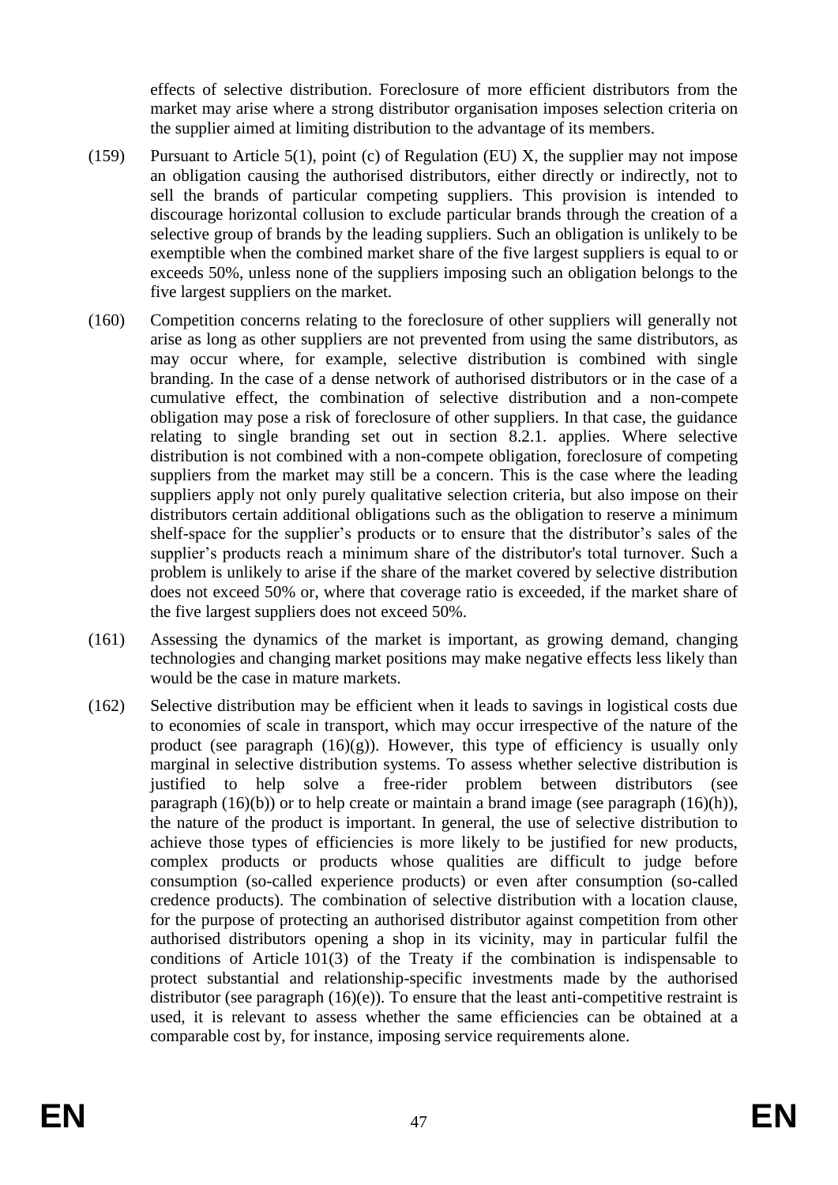effects of selective distribution. Foreclosure of more efficient distributors from the market may arise where a strong distributor organisation imposes selection criteria on the supplier aimed at limiting distribution to the advantage of its members.

(159) Pursuant to Article 5(1), point (c) of Regulation (EU) X, the supplier may not impose an obligation causing the authorised distributors, either directly or indirectly, not to sell the brands of particular competing suppliers. This provision is intended to discourage horizontal collusion to exclude particular brands through the creation of a selective group of brands by the leading suppliers. Such an obligation is unlikely to be exemptible when the combined market share of the five largest suppliers is equal to or exceeds 50%, unless none of the suppliers imposing such an obligation belongs to the five largest suppliers on the market.

(160) Competition concerns relating to the foreclosure of other suppliers will generally not arise as long as other suppliers are not prevented from using the same distributors, as may occur where, for example, selective distribution is combined with single branding. In the case of a dense network of authorised distributors or in the case of a cumulative effect, the combination of selective distribution and a non-compete obligation may pose a risk of foreclosure of other suppliers. In that case, the guidance relating to single branding set out in section 8.2.1. applies. Where selective distribution is not combined with a non-compete obligation, foreclosure of competing suppliers from the market may still be a concern. This is the case where the leading suppliers apply not only purely qualitative selection criteria, but also impose on their distributors certain additional obligations such as the obligation to reserve a minimum shelf-space for the supplier's products or to ensure that the distributor's sales of the supplier's products reach a minimum share of the distributor's total turnover. Such a problem is unlikely to arise if the share of the market covered by selective distribution does not exceed 50% or, where that coverage ratio is exceeded, if the market share of the five largest suppliers does not exceed 50%.

(161) Assessing the dynamics of the market is important, as growing demand, changing technologies and changing market positions may make negative effects less likely than would be the case in mature markets.

(162) Selective distribution may be efficient when it leads to savings in logistical costs due to economies of scale in transport, which may occur irrespective of the nature of the product (see paragraph (16)(g)). However, this type of efficiency is usually only marginal in selective distribution systems. To assess whether selective distribution is justified to help solve a free-rider problem between distributors (see paragraph (16)(b)) or to help create or maintain a brand image (see paragraph (16)(h)), the nature of the product is important. In general, the use of selective distribution to achieve those types of efficiencies is more likely to be justified for new products, complex products or products whose qualities are difficult to judge before consumption (so-called experience products) or even after consumption (so-called credence products). The combination of selective distribution with a location clause, for the purpose of protecting an authorised distributor against competition from other authorised distributors opening a shop in its vicinity, may in particular fulfil the conditions of Article 101(3) of the Treaty if the combination is indispensable to protect substantial and relationship-specific investments made by the authorised distributor (see paragraph (16)(e)). To ensure that the least anti-competitive restraint is used, it is relevant to assess whether the same efficiencies can be obtained at a comparable cost by, for instance, imposing service requirements alone.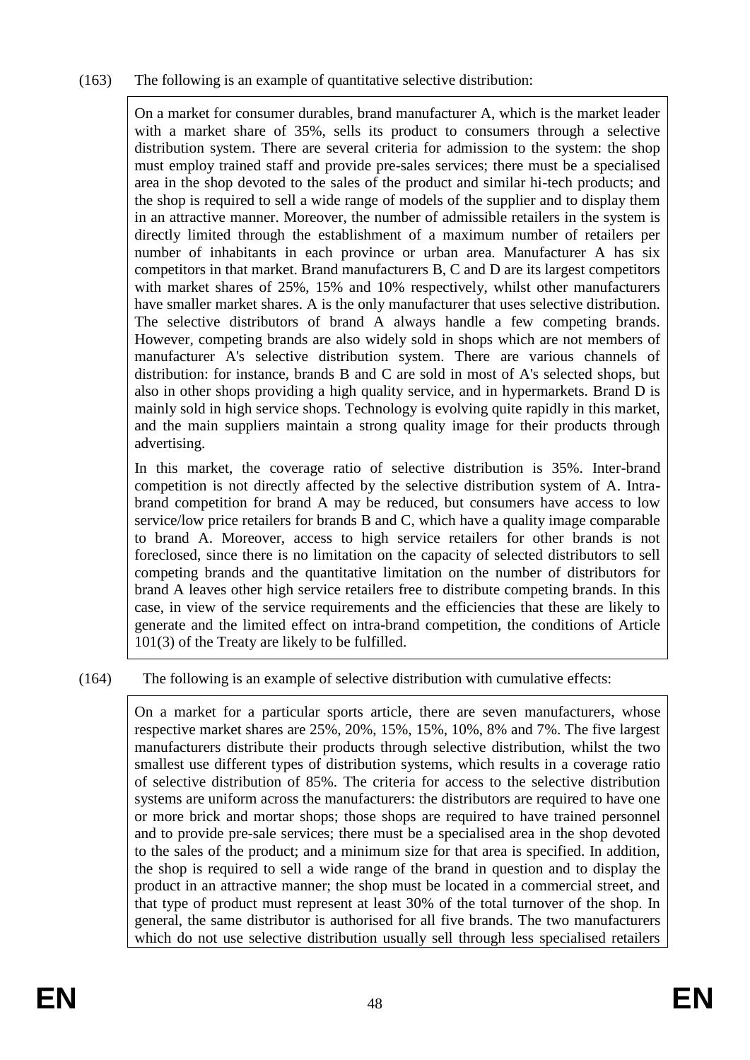(163) The following is an example of quantitative selective distribution:

> On a market for consumer durables, brand manufacturer A, which is the market leader with a market share of 35%, sells its product to consumers through a selective distribution system. There are several criteria for admission to the system: the shop must employ trained staff and provide pre-sales services; there must be a specialised area in the shop devoted to the sales of the product and similar hi-tech products; and the shop is required to sell a wide range of models of the supplier and to display them in an attractive manner. Moreover, the number of admissible retailers in the system is directly limited through the establishment of a maximum number of retailers per number of inhabitants in each province or urban area. Manufacturer A has six competitors in that market. Brand manufacturers B, C and D are its largest competitors with market shares of 25%, 15% and 10% respectively, whilst other manufacturers have smaller market shares. A is the only manufacturer that uses selective distribution. The selective distributors of brand A always handle a few competing brands. However, competing brands are also widely sold in shops which are not members of manufacturer A's selective distribution system. There are various channels of distribution: for instance, brands B and C are sold in most of A's selected shops, but also in other shops providing a high quality service, and in hypermarkets. Brand D is mainly sold in high service shops. Technology is evolving quite rapidly in this market, and the main suppliers maintain a strong quality image for their products through advertising.
>
> In this market, the coverage ratio of selective distribution is 35%. Inter-brand competition is not directly affected by the selective distribution system of A. Intra-brand competition for brand A may be reduced, but consumers have access to low service/low price retailers for brands B and C, which have a quality image comparable to brand A. Moreover, access to high service retailers for other brands is not foreclosed, since there is no limitation on the capacity of selected distributors to sell competing brands and the quantitative limitation on the number of distributors for brand A leaves other high service retailers free to distribute competing brands. In this case, in view of the service requirements and the efficiencies that these are likely to generate and the limited effect on intra-brand competition, the conditions of Article 101(3) of the Treaty are likely to be fulfilled.

(164) The following is an example of selective distribution with cumulative effects:

> On a market for a particular sports article, there are seven manufacturers, whose respective market shares are 25%, 20%, 15%, 15%, 10%, 8% and 7%. The five largest manufacturers distribute their products through selective distribution, whilst the two smallest use different types of distribution systems, which results in a coverage ratio of selective distribution of 85%. The criteria for access to the selective distribution systems are uniform across the manufacturers: the distributors are required to have one or more brick and mortar shops; those shops are required to have trained personnel and to provide pre-sale services; there must be a specialised area in the shop devoted to the sales of the product; and a minimum size for that area is specified. In addition, the shop is required to sell a wide range of the brand in question and to display the product in an attractive manner; the shop must be located in a commercial street, and that type of product must represent at least 30% of the total turnover of the shop. In general, the same distributor is authorised for all five brands. The two manufacturers which do not use selective distribution usually sell through less specialised retailers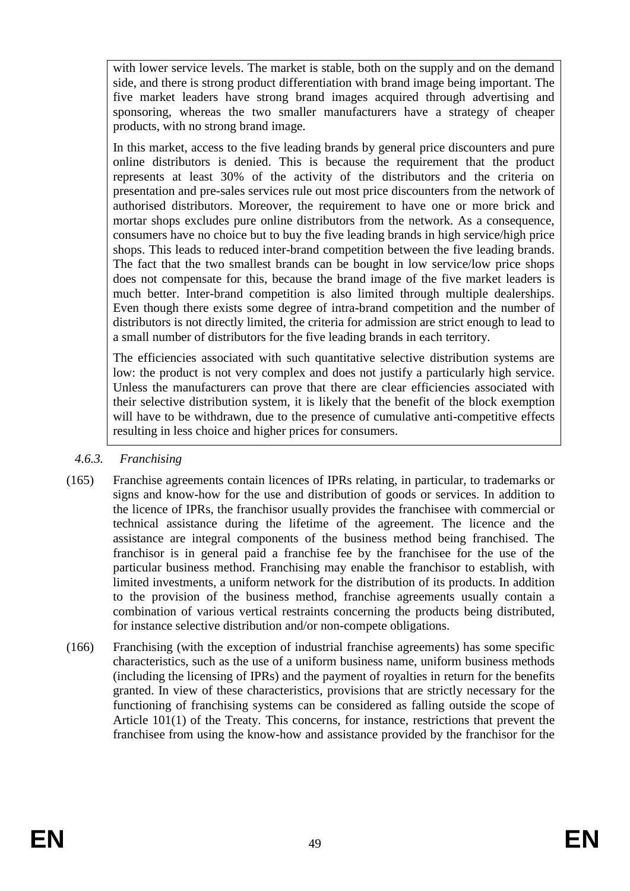with lower service levels. The market is stable, both on the supply and on the demand side, and there is strong product differentiation with brand image being important. The five market leaders have strong brand images acquired through advertising and sponsoring, whereas the two smaller manufacturers have a strategy of cheaper products, with no strong brand image.

In this market, access to the five leading brands by general price discounters and pure online distributors is denied. This is because the requirement that the product represents at least 30% of the activity of the distributors and the criteria on presentation and pre-sales services rule out most price discounters from the network of authorised distributors. Moreover, the requirement to have one or more brick and mortar shops excludes pure online distributors from the network. As a consequence, consumers have no choice but to buy the five leading brands in high service/high price shops. This leads to reduced inter-brand competition between the five leading brands. The fact that the two smallest brands can be bought in low service/low price shops does not compensate for this, because the brand image of the five market leaders is much better. Inter-brand competition is also limited through multiple dealerships. Even though there exists some degree of intra-brand competition and the number of distributors is not directly limited, the criteria for admission are strict enough to lead to a small number of distributors for the five leading brands in each territory.

The efficiencies associated with such quantitative selective distribution systems are low: the product is not very complex and does not justify a particularly high service. Unless the manufacturers can prove that there are clear efficiencies associated with their selective distribution system, it is likely that the benefit of the block exemption will have to be withdrawn, due to the presence of cumulative anti-competitive effects resulting in less choice and higher prices for consumers.

### *4.6.3. Franchising*

(165) Franchise agreements contain licences of IPRs relating, in particular, to trademarks or signs and know-how for the use and distribution of goods or services. In addition to the licence of IPRs, the franchisor usually provides the franchisee with commercial or technical assistance during the lifetime of the agreement. The licence and the assistance are integral components of the business method being franchised. The franchisor is in general paid a franchise fee by the franchisee for the use of the particular business method. Franchising may enable the franchisor to establish, with limited investments, a uniform network for the distribution of its products. In addition to the provision of the business method, franchise agreements usually contain a combination of various vertical restraints concerning the products being distributed, for instance selective distribution and/or non-compete obligations.

(166) Franchising (with the exception of industrial franchise agreements) has some specific characteristics, such as the use of a uniform business name, uniform business methods (including the licensing of IPRs) and the payment of royalties in return for the benefits granted. In view of these characteristics, provisions that are strictly necessary for the functioning of franchising systems can be considered as falling outside the scope of Article 101(1) of the Treaty. This concerns, for instance, restrictions that prevent the franchisee from using the know-how and assistance provided by the franchisor for the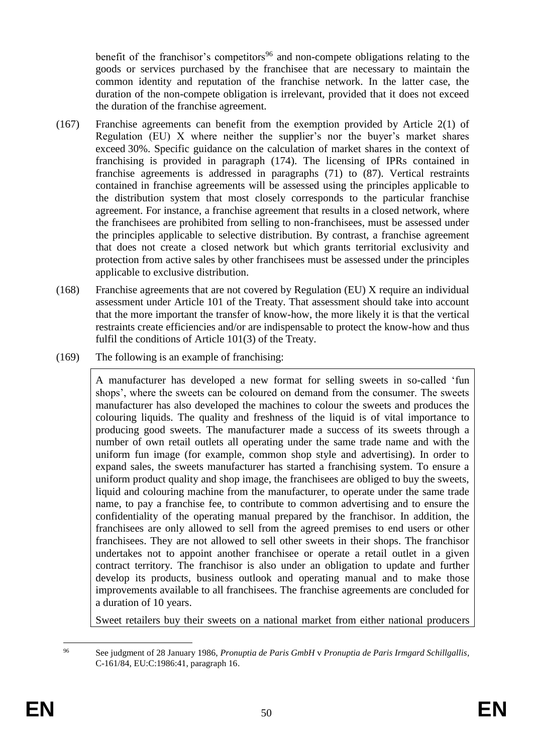benefit of the franchisor's competitors[96] and non-compete obligations relating to the goods or services purchased by the franchisee that are necessary to maintain the common identity and reputation of the franchise network. In the latter case, the duration of the non-compete obligation is irrelevant, provided that it does not exceed the duration of the franchise agreement.

(167) Franchise agreements can benefit from the exemption provided by Article 2(1) of Regulation (EU) X where neither the supplier's nor the buyer's market shares exceed 30%. Specific guidance on the calculation of market shares in the context of franchising is provided in paragraph (174). The licensing of IPRs contained in franchise agreements is addressed in paragraphs (71) to (87). Vertical restraints contained in franchise agreements will be assessed using the principles applicable to the distribution system that most closely corresponds to the particular franchise agreement. For instance, a franchise agreement that results in a closed network, where the franchisees are prohibited from selling to non-franchisees, must be assessed under the principles applicable to selective distribution. By contrast, a franchise agreement that does not create a closed network but which grants territorial exclusivity and protection from active sales by other franchisees must be assessed under the principles applicable to exclusive distribution.

(168) Franchise agreements that are not covered by Regulation (EU) X require an individual assessment under Article 101 of the Treaty. That assessment should take into account that the more important the transfer of know-how, the more likely it is that the vertical restraints create efficiencies and/or are indispensable to protect the know-how and thus fulfil the conditions of Article 101(3) of the Treaty.

(169) The following is an example of franchising:

> A manufacturer has developed a new format for selling sweets in so-called 'fun shops', where the sweets can be coloured on demand from the consumer. The sweets manufacturer has also developed the machines to colour the sweets and produces the colouring liquids. The quality and freshness of the liquid is of vital importance to producing good sweets. The manufacturer made a success of its sweets through a number of own retail outlets all operating under the same trade name and with the uniform fun image (for example, common shop style and advertising). In order to expand sales, the sweets manufacturer has started a franchising system. To ensure a uniform product quality and shop image, the franchisees are obliged to buy the sweets, liquid and colouring machine from the manufacturer, to operate under the same trade name, to pay a franchise fee, to contribute to common advertising and to ensure the confidentiality of the operating manual prepared by the franchisor. In addition, the franchisees are only allowed to sell from the agreed premises to end users or other franchisees. They are not allowed to sell other sweets in their shops. The franchisor undertakes not to appoint another franchisee or operate a retail outlet in a given contract territory. The franchisor is also under an obligation to update and further develop its products, business outlook and operating manual and to make those improvements available to all franchisees. The franchise agreements are concluded for a duration of 10 years.
>
> Sweet retailers buy their sweets on a national market from either national producers

[96] See judgment of 28 January 1986, *Pronuptia de Paris GmbH* v *Pronuptia de Paris Irmgard Schillgallis*, C-161/84, EU:C:1986:41, paragraph 16.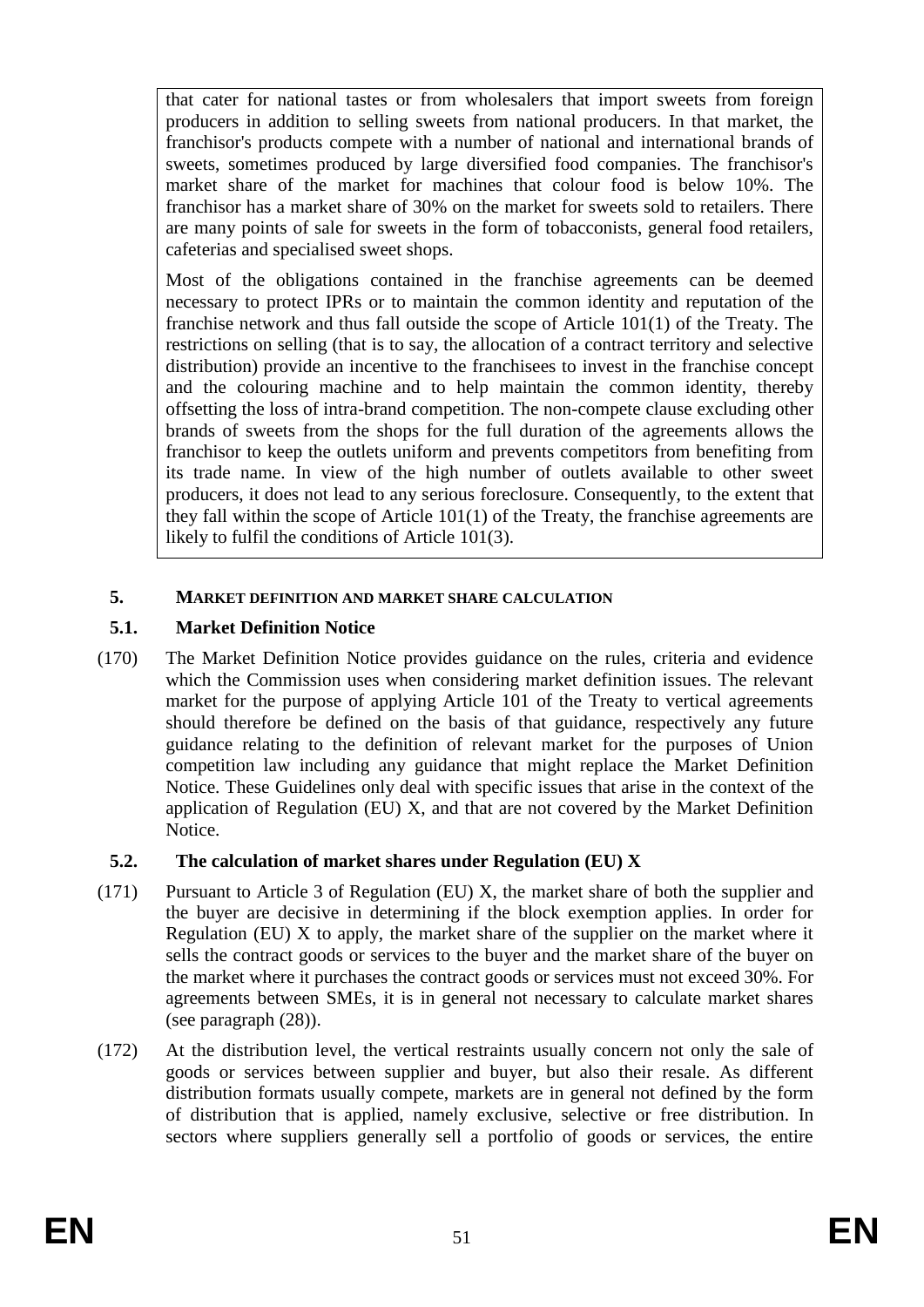> that cater for national tastes or from wholesalers that import sweets from foreign producers in addition to selling sweets from national producers. In that market, the franchisor's products compete with a number of national and international brands of sweets, sometimes produced by large diversified food companies. The franchisor's market share of the market for machines that colour food is below 10%. The franchisor has a market share of 30% on the market for sweets sold to retailers. There are many points of sale for sweets in the form of tobacconists, general food retailers, cafeterias and specialised sweet shops.
>
> Most of the obligations contained in the franchise agreements can be deemed necessary to protect IPRs or to maintain the common identity and reputation of the franchise network and thus fall outside the scope of Article 101(1) of the Treaty. The restrictions on selling (that is to say, the allocation of a contract territory and selective distribution) provide an incentive to the franchisees to invest in the franchise concept and the colouring machine and to help maintain the common identity, thereby offsetting the loss of intra-brand competition. The non-compete clause excluding other brands of sweets from the shops for the full duration of the agreements allows the franchisor to keep the outlets uniform and prevents competitors from benefiting from its trade name. In view of the high number of outlets available to other sweet producers, it does not lead to any serious foreclosure. Consequently, to the extent that they fall within the scope of Article 101(1) of the Treaty, the franchise agreements are likely to fulfil the conditions of Article 101(3).

## 5. MARKET DEFINITION AND MARKET SHARE CALCULATION

### 5.1. Market Definition Notice

(170) The Market Definition Notice provides guidance on the rules, criteria and evidence which the Commission uses when considering market definition issues. The relevant market for the purpose of applying Article 101 of the Treaty to vertical agreements should therefore be defined on the basis of that guidance, respectively any future guidance relating to the definition of relevant market for the purposes of Union competition law including any guidance that might replace the Market Definition Notice. These Guidelines only deal with specific issues that arise in the context of the application of Regulation (EU) X, and that are not covered by the Market Definition Notice.

### 5.2. The calculation of market shares under Regulation (EU) X

(171) Pursuant to Article 3 of Regulation (EU) X, the market share of both the supplier and the buyer are decisive in determining if the block exemption applies. In order for Regulation (EU) X to apply, the market share of the supplier on the market where it sells the contract goods or services to the buyer and the market share of the buyer on the market where it purchases the contract goods or services must not exceed 30%. For agreements between SMEs, it is in general not necessary to calculate market shares (see paragraph (28)).

(172) At the distribution level, the vertical restraints usually concern not only the sale of goods or services between supplier and buyer, but also their resale. As different distribution formats usually compete, markets are in general not defined by the form of distribution that is applied, namely exclusive, selective or free distribution. In sectors where suppliers generally sell a portfolio of goods or services, the entire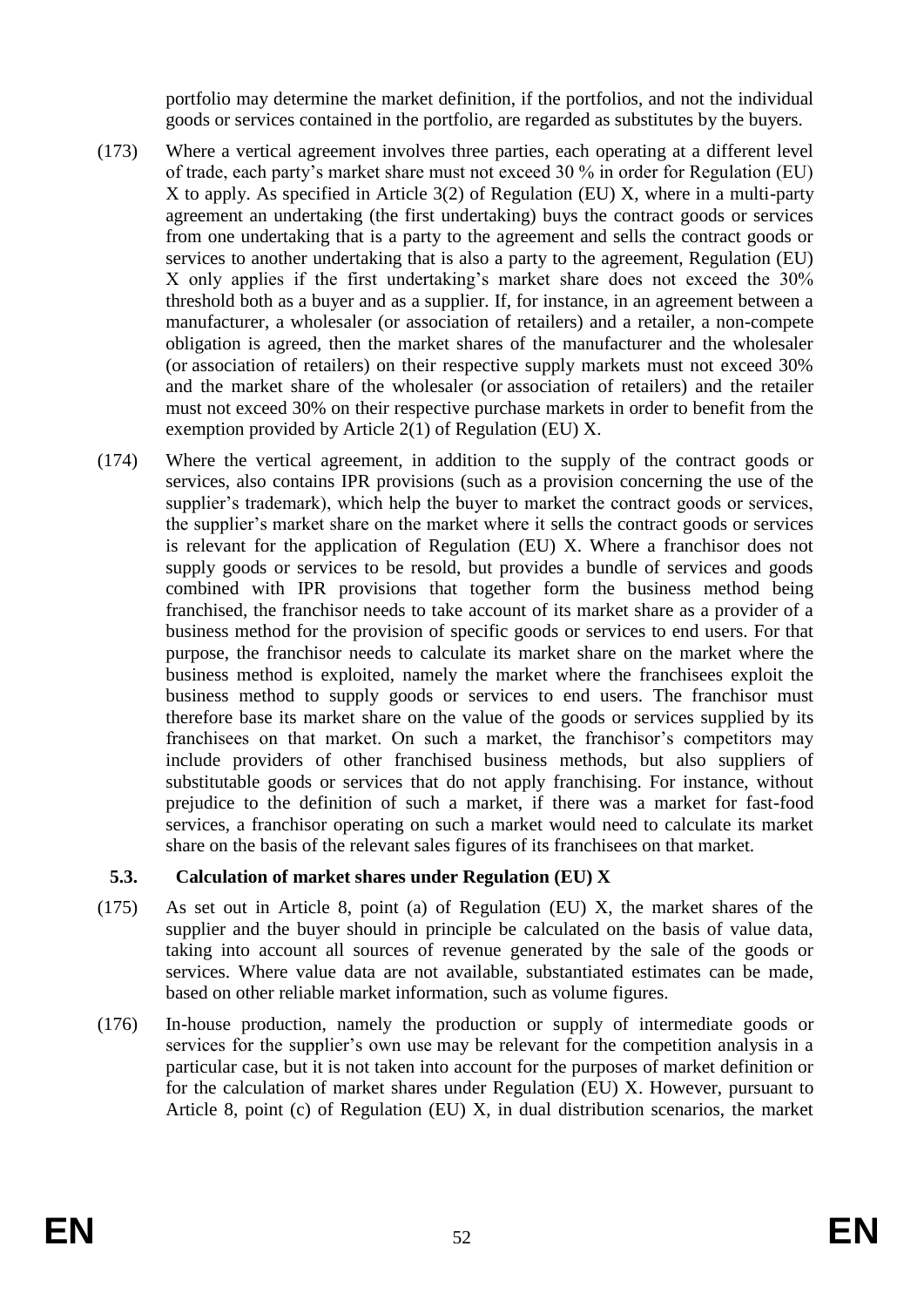portfolio may determine the market definition, if the portfolios, and not the individual goods or services contained in the portfolio, are regarded as substitutes by the buyers.

(173) Where a vertical agreement involves three parties, each operating at a different level of trade, each party's market share must not exceed 30 % in order for Regulation (EU) X to apply. As specified in Article 3(2) of Regulation (EU) X, where in a multi-party agreement an undertaking (the first undertaking) buys the contract goods or services from one undertaking that is a party to the agreement and sells the contract goods or services to another undertaking that is also a party to the agreement, Regulation (EU) X only applies if the first undertaking's market share does not exceed the 30% threshold both as a buyer and as a supplier. If, for instance, in an agreement between a manufacturer, a wholesaler (or association of retailers) and a retailer, a non-compete obligation is agreed, then the market shares of the manufacturer and the wholesaler (or association of retailers) on their respective supply markets must not exceed 30% and the market share of the wholesaler (or association of retailers) and the retailer must not exceed 30% on their respective purchase markets in order to benefit from the exemption provided by Article 2(1) of Regulation (EU) X.

(174) Where the vertical agreement, in addition to the supply of the contract goods or services, also contains IPR provisions (such as a provision concerning the use of the supplier's trademark), which help the buyer to market the contract goods or services, the supplier's market share on the market where it sells the contract goods or services is relevant for the application of Regulation (EU) X. Where a franchisor does not supply goods or services to be resold, but provides a bundle of services and goods combined with IPR provisions that together form the business method being franchised, the franchisor needs to take account of its market share as a provider of a business method for the provision of specific goods or services to end users. For that purpose, the franchisor needs to calculate its market share on the market where the business method is exploited, namely the market where the franchisees exploit the business method to supply goods or services to end users. The franchisor must therefore base its market share on the value of the goods or services supplied by its franchisees on that market. On such a market, the franchisor's competitors may include providers of other franchised business methods, but also suppliers of substitutable goods or services that do not apply franchising. For instance, without prejudice to the definition of such a market, if there was a market for fast-food services, a franchisor operating on such a market would need to calculate its market share on the basis of the relevant sales figures of its franchisees on that market.

### 5.3. Calculation of market shares under Regulation (EU) X

(175) As set out in Article 8, point (a) of Regulation (EU) X, the market shares of the supplier and the buyer should in principle be calculated on the basis of value data, taking into account all sources of revenue generated by the sale of the goods or services. Where value data are not available, substantiated estimates can be made, based on other reliable market information, such as volume figures.

(176) In-house production, namely the production or supply of intermediate goods or services for the supplier's own use may be relevant for the competition analysis in a particular case, but it is not taken into account for the purposes of market definition or for the calculation of market shares under Regulation (EU) X. However, pursuant to Article 8, point (c) of Regulation (EU) X, in dual distribution scenarios, the market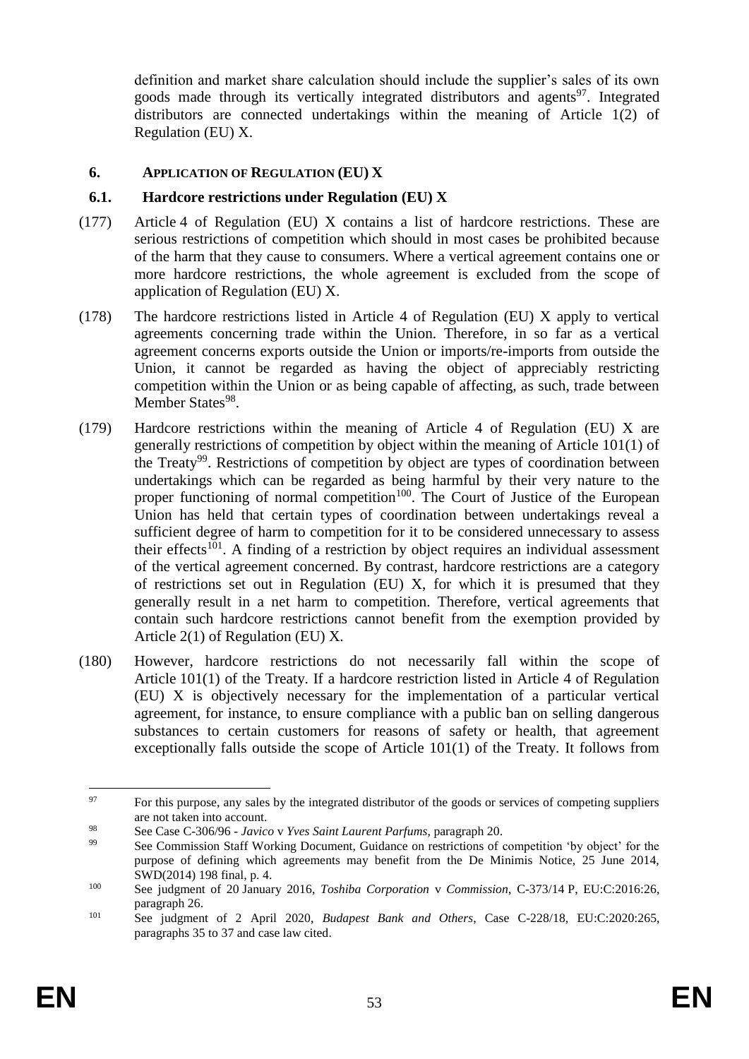definition and market share calculation should include the supplier's sales of its own goods made through its vertically integrated distributors and agents[97]. Integrated distributors are connected undertakings within the meaning of Article 1(2) of Regulation (EU) X.

## 6. APPLICATION OF REGULATION (EU) X

### 6.1. Hardcore restrictions under Regulation (EU) X

(177) Article 4 of Regulation (EU) X contains a list of hardcore restrictions. These are serious restrictions of competition which should in most cases be prohibited because of the harm that they cause to consumers. Where a vertical agreement contains one or more hardcore restrictions, the whole agreement is excluded from the scope of application of Regulation (EU) X.

(178) The hardcore restrictions listed in Article 4 of Regulation (EU) X apply to vertical agreements concerning trade within the Union. Therefore, in so far as a vertical agreement concerns exports outside the Union or imports/re-imports from outside the Union, it cannot be regarded as having the object of appreciably restricting competition within the Union or as being capable of affecting, as such, trade between Member States[98].

(179) Hardcore restrictions within the meaning of Article 4 of Regulation (EU) X are generally restrictions of competition by object within the meaning of Article 101(1) of the Treaty[99]. Restrictions of competition by object are types of coordination between undertakings which can be regarded as being harmful by their very nature to the proper functioning of normal competition[100]. The Court of Justice of the European Union has held that certain types of coordination between undertakings reveal a sufficient degree of harm to competition for it to be considered unnecessary to assess their effects[101]. A finding of a restriction by object requires an individual assessment of the vertical agreement concerned. By contrast, hardcore restrictions are a category of restrictions set out in Regulation (EU) X, for which it is presumed that they generally result in a net harm to competition. Therefore, vertical agreements that contain such hardcore restrictions cannot benefit from the exemption provided by Article 2(1) of Regulation (EU) X.

(180) However, hardcore restrictions do not necessarily fall within the scope of Article 101(1) of the Treaty. If a hardcore restriction listed in Article 4 of Regulation (EU) X is objectively necessary for the implementation of a particular vertical agreement, for instance, to ensure compliance with a public ban on selling dangerous substances to certain customers for reasons of safety or health, that agreement exceptionally falls outside the scope of Article 101(1) of the Treaty. It follows from

---

[97] For this purpose, any sales by the integrated distributor of the goods or services of competing suppliers are not taken into account.

[98] See Case C-306/96 - *Javico* v *Yves Saint Laurent Parfums*, paragraph 20.

[99] See Commission Staff Working Document, Guidance on restrictions of competition 'by object' for the purpose of defining which agreements may benefit from the De Minimis Notice, 25 June 2014, SWD(2014) 198 final, p. 4.

[100] See judgment of 20 January 2016, *Toshiba Corporation* v *Commission*, C-373/14 P, EU:C:2016:26, paragraph 26.

[101] See judgment of 2 April 2020, *Budapest Bank and Others*, Case C-228/18, EU:C:2020:265, paragraphs 35 to 37 and case law cited.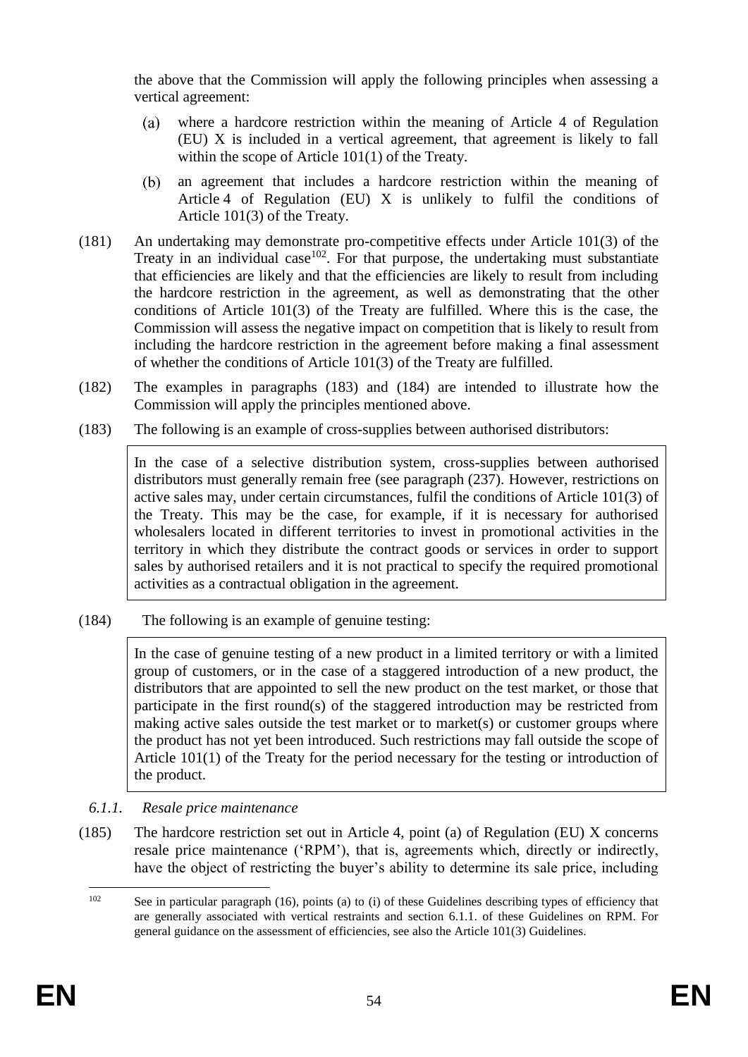the above that the Commission will apply the following principles when assessing a vertical agreement:

(a) where a hardcore restriction within the meaning of Article 4 of Regulation (EU) X is included in a vertical agreement, that agreement is likely to fall within the scope of Article 101(1) of the Treaty.

(b) an agreement that includes a hardcore restriction within the meaning of Article 4 of Regulation (EU) X is unlikely to fulfil the conditions of Article 101(3) of the Treaty.

(181) An undertaking may demonstrate pro-competitive effects under Article 101(3) of the Treaty in an individual case[102]. For that purpose, the undertaking must substantiate that efficiencies are likely and that the efficiencies are likely to result from including the hardcore restriction in the agreement, as well as demonstrating that the other conditions of Article 101(3) of the Treaty are fulfilled. Where this is the case, the Commission will assess the negative impact on competition that is likely to result from including the hardcore restriction in the agreement before making a final assessment of whether the conditions of Article 101(3) of the Treaty are fulfilled.

(182) The examples in paragraphs (183) and (184) are intended to illustrate how the Commission will apply the principles mentioned above.

(183) The following is an example of cross-supplies between authorised distributors:

> In the case of a selective distribution system, cross-supplies between authorised distributors must generally remain free (see paragraph (237). However, restrictions on active sales may, under certain circumstances, fulfil the conditions of Article 101(3) of the Treaty. This may be the case, for example, if it is necessary for authorised wholesalers located in different territories to invest in promotional activities in the territory in which they distribute the contract goods or services in order to support sales by authorised retailers and it is not practical to specify the required promotional activities as a contractual obligation in the agreement.

(184) The following is an example of genuine testing:

> In the case of genuine testing of a new product in a limited territory or with a limited group of customers, or in the case of a staggered introduction of a new product, the distributors that are appointed to sell the new product on the test market, or those that participate in the first round(s) of the staggered introduction may be restricted from making active sales outside the test market or to market(s) or customer groups where the product has not yet been introduced. Such restrictions may fall outside the scope of Article 101(1) of the Treaty for the period necessary for the testing or introduction of the product.

### *6.1.1. Resale price maintenance*

(185) The hardcore restriction set out in Article 4, point (a) of Regulation (EU) X concerns resale price maintenance ('RPM'), that is, agreements which, directly or indirectly, have the object of restricting the buyer's ability to determine its sale price, including

---

[102] See in particular paragraph (16), points (a) to (i) of these Guidelines describing types of efficiency that are generally associated with vertical restraints and section 6.1.1. of these Guidelines on RPM. For general guidance on the assessment of efficiencies, see also the Article 101(3) Guidelines.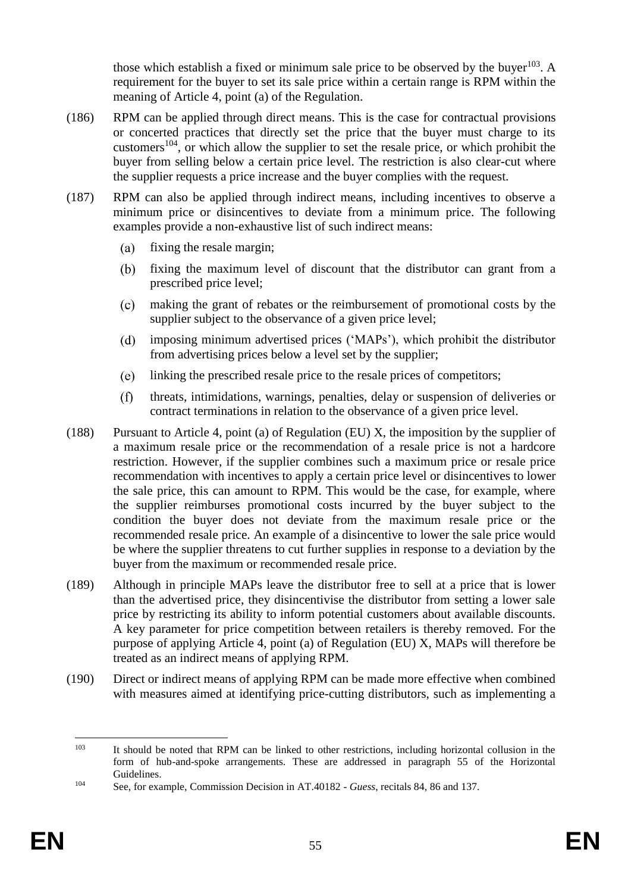those which establish a fixed or minimum sale price to be observed by the buyer[103]. A requirement for the buyer to set its sale price within a certain range is RPM within the meaning of Article 4, point (a) of the Regulation.

(186) RPM can be applied through direct means. This is the case for contractual provisions or concerted practices that directly set the price that the buyer must charge to its customers[104], or which allow the supplier to set the resale price, or which prohibit the buyer from selling below a certain price level. The restriction is also clear-cut where the supplier requests a price increase and the buyer complies with the request.

(187) RPM can also be applied through indirect means, including incentives to observe a minimum price or disincentives to deviate from a minimum price. The following examples provide a non-exhaustive list of such indirect means:

(a) fixing the resale margin;

(b) fixing the maximum level of discount that the distributor can grant from a prescribed price level;

(c) making the grant of rebates or the reimbursement of promotional costs by the supplier subject to the observance of a given price level;

(d) imposing minimum advertised prices ('MAPs'), which prohibit the distributor from advertising prices below a level set by the supplier;

(e) linking the prescribed resale price to the resale prices of competitors;

(f) threats, intimidations, warnings, penalties, delay or suspension of deliveries or contract terminations in relation to the observance of a given price level.

(188) Pursuant to Article 4, point (a) of Regulation (EU) X, the imposition by the supplier of a maximum resale price or the recommendation of a resale price is not a hardcore restriction. However, if the supplier combines such a maximum price or resale price recommendation with incentives to apply a certain price level or disincentives to lower the sale price, this can amount to RPM. This would be the case, for example, where the supplier reimburses promotional costs incurred by the buyer subject to the condition the buyer does not deviate from the maximum resale price or the recommended resale price. An example of a disincentive to lower the sale price would be where the supplier threatens to cut further supplies in response to a deviation by the buyer from the maximum or recommended resale price.

(189) Although in principle MAPs leave the distributor free to sell at a price that is lower than the advertised price, they disincentivise the distributor from setting a lower sale price by restricting its ability to inform potential customers about available discounts. A key parameter for price competition between retailers is thereby removed. For the purpose of applying Article 4, point (a) of Regulation (EU) X, MAPs will therefore be treated as an indirect means of applying RPM.

(190) Direct or indirect means of applying RPM can be made more effective when combined with measures aimed at identifying price-cutting distributors, such as implementing a

---

[103] It should be noted that RPM can be linked to other restrictions, including horizontal collusion in the form of hub-and-spoke arrangements. These are addressed in paragraph 55 of the Horizontal Guidelines.

[104] See, for example, Commission Decision in AT.40182 - *Guess*, recitals 84, 86 and 137.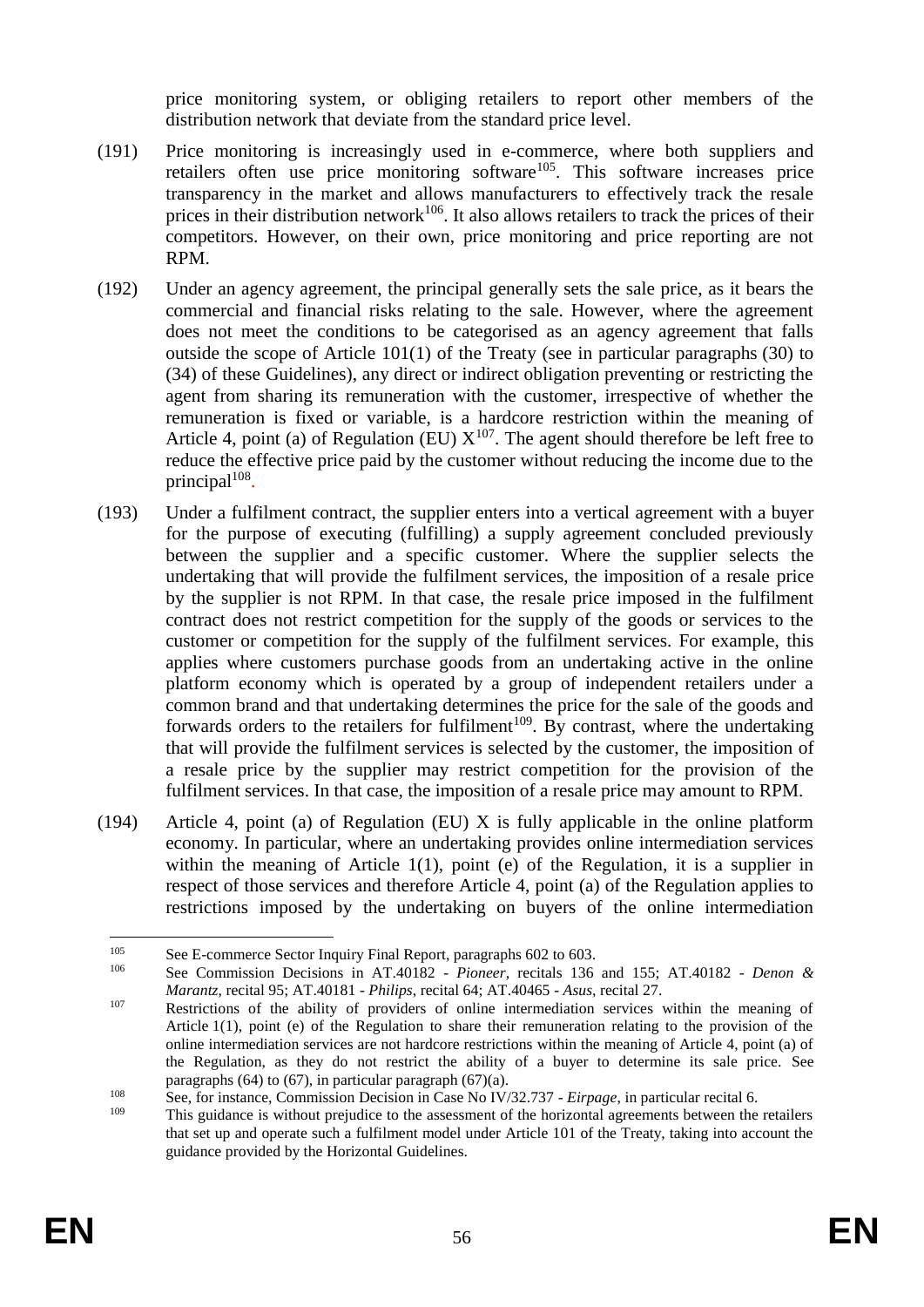price monitoring system, or obliging retailers to report other members of the distribution network that deviate from the standard price level.

(191) Price monitoring is increasingly used in e-commerce, where both suppliers and retailers often use price monitoring software[105]. This software increases price transparency in the market and allows manufacturers to effectively track the resale prices in their distribution network[106]. It also allows retailers to track the prices of their competitors. However, on their own, price monitoring and price reporting are not RPM.

(192) Under an agency agreement, the principal generally sets the sale price, as it bears the commercial and financial risks relating to the sale. However, where the agreement does not meet the conditions to be categorised as an agency agreement that falls outside the scope of Article 101(1) of the Treaty (see in particular paragraphs (30) to (34) of these Guidelines), any direct or indirect obligation preventing or restricting the agent from sharing its remuneration with the customer, irrespective of whether the remuneration is fixed or variable, is a hardcore restriction within the meaning of Article 4, point (a) of Regulation (EU) X[107]. The agent should therefore be left free to reduce the effective price paid by the customer without reducing the income due to the principal[108].

(193) Under a fulfilment contract, the supplier enters into a vertical agreement with a buyer for the purpose of executing (fulfilling) a supply agreement concluded previously between the supplier and a specific customer. Where the supplier selects the undertaking that will provide the fulfilment services, the imposition of a resale price by the supplier is not RPM. In that case, the resale price imposed in the fulfilment contract does not restrict competition for the supply of the goods or services to the customer or competition for the supply of the fulfilment services. For example, this applies where customers purchase goods from an undertaking active in the online platform economy which is operated by a group of independent retailers under a common brand and that undertaking determines the price for the sale of the goods and forwards orders to the retailers for fulfilment[109]. By contrast, where the undertaking that will provide the fulfilment services is selected by the customer, the imposition of a resale price by the supplier may restrict competition for the provision of the fulfilment services. In that case, the imposition of a resale price may amount to RPM.

(194) Article 4, point (a) of Regulation (EU) X is fully applicable in the online platform economy. In particular, where an undertaking provides online intermediation services within the meaning of Article 1(1), point (e) of the Regulation, it is a supplier in respect of those services and therefore Article 4, point (a) of the Regulation applies to restrictions imposed by the undertaking on buyers of the online intermediation

---

[105] See E-commerce Sector Inquiry Final Report, paragraphs 602 to 603.

[106] See Commission Decisions in AT.40182 - *Pioneer*, recitals 136 and 155; AT.40182 - *Denon & Marantz*, recital 95; AT.40181 - *Philips*, recital 64; AT.40465 - *Asus*, recital 27.

[107] Restrictions of the ability of providers of online intermediation services within the meaning of Article 1(1), point (e) of the Regulation to share their remuneration relating to the provision of the online intermediation services are not hardcore restrictions within the meaning of Article 4, point (a) of the Regulation, as they do not restrict the ability of a buyer to determine its sale price. See paragraphs (64) to (67), in particular paragraph (67)(a).

[108] See, for instance, Commission Decision in Case No IV/32.737 - *Eirpage*, in particular recital 6.

[109] This guidance is without prejudice to the assessment of the horizontal agreements between the retailers that set up and operate such a fulfilment model under Article 101 of the Treaty, taking into account the guidance provided by the Horizontal Guidelines.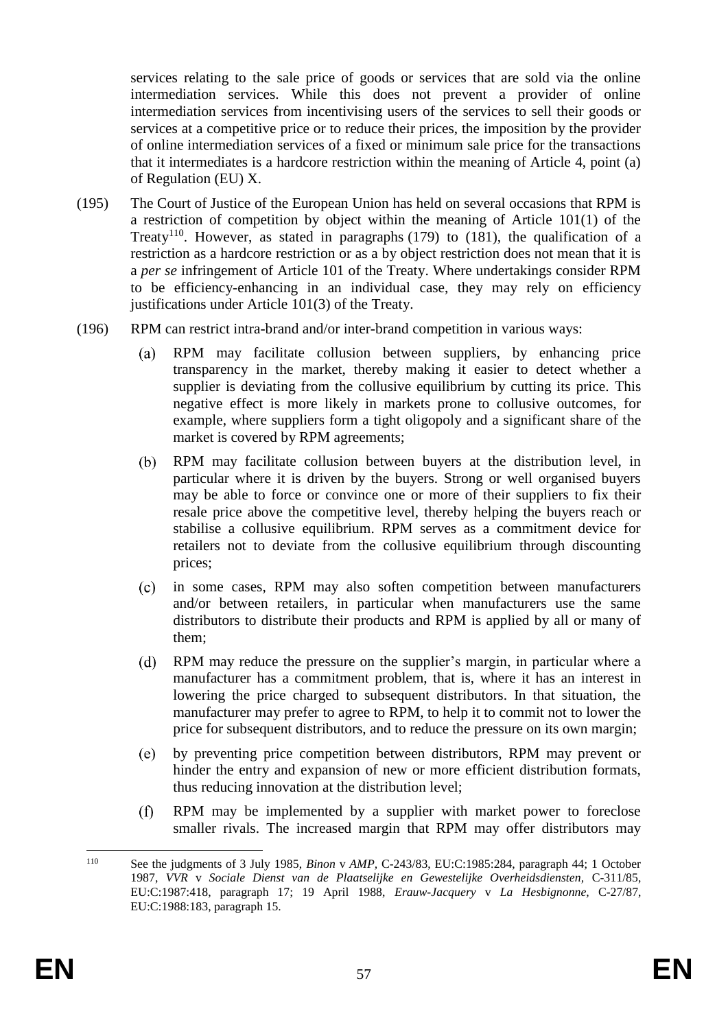services relating to the sale price of goods or services that are sold via the online intermediation services. While this does not prevent a provider of online intermediation services from incentivising users of the services to sell their goods or services at a competitive price or to reduce their prices, the imposition by the provider of online intermediation services of a fixed or minimum sale price for the transactions that it intermediates is a hardcore restriction within the meaning of Article 4, point (a) of Regulation (EU) X.

(195) The Court of Justice of the European Union has held on several occasions that RPM is a restriction of competition by object within the meaning of Article 101(1) of the Treaty[110]. However, as stated in paragraphs (179) to (181), the qualification of a restriction as a hardcore restriction or as a by object restriction does not mean that it is a *per se* infringement of Article 101 of the Treaty. Where undertakings consider RPM to be efficiency-enhancing in an individual case, they may rely on efficiency justifications under Article 101(3) of the Treaty.

(196) RPM can restrict intra-brand and/or inter-brand competition in various ways:

(a) RPM may facilitate collusion between suppliers, by enhancing price transparency in the market, thereby making it easier to detect whether a supplier is deviating from the collusive equilibrium by cutting its price. This negative effect is more likely in markets prone to collusive outcomes, for example, where suppliers form a tight oligopoly and a significant share of the market is covered by RPM agreements;

(b) RPM may facilitate collusion between buyers at the distribution level, in particular where it is driven by the buyers. Strong or well organised buyers may be able to force or convince one or more of their suppliers to fix their resale price above the competitive level, thereby helping the buyers reach or stabilise a collusive equilibrium. RPM serves as a commitment device for retailers not to deviate from the collusive equilibrium through discounting prices;

(c) in some cases, RPM may also soften competition between manufacturers and/or between retailers, in particular when manufacturers use the same distributors to distribute their products and RPM is applied by all or many of them;

(d) RPM may reduce the pressure on the supplier's margin, in particular where a manufacturer has a commitment problem, that is, where it has an interest in lowering the price charged to subsequent distributors. In that situation, the manufacturer may prefer to agree to RPM, to help it to commit not to lower the price for subsequent distributors, and to reduce the pressure on its own margin;

(e) by preventing price competition between distributors, RPM may prevent or hinder the entry and expansion of new or more efficient distribution formats, thus reducing innovation at the distribution level;

(f) RPM may be implemented by a supplier with market power to foreclose smaller rivals. The increased margin that RPM may offer distributors may

---

[110] See the judgments of 3 July 1985, *Binon* v *AMP*, C-243/83, EU:C:1985:284, paragraph 44; 1 October 1987, *VVR* v *Sociale Dienst van de Plaatselijke en Gewestelijke Overheidsdiensten*, C-311/85, EU:C:1987:418, paragraph 17; 19 April 1988, *Erauw-Jacquery* v *La Hesbignonne*, C-27/87, EU:C:1988:183, paragraph 15.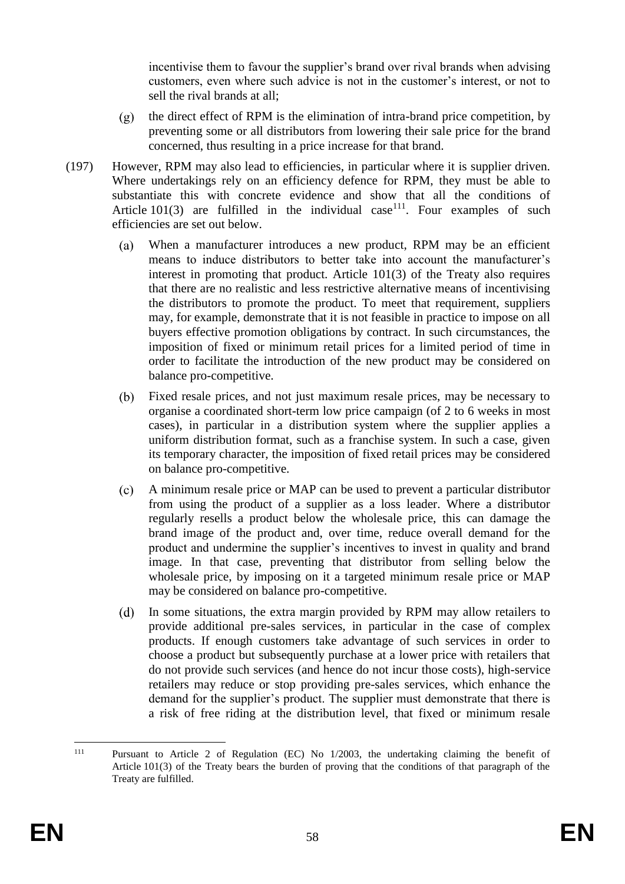incentivise them to favour the supplier's brand over rival brands when advising customers, even where such advice is not in the customer's interest, or not to sell the rival brands at all;

(g) the direct effect of RPM is the elimination of intra-brand price competition, by preventing some or all distributors from lowering their sale price for the brand concerned, thus resulting in a price increase for that brand.

(197) However, RPM may also lead to efficiencies, in particular where it is supplier driven. Where undertakings rely on an efficiency defence for RPM, they must be able to substantiate this with concrete evidence and show that all the conditions of Article 101(3) are fulfilled in the individual case[111]. Four examples of such efficiencies are set out below.

(a) When a manufacturer introduces a new product, RPM may be an efficient means to induce distributors to better take into account the manufacturer's interest in promoting that product. Article 101(3) of the Treaty also requires that there are no realistic and less restrictive alternative means of incentivising the distributors to promote the product. To meet that requirement, suppliers may, for example, demonstrate that it is not feasible in practice to impose on all buyers effective promotion obligations by contract. In such circumstances, the imposition of fixed or minimum retail prices for a limited period of time in order to facilitate the introduction of the new product may be considered on balance pro-competitive.

(b) Fixed resale prices, and not just maximum resale prices, may be necessary to organise a coordinated short-term low price campaign (of 2 to 6 weeks in most cases), in particular in a distribution system where the supplier applies a uniform distribution format, such as a franchise system. In such a case, given its temporary character, the imposition of fixed retail prices may be considered on balance pro-competitive.

(c) A minimum resale price or MAP can be used to prevent a particular distributor from using the product of a supplier as a loss leader. Where a distributor regularly resells a product below the wholesale price, this can damage the brand image of the product and, over time, reduce overall demand for the product and undermine the supplier's incentives to invest in quality and brand image. In that case, preventing that distributor from selling below the wholesale price, by imposing on it a targeted minimum resale price or MAP may be considered on balance pro-competitive.

(d) In some situations, the extra margin provided by RPM may allow retailers to provide additional pre-sales services, in particular in the case of complex products. If enough customers take advantage of such services in order to choose a product but subsequently purchase at a lower price with retailers that do not provide such services (and hence do not incur those costs), high-service retailers may reduce or stop providing pre-sales services, which enhance the demand for the supplier's product. The supplier must demonstrate that there is a risk of free riding at the distribution level, that fixed or minimum resale

---

[111] Pursuant to Article 2 of Regulation (EC) No 1/2003, the undertaking claiming the benefit of Article 101(3) of the Treaty bears the burden of proving that the conditions of that paragraph of the Treaty are fulfilled.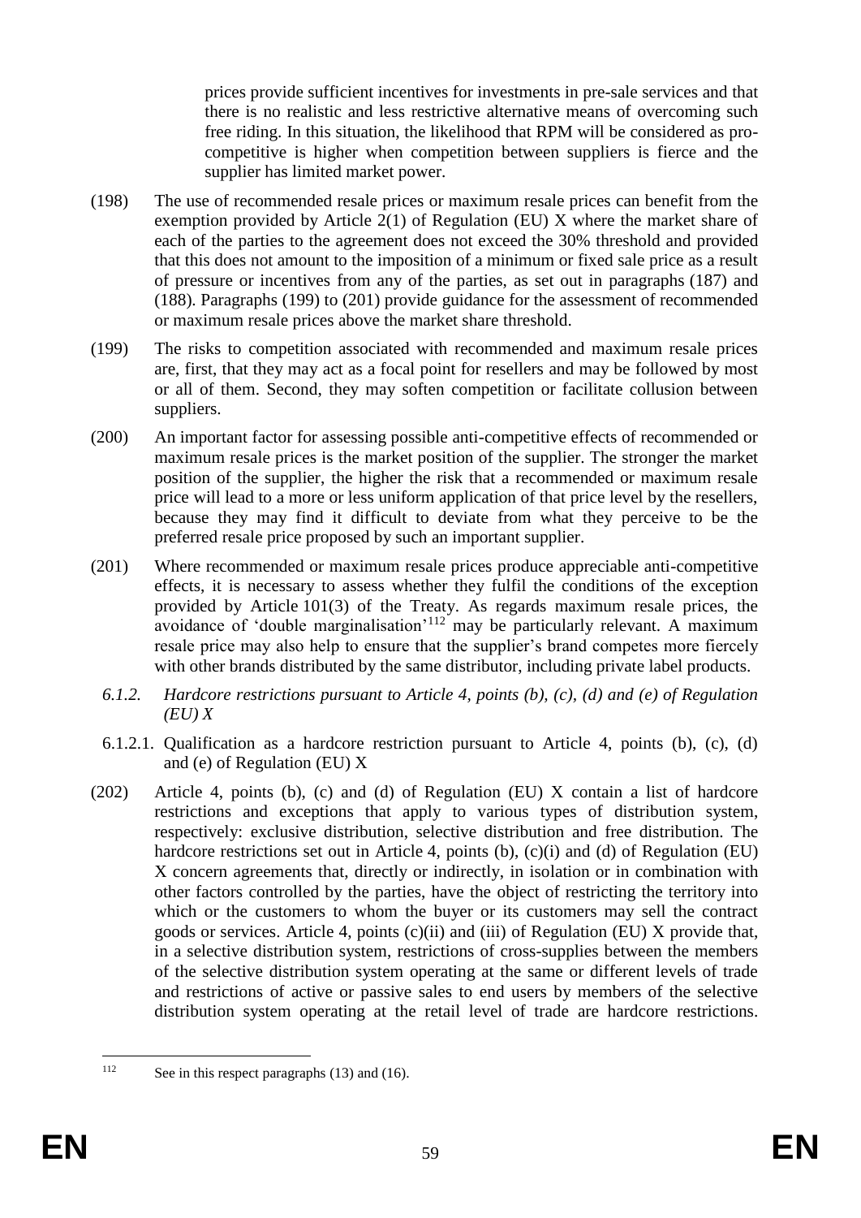prices provide sufficient incentives for investments in pre-sale services and that there is no realistic and less restrictive alternative means of overcoming such free riding. In this situation, the likelihood that RPM will be considered as pro-competitive is higher when competition between suppliers is fierce and the supplier has limited market power.

(198) The use of recommended resale prices or maximum resale prices can benefit from the exemption provided by Article 2(1) of Regulation (EU) X where the market share of each of the parties to the agreement does not exceed the 30% threshold and provided that this does not amount to the imposition of a minimum or fixed sale price as a result of pressure or incentives from any of the parties, as set out in paragraphs (187) and (188). Paragraphs (199) to (201) provide guidance for the assessment of recommended or maximum resale prices above the market share threshold.

(199) The risks to competition associated with recommended and maximum resale prices are, first, that they may act as a focal point for resellers and may be followed by most or all of them. Second, they may soften competition or facilitate collusion between suppliers.

(200) An important factor for assessing possible anti-competitive effects of recommended or maximum resale prices is the market position of the supplier. The stronger the market position of the supplier, the higher the risk that a recommended or maximum resale price will lead to a more or less uniform application of that price level by the resellers, because they may find it difficult to deviate from what they perceive to be the preferred resale price proposed by such an important supplier.

(201) Where recommended or maximum resale prices produce appreciable anti-competitive effects, it is necessary to assess whether they fulfil the conditions of the exception provided by Article 101(3) of the Treaty. As regards maximum resale prices, the avoidance of 'double marginalisation'[112] may be particularly relevant. A maximum resale price may also help to ensure that the supplier's brand competes more fiercely with other brands distributed by the same distributor, including private label products.

### *6.1.2. Hardcore restrictions pursuant to Article 4, points (b), (c), (d) and (e) of Regulation (EU) X*

#### 6.1.2.1. Qualification as a hardcore restriction pursuant to Article 4, points (b), (c), (d) and (e) of Regulation (EU) X

(202) Article 4, points (b), (c) and (d) of Regulation (EU) X contain a list of hardcore restrictions and exceptions that apply to various types of distribution system, respectively: exclusive distribution, selective distribution and free distribution. The hardcore restrictions set out in Article 4, points (b), (c)(i) and (d) of Regulation (EU) X concern agreements that, directly or indirectly, in isolation or in combination with other factors controlled by the parties, have the object of restricting the territory into which or the customers to whom the buyer or its customers may sell the contract goods or services. Article 4, points (c)(ii) and (iii) of Regulation (EU) X provide that, in a selective distribution system, restrictions of cross-supplies between the members of the selective distribution system operating at the same or different levels of trade and restrictions of active or passive sales to end users by members of the selective distribution system operating at the retail level of trade are hardcore restrictions.

---

[112] See in this respect paragraphs (13) and (16).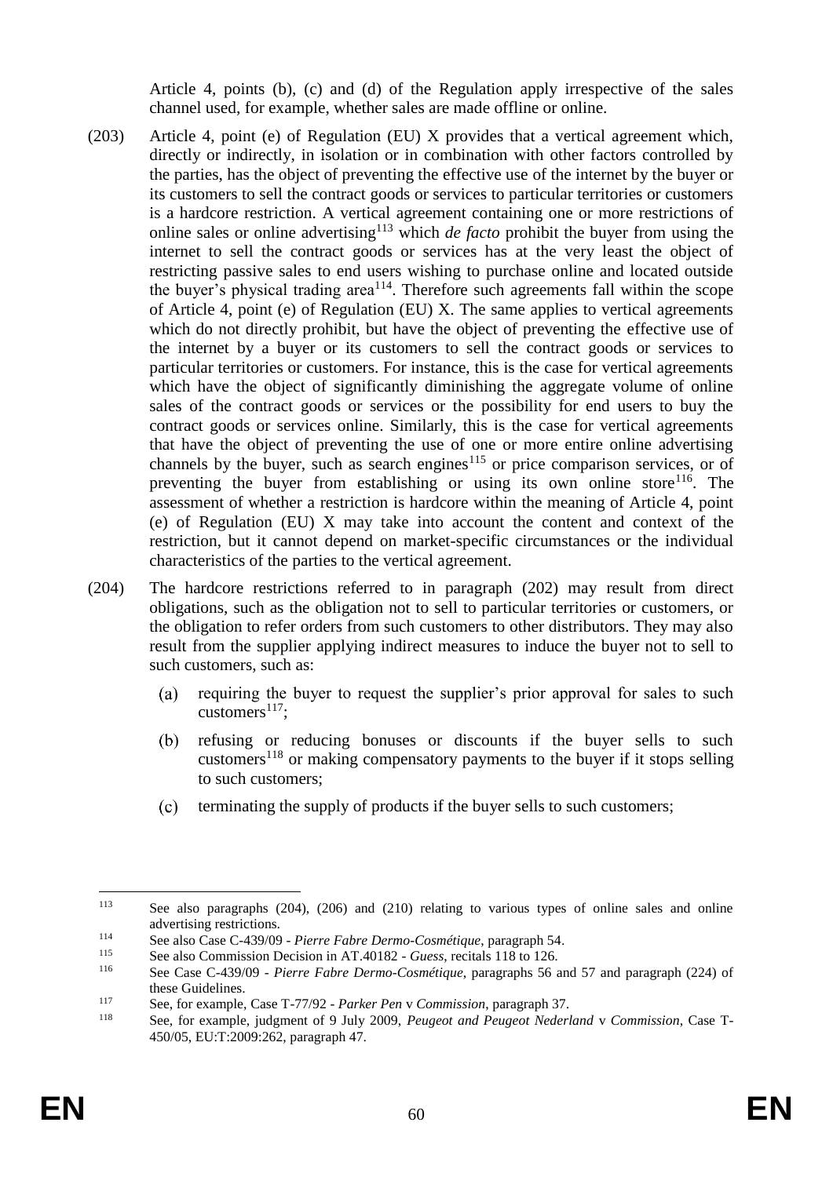Article 4, points (b), (c) and (d) of the Regulation apply irrespective of the sales channel used, for example, whether sales are made offline or online.

(203) Article 4, point (e) of Regulation (EU) X provides that a vertical agreement which, directly or indirectly, in isolation or in combination with other factors controlled by the parties, has the object of preventing the effective use of the internet by the buyer or its customers to sell the contract goods or services to particular territories or customers is a hardcore restriction. A vertical agreement containing one or more restrictions of online sales or online advertising[113] which *de facto* prohibit the buyer from using the internet to sell the contract goods or services has at the very least the object of restricting passive sales to end users wishing to purchase online and located outside the buyer's physical trading area[114]. Therefore such agreements fall within the scope of Article 4, point (e) of Regulation (EU) X. The same applies to vertical agreements which do not directly prohibit, but have the object of preventing the effective use of the internet by a buyer or its customers to sell the contract goods or services to particular territories or customers. For instance, this is the case for vertical agreements which have the object of significantly diminishing the aggregate volume of online sales of the contract goods or services or the possibility for end users to buy the contract goods or services online. Similarly, this is the case for vertical agreements that have the object of preventing the use of one or more entire online advertising channels by the buyer, such as search engines[115] or price comparison services, or of preventing the buyer from establishing or using its own online store[116]. The assessment of whether a restriction is hardcore within the meaning of Article 4, point (e) of Regulation (EU) X may take into account the content and context of the restriction, but it cannot depend on market-specific circumstances or the individual characteristics of the parties to the vertical agreement.

(204) The hardcore restrictions referred to in paragraph (202) may result from direct obligations, such as the obligation not to sell to particular territories or customers, or the obligation to refer orders from such customers to other distributors. They may also result from the supplier applying indirect measures to induce the buyer not to sell to such customers, such as:

(a) requiring the buyer to request the supplier's prior approval for sales to such customers[117];

(b) refusing or reducing bonuses or discounts if the buyer sells to such customers[118] or making compensatory payments to the buyer if it stops selling to such customers;

(c) terminating the supply of products if the buyer sells to such customers;

---

[113] See also paragraphs (204), (206) and (210) relating to various types of online sales and online advertising restrictions.

[114] See also Case C-439/09 - *Pierre Fabre Dermo-Cosmétique*, paragraph 54.

[115] See also Commission Decision in AT.40182 - *Guess*, recitals 118 to 126.

[116] See Case C-439/09 - *Pierre Fabre Dermo-Cosmétique*, paragraphs 56 and 57 and paragraph (224) of these Guidelines.

[117] See, for example, Case T-77/92 - *Parker Pen* v *Commission*, paragraph 37.

[118] See, for example, judgment of 9 July 2009, *Peugeot and Peugeot Nederland* v *Commission*, Case T-450/05, EU:T:2009:262, paragraph 47.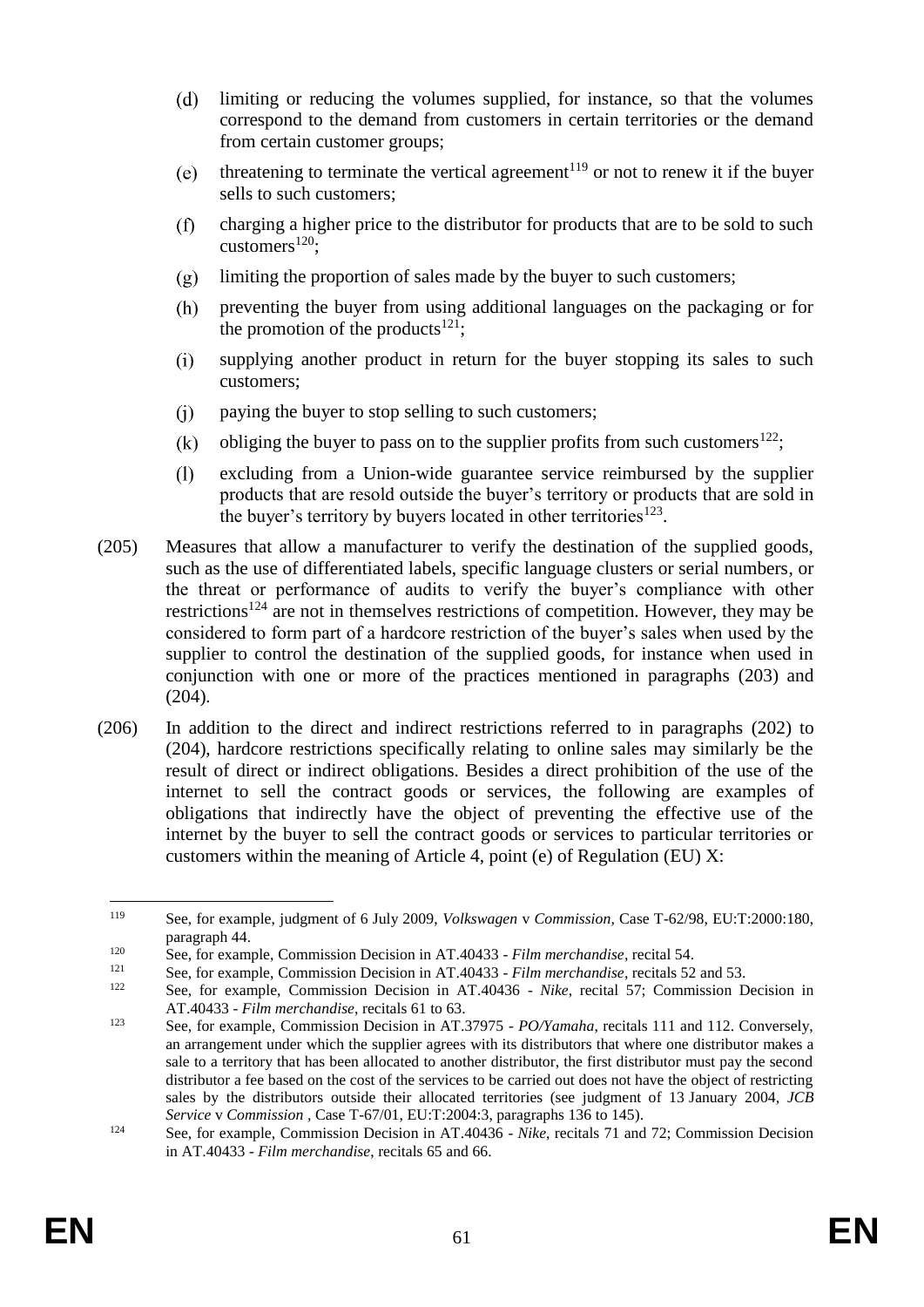(d) limiting or reducing the volumes supplied, for instance, so that the volumes correspond to the demand from customers in certain territories or the demand from certain customer groups;

(e) threatening to terminate the vertical agreement[119] or not to renew it if the buyer sells to such customers;

(f) charging a higher price to the distributor for products that are to be sold to such customers[120];

(g) limiting the proportion of sales made by the buyer to such customers;

(h) preventing the buyer from using additional languages on the packaging or for the promotion of the products[121];

(i) supplying another product in return for the buyer stopping its sales to such customers;

(j) paying the buyer to stop selling to such customers;

(k) obliging the buyer to pass on to the supplier profits from such customers[122];

(l) excluding from a Union-wide guarantee service reimbursed by the supplier products that are resold outside the buyer's territory or products that are sold in the buyer's territory by buyers located in other territories[123].

(205) Measures that allow a manufacturer to verify the destination of the supplied goods, such as the use of differentiated labels, specific language clusters or serial numbers, or the threat or performance of audits to verify the buyer's compliance with other restrictions[124] are not in themselves restrictions of competition. However, they may be considered to form part of a hardcore restriction of the buyer's sales when used by the supplier to control the destination of the supplied goods, for instance when used in conjunction with one or more of the practices mentioned in paragraphs (203) and (204).

(206) In addition to the direct and indirect restrictions referred to in paragraphs (202) to (204), hardcore restrictions specifically relating to online sales may similarly be the result of direct or indirect obligations. Besides a direct prohibition of the use of the internet to sell the contract goods or services, the following are examples of obligations that indirectly have the object of preventing the effective use of the internet by the buyer to sell the contract goods or services to particular territories or customers within the meaning of Article 4, point (e) of Regulation (EU) X:

---

[119] See, for example, judgment of 6 July 2009, *Volkswagen* v *Commission,* Case T-62/98, EU:T:2000:180, paragraph 44.

[120] See, for example, Commission Decision in AT.40433 - *Film merchandise*, recital 54.

[121] See, for example, Commission Decision in AT.40433 - *Film merchandise*, recitals 52 and 53.

[122] See, for example, Commission Decision in AT.40436 - *Nike*, recital 57; Commission Decision in AT.40433 - *Film merchandise*, recitals 61 to 63.

[123] See, for example, Commission Decision in AT.37975 - *PO/Yamaha*, recitals 111 and 112. Conversely, an arrangement under which the supplier agrees with its distributors that where one distributor makes a sale to a territory that has been allocated to another distributor, the first distributor must pay the second distributor a fee based on the cost of the services to be carried out does not have the object of restricting sales by the distributors outside their allocated territories (see judgment of 13 January 2004, *JCB Service* v *Commission* , Case T-67/01, EU:T:2004:3, paragraphs 136 to 145).

[124] See, for example, Commission Decision in AT.40436 - *Nike*, recitals 71 and 72; Commission Decision in AT.40433 - *Film merchandise*, recitals 65 and 66.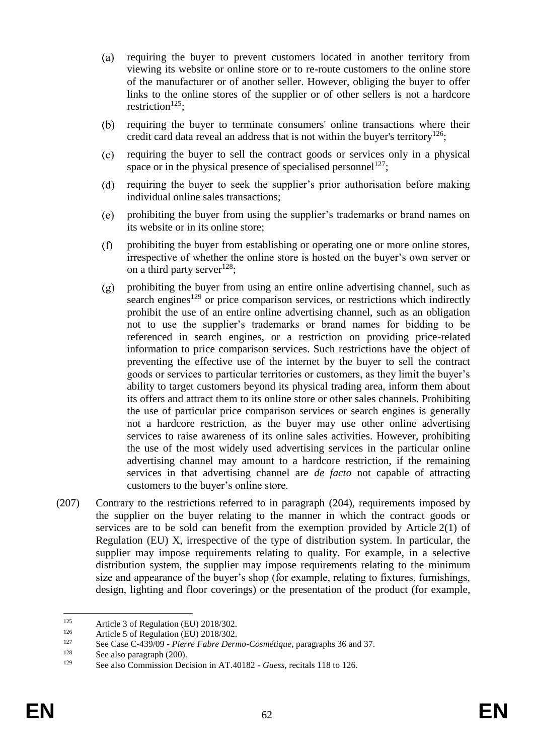(a) requiring the buyer to prevent customers located in another territory from viewing its website or online store or to re-route customers to the online store of the manufacturer or of another seller. However, obliging the buyer to offer links to the online stores of the supplier or of other sellers is not a hardcore restriction[125];

(b) requiring the buyer to terminate consumers' online transactions where their credit card data reveal an address that is not within the buyer's territory[126];

(c) requiring the buyer to sell the contract goods or services only in a physical space or in the physical presence of specialised personnel[127];

(d) requiring the buyer to seek the supplier's prior authorisation before making individual online sales transactions;

(e) prohibiting the buyer from using the supplier's trademarks or brand names on its website or in its online store;

(f) prohibiting the buyer from establishing or operating one or more online stores, irrespective of whether the online store is hosted on the buyer's own server or on a third party server[128];

(g) prohibiting the buyer from using an entire online advertising channel, such as search engines[129] or price comparison services, or restrictions which indirectly prohibit the use of an entire online advertising channel, such as an obligation not to use the supplier's trademarks or brand names for bidding to be referenced in search engines, or a restriction on providing price-related information to price comparison services. Such restrictions have the object of preventing the effective use of the internet by the buyer to sell the contract goods or services to particular territories or customers, as they limit the buyer's ability to target customers beyond its physical trading area, inform them about its offers and attract them to its online store or other sales channels. Prohibiting the use of particular price comparison services or search engines is generally not a hardcore restriction, as the buyer may use other online advertising services to raise awareness of its online sales activities. However, prohibiting the use of the most widely used advertising services in the particular online advertising channel may amount to a hardcore restriction, if the remaining services in that advertising channel are *de facto* not capable of attracting customers to the buyer's online store.

(207) Contrary to the restrictions referred to in paragraph (204), requirements imposed by the supplier on the buyer relating to the manner in which the contract goods or services are to be sold can benefit from the exemption provided by Article 2(1) of Regulation (EU) X, irrespective of the type of distribution system. In particular, the supplier may impose requirements relating to quality. For example, in a selective distribution system, the supplier may impose requirements relating to the minimum size and appearance of the buyer's shop (for example, relating to fixtures, furnishings, design, lighting and floor coverings) or the presentation of the product (for example,

---

[125] Article 3 of Regulation (EU) 2018/302.

[126] Article 5 of Regulation (EU) 2018/302.

[127] See Case C-439/09 - *Pierre Fabre Dermo-Cosmétique*, paragraphs 36 and 37.

[128] See also paragraph (200).

[129] See also Commission Decision in AT.40182 - *Guess*, recitals 118 to 126.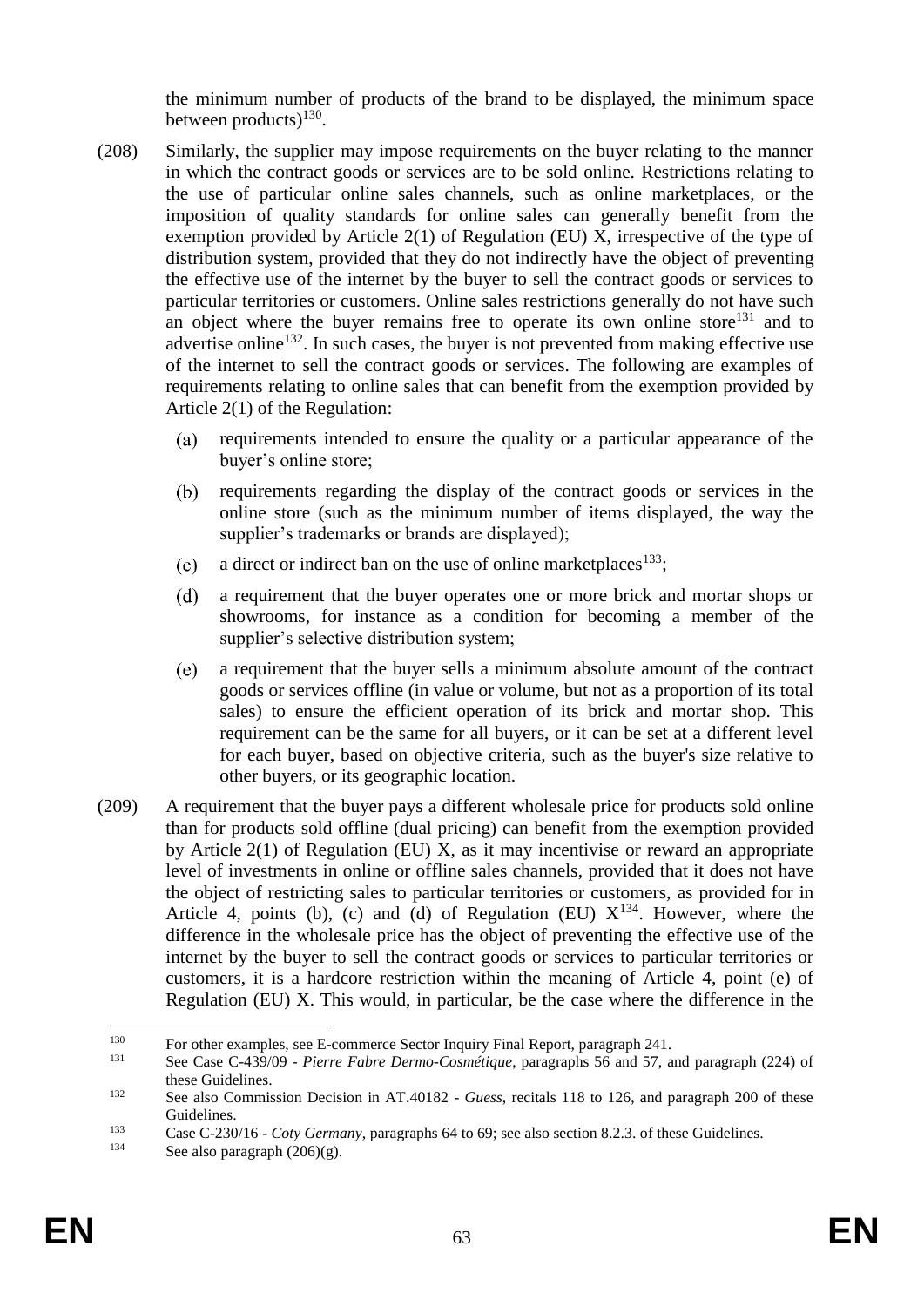the minimum number of products of the brand to be displayed, the minimum space between products)[130].

(208) Similarly, the supplier may impose requirements on the buyer relating to the manner in which the contract goods or services are to be sold online. Restrictions relating to the use of particular online sales channels, such as online marketplaces, or the imposition of quality standards for online sales can generally benefit from the exemption provided by Article 2(1) of Regulation (EU) X, irrespective of the type of distribution system, provided that they do not indirectly have the object of preventing the effective use of the internet by the buyer to sell the contract goods or services to particular territories or customers. Online sales restrictions generally do not have such an object where the buyer remains free to operate its own online store[131] and to advertise online[132]. In such cases, the buyer is not prevented from making effective use of the internet to sell the contract goods or services. The following are examples of requirements relating to online sales that can benefit from the exemption provided by Article 2(1) of the Regulation:

(a) requirements intended to ensure the quality or a particular appearance of the buyer's online store;

(b) requirements regarding the display of the contract goods or services in the online store (such as the minimum number of items displayed, the way the supplier's trademarks or brands are displayed);

(c) a direct or indirect ban on the use of online marketplaces[133];

(d) a requirement that the buyer operates one or more brick and mortar shops or showrooms, for instance as a condition for becoming a member of the supplier's selective distribution system;

(e) a requirement that the buyer sells a minimum absolute amount of the contract goods or services offline (in value or volume, but not as a proportion of its total sales) to ensure the efficient operation of its brick and mortar shop. This requirement can be the same for all buyers, or it can be set at a different level for each buyer, based on objective criteria, such as the buyer's size relative to other buyers, or its geographic location.

(209) A requirement that the buyer pays a different wholesale price for products sold online than for products sold offline (dual pricing) can benefit from the exemption provided by Article 2(1) of Regulation (EU) X, as it may incentivise or reward an appropriate level of investments in online or offline sales channels, provided that it does not have the object of restricting sales to particular territories or customers, as provided for in Article 4, points (b), (c) and (d) of Regulation (EU) X[134]. However, where the difference in the wholesale price has the object of preventing the effective use of the internet by the buyer to sell the contract goods or services to particular territories or customers, it is a hardcore restriction within the meaning of Article 4, point (e) of Regulation (EU) X. This would, in particular, be the case where the difference in the

---

[130] For other examples, see E-commerce Sector Inquiry Final Report, paragraph 241.

[131] See Case C-439/09 - *Pierre Fabre Dermo-Cosmétique*, paragraphs 56 and 57, and paragraph (224) of these Guidelines.

[132] See also Commission Decision in AT.40182 - *Guess*, recitals 118 to 126, and paragraph 200 of these Guidelines.

[133] Case C-230/16 - *Coty Germany*, paragraphs 64 to 69; see also section 8.2.3. of these Guidelines.

[134] See also paragraph (206)(g).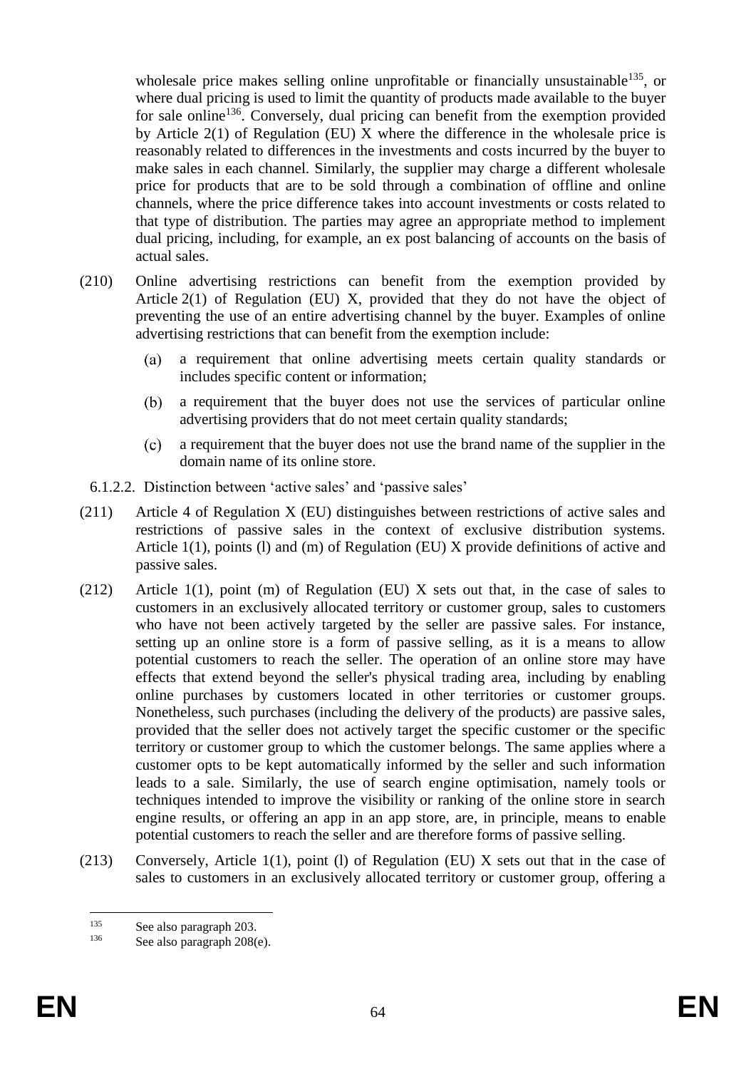wholesale price makes selling online unprofitable or financially unsustainable[135], or where dual pricing is used to limit the quantity of products made available to the buyer for sale online[136]. Conversely, dual pricing can benefit from the exemption provided by Article 2(1) of Regulation (EU) X where the difference in the wholesale price is reasonably related to differences in the investments and costs incurred by the buyer to make sales in each channel. Similarly, the supplier may charge a different wholesale price for products that are to be sold through a combination of offline and online channels, where the price difference takes into account investments or costs related to that type of distribution. The parties may agree an appropriate method to implement dual pricing, including, for example, an ex post balancing of accounts on the basis of actual sales.

(210) Online advertising restrictions can benefit from the exemption provided by Article 2(1) of Regulation (EU) X, provided that they do not have the object of preventing the use of an entire advertising channel by the buyer. Examples of online advertising restrictions that can benefit from the exemption include:

(a) a requirement that online advertising meets certain quality standards or includes specific content or information;

(b) a requirement that the buyer does not use the services of particular online advertising providers that do not meet certain quality standards;

(c) a requirement that the buyer does not use the brand name of the supplier in the domain name of its online store.

6.1.2.2. Distinction between 'active sales' and 'passive sales'

(211) Article 4 of Regulation X (EU) distinguishes between restrictions of active sales and restrictions of passive sales in the context of exclusive distribution systems. Article 1(1), points (l) and (m) of Regulation (EU) X provide definitions of active and passive sales.

(212) Article 1(1), point (m) of Regulation (EU) X sets out that, in the case of sales to customers in an exclusively allocated territory or customer group, sales to customers who have not been actively targeted by the seller are passive sales. For instance, setting up an online store is a form of passive selling, as it is a means to allow potential customers to reach the seller. The operation of an online store may have effects that extend beyond the seller's physical trading area, including by enabling online purchases by customers located in other territories or customer groups. Nonetheless, such purchases (including the delivery of the products) are passive sales, provided that the seller does not actively target the specific customer or the specific territory or customer group to which the customer belongs. The same applies where a customer opts to be kept automatically informed by the seller and such information leads to a sale. Similarly, the use of search engine optimisation, namely tools or techniques intended to improve the visibility or ranking of the online store in search engine results, or offering an app in an app store, are, in principle, means to enable potential customers to reach the seller and are therefore forms of passive selling.

(213) Conversely, Article 1(1), point (l) of Regulation (EU) X sets out that in the case of sales to customers in an exclusively allocated territory or customer group, offering a

[135] See also paragraph 203.

[136] See also paragraph 208(e).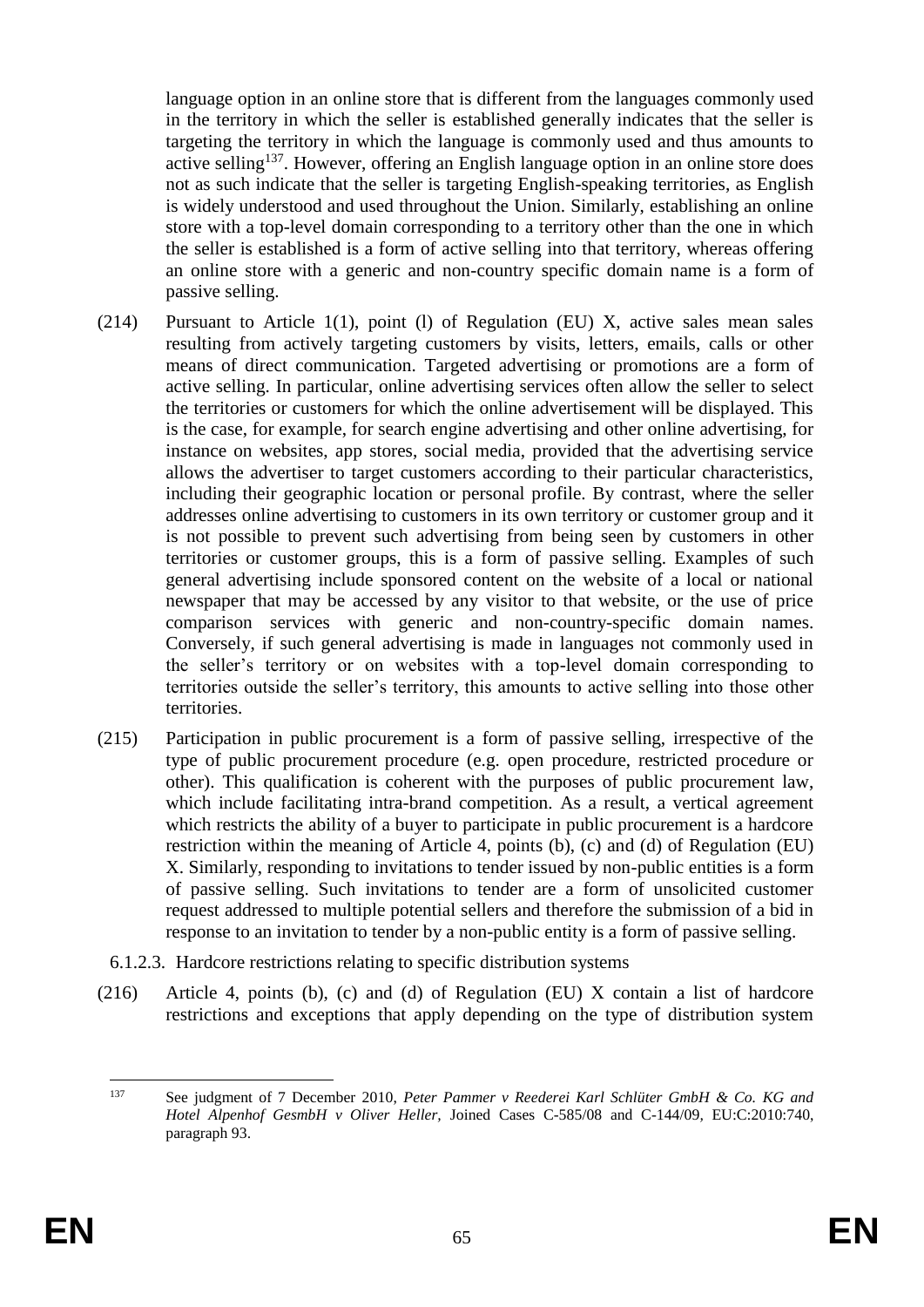language option in an online store that is different from the languages commonly used in the territory in which the seller is established generally indicates that the seller is targeting the territory in which the language is commonly used and thus amounts to active selling[137]. However, offering an English language option in an online store does not as such indicate that the seller is targeting English-speaking territories, as English is widely understood and used throughout the Union. Similarly, establishing an online store with a top-level domain corresponding to a territory other than the one in which the seller is established is a form of active selling into that territory, whereas offering an online store with a generic and non-country specific domain name is a form of passive selling.

(214) Pursuant to Article 1(1), point (l) of Regulation (EU) X, active sales mean sales resulting from actively targeting customers by visits, letters, emails, calls or other means of direct communication. Targeted advertising or promotions are a form of active selling. In particular, online advertising services often allow the seller to select the territories or customers for which the online advertisement will be displayed. This is the case, for example, for search engine advertising and other online advertising, for instance on websites, app stores, social media, provided that the advertising service allows the advertiser to target customers according to their particular characteristics, including their geographic location or personal profile. By contrast, where the seller addresses online advertising to customers in its own territory or customer group and it is not possible to prevent such advertising from being seen by customers in other territories or customer groups, this is a form of passive selling. Examples of such general advertising include sponsored content on the website of a local or national newspaper that may be accessed by any visitor to that website, or the use of price comparison services with generic and non-country-specific domain names. Conversely, if such general advertising is made in languages not commonly used in the seller's territory or on websites with a top-level domain corresponding to territories outside the seller's territory, this amounts to active selling into those other territories.

(215) Participation in public procurement is a form of passive selling, irrespective of the type of public procurement procedure (e.g. open procedure, restricted procedure or other). This qualification is coherent with the purposes of public procurement law, which include facilitating intra-brand competition. As a result, a vertical agreement which restricts the ability of a buyer to participate in public procurement is a hardcore restriction within the meaning of Article 4, points (b), (c) and (d) of Regulation (EU) X. Similarly, responding to invitations to tender issued by non-public entities is a form of passive selling. Such invitations to tender are a form of unsolicited customer request addressed to multiple potential sellers and therefore the submission of a bid in response to an invitation to tender by a non-public entity is a form of passive selling.

#### 6.1.2.3. Hardcore restrictions relating to specific distribution systems

(216) Article 4, points (b), (c) and (d) of Regulation (EU) X contain a list of hardcore restrictions and exceptions that apply depending on the type of distribution system

---

[137] See judgment of 7 December 2010, *Peter Pammer v Reederei Karl Schlüter GmbH & Co. KG and Hotel Alpenhof GesmbH v Oliver Heller*, Joined Cases C-585/08 and C-144/09, EU:C:2010:740, paragraph 93.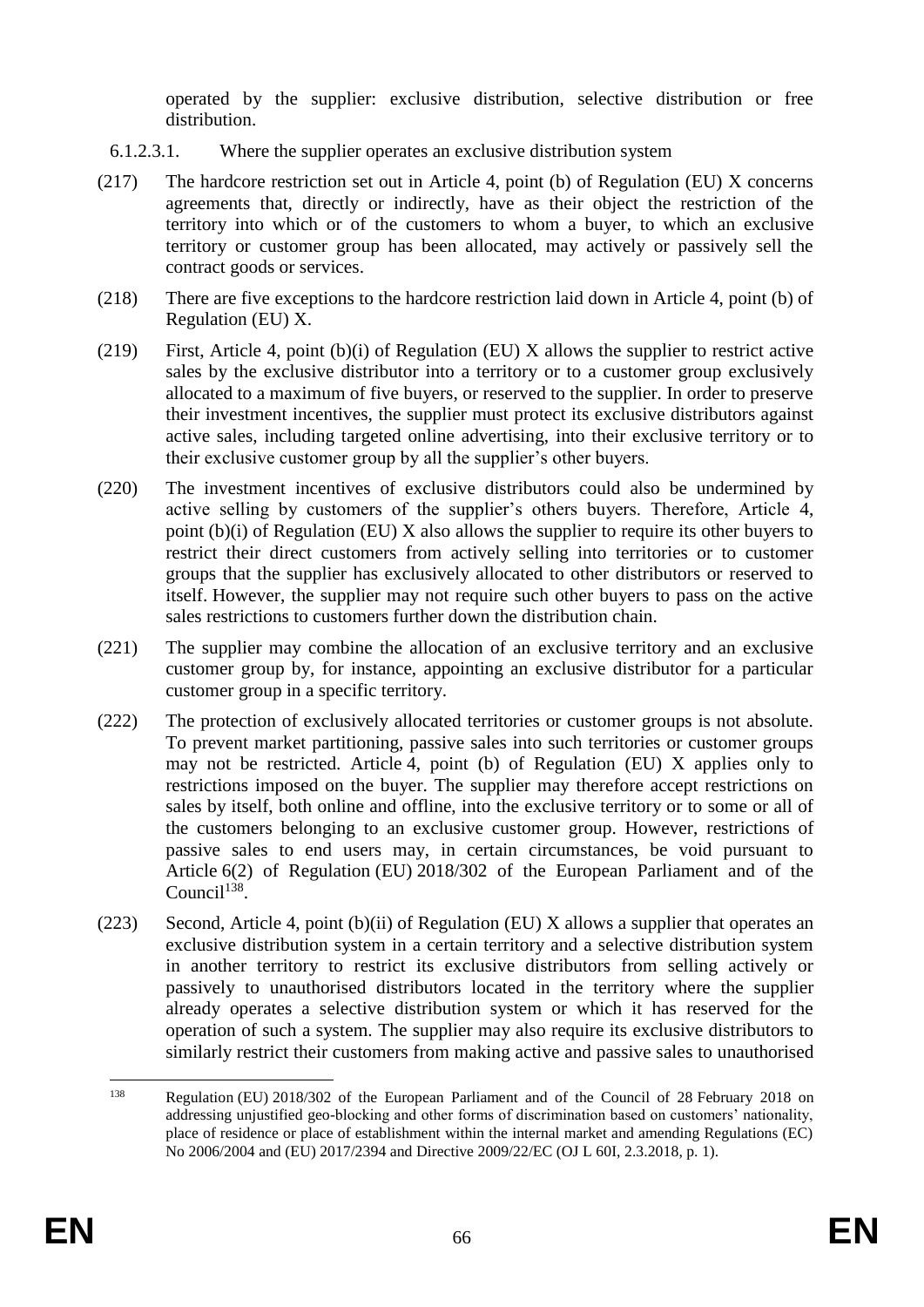operated by the supplier: exclusive distribution, selective distribution or free distribution.

6.1.2.3.1. Where the supplier operates an exclusive distribution system

(217) The hardcore restriction set out in Article 4, point (b) of Regulation (EU) X concerns agreements that, directly or indirectly, have as their object the restriction of the territory into which or of the customers to whom a buyer, to which an exclusive territory or customer group has been allocated, may actively or passively sell the contract goods or services.

(218) There are five exceptions to the hardcore restriction laid down in Article 4, point (b) of Regulation (EU) X.

(219) First, Article 4, point (b)(i) of Regulation (EU) X allows the supplier to restrict active sales by the exclusive distributor into a territory or to a customer group exclusively allocated to a maximum of five buyers, or reserved to the supplier. In order to preserve their investment incentives, the supplier must protect its exclusive distributors against active sales, including targeted online advertising, into their exclusive territory or to their exclusive customer group by all the supplier's other buyers.

(220) The investment incentives of exclusive distributors could also be undermined by active selling by customers of the supplier's others buyers. Therefore, Article 4, point (b)(i) of Regulation (EU) X also allows the supplier to require its other buyers to restrict their direct customers from actively selling into territories or to customer groups that the supplier has exclusively allocated to other distributors or reserved to itself. However, the supplier may not require such other buyers to pass on the active sales restrictions to customers further down the distribution chain.

(221) The supplier may combine the allocation of an exclusive territory and an exclusive customer group by, for instance, appointing an exclusive distributor for a particular customer group in a specific territory.

(222) The protection of exclusively allocated territories or customer groups is not absolute. To prevent market partitioning, passive sales into such territories or customer groups may not be restricted. Article 4, point (b) of Regulation (EU) X applies only to restrictions imposed on the buyer. The supplier may therefore accept restrictions on sales by itself, both online and offline, into the exclusive territory or to some or all of the customers belonging to an exclusive customer group. However, restrictions of passive sales to end users may, in certain circumstances, be void pursuant to Article 6(2) of Regulation (EU) 2018/302 of the European Parliament and of the Council[138].

(223) Second, Article 4, point (b)(ii) of Regulation (EU) X allows a supplier that operates an exclusive distribution system in a certain territory and a selective distribution system in another territory to restrict its exclusive distributors from selling actively or passively to unauthorised distributors located in the territory where the supplier already operates a selective distribution system or which it has reserved for the operation of such a system. The supplier may also require its exclusive distributors to similarly restrict their customers from making active and passive sales to unauthorised

---

[138] Regulation (EU) 2018/302 of the European Parliament and of the Council of 28 February 2018 on addressing unjustified geo-blocking and other forms of discrimination based on customers' nationality, place of residence or place of establishment within the internal market and amending Regulations (EC) No 2006/2004 and (EU) 2017/2394 and Directive 2009/22/EC (OJ L 60I, 2.3.2018, p. 1).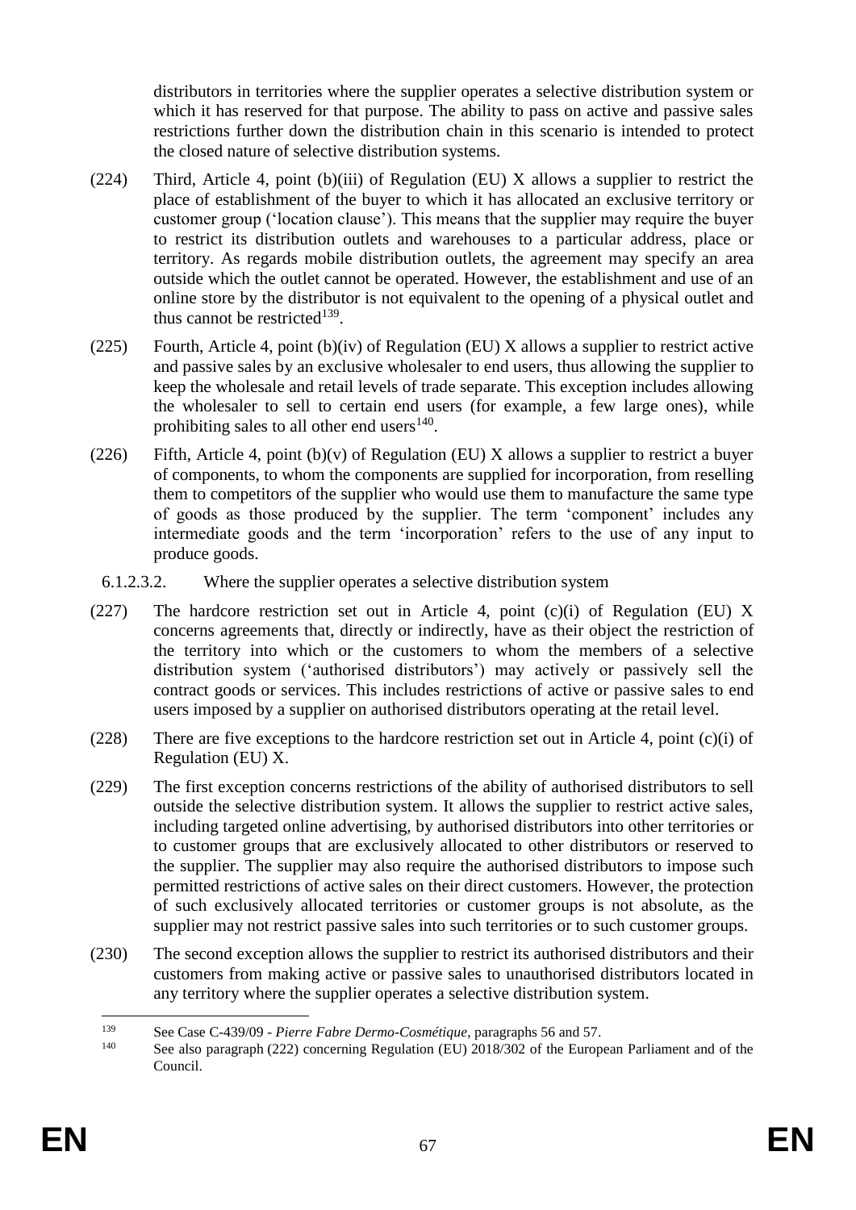distributors in territories where the supplier operates a selective distribution system or which it has reserved for that purpose. The ability to pass on active and passive sales restrictions further down the distribution chain in this scenario is intended to protect the closed nature of selective distribution systems.

(224) Third, Article 4, point (b)(iii) of Regulation (EU) X allows a supplier to restrict the place of establishment of the buyer to which it has allocated an exclusive territory or customer group ('location clause'). This means that the supplier may require the buyer to restrict its distribution outlets and warehouses to a particular address, place or territory. As regards mobile distribution outlets, the agreement may specify an area outside which the outlet cannot be operated. However, the establishment and use of an online store by the distributor is not equivalent to the opening of a physical outlet and thus cannot be restricted[139].

(225) Fourth, Article 4, point (b)(iv) of Regulation (EU) X allows a supplier to restrict active and passive sales by an exclusive wholesaler to end users, thus allowing the supplier to keep the wholesale and retail levels of trade separate. This exception includes allowing the wholesaler to sell to certain end users (for example, a few large ones), while prohibiting sales to all other end users[140].

(226) Fifth, Article 4, point (b)(v) of Regulation (EU) X allows a supplier to restrict a buyer of components, to whom the components are supplied for incorporation, from reselling them to competitors of the supplier who would use them to manufacture the same type of goods as those produced by the supplier. The term 'component' includes any intermediate goods and the term 'incorporation' refers to the use of any input to produce goods.

#### 6.1.2.3.2. Where the supplier operates a selective distribution system

(227) The hardcore restriction set out in Article 4, point (c)(i) of Regulation (EU) X concerns agreements that, directly or indirectly, have as their object the restriction of the territory into which or the customers to whom the members of a selective distribution system ('authorised distributors') may actively or passively sell the contract goods or services. This includes restrictions of active or passive sales to end users imposed by a supplier on authorised distributors operating at the retail level.

(228) There are five exceptions to the hardcore restriction set out in Article 4, point (c)(i) of Regulation (EU) X.

(229) The first exception concerns restrictions of the ability of authorised distributors to sell outside the selective distribution system. It allows the supplier to restrict active sales, including targeted online advertising, by authorised distributors into other territories or to customer groups that are exclusively allocated to other distributors or reserved to the supplier. The supplier may also require the authorised distributors to impose such permitted restrictions of active sales on their direct customers. However, the protection of such exclusively allocated territories or customer groups is not absolute, as the supplier may not restrict passive sales into such territories or to such customer groups.

(230) The second exception allows the supplier to restrict its authorised distributors and their customers from making active or passive sales to unauthorised distributors located in any territory where the supplier operates a selective distribution system.

---

[139] See Case C-439/09 - *Pierre Fabre Dermo-Cosmétique*, paragraphs 56 and 57.

[140] See also paragraph (222) concerning Regulation (EU) 2018/302 of the European Parliament and of the Council.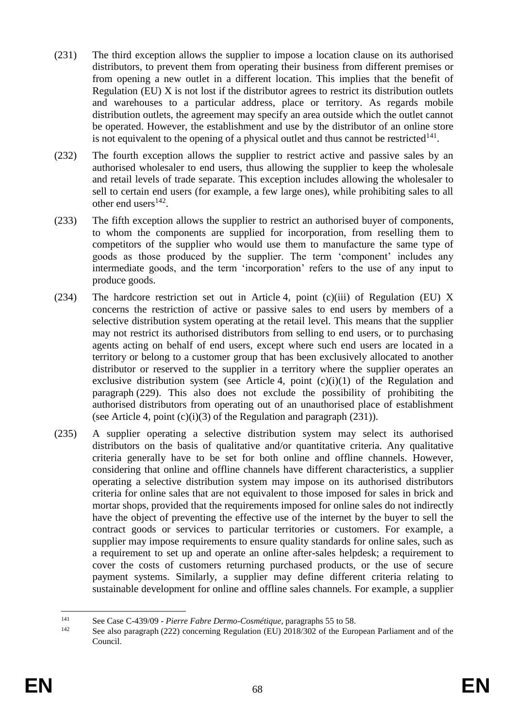(231) The third exception allows the supplier to impose a location clause on its authorised distributors, to prevent them from operating their business from different premises or from opening a new outlet in a different location. This implies that the benefit of Regulation (EU) X is not lost if the distributor agrees to restrict its distribution outlets and warehouses to a particular address, place or territory. As regards mobile distribution outlets, the agreement may specify an area outside which the outlet cannot be operated. However, the establishment and use by the distributor of an online store is not equivalent to the opening of a physical outlet and thus cannot be restricted[141].

(232) The fourth exception allows the supplier to restrict active and passive sales by an authorised wholesaler to end users, thus allowing the supplier to keep the wholesale and retail levels of trade separate. This exception includes allowing the wholesaler to sell to certain end users (for example, a few large ones), while prohibiting sales to all other end users[142].

(233) The fifth exception allows the supplier to restrict an authorised buyer of components, to whom the components are supplied for incorporation, from reselling them to competitors of the supplier who would use them to manufacture the same type of goods as those produced by the supplier. The term 'component' includes any intermediate goods, and the term 'incorporation' refers to the use of any input to produce goods.

(234) The hardcore restriction set out in Article 4, point (c)(iii) of Regulation (EU) X concerns the restriction of active or passive sales to end users by members of a selective distribution system operating at the retail level. This means that the supplier may not restrict its authorised distributors from selling to end users, or to purchasing agents acting on behalf of end users, except where such end users are located in a territory or belong to a customer group that has been exclusively allocated to another distributor or reserved to the supplier in a territory where the supplier operates an exclusive distribution system (see Article 4, point (c)(i)(1) of the Regulation and paragraph (229). This also does not exclude the possibility of prohibiting the authorised distributors from operating out of an unauthorised place of establishment (see Article 4, point (c)(i)(3) of the Regulation and paragraph (231)).

(235) A supplier operating a selective distribution system may select its authorised distributors on the basis of qualitative and/or quantitative criteria. Any qualitative criteria generally have to be set for both online and offline channels. However, considering that online and offline channels have different characteristics, a supplier operating a selective distribution system may impose on its authorised distributors criteria for online sales that are not equivalent to those imposed for sales in brick and mortar shops, provided that the requirements imposed for online sales do not indirectly have the object of preventing the effective use of the internet by the buyer to sell the contract goods or services to particular territories or customers. For example, a supplier may impose requirements to ensure quality standards for online sales, such as a requirement to set up and operate an online after-sales helpdesk; a requirement to cover the costs of customers returning purchased products, or the use of secure payment systems. Similarly, a supplier may define different criteria relating to sustainable development for online and offline sales channels. For example, a supplier

---

[141] See Case C-439/09 - *Pierre Fabre Dermo-Cosmétique*, paragraphs 55 to 58.

[142] See also paragraph (222) concerning Regulation (EU) 2018/302 of the European Parliament and of the Council.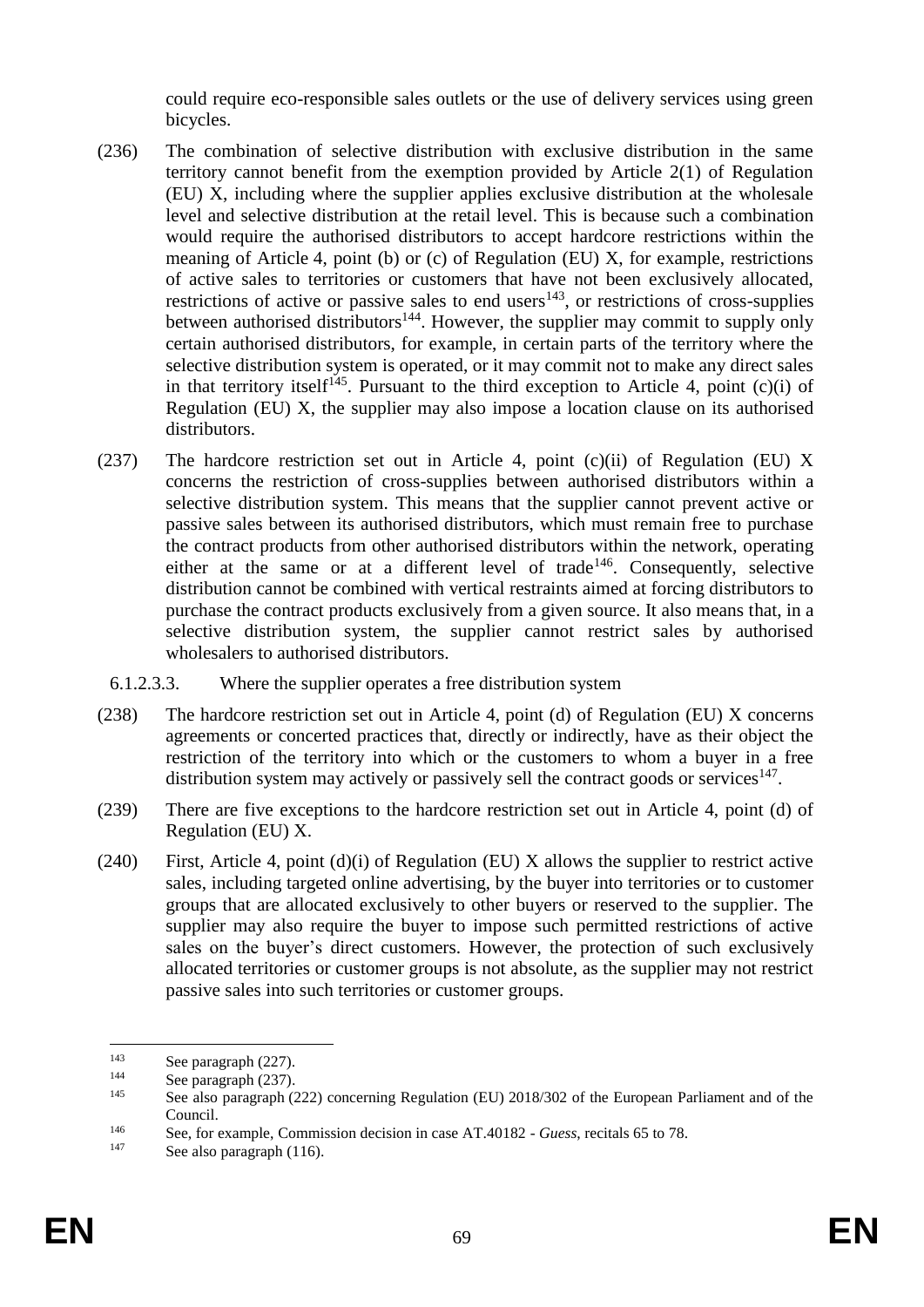could require eco-responsible sales outlets or the use of delivery services using green bicycles.

(236) The combination of selective distribution with exclusive distribution in the same territory cannot benefit from the exemption provided by Article 2(1) of Regulation (EU) X, including where the supplier applies exclusive distribution at the wholesale level and selective distribution at the retail level. This is because such a combination would require the authorised distributors to accept hardcore restrictions within the meaning of Article 4, point (b) or (c) of Regulation (EU) X, for example, restrictions of active sales to territories or customers that have not been exclusively allocated, restrictions of active or passive sales to end users[143], or restrictions of cross-supplies between authorised distributors[144]. However, the supplier may commit to supply only certain authorised distributors, for example, in certain parts of the territory where the selective distribution system is operated, or it may commit not to make any direct sales in that territory itself[145]. Pursuant to the third exception to Article 4, point (c)(i) of Regulation (EU) X, the supplier may also impose a location clause on its authorised distributors.

(237) The hardcore restriction set out in Article 4, point (c)(ii) of Regulation (EU) X concerns the restriction of cross-supplies between authorised distributors within a selective distribution system. This means that the supplier cannot prevent active or passive sales between its authorised distributors, which must remain free to purchase the contract products from other authorised distributors within the network, operating either at the same or at a different level of trade[146]. Consequently, selective distribution cannot be combined with vertical restraints aimed at forcing distributors to purchase the contract products exclusively from a given source. It also means that, in a selective distribution system, the supplier cannot restrict sales by authorised wholesalers to authorised distributors.

#### 6.1.2.3.3. Where the supplier operates a free distribution system

(238) The hardcore restriction set out in Article 4, point (d) of Regulation (EU) X concerns agreements or concerted practices that, directly or indirectly, have as their object the restriction of the territory into which or the customers to whom a buyer in a free distribution system may actively or passively sell the contract goods or services[147].

(239) There are five exceptions to the hardcore restriction set out in Article 4, point (d) of Regulation (EU) X.

(240) First, Article 4, point (d)(i) of Regulation (EU) X allows the supplier to restrict active sales, including targeted online advertising, by the buyer into territories or to customer groups that are allocated exclusively to other buyers or reserved to the supplier. The supplier may also require the buyer to impose such permitted restrictions of active sales on the buyer's direct customers. However, the protection of such exclusively allocated territories or customer groups is not absolute, as the supplier may not restrict passive sales into such territories or customer groups.

---

[143] See paragraph (227).

[144] See paragraph (237).

[145] See also paragraph (222) concerning Regulation (EU) 2018/302 of the European Parliament and of the Council.

[146] See, for example, Commission decision in case AT.40182 - *Guess*, recitals 65 to 78.

[147] See also paragraph (116).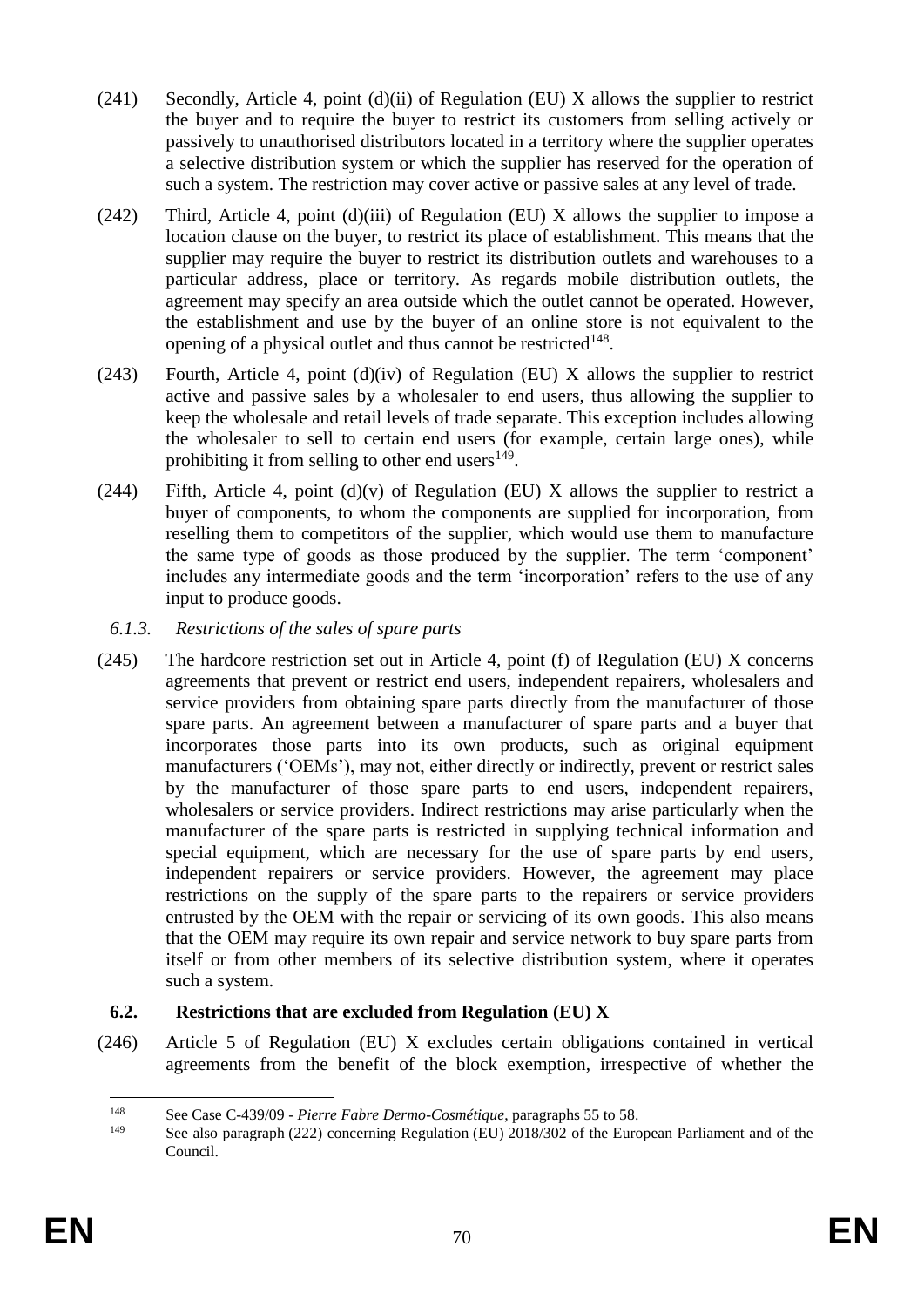(241) Secondly, Article 4, point (d)(ii) of Regulation (EU) X allows the supplier to restrict the buyer and to require the buyer to restrict its customers from selling actively or passively to unauthorised distributors located in a territory where the supplier operates a selective distribution system or which the supplier has reserved for the operation of such a system. The restriction may cover active or passive sales at any level of trade.

(242) Third, Article 4, point (d)(iii) of Regulation (EU) X allows the supplier to impose a location clause on the buyer, to restrict its place of establishment. This means that the supplier may require the buyer to restrict its distribution outlets and warehouses to a particular address, place or territory. As regards mobile distribution outlets, the agreement may specify an area outside which the outlet cannot be operated. However, the establishment and use by the buyer of an online store is not equivalent to the opening of a physical outlet and thus cannot be restricted[148].

(243) Fourth, Article 4, point (d)(iv) of Regulation (EU) X allows the supplier to restrict active and passive sales by a wholesaler to end users, thus allowing the supplier to keep the wholesale and retail levels of trade separate. This exception includes allowing the wholesaler to sell to certain end users (for example, certain large ones), while prohibiting it from selling to other end users[149].

(244) Fifth, Article 4, point (d)(v) of Regulation (EU) X allows the supplier to restrict a buyer of components, to whom the components are supplied for incorporation, from reselling them to competitors of the supplier, which would use them to manufacture the same type of goods as those produced by the supplier. The term 'component' includes any intermediate goods and the term 'incorporation' refers to the use of any input to produce goods.

### *6.1.3. Restrictions of the sales of spare parts*

(245) The hardcore restriction set out in Article 4, point (f) of Regulation (EU) X concerns agreements that prevent or restrict end users, independent repairers, wholesalers and service providers from obtaining spare parts directly from the manufacturer of those spare parts. An agreement between a manufacturer of spare parts and a buyer that incorporates those parts into its own products, such as original equipment manufacturers ('OEMs'), may not, either directly or indirectly, prevent or restrict sales by the manufacturer of those spare parts to end users, independent repairers, wholesalers or service providers. Indirect restrictions may arise particularly when the manufacturer of the spare parts is restricted in supplying technical information and special equipment, which are necessary for the use of spare parts by end users, independent repairers or service providers. However, the agreement may place restrictions on the supply of the spare parts to the repairers or service providers entrusted by the OEM with the repair or servicing of its own goods. This also means that the OEM may require its own repair and service network to buy spare parts from itself or from other members of its selective distribution system, where it operates such a system.

## 6.2. Restrictions that are excluded from Regulation (EU) X

(246) Article 5 of Regulation (EU) X excludes certain obligations contained in vertical agreements from the benefit of the block exemption, irrespective of whether the

---

[148] See Case C-439/09 - *Pierre Fabre Dermo-Cosmétique*, paragraphs 55 to 58.

[149] See also paragraph (222) concerning Regulation (EU) 2018/302 of the European Parliament and of the Council.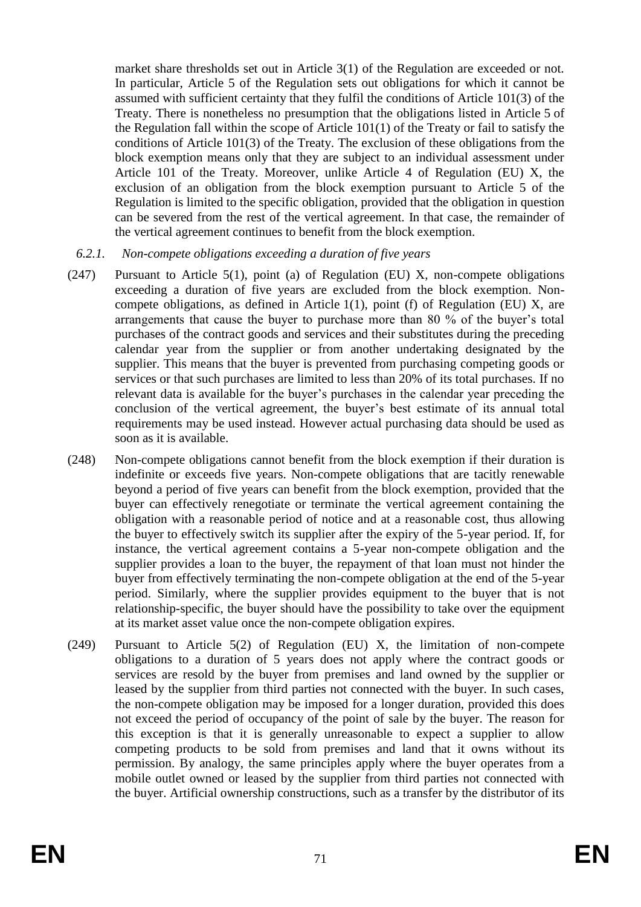market share thresholds set out in Article 3(1) of the Regulation are exceeded or not. In particular, Article 5 of the Regulation sets out obligations for which it cannot be assumed with sufficient certainty that they fulfil the conditions of Article 101(3) of the Treaty. There is nonetheless no presumption that the obligations listed in Article 5 of the Regulation fall within the scope of Article 101(1) of the Treaty or fail to satisfy the conditions of Article 101(3) of the Treaty. The exclusion of these obligations from the block exemption means only that they are subject to an individual assessment under Article 101 of the Treaty. Moreover, unlike Article 4 of Regulation (EU) X, the exclusion of an obligation from the block exemption pursuant to Article 5 of the Regulation is limited to the specific obligation, provided that the obligation in question can be severed from the rest of the vertical agreement. In that case, the remainder of the vertical agreement continues to benefit from the block exemption.

*6.2.1. Non-compete obligations exceeding a duration of five years*

(247) Pursuant to Article 5(1), point (a) of Regulation (EU) X, non-compete obligations exceeding a duration of five years are excluded from the block exemption. Non-compete obligations, as defined in Article 1(1), point (f) of Regulation (EU) X, are arrangements that cause the buyer to purchase more than 80 % of the buyer's total purchases of the contract goods and services and their substitutes during the preceding calendar year from the supplier or from another undertaking designated by the supplier. This means that the buyer is prevented from purchasing competing goods or services or that such purchases are limited to less than 20% of its total purchases. If no relevant data is available for the buyer's purchases in the calendar year preceding the conclusion of the vertical agreement, the buyer's best estimate of its annual total requirements may be used instead. However actual purchasing data should be used as soon as it is available.

(248) Non-compete obligations cannot benefit from the block exemption if their duration is indefinite or exceeds five years. Non-compete obligations that are tacitly renewable beyond a period of five years can benefit from the block exemption, provided that the buyer can effectively renegotiate or terminate the vertical agreement containing the obligation with a reasonable period of notice and at a reasonable cost, thus allowing the buyer to effectively switch its supplier after the expiry of the 5-year period. If, for instance, the vertical agreement contains a 5-year non-compete obligation and the supplier provides a loan to the buyer, the repayment of that loan must not hinder the buyer from effectively terminating the non-compete obligation at the end of the 5-year period. Similarly, where the supplier provides equipment to the buyer that is not relationship-specific, the buyer should have the possibility to take over the equipment at its market asset value once the non-compete obligation expires.

(249) Pursuant to Article 5(2) of Regulation (EU) X, the limitation of non-compete obligations to a duration of 5 years does not apply where the contract goods or services are resold by the buyer from premises and land owned by the supplier or leased by the supplier from third parties not connected with the buyer. In such cases, the non-compete obligation may be imposed for a longer duration, provided this does not exceed the period of occupancy of the point of sale by the buyer. The reason for this exception is that it is generally unreasonable to expect a supplier to allow competing products to be sold from premises and land that it owns without its permission. By analogy, the same principles apply where the buyer operates from a mobile outlet owned or leased by the supplier from third parties not connected with the buyer. Artificial ownership constructions, such as a transfer by the distributor of its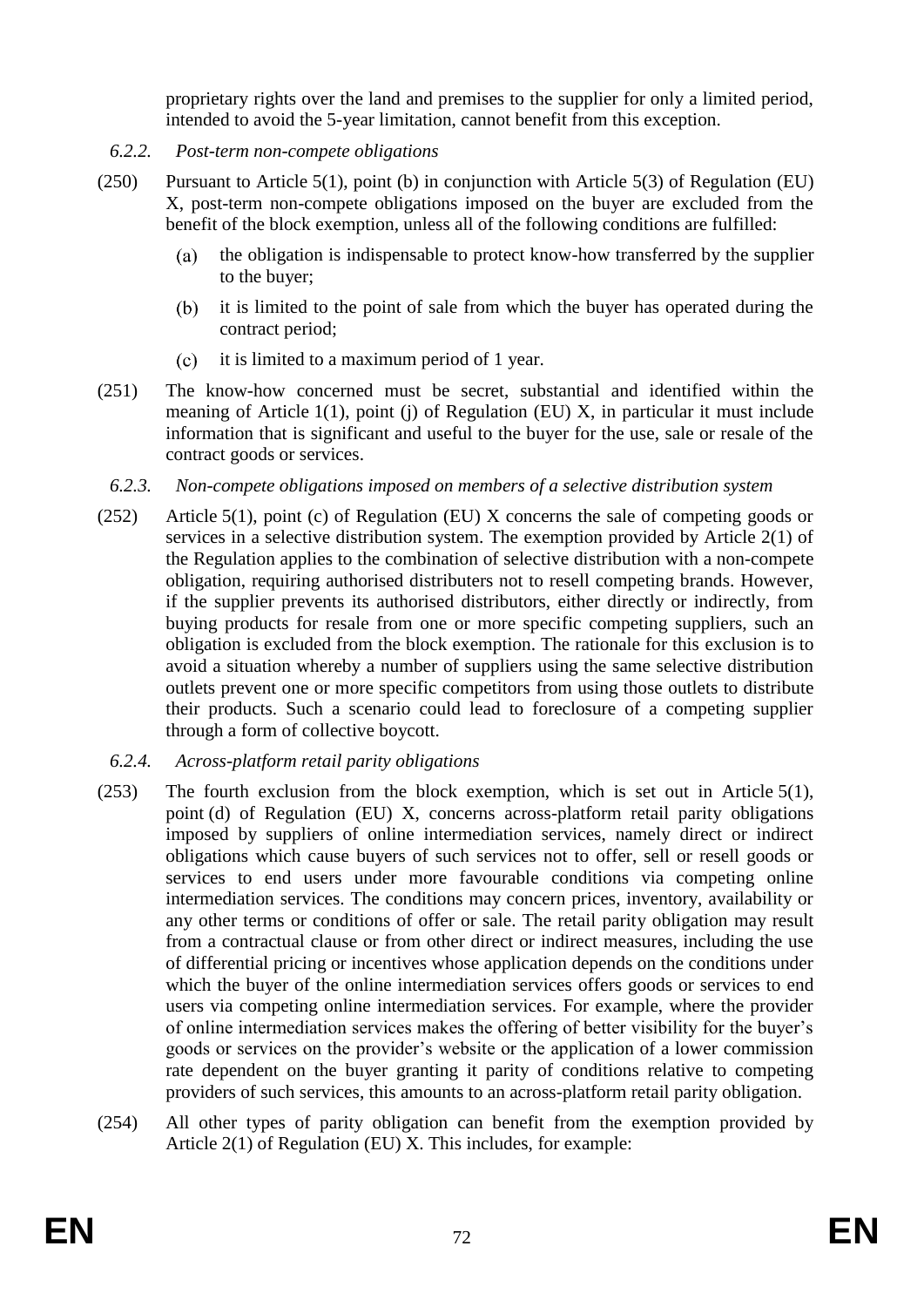proprietary rights over the land and premises to the supplier for only a limited period, intended to avoid the 5-year limitation, cannot benefit from this exception.

#### *6.2.2. Post-term non-compete obligations*

(250) Pursuant to Article 5(1), point (b) in conjunction with Article 5(3) of Regulation (EU) X, post-term non-compete obligations imposed on the buyer are excluded from the benefit of the block exemption, unless all of the following conditions are fulfilled:

(a) the obligation is indispensable to protect know-how transferred by the supplier to the buyer;

(b) it is limited to the point of sale from which the buyer has operated during the contract period;

(c) it is limited to a maximum period of 1 year.

(251) The know-how concerned must be secret, substantial and identified within the meaning of Article 1(1), point (j) of Regulation (EU) X, in particular it must include information that is significant and useful to the buyer for the use, sale or resale of the contract goods or services.

#### *6.2.3. Non-compete obligations imposed on members of a selective distribution system*

(252) Article 5(1), point (c) of Regulation (EU) X concerns the sale of competing goods or services in a selective distribution system. The exemption provided by Article 2(1) of the Regulation applies to the combination of selective distribution with a non-compete obligation, requiring authorised distributers not to resell competing brands. However, if the supplier prevents its authorised distributors, either directly or indirectly, from buying products for resale from one or more specific competing suppliers, such an obligation is excluded from the block exemption. The rationale for this exclusion is to avoid a situation whereby a number of suppliers using the same selective distribution outlets prevent one or more specific competitors from using those outlets to distribute their products. Such a scenario could lead to foreclosure of a competing supplier through a form of collective boycott.

#### *6.2.4. Across-platform retail parity obligations*

(253) The fourth exclusion from the block exemption, which is set out in Article 5(1), point (d) of Regulation (EU) X, concerns across-platform retail parity obligations imposed by suppliers of online intermediation services, namely direct or indirect obligations which cause buyers of such services not to offer, sell or resell goods or services to end users under more favourable conditions via competing online intermediation services. The conditions may concern prices, inventory, availability or any other terms or conditions of offer or sale. The retail parity obligation may result from a contractual clause or from other direct or indirect measures, including the use of differential pricing or incentives whose application depends on the conditions under which the buyer of the online intermediation services offers goods or services to end users via competing online intermediation services. For example, where the provider of online intermediation services makes the offering of better visibility for the buyer's goods or services on the provider's website or the application of a lower commission rate dependent on the buyer granting it parity of conditions relative to competing providers of such services, this amounts to an across-platform retail parity obligation.

(254) All other types of parity obligation can benefit from the exemption provided by Article 2(1) of Regulation (EU) X. This includes, for example: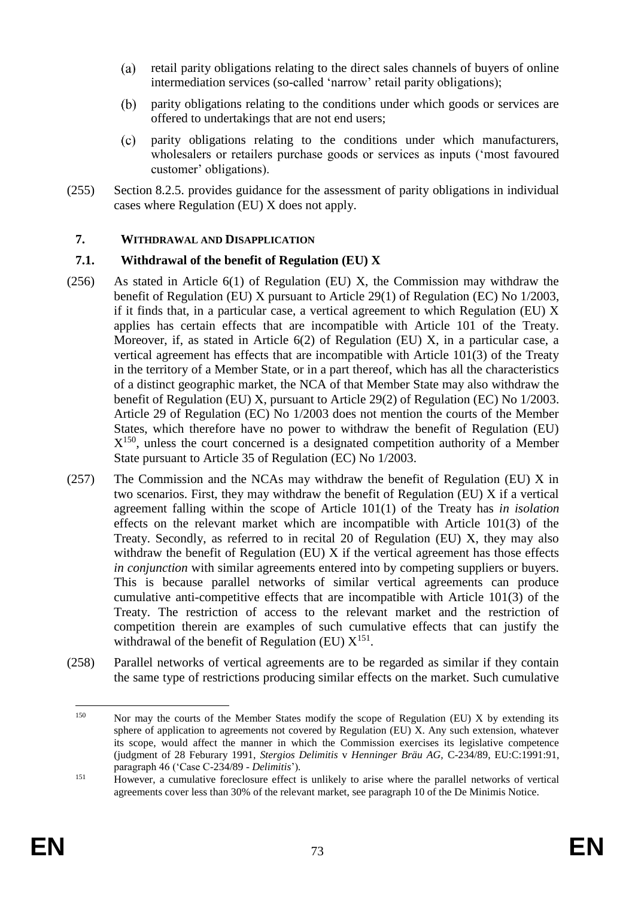(a) retail parity obligations relating to the direct sales channels of buyers of online intermediation services (so-called 'narrow' retail parity obligations);

(b) parity obligations relating to the conditions under which goods or services are offered to undertakings that are not end users;

(c) parity obligations relating to the conditions under which manufacturers, wholesalers or retailers purchase goods or services as inputs ('most favoured customer' obligations).

(255) Section 8.2.5. provides guidance for the assessment of parity obligations in individual cases where Regulation (EU) X does not apply.

## 7. WITHDRAWAL AND DISAPPLICATION

### 7.1. Withdrawal of the benefit of Regulation (EU) X

(256) As stated in Article 6(1) of Regulation (EU) X, the Commission may withdraw the benefit of Regulation (EU) X pursuant to Article 29(1) of Regulation (EC) No 1/2003, if it finds that, in a particular case, a vertical agreement to which Regulation (EU) X applies has certain effects that are incompatible with Article 101 of the Treaty. Moreover, if, as stated in Article 6(2) of Regulation (EU) X, in a particular case, a vertical agreement has effects that are incompatible with Article 101(3) of the Treaty in the territory of a Member State, or in a part thereof, which has all the characteristics of a distinct geographic market, the NCA of that Member State may also withdraw the benefit of Regulation (EU) X, pursuant to Article 29(2) of Regulation (EC) No 1/2003. Article 29 of Regulation (EC) No 1/2003 does not mention the courts of the Member States, which therefore have no power to withdraw the benefit of Regulation (EU) X[150], unless the court concerned is a designated competition authority of a Member State pursuant to Article 35 of Regulation (EC) No 1/2003.

(257) The Commission and the NCAs may withdraw the benefit of Regulation (EU) X in two scenarios. First, they may withdraw the benefit of Regulation (EU) X if a vertical agreement falling within the scope of Article 101(1) of the Treaty has *in isolation* effects on the relevant market which are incompatible with Article 101(3) of the Treaty. Secondly, as referred to in recital 20 of Regulation (EU) X, they may also withdraw the benefit of Regulation (EU) X if the vertical agreement has those effects *in conjunction* with similar agreements entered into by competing suppliers or buyers. This is because parallel networks of similar vertical agreements can produce cumulative anti-competitive effects that are incompatible with Article 101(3) of the Treaty. The restriction of access to the relevant market and the restriction of competition therein are examples of such cumulative effects that can justify the withdrawal of the benefit of Regulation (EU) X[151].

(258) Parallel networks of vertical agreements are to be regarded as similar if they contain the same type of restrictions producing similar effects on the market. Such cumulative

---

[150] Nor may the courts of the Member States modify the scope of Regulation (EU) X by extending its sphere of application to agreements not covered by Regulation (EU) X. Any such extension, whatever its scope, would affect the manner in which the Commission exercises its legislative competence (judgment of 28 Feburary 1991, *Stergios Delimitis* v *Henninger Bräu AG,* C-234/89, EU:C:1991:91, paragraph 46 ('Case C-234/89 - *Delimitis*').

[151] However, a cumulative foreclosure effect is unlikely to arise where the parallel networks of vertical agreements cover less than 30% of the relevant market, see paragraph 10 of the De Minimis Notice.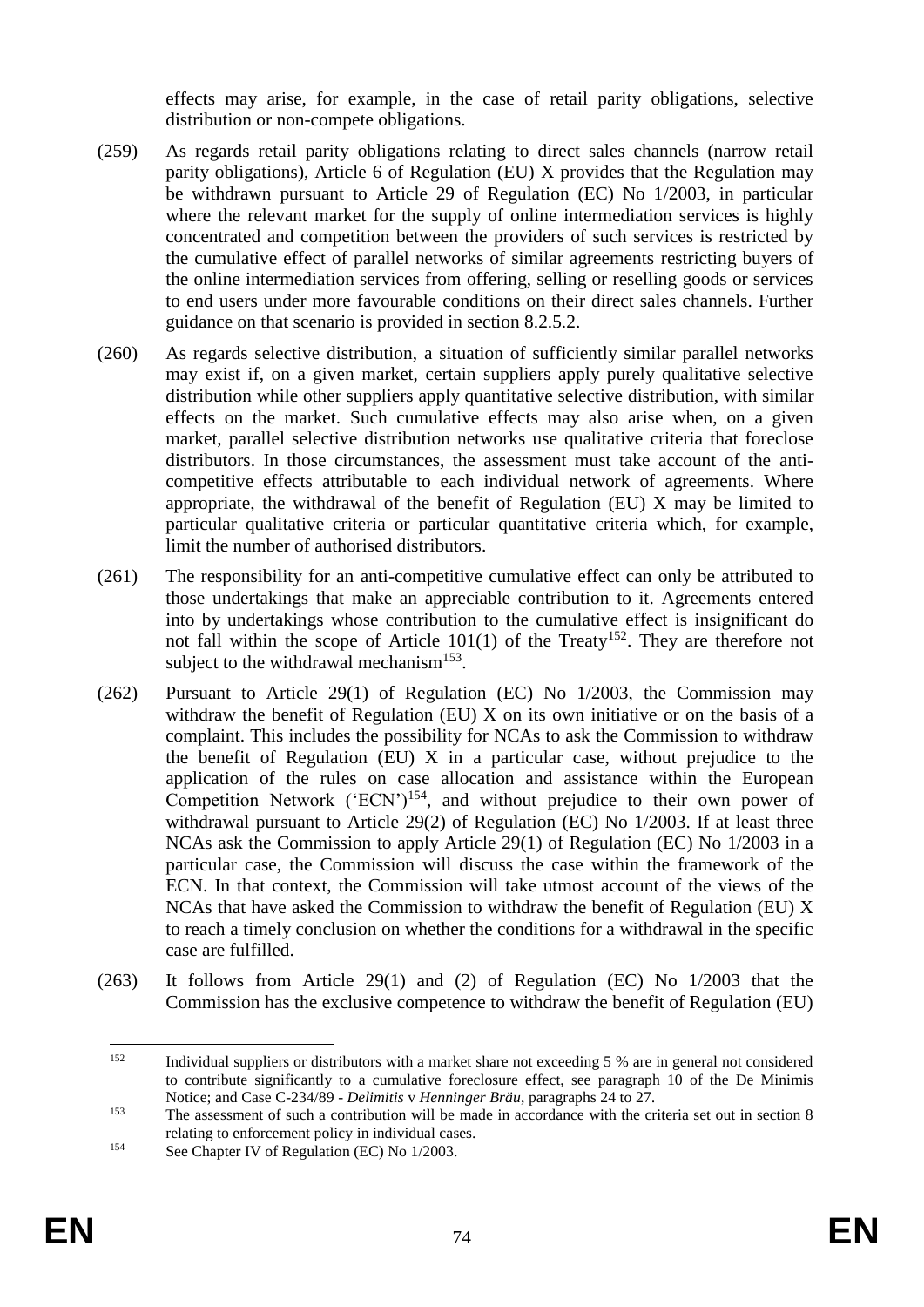effects may arise, for example, in the case of retail parity obligations, selective distribution or non-compete obligations.

(259) As regards retail parity obligations relating to direct sales channels (narrow retail parity obligations), Article 6 of Regulation (EU) X provides that the Regulation may be withdrawn pursuant to Article 29 of Regulation (EC) No 1/2003, in particular where the relevant market for the supply of online intermediation services is highly concentrated and competition between the providers of such services is restricted by the cumulative effect of parallel networks of similar agreements restricting buyers of the online intermediation services from offering, selling or reselling goods or services to end users under more favourable conditions on their direct sales channels. Further guidance on that scenario is provided in section 8.2.5.2.

(260) As regards selective distribution, a situation of sufficiently similar parallel networks may exist if, on a given market, certain suppliers apply purely qualitative selective distribution while other suppliers apply quantitative selective distribution, with similar effects on the market. Such cumulative effects may also arise when, on a given market, parallel selective distribution networks use qualitative criteria that foreclose distributors. In those circumstances, the assessment must take account of the anti-competitive effects attributable to each individual network of agreements. Where appropriate, the withdrawal of the benefit of Regulation (EU) X may be limited to particular qualitative criteria or particular quantitative criteria which, for example, limit the number of authorised distributors.

(261) The responsibility for an anti-competitive cumulative effect can only be attributed to those undertakings that make an appreciable contribution to it. Agreements entered into by undertakings whose contribution to the cumulative effect is insignificant do not fall within the scope of Article 101(1) of the Treaty[152]. They are therefore not subject to the withdrawal mechanism[153].

(262) Pursuant to Article 29(1) of Regulation (EC) No 1/2003, the Commission may withdraw the benefit of Regulation (EU) X on its own initiative or on the basis of a complaint. This includes the possibility for NCAs to ask the Commission to withdraw the benefit of Regulation (EU) X in a particular case, without prejudice to the application of the rules on case allocation and assistance within the European Competition Network ('ECN')[154], and without prejudice to their own power of withdrawal pursuant to Article 29(2) of Regulation (EC) No 1/2003. If at least three NCAs ask the Commission to apply Article 29(1) of Regulation (EC) No 1/2003 in a particular case, the Commission will discuss the case within the framework of the ECN. In that context, the Commission will take utmost account of the views of the NCAs that have asked the Commission to withdraw the benefit of Regulation (EU) X to reach a timely conclusion on whether the conditions for a withdrawal in the specific case are fulfilled.

(263) It follows from Article 29(1) and (2) of Regulation (EC) No 1/2003 that the Commission has the exclusive competence to withdraw the benefit of Regulation (EU)

---

[152] Individual suppliers or distributors with a market share not exceeding 5 % are in general not considered to contribute significantly to a cumulative foreclosure effect, see paragraph 10 of the De Minimis Notice; and Case C-234/89 - *Delimitis* v *Henninger Bräu*, paragraphs 24 to 27.

[153] The assessment of such a contribution will be made in accordance with the criteria set out in section 8 relating to enforcement policy in individual cases.

[154] See Chapter IV of Regulation (EC) No 1/2003.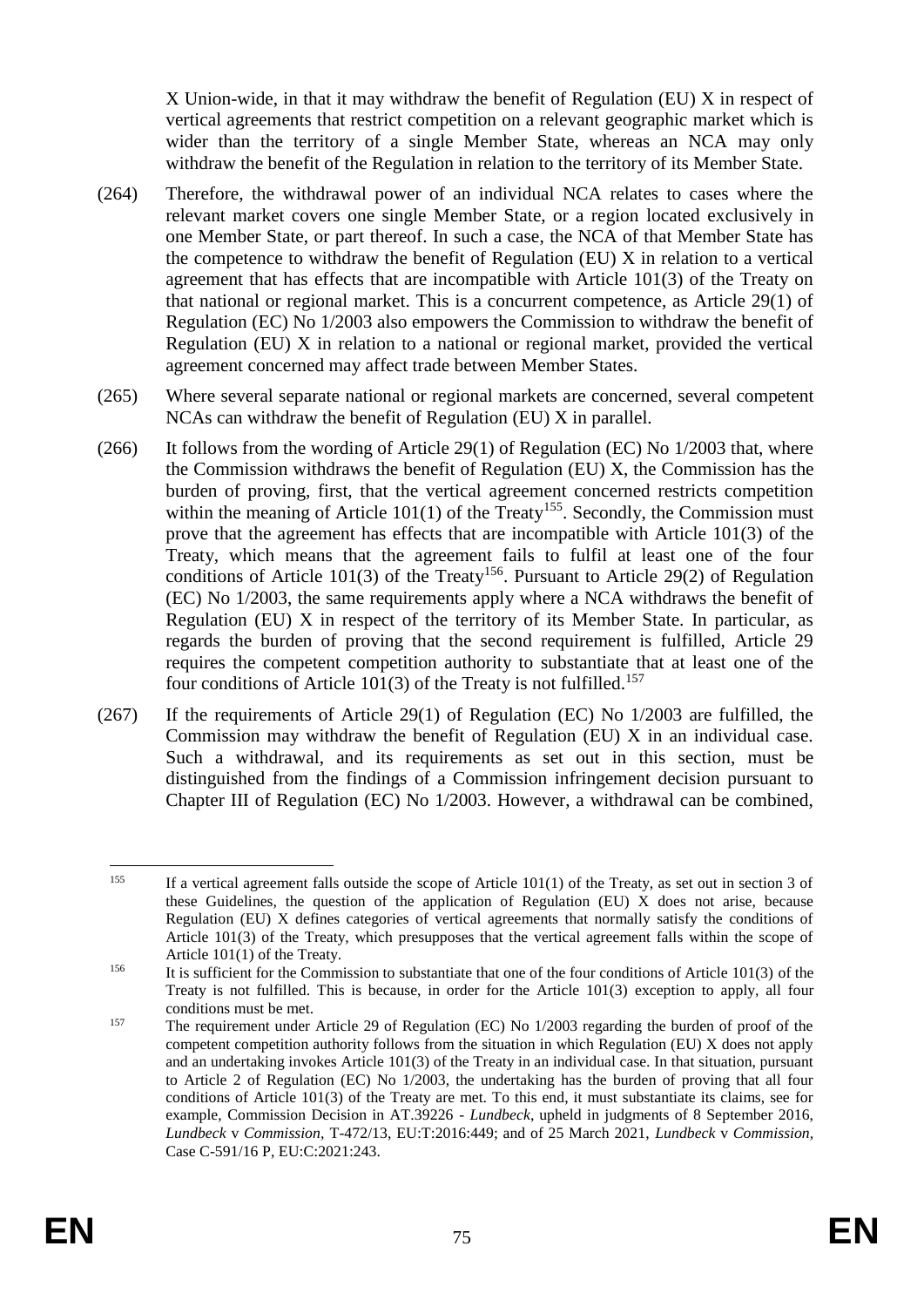X Union-wide, in that it may withdraw the benefit of Regulation (EU) X in respect of vertical agreements that restrict competition on a relevant geographic market which is wider than the territory of a single Member State, whereas an NCA may only withdraw the benefit of the Regulation in relation to the territory of its Member State.

(264) Therefore, the withdrawal power of an individual NCA relates to cases where the relevant market covers one single Member State, or a region located exclusively in one Member State, or part thereof. In such a case, the NCA of that Member State has the competence to withdraw the benefit of Regulation (EU) X in relation to a vertical agreement that has effects that are incompatible with Article 101(3) of the Treaty on that national or regional market. This is a concurrent competence, as Article 29(1) of Regulation (EC) No 1/2003 also empowers the Commission to withdraw the benefit of Regulation (EU) X in relation to a national or regional market, provided the vertical agreement concerned may affect trade between Member States.

(265) Where several separate national or regional markets are concerned, several competent NCAs can withdraw the benefit of Regulation (EU) X in parallel.

(266) It follows from the wording of Article 29(1) of Regulation (EC) No 1/2003 that, where the Commission withdraws the benefit of Regulation (EU) X, the Commission has the burden of proving, first, that the vertical agreement concerned restricts competition within the meaning of Article 101(1) of the Treaty[155]. Secondly, the Commission must prove that the agreement has effects that are incompatible with Article 101(3) of the Treaty, which means that the agreement fails to fulfil at least one of the four conditions of Article 101(3) of the Treaty[156]. Pursuant to Article 29(2) of Regulation (EC) No 1/2003, the same requirements apply where a NCA withdraws the benefit of Regulation (EU) X in respect of the territory of its Member State. In particular, as regards the burden of proving that the second requirement is fulfilled, Article 29 requires the competent competition authority to substantiate that at least one of the four conditions of Article 101(3) of the Treaty is not fulfilled.[157]

(267) If the requirements of Article 29(1) of Regulation (EC) No 1/2003 are fulfilled, the Commission may withdraw the benefit of Regulation (EU) X in an individual case. Such a withdrawal, and its requirements as set out in this section, must be distinguished from the findings of a Commission infringement decision pursuant to Chapter III of Regulation (EC) No 1/2003. However, a withdrawal can be combined,

---

[155] If a vertical agreement falls outside the scope of Article 101(1) of the Treaty, as set out in section 3 of these Guidelines, the question of the application of Regulation (EU) X does not arise, because Regulation (EU) X defines categories of vertical agreements that normally satisfy the conditions of Article 101(3) of the Treaty, which presupposes that the vertical agreement falls within the scope of Article 101(1) of the Treaty.

[156] It is sufficient for the Commission to substantiate that one of the four conditions of Article 101(3) of the Treaty is not fulfilled. This is because, in order for the Article 101(3) exception to apply, all four conditions must be met.

[157] The requirement under Article 29 of Regulation (EC) No 1/2003 regarding the burden of proof of the competent competition authority follows from the situation in which Regulation (EU) X does not apply and an undertaking invokes Article 101(3) of the Treaty in an individual case. In that situation, pursuant to Article 2 of Regulation (EC) No 1/2003, the undertaking has the burden of proving that all four conditions of Article 101(3) of the Treaty are met. To this end, it must substantiate its claims, see for example, Commission Decision in AT.39226 - *Lundbeck*, upheld in judgments of 8 September 2016, *Lundbeck* v *Commission*, T-472/13, EU:T:2016:449; and of 25 March 2021, *Lundbeck* v *Commission*, Case C-591/16 P, EU:C:2021:243.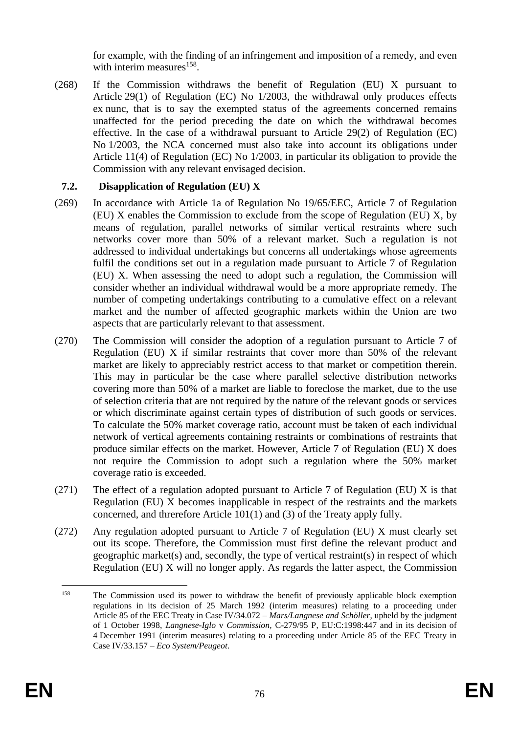for example, with the finding of an infringement and imposition of a remedy, and even with interim measures[158].

(268) If the Commission withdraws the benefit of Regulation (EU) X pursuant to Article 29(1) of Regulation (EC) No 1/2003, the withdrawal only produces effects ex nunc, that is to say the exempted status of the agreements concerned remains unaffected for the period preceding the date on which the withdrawal becomes effective. In the case of a withdrawal pursuant to Article 29(2) of Regulation (EC) No 1/2003, the NCA concerned must also take into account its obligations under Article 11(4) of Regulation (EC) No 1/2003, in particular its obligation to provide the Commission with any relevant envisaged decision.

### 7.2. Disapplication of Regulation (EU) X

(269) In accordance with Article 1a of Regulation No 19/65/EEC, Article 7 of Regulation (EU) X enables the Commission to exclude from the scope of Regulation (EU) X, by means of regulation, parallel networks of similar vertical restraints where such networks cover more than 50% of a relevant market. Such a regulation is not addressed to individual undertakings but concerns all undertakings whose agreements fulfil the conditions set out in a regulation made pursuant to Article 7 of Regulation (EU) X. When assessing the need to adopt such a regulation, the Commission will consider whether an individual withdrawal would be a more appropriate remedy. The number of competing undertakings contributing to a cumulative effect on a relevant market and the number of affected geographic markets within the Union are two aspects that are particularly relevant to that assessment.

(270) The Commission will consider the adoption of a regulation pursuant to Article 7 of Regulation (EU) X if similar restraints that cover more than 50% of the relevant market are likely to appreciably restrict access to that market or competition therein. This may in particular be the case where parallel selective distribution networks covering more than 50% of a market are liable to foreclose the market, due to the use of selection criteria that are not required by the nature of the relevant goods or services or which discriminate against certain types of distribution of such goods or services. To calculate the 50% market coverage ratio, account must be taken of each individual network of vertical agreements containing restraints or combinations of restraints that produce similar effects on the market. However, Article 7 of Regulation (EU) X does not require the Commission to adopt such a regulation where the 50% market coverage ratio is exceeded.

(271) The effect of a regulation adopted pursuant to Article 7 of Regulation (EU) X is that Regulation (EU) X becomes inapplicable in respect of the restraints and the markets concerned, and threrefore Article 101(1) and (3) of the Treaty apply fully.

(272) Any regulation adopted pursuant to Article 7 of Regulation (EU) X must clearly set out its scope. Therefore, the Commission must first define the relevant product and geographic market(s) and, secondly, the type of vertical restraint(s) in respect of which Regulation (EU) X will no longer apply. As regards the latter aspect, the Commission

---

[158] The Commission used its power to withdraw the benefit of previously applicable block exemption regulations in its decision of 25 March 1992 (interim measures) relating to a proceeding under Article 85 of the EEC Treaty in Case IV/34.072 – *Mars/Langnese and Schöller*, upheld by the judgment of 1 October 1998, *Langnese-Iglo* v *Commission*, C-279/95 P, EU:C:1998:447 and in its decision of 4 December 1991 (interim measures) relating to a proceeding under Article 85 of the EEC Treaty in Case IV/33.157 – *Eco System/Peugeot*.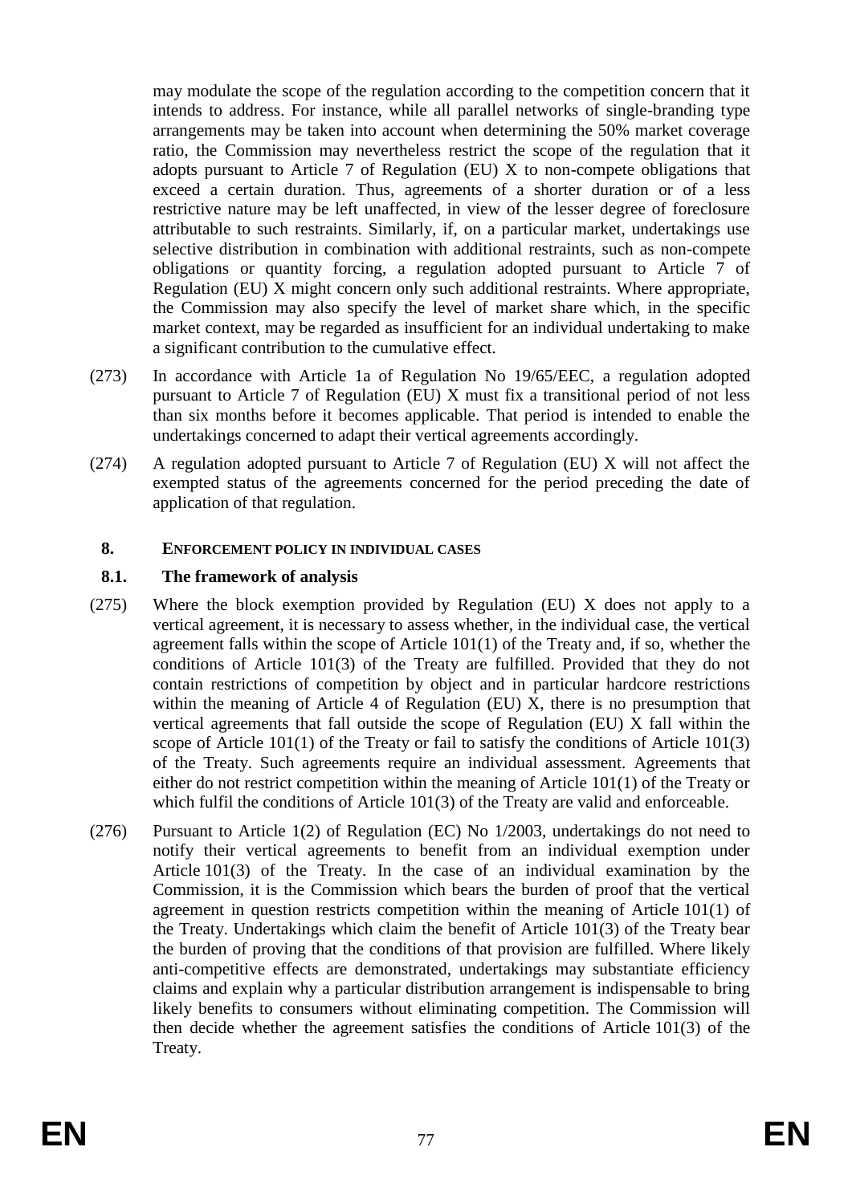may modulate the scope of the regulation according to the competition concern that it intends to address. For instance, while all parallel networks of single-branding type arrangements may be taken into account when determining the 50% market coverage ratio, the Commission may nevertheless restrict the scope of the regulation that it adopts pursuant to Article 7 of Regulation (EU) X to non-compete obligations that exceed a certain duration. Thus, agreements of a shorter duration or of a less restrictive nature may be left unaffected, in view of the lesser degree of foreclosure attributable to such restraints. Similarly, if, on a particular market, undertakings use selective distribution in combination with additional restraints, such as non-compete obligations or quantity forcing, a regulation adopted pursuant to Article 7 of Regulation (EU) X might concern only such additional restraints. Where appropriate, the Commission may also specify the level of market share which, in the specific market context, may be regarded as insufficient for an individual undertaking to make a significant contribution to the cumulative effect.

(273) In accordance with Article 1a of Regulation No 19/65/EEC, a regulation adopted pursuant to Article 7 of Regulation (EU) X must fix a transitional period of not less than six months before it becomes applicable. That period is intended to enable the undertakings concerned to adapt their vertical agreements accordingly.

(274) A regulation adopted pursuant to Article 7 of Regulation (EU) X will not affect the exempted status of the agreements concerned for the period preceding the date of application of that regulation.

## 8. ENFORCEMENT POLICY IN INDIVIDUAL CASES

### 8.1. The framework of analysis

(275) Where the block exemption provided by Regulation (EU) X does not apply to a vertical agreement, it is necessary to assess whether, in the individual case, the vertical agreement falls within the scope of Article 101(1) of the Treaty and, if so, whether the conditions of Article 101(3) of the Treaty are fulfilled. Provided that they do not contain restrictions of competition by object and in particular hardcore restrictions within the meaning of Article 4 of Regulation (EU) X, there is no presumption that vertical agreements that fall outside the scope of Regulation (EU) X fall within the scope of Article 101(1) of the Treaty or fail to satisfy the conditions of Article 101(3) of the Treaty. Such agreements require an individual assessment. Agreements that either do not restrict competition within the meaning of Article 101(1) of the Treaty or which fulfil the conditions of Article 101(3) of the Treaty are valid and enforceable.

(276) Pursuant to Article 1(2) of Regulation (EC) No 1/2003, undertakings do not need to notify their vertical agreements to benefit from an individual exemption under Article 101(3) of the Treaty. In the case of an individual examination by the Commission, it is the Commission which bears the burden of proof that the vertical agreement in question restricts competition within the meaning of Article 101(1) of the Treaty. Undertakings which claim the benefit of Article 101(3) of the Treaty bear the burden of proving that the conditions of that provision are fulfilled. Where likely anti-competitive effects are demonstrated, undertakings may substantiate efficiency claims and explain why a particular distribution arrangement is indispensable to bring likely benefits to consumers without eliminating competition. The Commission will then decide whether the agreement satisfies the conditions of Article 101(3) of the Treaty.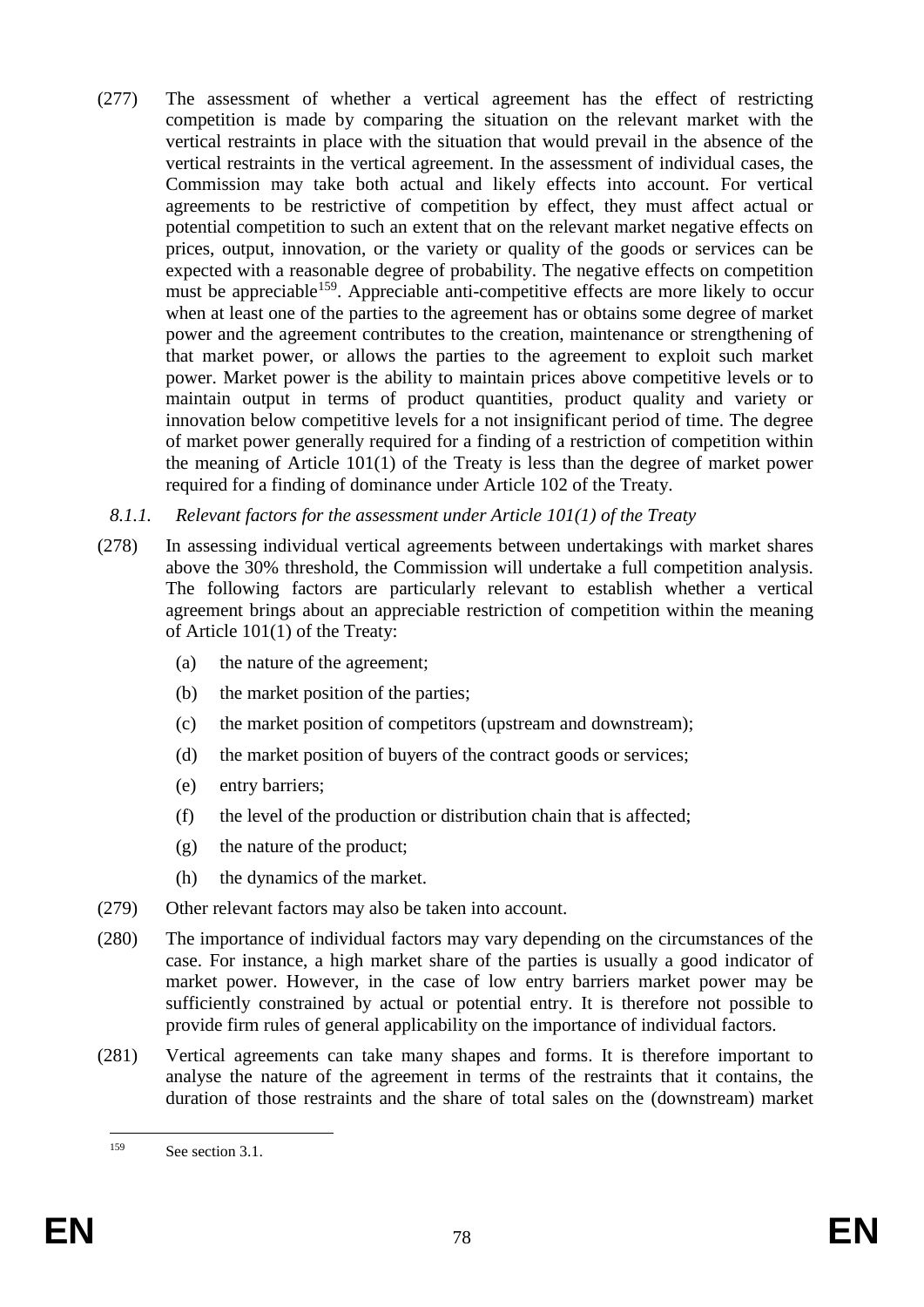(277) The assessment of whether a vertical agreement has the effect of restricting competition is made by comparing the situation on the relevant market with the vertical restraints in place with the situation that would prevail in the absence of the vertical restraints in the vertical agreement. In the assessment of individual cases, the Commission may take both actual and likely effects into account. For vertical agreements to be restrictive of competition by effect, they must affect actual or potential competition to such an extent that on the relevant market negative effects on prices, output, innovation, or the variety or quality of the goods or services can be expected with a reasonable degree of probability. The negative effects on competition must be appreciable[159]. Appreciable anti-competitive effects are more likely to occur when at least one of the parties to the agreement has or obtains some degree of market power and the agreement contributes to the creation, maintenance or strengthening of that market power, or allows the parties to the agreement to exploit such market power. Market power is the ability to maintain prices above competitive levels or to maintain output in terms of product quantities, product quality and variety or innovation below competitive levels for a not insignificant period of time. The degree of market power generally required for a finding of a restriction of competition within the meaning of Article 101(1) of the Treaty is less than the degree of market power required for a finding of dominance under Article 102 of the Treaty.

#### *8.1.1. Relevant factors for the assessment under Article 101(1) of the Treaty*

(278) In assessing individual vertical agreements between undertakings with market shares above the 30% threshold, the Commission will undertake a full competition analysis. The following factors are particularly relevant to establish whether a vertical agreement brings about an appreciable restriction of competition within the meaning of Article 101(1) of the Treaty:

- (a) the nature of the agreement;
- (b) the market position of the parties;
- (c) the market position of competitors (upstream and downstream);
- (d) the market position of buyers of the contract goods or services;
- (e) entry barriers;
- (f) the level of the production or distribution chain that is affected;
- (g) the nature of the product;
- (h) the dynamics of the market.

(279) Other relevant factors may also be taken into account.

(280) The importance of individual factors may vary depending on the circumstances of the case. For instance, a high market share of the parties is usually a good indicator of market power. However, in the case of low entry barriers market power may be sufficiently constrained by actual or potential entry. It is therefore not possible to provide firm rules of general applicability on the importance of individual factors.

(281) Vertical agreements can take many shapes and forms. It is therefore important to analyse the nature of the agreement in terms of the restraints that it contains, the duration of those restraints and the share of total sales on the (downstream) market

---

[159] See section 3.1.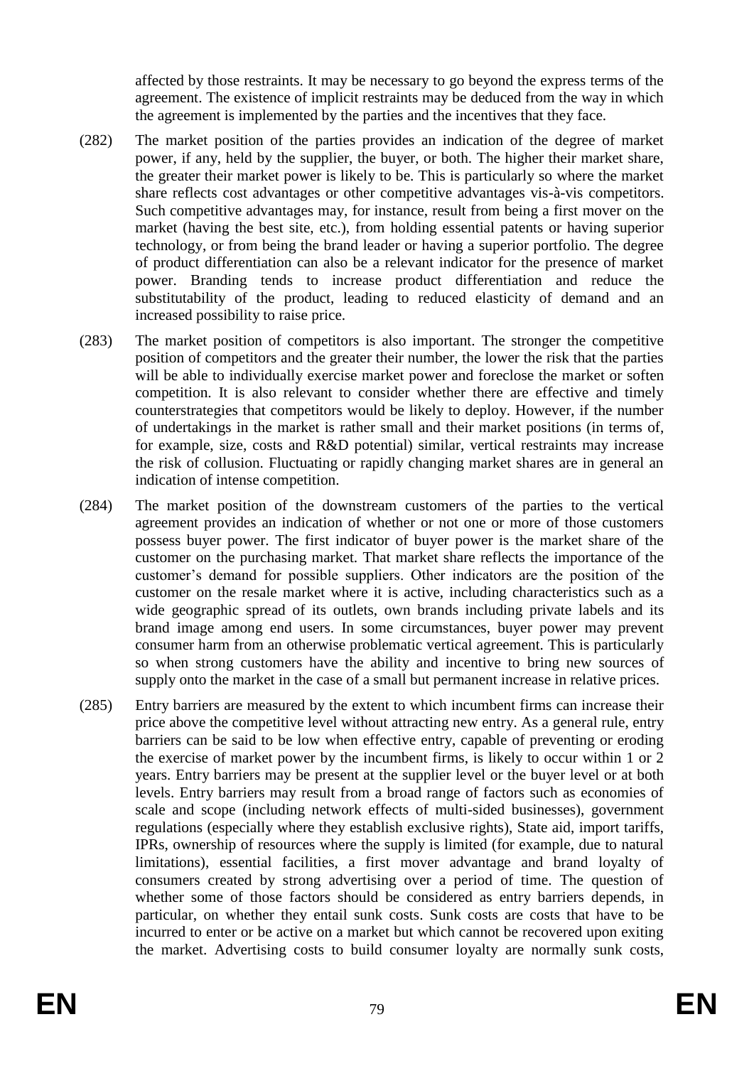affected by those restraints. It may be necessary to go beyond the express terms of the agreement. The existence of implicit restraints may be deduced from the way in which the agreement is implemented by the parties and the incentives that they face.

(282) The market position of the parties provides an indication of the degree of market power, if any, held by the supplier, the buyer, or both. The higher their market share, the greater their market power is likely to be. This is particularly so where the market share reflects cost advantages or other competitive advantages vis-à-vis competitors. Such competitive advantages may, for instance, result from being a first mover on the market (having the best site, etc.), from holding essential patents or having superior technology, or from being the brand leader or having a superior portfolio. The degree of product differentiation can also be a relevant indicator for the presence of market power. Branding tends to increase product differentiation and reduce the substitutability of the product, leading to reduced elasticity of demand and an increased possibility to raise price.

(283) The market position of competitors is also important. The stronger the competitive position of competitors and the greater their number, the lower the risk that the parties will be able to individually exercise market power and foreclose the market or soften competition. It is also relevant to consider whether there are effective and timely counterstrategies that competitors would be likely to deploy. However, if the number of undertakings in the market is rather small and their market positions (in terms of, for example, size, costs and R&D potential) similar, vertical restraints may increase the risk of collusion. Fluctuating or rapidly changing market shares are in general an indication of intense competition.

(284) The market position of the downstream customers of the parties to the vertical agreement provides an indication of whether or not one or more of those customers possess buyer power. The first indicator of buyer power is the market share of the customer on the purchasing market. That market share reflects the importance of the customer's demand for possible suppliers. Other indicators are the position of the customer on the resale market where it is active, including characteristics such as a wide geographic spread of its outlets, own brands including private labels and its brand image among end users. In some circumstances, buyer power may prevent consumer harm from an otherwise problematic vertical agreement. This is particularly so when strong customers have the ability and incentive to bring new sources of supply onto the market in the case of a small but permanent increase in relative prices.

(285) Entry barriers are measured by the extent to which incumbent firms can increase their price above the competitive level without attracting new entry. As a general rule, entry barriers can be said to be low when effective entry, capable of preventing or eroding the exercise of market power by the incumbent firms, is likely to occur within 1 or 2 years. Entry barriers may be present at the supplier level or the buyer level or at both levels. Entry barriers may result from a broad range of factors such as economies of scale and scope (including network effects of multi-sided businesses), government regulations (especially where they establish exclusive rights), State aid, import tariffs, IPRs, ownership of resources where the supply is limited (for example, due to natural limitations), essential facilities, a first mover advantage and brand loyalty of consumers created by strong advertising over a period of time. The question of whether some of those factors should be considered as entry barriers depends, in particular, on whether they entail sunk costs. Sunk costs are costs that have to be incurred to enter or be active on a market but which cannot be recovered upon exiting the market. Advertising costs to build consumer loyalty are normally sunk costs,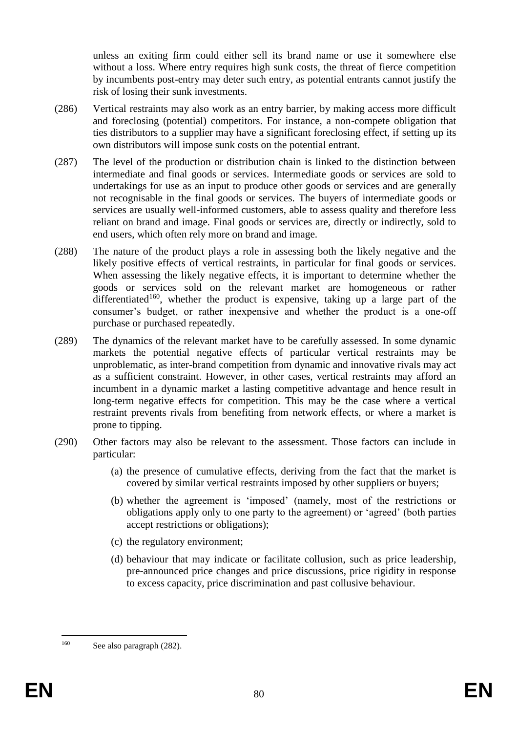unless an exiting firm could either sell its brand name or use it somewhere else without a loss. Where entry requires high sunk costs, the threat of fierce competition by incumbents post-entry may deter such entry, as potential entrants cannot justify the risk of losing their sunk investments.

(286) Vertical restraints may also work as an entry barrier, by making access more difficult and foreclosing (potential) competitors. For instance, a non-compete obligation that ties distributors to a supplier may have a significant foreclosing effect, if setting up its own distributors will impose sunk costs on the potential entrant.

(287) The level of the production or distribution chain is linked to the distinction between intermediate and final goods or services. Intermediate goods or services are sold to undertakings for use as an input to produce other goods or services and are generally not recognisable in the final goods or services. The buyers of intermediate goods or services are usually well-informed customers, able to assess quality and therefore less reliant on brand and image. Final goods or services are, directly or indirectly, sold to end users, which often rely more on brand and image.

(288) The nature of the product plays a role in assessing both the likely negative and the likely positive effects of vertical restraints, in particular for final goods or services. When assessing the likely negative effects, it is important to determine whether the goods or services sold on the relevant market are homogeneous or rather differentiated[160], whether the product is expensive, taking up a large part of the consumer's budget, or rather inexpensive and whether the product is a one-off purchase or purchased repeatedly.

(289) The dynamics of the relevant market have to be carefully assessed. In some dynamic markets the potential negative effects of particular vertical restraints may be unproblematic, as inter-brand competition from dynamic and innovative rivals may act as a sufficient constraint. However, in other cases, vertical restraints may afford an incumbent in a dynamic market a lasting competitive advantage and hence result in long-term negative effects for competition. This may be the case where a vertical restraint prevents rivals from benefiting from network effects, or where a market is prone to tipping.

(290) Other factors may also be relevant to the assessment. Those factors can include in particular:

(a) the presence of cumulative effects, deriving from the fact that the market is covered by similar vertical restraints imposed by other suppliers or buyers;

(b) whether the agreement is 'imposed' (namely, most of the restrictions or obligations apply only to one party to the agreement) or 'agreed' (both parties accept restrictions or obligations);

(c) the regulatory environment;

(d) behaviour that may indicate or facilitate collusion, such as price leadership, pre-announced price changes and price discussions, price rigidity in response to excess capacity, price discrimination and past collusive behaviour.

---

[160] See also paragraph (282).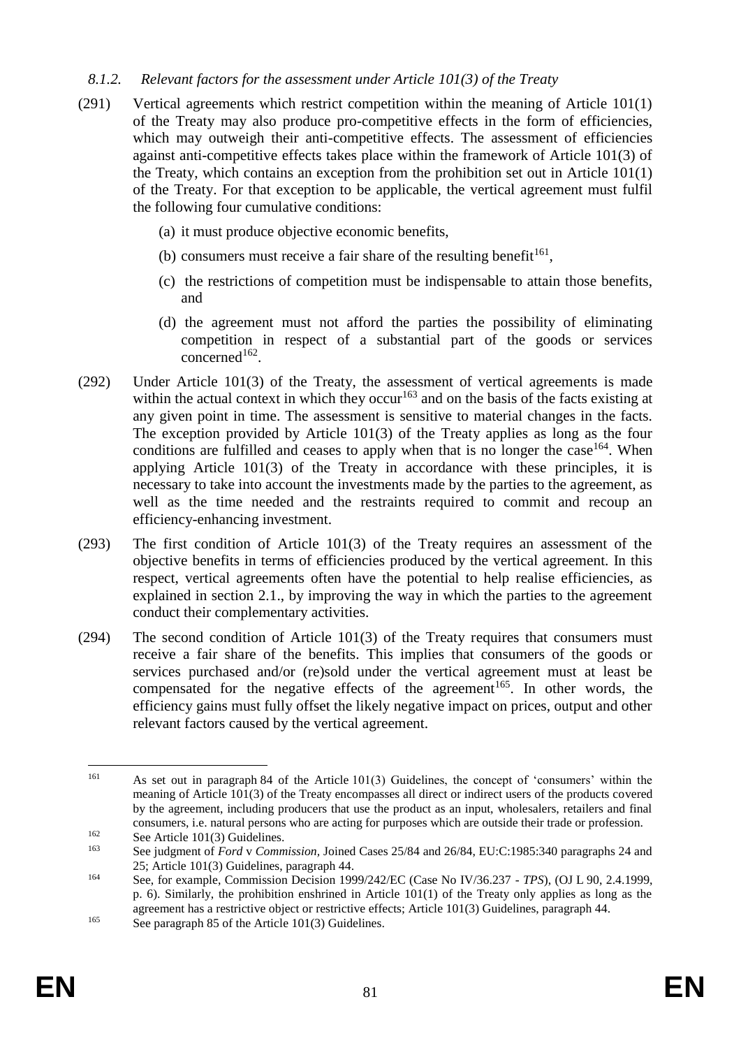### *8.1.2. Relevant factors for the assessment under Article 101(3) of the Treaty*

(291) Vertical agreements which restrict competition within the meaning of Article 101(1) of the Treaty may also produce pro-competitive effects in the form of efficiencies, which may outweigh their anti-competitive effects. The assessment of efficiencies against anti-competitive effects takes place within the framework of Article 101(3) of the Treaty, which contains an exception from the prohibition set out in Article 101(1) of the Treaty. For that exception to be applicable, the vertical agreement must fulfil the following four cumulative conditions:

(a) it must produce objective economic benefits,

(b) consumers must receive a fair share of the resulting benefit[161],

(c) the restrictions of competition must be indispensable to attain those benefits, and

(d) the agreement must not afford the parties the possibility of eliminating competition in respect of a substantial part of the goods or services concerned[162].

(292) Under Article 101(3) of the Treaty, the assessment of vertical agreements is made within the actual context in which they occur[163] and on the basis of the facts existing at any given point in time. The assessment is sensitive to material changes in the facts. The exception provided by Article 101(3) of the Treaty applies as long as the four conditions are fulfilled and ceases to apply when that is no longer the case[164]. When applying Article 101(3) of the Treaty in accordance with these principles, it is necessary to take into account the investments made by the parties to the agreement, as well as the time needed and the restraints required to commit and recoup an efficiency-enhancing investment.

(293) The first condition of Article 101(3) of the Treaty requires an assessment of the objective benefits in terms of efficiencies produced by the vertical agreement. In this respect, vertical agreements often have the potential to help realise efficiencies, as explained in section 2.1., by improving the way in which the parties to the agreement conduct their complementary activities.

(294) The second condition of Article 101(3) of the Treaty requires that consumers must receive a fair share of the benefits. This implies that consumers of the goods or services purchased and/or (re)sold under the vertical agreement must at least be compensated for the negative effects of the agreement[165]. In other words, the efficiency gains must fully offset the likely negative impact on prices, output and other relevant factors caused by the vertical agreement.

---

[161] As set out in paragraph 84 of the Article 101(3) Guidelines, the concept of 'consumers' within the meaning of Article 101(3) of the Treaty encompasses all direct or indirect users of the products covered by the agreement, including producers that use the product as an input, wholesalers, retailers and final consumers, i.e. natural persons who are acting for purposes which are outside their trade or profession.

[162] See Article 101(3) Guidelines.

[163] See judgment of *Ford* v *Commission*, Joined Cases 25/84 and 26/84, EU:C:1985:340 paragraphs 24 and 25; Article 101(3) Guidelines, paragraph 44.

[164] See, for example, Commission Decision 1999/242/EC (Case No IV/36.237 - *TPS*), (OJ L 90, 2.4.1999, p. 6). Similarly, the prohibition enshrined in Article 101(1) of the Treaty only applies as long as the agreement has a restrictive object or restrictive effects; Article 101(3) Guidelines, paragraph 44.

[165] See paragraph 85 of the Article 101(3) Guidelines.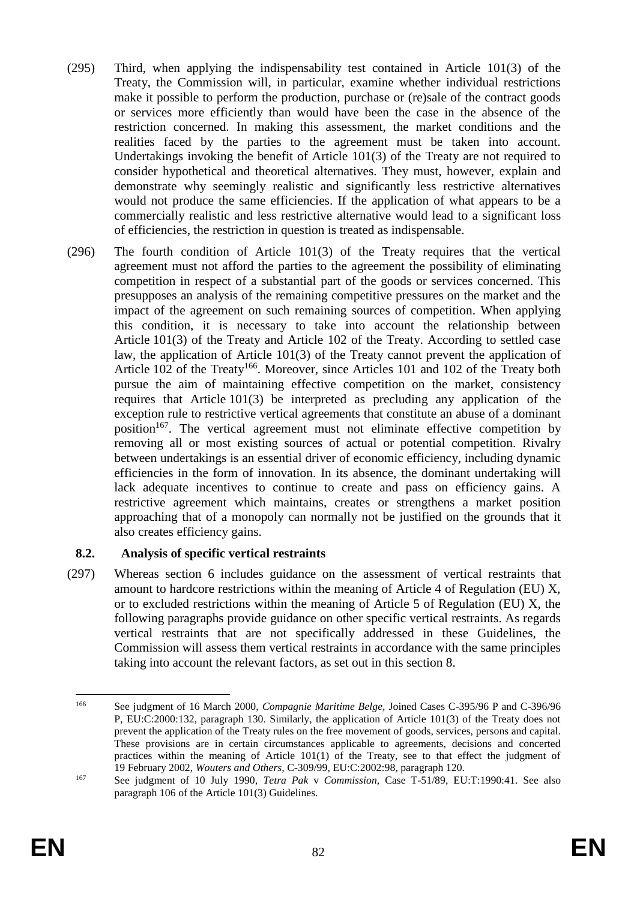(295) Third, when applying the indispensability test contained in Article 101(3) of the Treaty, the Commission will, in particular, examine whether individual restrictions make it possible to perform the production, purchase or (re)sale of the contract goods or services more efficiently than would have been the case in the absence of the restriction concerned. In making this assessment, the market conditions and the realities faced by the parties to the agreement must be taken into account. Undertakings invoking the benefit of Article 101(3) of the Treaty are not required to consider hypothetical and theoretical alternatives. They must, however, explain and demonstrate why seemingly realistic and significantly less restrictive alternatives would not produce the same efficiencies. If the application of what appears to be a commercially realistic and less restrictive alternative would lead to a significant loss of efficiencies, the restriction in question is treated as indispensable.

(296) The fourth condition of Article 101(3) of the Treaty requires that the vertical agreement must not afford the parties to the agreement the possibility of eliminating competition in respect of a substantial part of the goods or services concerned. This presupposes an analysis of the remaining competitive pressures on the market and the impact of the agreement on such remaining sources of competition. When applying this condition, it is necessary to take into account the relationship between Article 101(3) of the Treaty and Article 102 of the Treaty. According to settled case law, the application of Article 101(3) of the Treaty cannot prevent the application of Article 102 of the Treaty[166]. Moreover, since Articles 101 and 102 of the Treaty both pursue the aim of maintaining effective competition on the market, consistency requires that Article 101(3) be interpreted as precluding any application of the exception rule to restrictive vertical agreements that constitute an abuse of a dominant position[167]. The vertical agreement must not eliminate effective competition by removing all or most existing sources of actual or potential competition. Rivalry between undertakings is an essential driver of economic efficiency, including dynamic efficiencies in the form of innovation. In its absence, the dominant undertaking will lack adequate incentives to continue to create and pass on efficiency gains. A restrictive agreement which maintains, creates or strengthens a market position approaching that of a monopoly can normally not be justified on the grounds that it also creates efficiency gains.

## 8.2. Analysis of specific vertical restraints

(297) Whereas section 6 includes guidance on the assessment of vertical restraints that amount to hardcore restrictions within the meaning of Article 4 of Regulation (EU) X, or to excluded restrictions within the meaning of Article 5 of Regulation (EU) X, the following paragraphs provide guidance on other specific vertical restraints. As regards vertical restraints that are not specifically addressed in these Guidelines, the Commission will assess them vertical restraints in accordance with the same principles taking into account the relevant factors, as set out in this section 8.

---

[166] See judgment of 16 March 2000, *Compagnie Maritime Belge,* Joined Cases C-395/96 P and C-396/96 P, EU:C:2000:132, paragraph 130. Similarly, the application of Article 101(3) of the Treaty does not prevent the application of the Treaty rules on the free movement of goods, services, persons and capital. These provisions are in certain circumstances applicable to agreements, decisions and concerted practices within the meaning of Article 101(1) of the Treaty, see to that effect the judgment of 19 February 2002, *Wouters and Others,* C-309/99, EU:C:2002:98, paragraph 120.

[167] See judgment of 10 July 1990, *Tetra Pak* v *Commission,* Case T-51/89, EU:T:1990:41. See also paragraph 106 of the Article 101(3) Guidelines.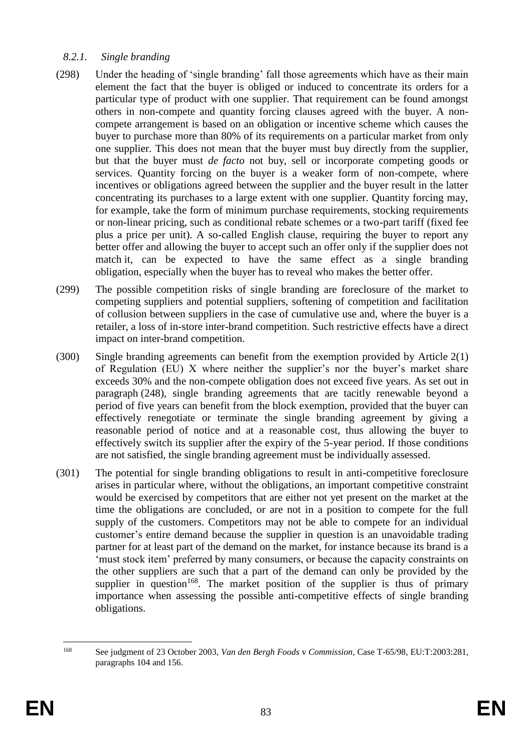#### *8.2.1. Single branding*

(298) Under the heading of 'single branding' fall those agreements which have as their main element the fact that the buyer is obliged or induced to concentrate its orders for a particular type of product with one supplier. That requirement can be found amongst others in non-compete and quantity forcing clauses agreed with the buyer. A non-compete arrangement is based on an obligation or incentive scheme which causes the buyer to purchase more than 80% of its requirements on a particular market from only one supplier. This does not mean that the buyer must buy directly from the supplier, but that the buyer must *de facto* not buy, sell or incorporate competing goods or services. Quantity forcing on the buyer is a weaker form of non-compete, where incentives or obligations agreed between the supplier and the buyer result in the latter concentrating its purchases to a large extent with one supplier. Quantity forcing may, for example, take the form of minimum purchase requirements, stocking requirements or non-linear pricing, such as conditional rebate schemes or a two-part tariff (fixed fee plus a price per unit). A so-called English clause, requiring the buyer to report any better offer and allowing the buyer to accept such an offer only if the supplier does not match it, can be expected to have the same effect as a single branding obligation, especially when the buyer has to reveal who makes the better offer.

(299) The possible competition risks of single branding are foreclosure of the market to competing suppliers and potential suppliers, softening of competition and facilitation of collusion between suppliers in the case of cumulative use and, where the buyer is a retailer, a loss of in-store inter-brand competition. Such restrictive effects have a direct impact on inter-brand competition.

(300) Single branding agreements can benefit from the exemption provided by Article 2(1) of Regulation (EU) X where neither the supplier's nor the buyer's market share exceeds 30% and the non-compete obligation does not exceed five years. As set out in paragraph (248), single branding agreements that are tacitly renewable beyond a period of five years can benefit from the block exemption, provided that the buyer can effectively renegotiate or terminate the single branding agreement by giving a reasonable period of notice and at a reasonable cost, thus allowing the buyer to effectively switch its supplier after the expiry of the 5-year period. If those conditions are not satisfied, the single branding agreement must be individually assessed.

(301) The potential for single branding obligations to result in anti-competitive foreclosure arises in particular where, without the obligations, an important competitive constraint would be exercised by competitors that are either not yet present on the market at the time the obligations are concluded, or are not in a position to compete for the full supply of the customers. Competitors may not be able to compete for an individual customer's entire demand because the supplier in question is an unavoidable trading partner for at least part of the demand on the market, for instance because its brand is a 'must stock item' preferred by many consumers, or because the capacity constraints on the other suppliers are such that a part of the demand can only be provided by the supplier in question[168]. The market position of the supplier is thus of primary importance when assessing the possible anti-competitive effects of single branding obligations.

---

[168] See judgment of 23 October 2003, *Van den Bergh Foods* v *Commission*, Case T-65/98, EU:T:2003:281, paragraphs 104 and 156.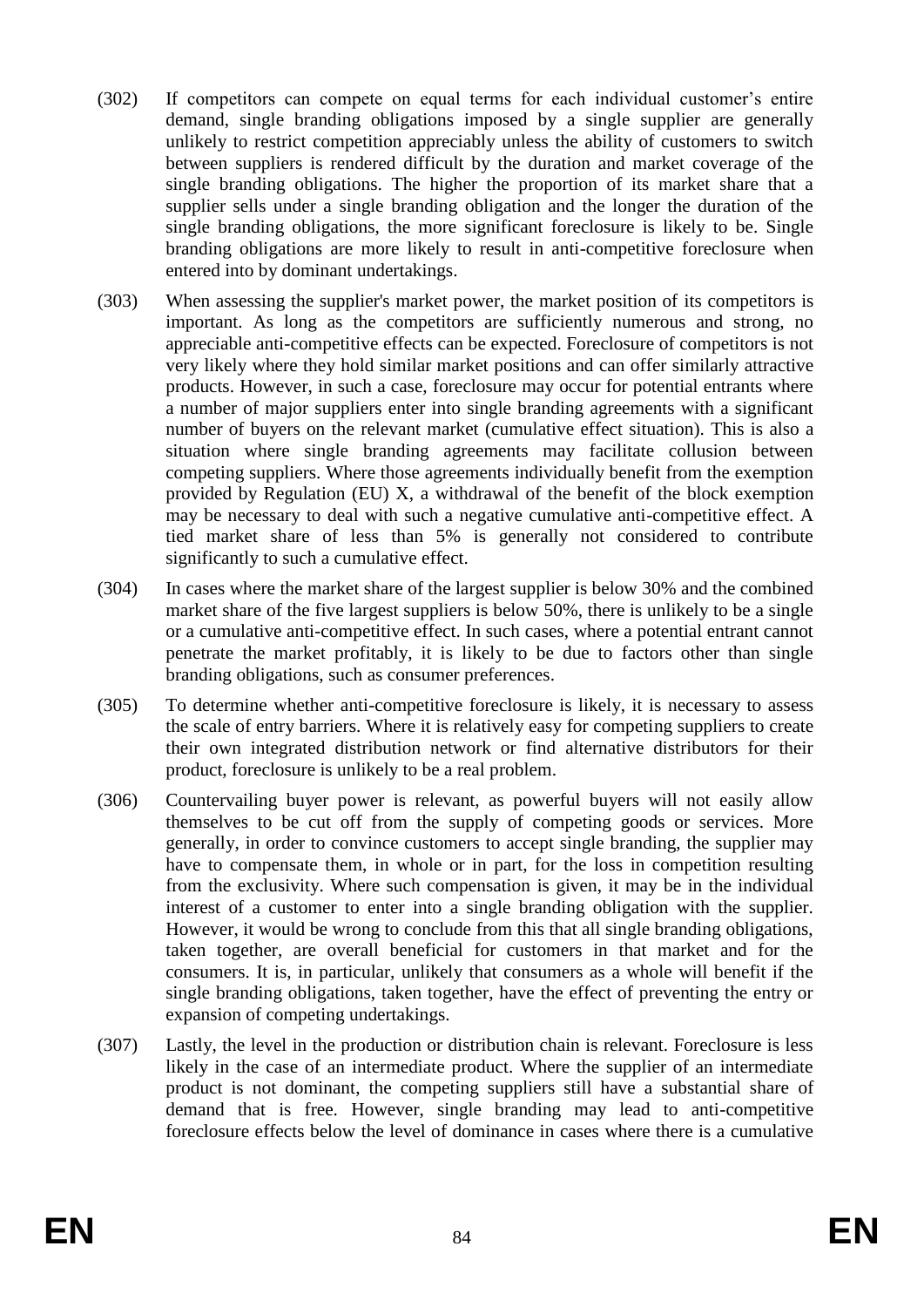(302) If competitors can compete on equal terms for each individual customer's entire demand, single branding obligations imposed by a single supplier are generally unlikely to restrict competition appreciably unless the ability of customers to switch between suppliers is rendered difficult by the duration and market coverage of the single branding obligations. The higher the proportion of its market share that a supplier sells under a single branding obligation and the longer the duration of the single branding obligations, the more significant foreclosure is likely to be. Single branding obligations are more likely to result in anti-competitive foreclosure when entered into by dominant undertakings.

(303) When assessing the supplier's market power, the market position of its competitors is important. As long as the competitors are sufficiently numerous and strong, no appreciable anti-competitive effects can be expected. Foreclosure of competitors is not very likely where they hold similar market positions and can offer similarly attractive products. However, in such a case, foreclosure may occur for potential entrants where a number of major suppliers enter into single branding agreements with a significant number of buyers on the relevant market (cumulative effect situation). This is also a situation where single branding agreements may facilitate collusion between competing suppliers. Where those agreements individually benefit from the exemption provided by Regulation (EU) X, a withdrawal of the benefit of the block exemption may be necessary to deal with such a negative cumulative anti-competitive effect. A tied market share of less than 5% is generally not considered to contribute significantly to such a cumulative effect.

(304) In cases where the market share of the largest supplier is below 30% and the combined market share of the five largest suppliers is below 50%, there is unlikely to be a single or a cumulative anti-competitive effect. In such cases, where a potential entrant cannot penetrate the market profitably, it is likely to be due to factors other than single branding obligations, such as consumer preferences.

(305) To determine whether anti-competitive foreclosure is likely, it is necessary to assess the scale of entry barriers. Where it is relatively easy for competing suppliers to create their own integrated distribution network or find alternative distributors for their product, foreclosure is unlikely to be a real problem.

(306) Countervailing buyer power is relevant, as powerful buyers will not easily allow themselves to be cut off from the supply of competing goods or services. More generally, in order to convince customers to accept single branding, the supplier may have to compensate them, in whole or in part, for the loss in competition resulting from the exclusivity. Where such compensation is given, it may be in the individual interest of a customer to enter into a single branding obligation with the supplier. However, it would be wrong to conclude from this that all single branding obligations, taken together, are overall beneficial for customers in that market and for the consumers. It is, in particular, unlikely that consumers as a whole will benefit if the single branding obligations, taken together, have the effect of preventing the entry or expansion of competing undertakings.

(307) Lastly, the level in the production or distribution chain is relevant. Foreclosure is less likely in the case of an intermediate product. Where the supplier of an intermediate product is not dominant, the competing suppliers still have a substantial share of demand that is free. However, single branding may lead to anti-competitive foreclosure effects below the level of dominance in cases where there is a cumulative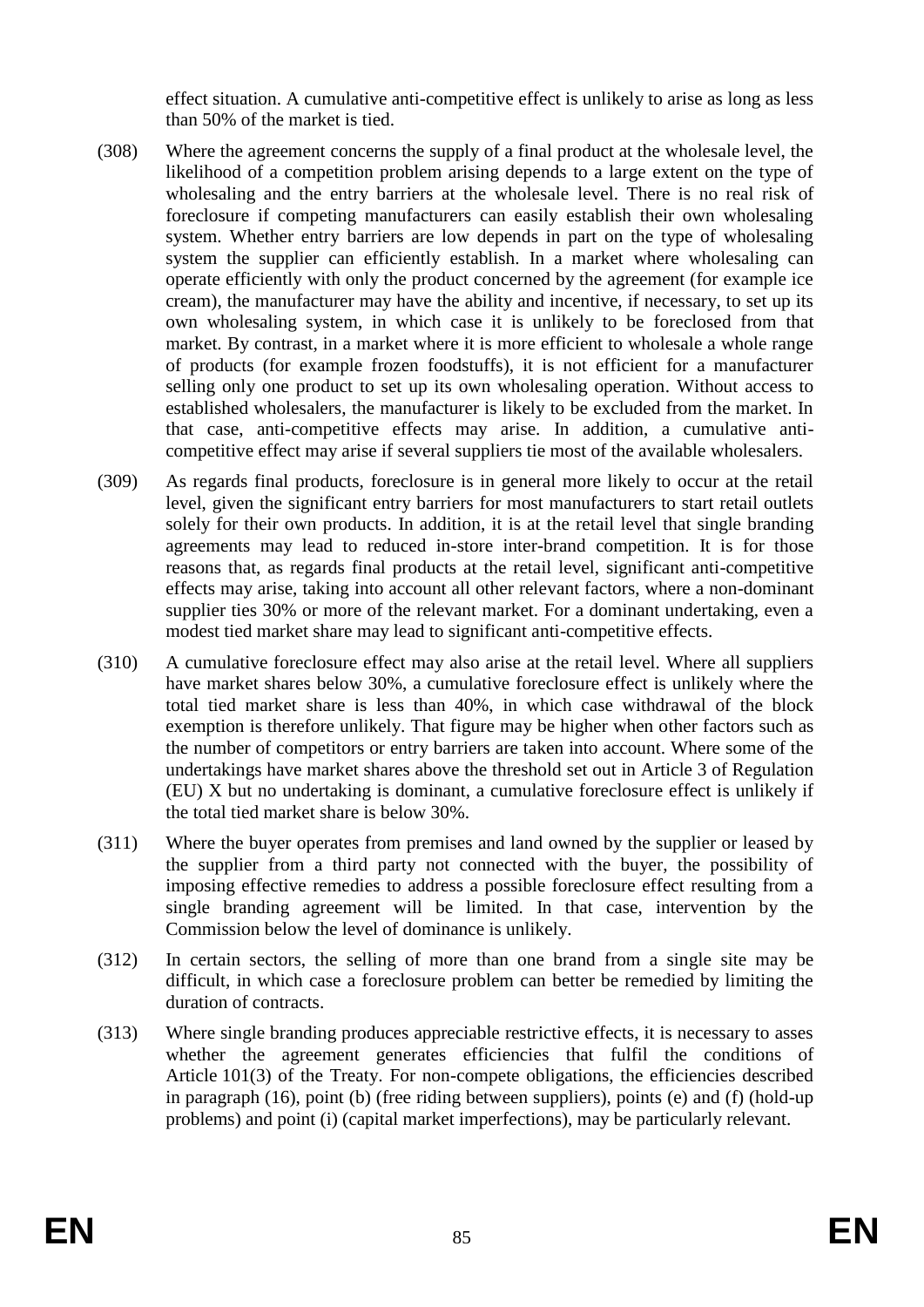effect situation. A cumulative anti-competitive effect is unlikely to arise as long as less than 50% of the market is tied.

(308) Where the agreement concerns the supply of a final product at the wholesale level, the likelihood of a competition problem arising depends to a large extent on the type of wholesaling and the entry barriers at the wholesale level. There is no real risk of foreclosure if competing manufacturers can easily establish their own wholesaling system. Whether entry barriers are low depends in part on the type of wholesaling system the supplier can efficiently establish. In a market where wholesaling can operate efficiently with only the product concerned by the agreement (for example ice cream), the manufacturer may have the ability and incentive, if necessary, to set up its own wholesaling system, in which case it is unlikely to be foreclosed from that market. By contrast, in a market where it is more efficient to wholesale a whole range of products (for example frozen foodstuffs), it is not efficient for a manufacturer selling only one product to set up its own wholesaling operation. Without access to established wholesalers, the manufacturer is likely to be excluded from the market. In that case, anti-competitive effects may arise. In addition, a cumulative anti-competitive effect may arise if several suppliers tie most of the available wholesalers.

(309) As regards final products, foreclosure is in general more likely to occur at the retail level, given the significant entry barriers for most manufacturers to start retail outlets solely for their own products. In addition, it is at the retail level that single branding agreements may lead to reduced in-store inter-brand competition. It is for those reasons that, as regards final products at the retail level, significant anti-competitive effects may arise, taking into account all other relevant factors, where a non-dominant supplier ties 30% or more of the relevant market. For a dominant undertaking, even a modest tied market share may lead to significant anti-competitive effects.

(310) A cumulative foreclosure effect may also arise at the retail level. Where all suppliers have market shares below 30%, a cumulative foreclosure effect is unlikely where the total tied market share is less than 40%, in which case withdrawal of the block exemption is therefore unlikely. That figure may be higher when other factors such as the number of competitors or entry barriers are taken into account. Where some of the undertakings have market shares above the threshold set out in Article 3 of Regulation (EU) X but no undertaking is dominant, a cumulative foreclosure effect is unlikely if the total tied market share is below 30%.

(311) Where the buyer operates from premises and land owned by the supplier or leased by the supplier from a third party not connected with the buyer, the possibility of imposing effective remedies to address a possible foreclosure effect resulting from a single branding agreement will be limited. In that case, intervention by the Commission below the level of dominance is unlikely.

(312) In certain sectors, the selling of more than one brand from a single site may be difficult, in which case a foreclosure problem can better be remedied by limiting the duration of contracts.

(313) Where single branding produces appreciable restrictive effects, it is necessary to asses whether the agreement generates efficiencies that fulfil the conditions of Article 101(3) of the Treaty. For non-compete obligations, the efficiencies described in paragraph (16), point (b) (free riding between suppliers), points (e) and (f) (hold-up problems) and point (i) (capital market imperfections), may be particularly relevant.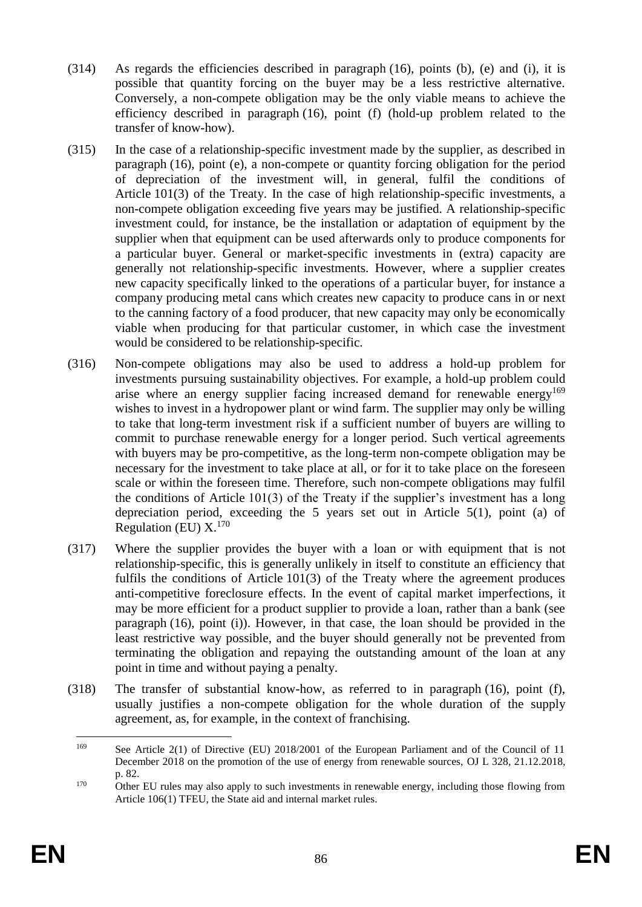(314) As regards the efficiencies described in paragraph (16), points (b), (e) and (i), it is possible that quantity forcing on the buyer may be a less restrictive alternative. Conversely, a non-compete obligation may be the only viable means to achieve the efficiency described in paragraph (16), point (f) (hold-up problem related to the transfer of know-how).

(315) In the case of a relationship-specific investment made by the supplier, as described in paragraph (16), point (e), a non-compete or quantity forcing obligation for the period of depreciation of the investment will, in general, fulfil the conditions of Article 101(3) of the Treaty. In the case of high relationship-specific investments, a non-compete obligation exceeding five years may be justified. A relationship-specific investment could, for instance, be the installation or adaptation of equipment by the supplier when that equipment can be used afterwards only to produce components for a particular buyer. General or market-specific investments in (extra) capacity are generally not relationship-specific investments. However, where a supplier creates new capacity specifically linked to the operations of a particular buyer, for instance a company producing metal cans which creates new capacity to produce cans in or next to the canning factory of a food producer, that new capacity may only be economically viable when producing for that particular customer, in which case the investment would be considered to be relationship-specific.

(316) Non-compete obligations may also be used to address a hold-up problem for investments pursuing sustainability objectives. For example, a hold-up problem could arise where an energy supplier facing increased demand for renewable energy[169] wishes to invest in a hydropower plant or wind farm. The supplier may only be willing to take that long-term investment risk if a sufficient number of buyers are willing to commit to purchase renewable energy for a longer period. Such vertical agreements with buyers may be pro-competitive, as the long-term non-compete obligation may be necessary for the investment to take place at all, or for it to take place on the foreseen scale or within the foreseen time. Therefore, such non-compete obligations may fulfil the conditions of Article 101(3) of the Treaty if the supplier's investment has a long depreciation period, exceeding the 5 years set out in Article 5(1), point (a) of Regulation (EU) X.[170]

(317) Where the supplier provides the buyer with a loan or with equipment that is not relationship-specific, this is generally unlikely in itself to constitute an efficiency that fulfils the conditions of Article 101(3) of the Treaty where the agreement produces anti-competitive foreclosure effects. In the event of capital market imperfections, it may be more efficient for a product supplier to provide a loan, rather than a bank (see paragraph (16), point (i)). However, in that case, the loan should be provided in the least restrictive way possible, and the buyer should generally not be prevented from terminating the obligation and repaying the outstanding amount of the loan at any point in time and without paying a penalty.

(318) The transfer of substantial know-how, as referred to in paragraph (16), point (f), usually justifies a non-compete obligation for the whole duration of the supply agreement, as, for example, in the context of franchising.

---

[169] See Article 2(1) of Directive (EU) 2018/2001 of the European Parliament and of the Council of 11 December 2018 on the promotion of the use of energy from renewable sources, OJ L 328, 21.12.2018, p. 82.

[170] Other EU rules may also apply to such investments in renewable energy, including those flowing from Article 106(1) TFEU, the State aid and internal market rules.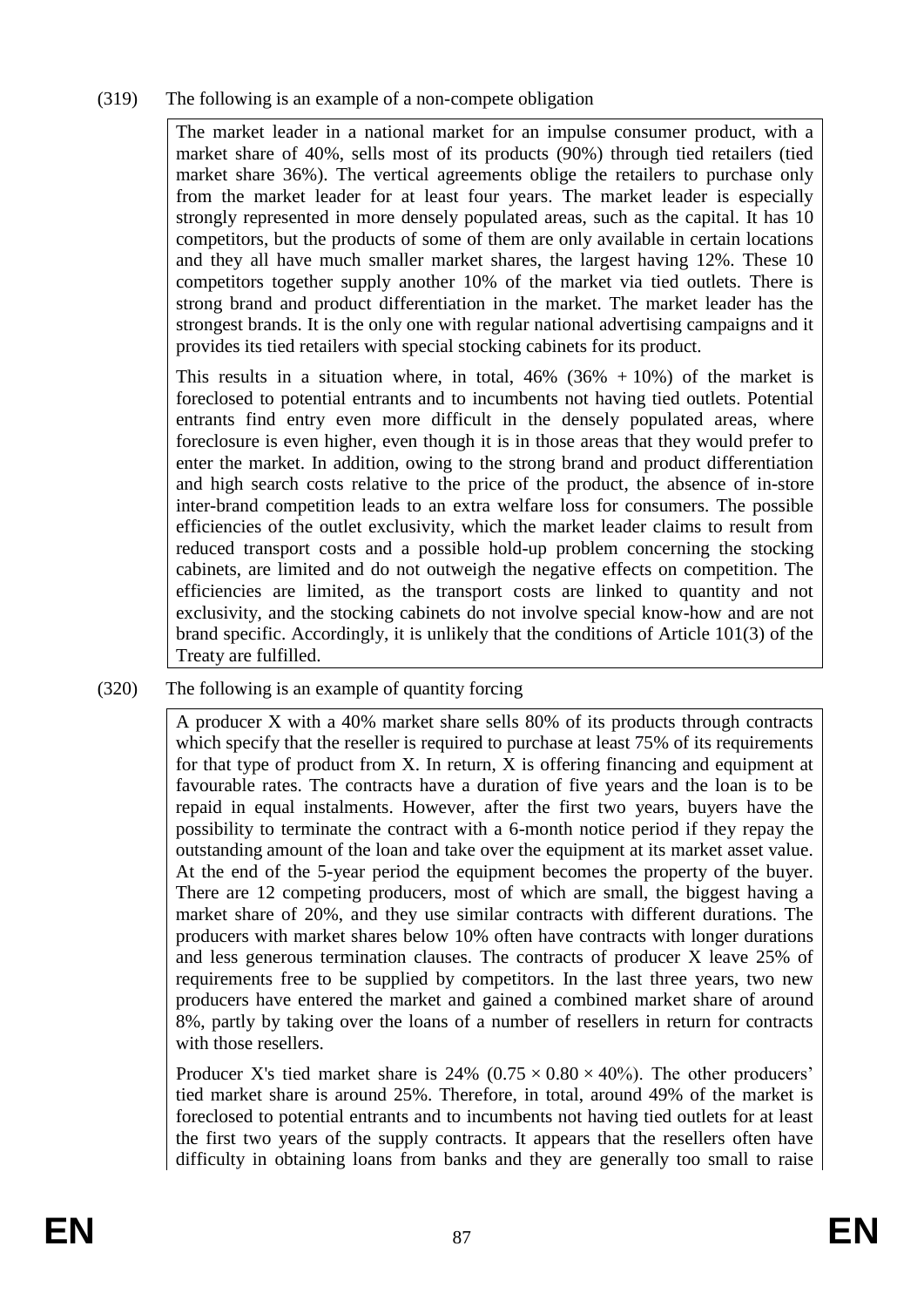(319) The following is an example of a non-compete obligation

> The market leader in a national market for an impulse consumer product, with a market share of 40%, sells most of its products (90%) through tied retailers (tied market share 36%). The vertical agreements oblige the retailers to purchase only from the market leader for at least four years. The market leader is especially strongly represented in more densely populated areas, such as the capital. It has 10 competitors, but the products of some of them are only available in certain locations and they all have much smaller market shares, the largest having 12%. These 10 competitors together supply another 10% of the market via tied outlets. There is strong brand and product differentiation in the market. The market leader has the strongest brands. It is the only one with regular national advertising campaigns and it provides its tied retailers with special stocking cabinets for its product.
>
> This results in a situation where, in total, 46% (36% + 10%) of the market is foreclosed to potential entrants and to incumbents not having tied outlets. Potential entrants find entry even more difficult in the densely populated areas, where foreclosure is even higher, even though it is in those areas that they would prefer to enter the market. In addition, owing to the strong brand and product differentiation and high search costs relative to the price of the product, the absence of in-store inter-brand competition leads to an extra welfare loss for consumers. The possible efficiencies of the outlet exclusivity, which the market leader claims to result from reduced transport costs and a possible hold-up problem concerning the stocking cabinets, are limited and do not outweigh the negative effects on competition. The efficiencies are limited, as the transport costs are linked to quantity and not exclusivity, and the stocking cabinets do not involve special know-how and are not brand specific. Accordingly, it is unlikely that the conditions of Article 101(3) of the Treaty are fulfilled.

(320) The following is an example of quantity forcing

> A producer X with a 40% market share sells 80% of its products through contracts which specify that the reseller is required to purchase at least 75% of its requirements for that type of product from X. In return, X is offering financing and equipment at favourable rates. The contracts have a duration of five years and the loan is to be repaid in equal instalments. However, after the first two years, buyers have the possibility to terminate the contract with a 6-month notice period if they repay the outstanding amount of the loan and take over the equipment at its market asset value. At the end of the 5-year period the equipment becomes the property of the buyer. There are 12 competing producers, most of which are small, the biggest having a market share of 20%, and they use similar contracts with different durations. The producers with market shares below 10% often have contracts with longer durations and less generous termination clauses. The contracts of producer X leave 25% of requirements free to be supplied by competitors. In the last three years, two new producers have entered the market and gained a combined market share of around 8%, partly by taking over the loans of a number of resellers in return for contracts with those resellers.
>
> Producer X's tied market share is 24% ($0.75 \times 0.80 \times 40\%$). The other producers' tied market share is around 25%. Therefore, in total, around 49% of the market is foreclosed to potential entrants and to incumbents not having tied outlets for at least the first two years of the supply contracts. It appears that the resellers often have difficulty in obtaining loans from banks and they are generally too small to raise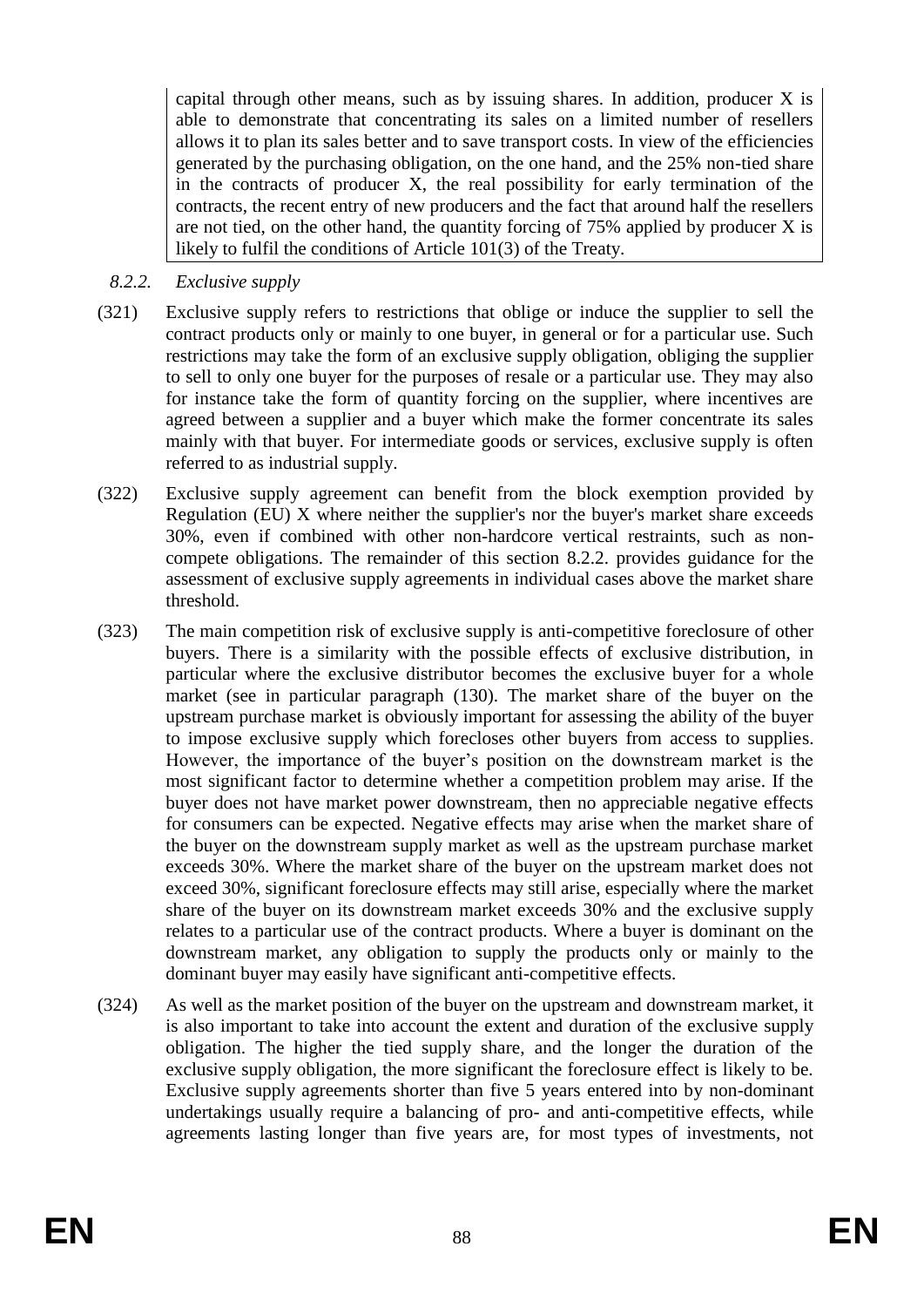capital through other means, such as by issuing shares. In addition, producer X is able to demonstrate that concentrating its sales on a limited number of resellers allows it to plan its sales better and to save transport costs. In view of the efficiencies generated by the purchasing obligation, on the one hand, and the 25% non-tied share in the contracts of producer X, the real possibility for early termination of the contracts, the recent entry of new producers and the fact that around half the resellers are not tied, on the other hand, the quantity forcing of 75% applied by producer X is likely to fulfil the conditions of Article 101(3) of the Treaty.

### *8.2.2. Exclusive supply*

(321) Exclusive supply refers to restrictions that oblige or induce the supplier to sell the contract products only or mainly to one buyer, in general or for a particular use. Such restrictions may take the form of an exclusive supply obligation, obliging the supplier to sell to only one buyer for the purposes of resale or a particular use. They may also for instance take the form of quantity forcing on the supplier, where incentives are agreed between a supplier and a buyer which make the former concentrate its sales mainly with that buyer. For intermediate goods or services, exclusive supply is often referred to as industrial supply.

(322) Exclusive supply agreement can benefit from the block exemption provided by Regulation (EU) X where neither the supplier's nor the buyer's market share exceeds 30%, even if combined with other non-hardcore vertical restraints, such as non-compete obligations. The remainder of this section 8.2.2. provides guidance for the assessment of exclusive supply agreements in individual cases above the market share threshold.

(323) The main competition risk of exclusive supply is anti-competitive foreclosure of other buyers. There is a similarity with the possible effects of exclusive distribution, in particular where the exclusive distributor becomes the exclusive buyer for a whole market (see in particular paragraph (130). The market share of the buyer on the upstream purchase market is obviously important for assessing the ability of the buyer to impose exclusive supply which forecloses other buyers from access to supplies. However, the importance of the buyer's position on the downstream market is the most significant factor to determine whether a competition problem may arise. If the buyer does not have market power downstream, then no appreciable negative effects for consumers can be expected. Negative effects may arise when the market share of the buyer on the downstream supply market as well as the upstream purchase market exceeds 30%. Where the market share of the buyer on the upstream market does not exceed 30%, significant foreclosure effects may still arise, especially where the market share of the buyer on its downstream market exceeds 30% and the exclusive supply relates to a particular use of the contract products. Where a buyer is dominant on the downstream market, any obligation to supply the products only or mainly to the dominant buyer may easily have significant anti-competitive effects.

(324) As well as the market position of the buyer on the upstream and downstream market, it is also important to take into account the extent and duration of the exclusive supply obligation. The higher the tied supply share, and the longer the duration of the exclusive supply obligation, the more significant the foreclosure effect is likely to be. Exclusive supply agreements shorter than five 5 years entered into by non-dominant undertakings usually require a balancing of pro- and anti-competitive effects, while agreements lasting longer than five years are, for most types of investments, not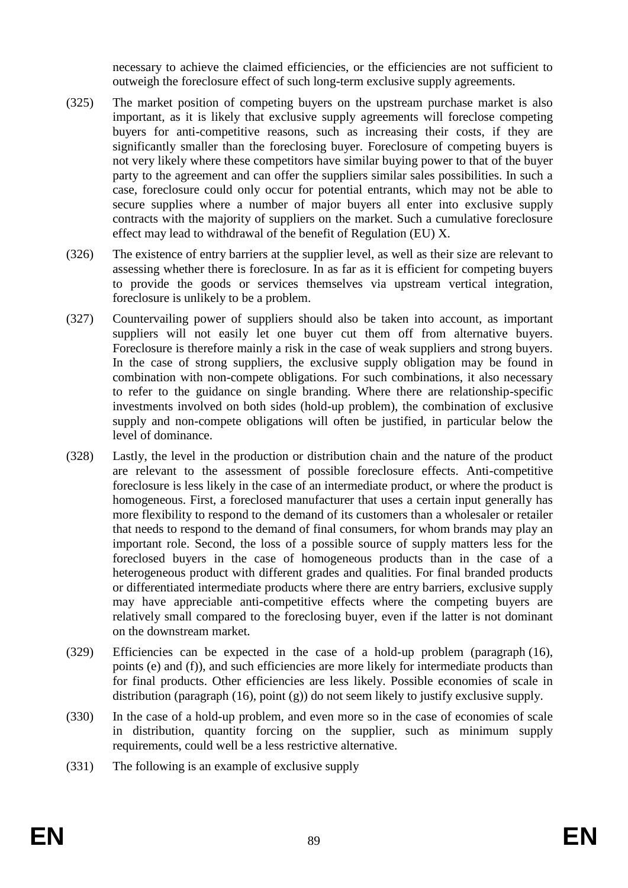necessary to achieve the claimed efficiencies, or the efficiencies are not sufficient to outweigh the foreclosure effect of such long-term exclusive supply agreements.

(325) The market position of competing buyers on the upstream purchase market is also important, as it is likely that exclusive supply agreements will foreclose competing buyers for anti-competitive reasons, such as increasing their costs, if they are significantly smaller than the foreclosing buyer. Foreclosure of competing buyers is not very likely where these competitors have similar buying power to that of the buyer party to the agreement and can offer the suppliers similar sales possibilities. In such a case, foreclosure could only occur for potential entrants, which may not be able to secure supplies where a number of major buyers all enter into exclusive supply contracts with the majority of suppliers on the market. Such a cumulative foreclosure effect may lead to withdrawal of the benefit of Regulation (EU) X.

(326) The existence of entry barriers at the supplier level, as well as their size are relevant to assessing whether there is foreclosure. In as far as it is efficient for competing buyers to provide the goods or services themselves via upstream vertical integration, foreclosure is unlikely to be a problem.

(327) Countervailing power of suppliers should also be taken into account, as important suppliers will not easily let one buyer cut them off from alternative buyers. Foreclosure is therefore mainly a risk in the case of weak suppliers and strong buyers. In the case of strong suppliers, the exclusive supply obligation may be found in combination with non-compete obligations. For such combinations, it also necessary to refer to the guidance on single branding. Where there are relationship-specific investments involved on both sides (hold-up problem), the combination of exclusive supply and non-compete obligations will often be justified, in particular below the level of dominance.

(328) Lastly, the level in the production or distribution chain and the nature of the product are relevant to the assessment of possible foreclosure effects. Anti-competitive foreclosure is less likely in the case of an intermediate product, or where the product is homogeneous. First, a foreclosed manufacturer that uses a certain input generally has more flexibility to respond to the demand of its customers than a wholesaler or retailer that needs to respond to the demand of final consumers, for whom brands may play an important role. Second, the loss of a possible source of supply matters less for the foreclosed buyers in the case of homogeneous products than in the case of a heterogeneous product with different grades and qualities. For final branded products or differentiated intermediate products where there are entry barriers, exclusive supply may have appreciable anti-competitive effects where the competing buyers are relatively small compared to the foreclosing buyer, even if the latter is not dominant on the downstream market.

(329) Efficiencies can be expected in the case of a hold-up problem (paragraph (16), points (e) and (f)), and such efficiencies are more likely for intermediate products than for final products. Other efficiencies are less likely. Possible economies of scale in distribution (paragraph (16), point (g)) do not seem likely to justify exclusive supply.

(330) In the case of a hold-up problem, and even more so in the case of economies of scale in distribution, quantity forcing on the supplier, such as minimum supply requirements, could well be a less restrictive alternative.

(331) The following is an example of exclusive supply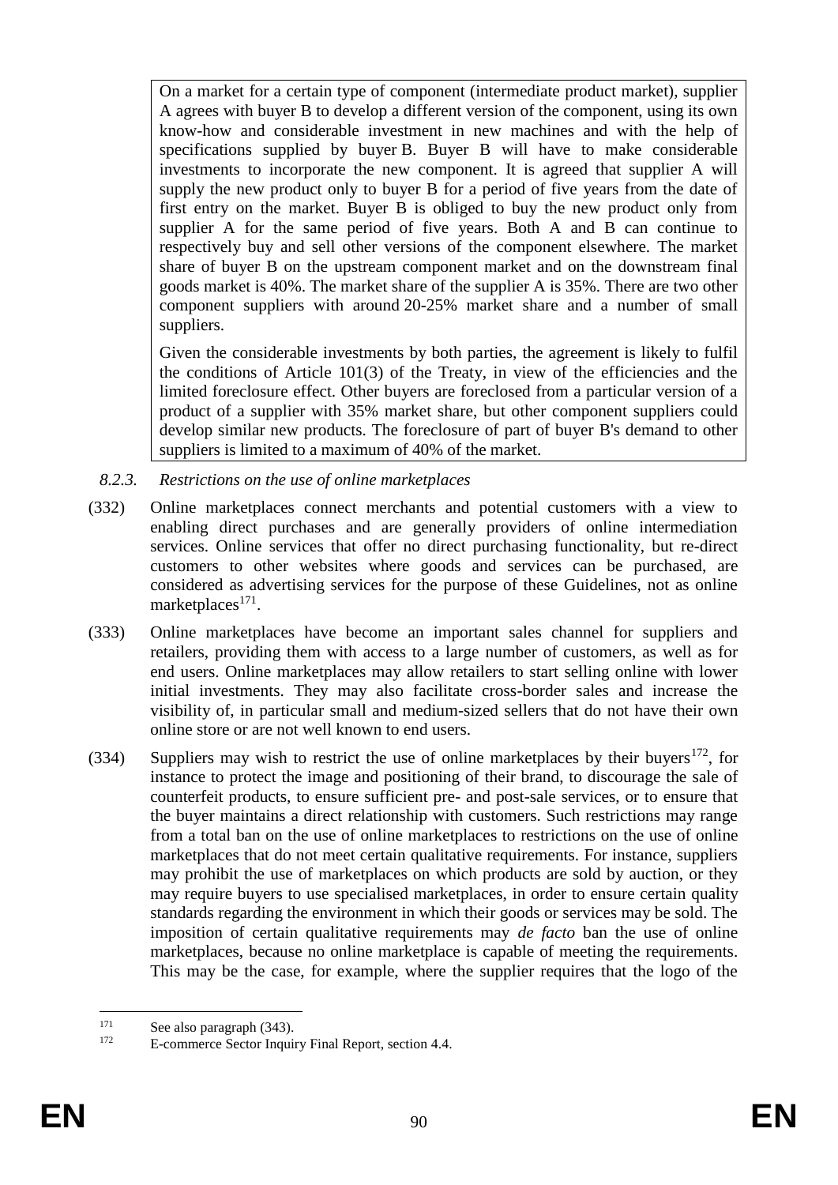On a market for a certain type of component (intermediate product market), supplier A agrees with buyer B to develop a different version of the component, using its own know-how and considerable investment in new machines and with the help of specifications supplied by buyer B. Buyer B will have to make considerable investments to incorporate the new component. It is agreed that supplier A will supply the new product only to buyer B for a period of five years from the date of first entry on the market. Buyer B is obliged to buy the new product only from supplier A for the same period of five years. Both A and B can continue to respectively buy and sell other versions of the component elsewhere. The market share of buyer B on the upstream component market and on the downstream final goods market is 40%. The market share of the supplier A is 35%. There are two other component suppliers with around 20-25% market share and a number of small suppliers.

Given the considerable investments by both parties, the agreement is likely to fulfil the conditions of Article 101(3) of the Treaty, in view of the efficiencies and the limited foreclosure effect. Other buyers are foreclosed from a particular version of a product of a supplier with 35% market share, but other component suppliers could develop similar new products. The foreclosure of part of buyer B's demand to other suppliers is limited to a maximum of 40% of the market.

### *8.2.3. Restrictions on the use of online marketplaces*

(332) Online marketplaces connect merchants and potential customers with a view to enabling direct purchases and are generally providers of online intermediation services. Online services that offer no direct purchasing functionality, but re-direct customers to other websites where goods and services can be purchased, are considered as advertising services for the purpose of these Guidelines, not as online marketplaces[171].

(333) Online marketplaces have become an important sales channel for suppliers and retailers, providing them with access to a large number of customers, as well as for end users. Online marketplaces may allow retailers to start selling online with lower initial investments. They may also facilitate cross-border sales and increase the visibility of, in particular small and medium-sized sellers that do not have their own online store or are not well known to end users.

(334) Suppliers may wish to restrict the use of online marketplaces by their buyers[172], for instance to protect the image and positioning of their brand, to discourage the sale of counterfeit products, to ensure sufficient pre- and post-sale services, or to ensure that the buyer maintains a direct relationship with customers. Such restrictions may range from a total ban on the use of online marketplaces to restrictions on the use of online marketplaces that do not meet certain qualitative requirements. For instance, suppliers may prohibit the use of marketplaces on which products are sold by auction, or they may require buyers to use specialised marketplaces, in order to ensure certain quality standards regarding the environment in which their goods or services may be sold. The imposition of certain qualitative requirements may *de facto* ban the use of online marketplaces, because no online marketplace is capable of meeting the requirements. This may be the case, for example, where the supplier requires that the logo of the

---

[171] See also paragraph (343).

[172] E-commerce Sector Inquiry Final Report, section 4.4.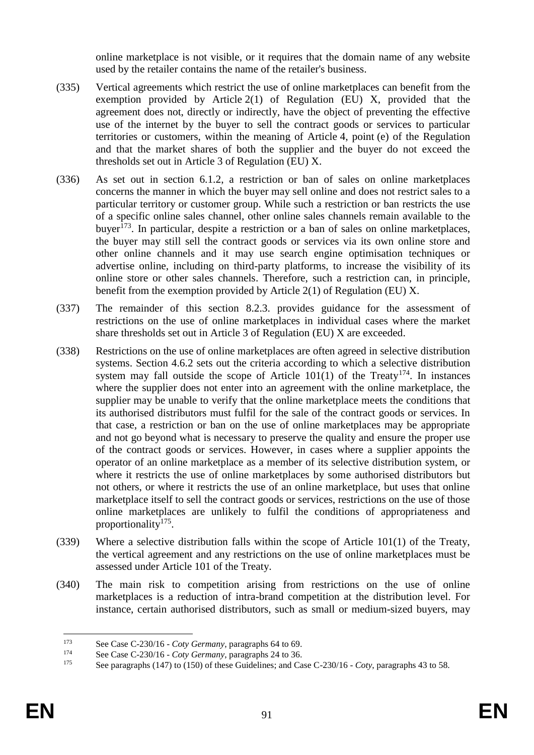online marketplace is not visible, or it requires that the domain name of any website used by the retailer contains the name of the retailer's business.

(335) Vertical agreements which restrict the use of online marketplaces can benefit from the exemption provided by Article 2(1) of Regulation (EU) X, provided that the agreement does not, directly or indirectly, have the object of preventing the effective use of the internet by the buyer to sell the contract goods or services to particular territories or customers, within the meaning of Article 4, point (e) of the Regulation and that the market shares of both the supplier and the buyer do not exceed the thresholds set out in Article 3 of Regulation (EU) X.

(336) As set out in section 6.1.2, a restriction or ban of sales on online marketplaces concerns the manner in which the buyer may sell online and does not restrict sales to a particular territory or customer group. While such a restriction or ban restricts the use of a specific online sales channel, other online sales channels remain available to the buyer[173]. In particular, despite a restriction or a ban of sales on online marketplaces, the buyer may still sell the contract goods or services via its own online store and other online channels and it may use search engine optimisation techniques or advertise online, including on third-party platforms, to increase the visibility of its online store or other sales channels. Therefore, such a restriction can, in principle, benefit from the exemption provided by Article 2(1) of Regulation (EU) X.

(337) The remainder of this section 8.2.3. provides guidance for the assessment of restrictions on the use of online marketplaces in individual cases where the market share thresholds set out in Article 3 of Regulation (EU) X are exceeded.

(338) Restrictions on the use of online marketplaces are often agreed in selective distribution systems. Section 4.6.2 sets out the criteria according to which a selective distribution system may fall outside the scope of Article 101(1) of the Treaty[174]. In instances where the supplier does not enter into an agreement with the online marketplace, the supplier may be unable to verify that the online marketplace meets the conditions that its authorised distributors must fulfil for the sale of the contract goods or services. In that case, a restriction or ban on the use of online marketplaces may be appropriate and not go beyond what is necessary to preserve the quality and ensure the proper use of the contract goods or services. However, in cases where a supplier appoints the operator of an online marketplace as a member of its selective distribution system, or where it restricts the use of online marketplaces by some authorised distributors but not others, or where it restricts the use of an online marketplace, but uses that online marketplace itself to sell the contract goods or services, restrictions on the use of those online marketplaces are unlikely to fulfil the conditions of appropriateness and proportionality[175].

(339) Where a selective distribution falls within the scope of Article 101(1) of the Treaty, the vertical agreement and any restrictions on the use of online marketplaces must be assessed under Article 101 of the Treaty.

(340) The main risk to competition arising from restrictions on the use of online marketplaces is a reduction of intra-brand competition at the distribution level. For instance, certain authorised distributors, such as small or medium-sized buyers, may

---

[173] See Case C-230/16 - *Coty Germany*, paragraphs 64 to 69.

[174] See Case C-230/16 - *Coty Germany*, paragraphs 24 to 36.

[175] See paragraphs (147) to (150) of these Guidelines; and Case C-230/16 - *Coty*, paragraphs 43 to 58.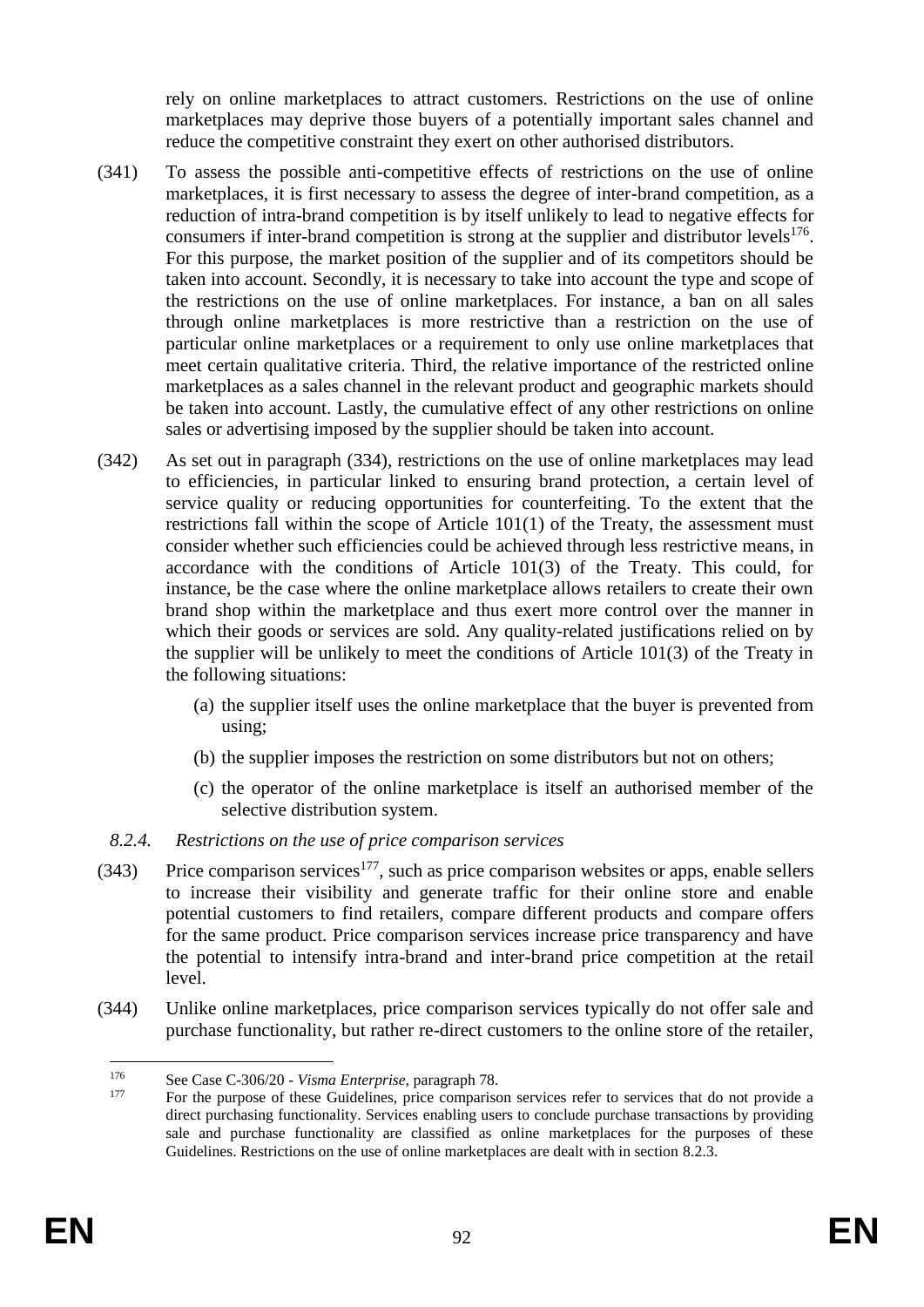rely on online marketplaces to attract customers. Restrictions on the use of online marketplaces may deprive those buyers of a potentially important sales channel and reduce the competitive constraint they exert on other authorised distributors.

(341) To assess the possible anti-competitive effects of restrictions on the use of online marketplaces, it is first necessary to assess the degree of inter-brand competition, as a reduction of intra-brand competition is by itself unlikely to lead to negative effects for consumers if inter-brand competition is strong at the supplier and distributor levels[176]. For this purpose, the market position of the supplier and of its competitors should be taken into account. Secondly, it is necessary to take into account the type and scope of the restrictions on the use of online marketplaces. For instance, a ban on all sales through online marketplaces is more restrictive than a restriction on the use of particular online marketplaces or a requirement to only use online marketplaces that meet certain qualitative criteria. Third, the relative importance of the restricted online marketplaces as a sales channel in the relevant product and geographic markets should be taken into account. Lastly, the cumulative effect of any other restrictions on online sales or advertising imposed by the supplier should be taken into account.

(342) As set out in paragraph (334), restrictions on the use of online marketplaces may lead to efficiencies, in particular linked to ensuring brand protection, a certain level of service quality or reducing opportunities for counterfeiting. To the extent that the restrictions fall within the scope of Article 101(1) of the Treaty, the assessment must consider whether such efficiencies could be achieved through less restrictive means, in accordance with the conditions of Article 101(3) of the Treaty. This could, for instance, be the case where the online marketplace allows retailers to create their own brand shop within the marketplace and thus exert more control over the manner in which their goods or services are sold. Any quality-related justifications relied on by the supplier will be unlikely to meet the conditions of Article 101(3) of the Treaty in the following situations:

(a) the supplier itself uses the online marketplace that the buyer is prevented from using;

(b) the supplier imposes the restriction on some distributors but not on others;

(c) the operator of the online marketplace is itself an authorised member of the selective distribution system.

### *8.2.4. Restrictions on the use of price comparison services*

(343) Price comparison services[177], such as price comparison websites or apps, enable sellers to increase their visibility and generate traffic for their online store and enable potential customers to find retailers, compare different products and compare offers for the same product. Price comparison services increase price transparency and have the potential to intensify intra-brand and inter-brand price competition at the retail level.

(344) Unlike online marketplaces, price comparison services typically do not offer sale and purchase functionality, but rather re-direct customers to the online store of the retailer,

---

[176] See Case C-306/20 - *Visma Enterprise*, paragraph 78.

[177] For the purpose of these Guidelines, price comparison services refer to services that do not provide a direct purchasing functionality. Services enabling users to conclude purchase transactions by providing sale and purchase functionality are classified as online marketplaces for the purposes of these Guidelines. Restrictions on the use of online marketplaces are dealt with in section 8.2.3.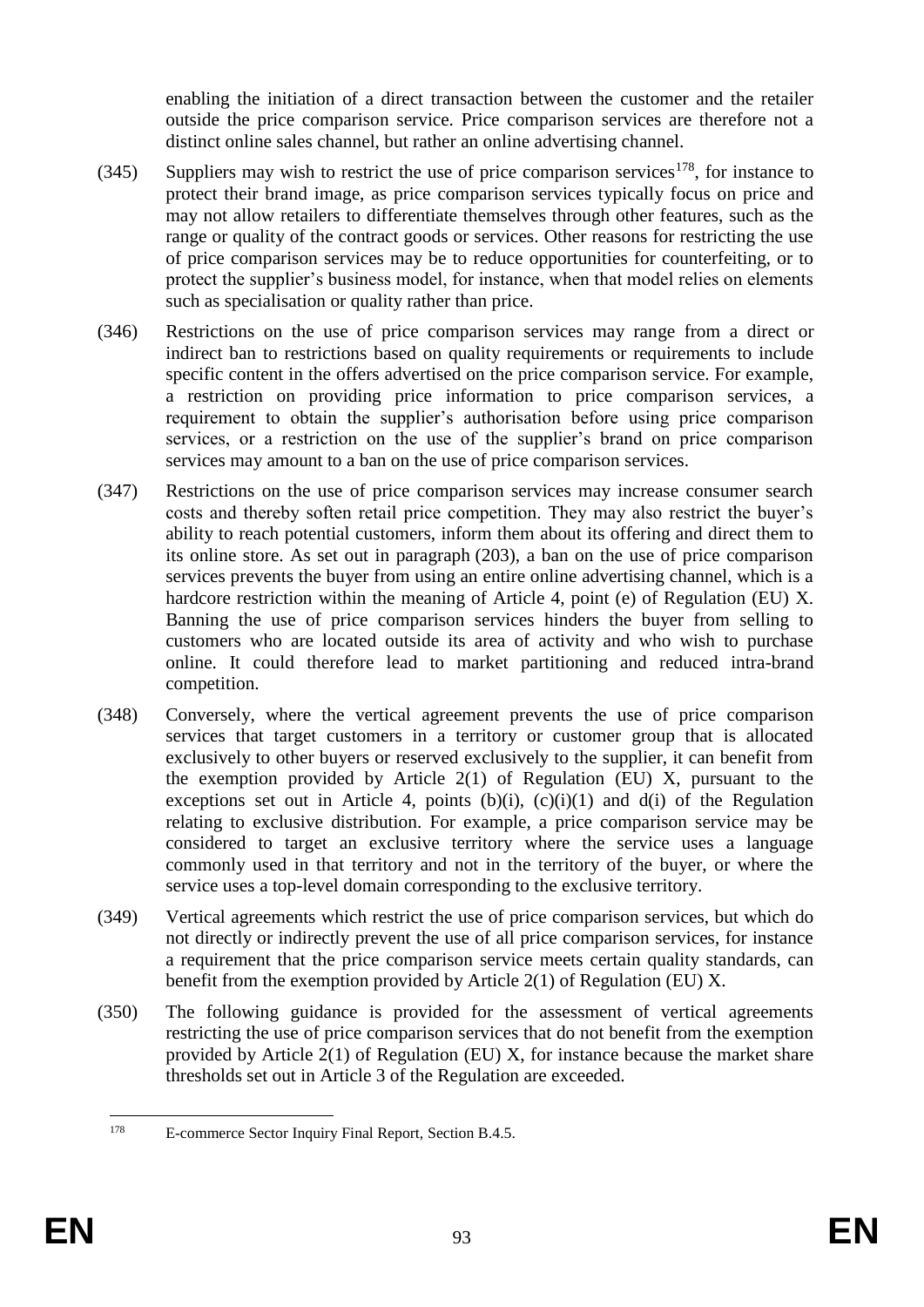enabling the initiation of a direct transaction between the customer and the retailer outside the price comparison service. Price comparison services are therefore not a distinct online sales channel, but rather an online advertising channel.

(345) Suppliers may wish to restrict the use of price comparison services[178], for instance to protect their brand image, as price comparison services typically focus on price and may not allow retailers to differentiate themselves through other features, such as the range or quality of the contract goods or services. Other reasons for restricting the use of price comparison services may be to reduce opportunities for counterfeiting, or to protect the supplier's business model, for instance, when that model relies on elements such as specialisation or quality rather than price.

(346) Restrictions on the use of price comparison services may range from a direct or indirect ban to restrictions based on quality requirements or requirements to include specific content in the offers advertised on the price comparison service. For example, a restriction on providing price information to price comparison services, a requirement to obtain the supplier's authorisation before using price comparison services, or a restriction on the use of the supplier's brand on price comparison services may amount to a ban on the use of price comparison services.

(347) Restrictions on the use of price comparison services may increase consumer search costs and thereby soften retail price competition. They may also restrict the buyer's ability to reach potential customers, inform them about its offering and direct them to its online store. As set out in paragraph (203), a ban on the use of price comparison services prevents the buyer from using an entire online advertising channel, which is a hardcore restriction within the meaning of Article 4, point (e) of Regulation (EU) X. Banning the use of price comparison services hinders the buyer from selling to customers who are located outside its area of activity and who wish to purchase online. It could therefore lead to market partitioning and reduced intra-brand competition.

(348) Conversely, where the vertical agreement prevents the use of price comparison services that target customers in a territory or customer group that is allocated exclusively to other buyers or reserved exclusively to the supplier, it can benefit from the exemption provided by Article 2(1) of Regulation (EU) X, pursuant to the exceptions set out in Article 4, points (b)(i), (c)(i)(1) and d(i) of the Regulation relating to exclusive distribution. For example, a price comparison service may be considered to target an exclusive territory where the service uses a language commonly used in that territory and not in the territory of the buyer, or where the service uses a top-level domain corresponding to the exclusive territory.

(349) Vertical agreements which restrict the use of price comparison services, but which do not directly or indirectly prevent the use of all price comparison services, for instance a requirement that the price comparison service meets certain quality standards, can benefit from the exemption provided by Article 2(1) of Regulation (EU) X.

(350) The following guidance is provided for the assessment of vertical agreements restricting the use of price comparison services that do not benefit from the exemption provided by Article 2(1) of Regulation (EU) X, for instance because the market share thresholds set out in Article 3 of the Regulation are exceeded.

---

[178] E-commerce Sector Inquiry Final Report, Section B.4.5.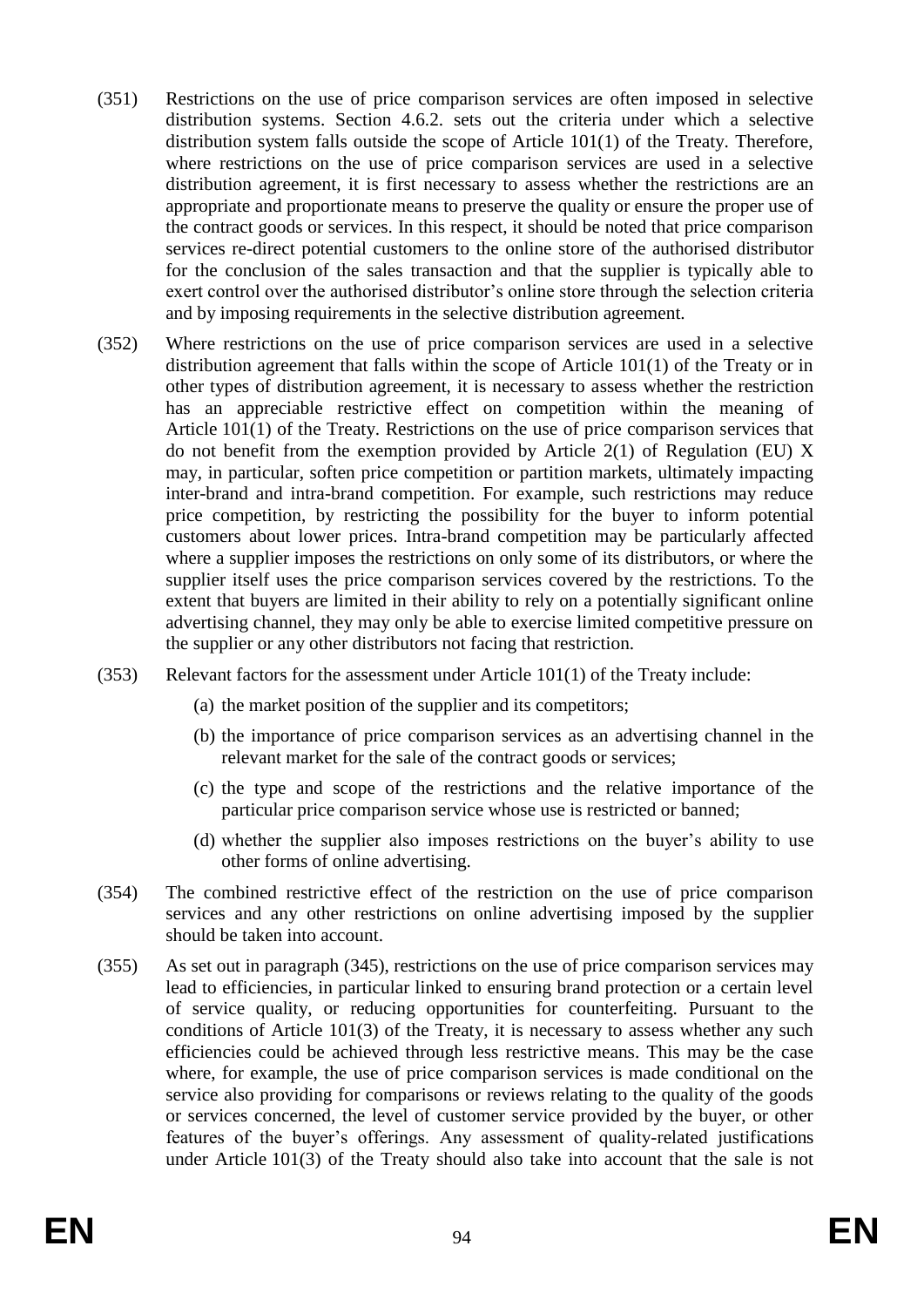(351) Restrictions on the use of price comparison services are often imposed in selective distribution systems. Section 4.6.2. sets out the criteria under which a selective distribution system falls outside the scope of Article 101(1) of the Treaty. Therefore, where restrictions on the use of price comparison services are used in a selective distribution agreement, it is first necessary to assess whether the restrictions are an appropriate and proportionate means to preserve the quality or ensure the proper use of the contract goods or services. In this respect, it should be noted that price comparison services re-direct potential customers to the online store of the authorised distributor for the conclusion of the sales transaction and that the supplier is typically able to exert control over the authorised distributor's online store through the selection criteria and by imposing requirements in the selective distribution agreement.

(352) Where restrictions on the use of price comparison services are used in a selective distribution agreement that falls within the scope of Article 101(1) of the Treaty or in other types of distribution agreement, it is necessary to assess whether the restriction has an appreciable restrictive effect on competition within the meaning of Article 101(1) of the Treaty. Restrictions on the use of price comparison services that do not benefit from the exemption provided by Article 2(1) of Regulation (EU) X may, in particular, soften price competition or partition markets, ultimately impacting inter-brand and intra-brand competition. For example, such restrictions may reduce price competition, by restricting the possibility for the buyer to inform potential customers about lower prices. Intra-brand competition may be particularly affected where a supplier imposes the restrictions on only some of its distributors, or where the supplier itself uses the price comparison services covered by the restrictions. To the extent that buyers are limited in their ability to rely on a potentially significant online advertising channel, they may only be able to exercise limited competitive pressure on the supplier or any other distributors not facing that restriction.

(353) Relevant factors for the assessment under Article 101(1) of the Treaty include:

(a) the market position of the supplier and its competitors;

(b) the importance of price comparison services as an advertising channel in the relevant market for the sale of the contract goods or services;

(c) the type and scope of the restrictions and the relative importance of the particular price comparison service whose use is restricted or banned;

(d) whether the supplier also imposes restrictions on the buyer's ability to use other forms of online advertising.

(354) The combined restrictive effect of the restriction on the use of price comparison services and any other restrictions on online advertising imposed by the supplier should be taken into account.

(355) As set out in paragraph (345), restrictions on the use of price comparison services may lead to efficiencies, in particular linked to ensuring brand protection or a certain level of service quality, or reducing opportunities for counterfeiting. Pursuant to the conditions of Article 101(3) of the Treaty, it is necessary to assess whether any such efficiencies could be achieved through less restrictive means. This may be the case where, for example, the use of price comparison services is made conditional on the service also providing for comparisons or reviews relating to the quality of the goods or services concerned, the level of customer service provided by the buyer, or other features of the buyer's offerings. Any assessment of quality-related justifications under Article 101(3) of the Treaty should also take into account that the sale is not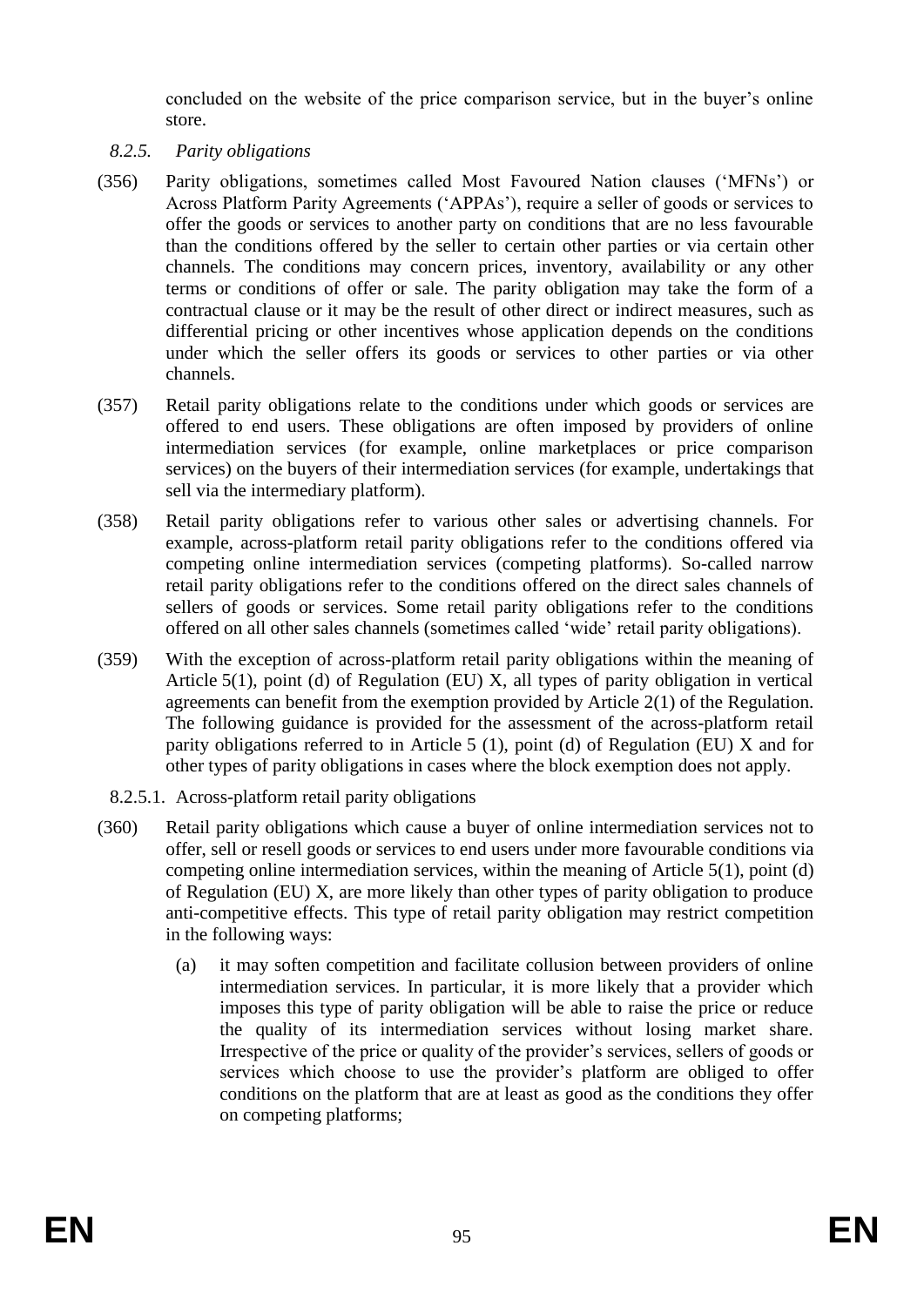concluded on the website of the price comparison service, but in the buyer's online store.

### *8.2.5. Parity obligations*

(356) Parity obligations, sometimes called Most Favoured Nation clauses ('MFNs') or Across Platform Parity Agreements ('APPAs'), require a seller of goods or services to offer the goods or services to another party on conditions that are no less favourable than the conditions offered by the seller to certain other parties or via certain other channels. The conditions may concern prices, inventory, availability or any other terms or conditions of offer or sale. The parity obligation may take the form of a contractual clause or it may be the result of other direct or indirect measures, such as differential pricing or other incentives whose application depends on the conditions under which the seller offers its goods or services to other parties or via other channels.

(357) Retail parity obligations relate to the conditions under which goods or services are offered to end users. These obligations are often imposed by providers of online intermediation services (for example, online marketplaces or price comparison services) on the buyers of their intermediation services (for example, undertakings that sell via the intermediary platform).

(358) Retail parity obligations refer to various other sales or advertising channels. For example, across-platform retail parity obligations refer to the conditions offered via competing online intermediation services (competing platforms). So-called narrow retail parity obligations refer to the conditions offered on the direct sales channels of sellers of goods or services. Some retail parity obligations refer to the conditions offered on all other sales channels (sometimes called 'wide' retail parity obligations).

(359) With the exception of across-platform retail parity obligations within the meaning of Article 5(1), point (d) of Regulation (EU) X, all types of parity obligation in vertical agreements can benefit from the exemption provided by Article 2(1) of the Regulation. The following guidance is provided for the assessment of the across-platform retail parity obligations referred to in Article 5 (1), point (d) of Regulation (EU) X and for other types of parity obligations in cases where the block exemption does not apply.

#### 8.2.5.1. Across-platform retail parity obligations

(360) Retail parity obligations which cause a buyer of online intermediation services not to offer, sell or resell goods or services to end users under more favourable conditions via competing online intermediation services, within the meaning of Article 5(1), point (d) of Regulation (EU) X, are more likely than other types of parity obligation to produce anti-competitive effects. This type of retail parity obligation may restrict competition in the following ways:

(a) it may soften competition and facilitate collusion between providers of online intermediation services. In particular, it is more likely that a provider which imposes this type of parity obligation will be able to raise the price or reduce the quality of its intermediation services without losing market share. Irrespective of the price or quality of the provider's services, sellers of goods or services which choose to use the provider's platform are obliged to offer conditions on the platform that are at least as good as the conditions they offer on competing platforms;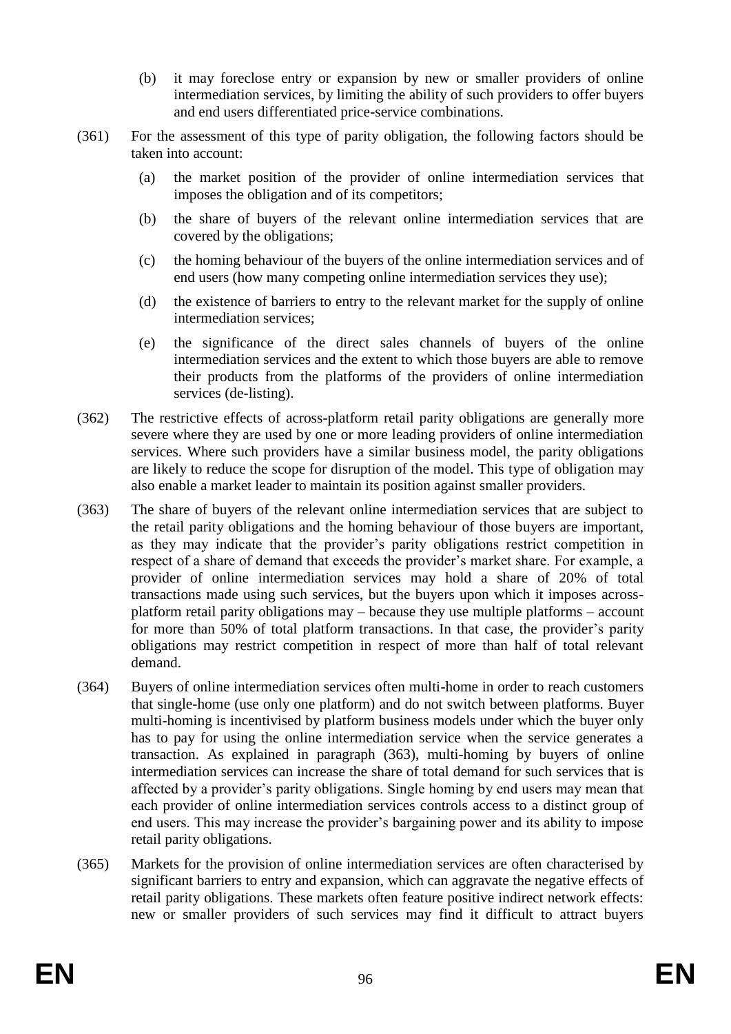(b) it may foreclose entry or expansion by new or smaller providers of online intermediation services, by limiting the ability of such providers to offer buyers and end users differentiated price-service combinations.

(361) For the assessment of this type of parity obligation, the following factors should be taken into account:

(a) the market position of the provider of online intermediation services that imposes the obligation and of its competitors;

(b) the share of buyers of the relevant online intermediation services that are covered by the obligations;

(c) the homing behaviour of the buyers of the online intermediation services and of end users (how many competing online intermediation services they use);

(d) the existence of barriers to entry to the relevant market for the supply of online intermediation services;

(e) the significance of the direct sales channels of buyers of the online intermediation services and the extent to which those buyers are able to remove their products from the platforms of the providers of online intermediation services (de-listing).

(362) The restrictive effects of across-platform retail parity obligations are generally more severe where they are used by one or more leading providers of online intermediation services. Where such providers have a similar business model, the parity obligations are likely to reduce the scope for disruption of the model. This type of obligation may also enable a market leader to maintain its position against smaller providers.

(363) The share of buyers of the relevant online intermediation services that are subject to the retail parity obligations and the homing behaviour of those buyers are important, as they may indicate that the provider's parity obligations restrict competition in respect of a share of demand that exceeds the provider's market share. For example, a provider of online intermediation services may hold a share of 20% of total transactions made using such services, but the buyers upon which it imposes across-platform retail parity obligations may – because they use multiple platforms – account for more than 50% of total platform transactions. In that case, the provider's parity obligations may restrict competition in respect of more than half of total relevant demand.

(364) Buyers of online intermediation services often multi-home in order to reach customers that single-home (use only one platform) and do not switch between platforms. Buyer multi-homing is incentivised by platform business models under which the buyer only has to pay for using the online intermediation service when the service generates a transaction. As explained in paragraph (363), multi-homing by buyers of online intermediation services can increase the share of total demand for such services that is affected by a provider's parity obligations. Single homing by end users may mean that each provider of online intermediation services controls access to a distinct group of end users. This may increase the provider's bargaining power and its ability to impose retail parity obligations.

(365) Markets for the provision of online intermediation services are often characterised by significant barriers to entry and expansion, which can aggravate the negative effects of retail parity obligations. These markets often feature positive indirect network effects: new or smaller providers of such services may find it difficult to attract buyers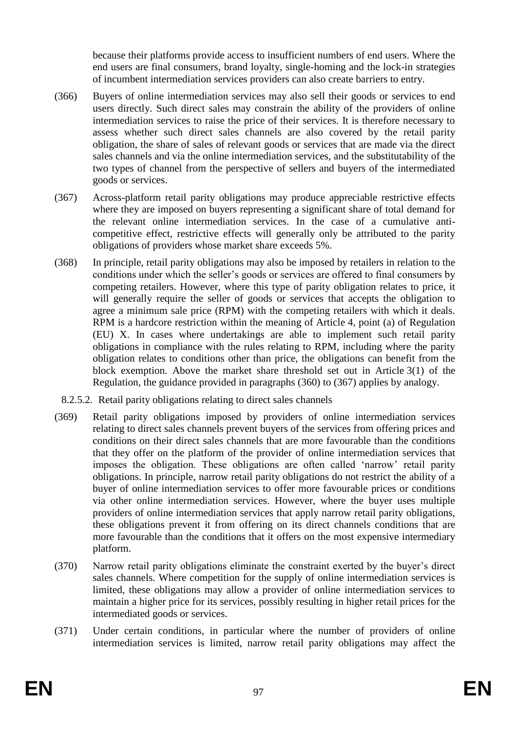because their platforms provide access to insufficient numbers of end users. Where the end users are final consumers, brand loyalty, single-homing and the lock-in strategies of incumbent intermediation services providers can also create barriers to entry.

(366) Buyers of online intermediation services may also sell their goods or services to end users directly. Such direct sales may constrain the ability of the providers of online intermediation services to raise the price of their services. It is therefore necessary to assess whether such direct sales channels are also covered by the retail parity obligation, the share of sales of relevant goods or services that are made via the direct sales channels and via the online intermediation services, and the substitutability of the two types of channel from the perspective of sellers and buyers of the intermediated goods or services.

(367) Across-platform retail parity obligations may produce appreciable restrictive effects where they are imposed on buyers representing a significant share of total demand for the relevant online intermediation services. In the case of a cumulative anti-competitive effect, restrictive effects will generally only be attributed to the parity obligations of providers whose market share exceeds 5%.

(368) In principle, retail parity obligations may also be imposed by retailers in relation to the conditions under which the seller's goods or services are offered to final consumers by competing retailers. However, where this type of parity obligation relates to price, it will generally require the seller of goods or services that accepts the obligation to agree a minimum sale price (RPM) with the competing retailers with which it deals. RPM is a hardcore restriction within the meaning of Article 4, point (a) of Regulation (EU) X. In cases where undertakings are able to implement such retail parity obligations in compliance with the rules relating to RPM, including where the parity obligation relates to conditions other than price, the obligations can benefit from the block exemption. Above the market share threshold set out in Article 3(1) of the Regulation, the guidance provided in paragraphs (360) to (367) applies by analogy.

#### 8.2.5.2. Retail parity obligations relating to direct sales channels

(369) Retail parity obligations imposed by providers of online intermediation services relating to direct sales channels prevent buyers of the services from offering prices and conditions on their direct sales channels that are more favourable than the conditions that they offer on the platform of the provider of online intermediation services that imposes the obligation. These obligations are often called 'narrow' retail parity obligations. In principle, narrow retail parity obligations do not restrict the ability of a buyer of online intermediation services to offer more favourable prices or conditions via other online intermediation services. However, where the buyer uses multiple providers of online intermediation services that apply narrow retail parity obligations, these obligations prevent it from offering on its direct channels conditions that are more favourable than the conditions that it offers on the most expensive intermediary platform.

(370) Narrow retail parity obligations eliminate the constraint exerted by the buyer's direct sales channels. Where competition for the supply of online intermediation services is limited, these obligations may allow a provider of online intermediation services to maintain a higher price for its services, possibly resulting in higher retail prices for the intermediated goods or services.

(371) Under certain conditions, in particular where the number of providers of online intermediation services is limited, narrow retail parity obligations may affect the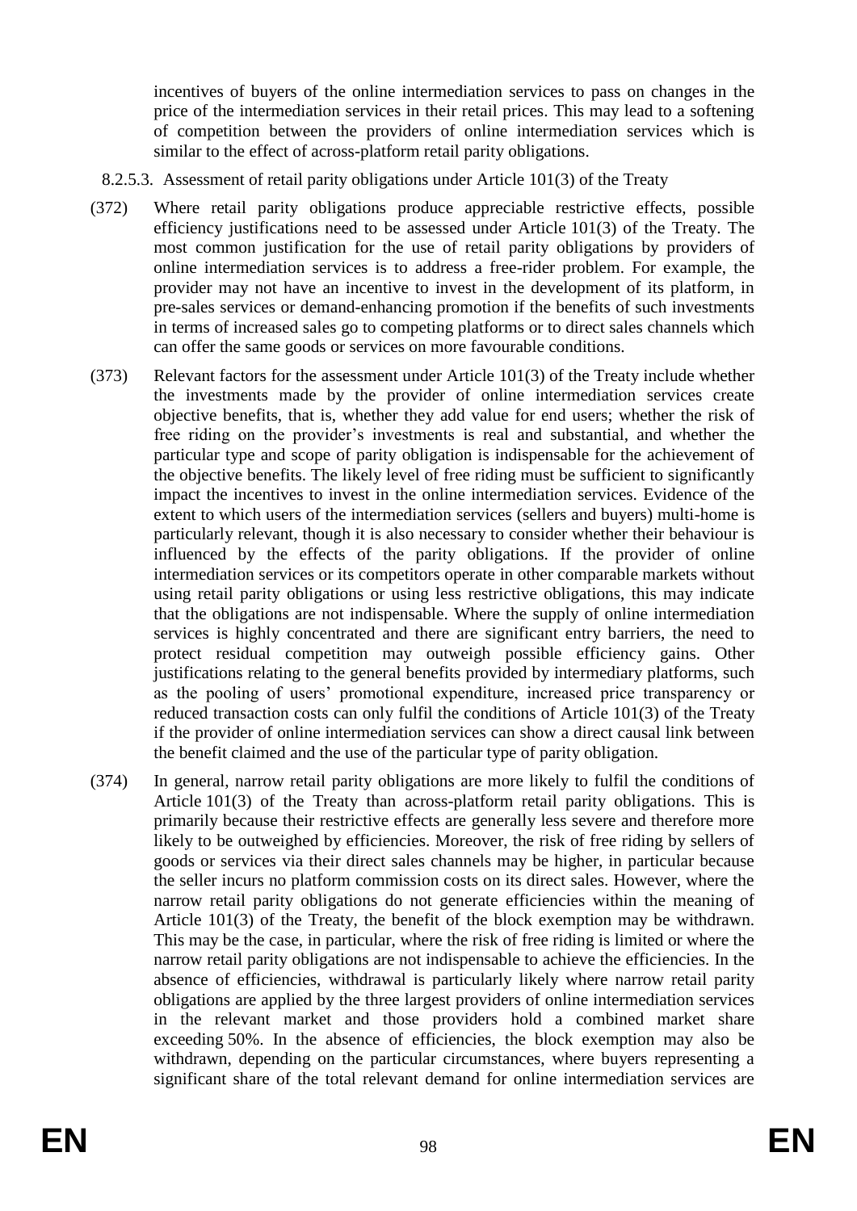incentives of buyers of the online intermediation services to pass on changes in the price of the intermediation services in their retail prices. This may lead to a softening of competition between the providers of online intermediation services which is similar to the effect of across-platform retail parity obligations.

#### 8.2.5.3. Assessment of retail parity obligations under Article 101(3) of the Treaty

(372) Where retail parity obligations produce appreciable restrictive effects, possible efficiency justifications need to be assessed under Article 101(3) of the Treaty. The most common justification for the use of retail parity obligations by providers of online intermediation services is to address a free-rider problem. For example, the provider may not have an incentive to invest in the development of its platform, in pre-sales services or demand-enhancing promotion if the benefits of such investments in terms of increased sales go to competing platforms or to direct sales channels which can offer the same goods or services on more favourable conditions.

(373) Relevant factors for the assessment under Article 101(3) of the Treaty include whether the investments made by the provider of online intermediation services create objective benefits, that is, whether they add value for end users; whether the risk of free riding on the provider's investments is real and substantial, and whether the particular type and scope of parity obligation is indispensable for the achievement of the objective benefits. The likely level of free riding must be sufficient to significantly impact the incentives to invest in the online intermediation services. Evidence of the extent to which users of the intermediation services (sellers and buyers) multi-home is particularly relevant, though it is also necessary to consider whether their behaviour is influenced by the effects of the parity obligations. If the provider of online intermediation services or its competitors operate in other comparable markets without using retail parity obligations or using less restrictive obligations, this may indicate that the obligations are not indispensable. Where the supply of online intermediation services is highly concentrated and there are significant entry barriers, the need to protect residual competition may outweigh possible efficiency gains. Other justifications relating to the general benefits provided by intermediary platforms, such as the pooling of users' promotional expenditure, increased price transparency or reduced transaction costs can only fulfil the conditions of Article 101(3) of the Treaty if the provider of online intermediation services can show a direct causal link between the benefit claimed and the use of the particular type of parity obligation.

(374) In general, narrow retail parity obligations are more likely to fulfil the conditions of Article 101(3) of the Treaty than across-platform retail parity obligations. This is primarily because their restrictive effects are generally less severe and therefore more likely to be outweighed by efficiencies. Moreover, the risk of free riding by sellers of goods or services via their direct sales channels may be higher, in particular because the seller incurs no platform commission costs on its direct sales. However, where the narrow retail parity obligations do not generate efficiencies within the meaning of Article 101(3) of the Treaty, the benefit of the block exemption may be withdrawn. This may be the case, in particular, where the risk of free riding is limited or where the narrow retail parity obligations are not indispensable to achieve the efficiencies. In the absence of efficiencies, withdrawal is particularly likely where narrow retail parity obligations are applied by the three largest providers of online intermediation services in the relevant market and those providers hold a combined market share exceeding 50%. In the absence of efficiencies, the block exemption may also be withdrawn, depending on the particular circumstances, where buyers representing a significant share of the total relevant demand for online intermediation services are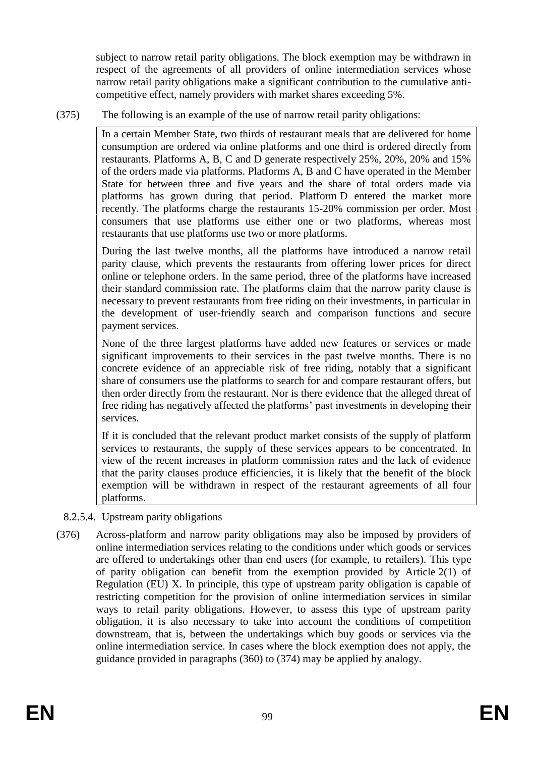subject to narrow retail parity obligations. The block exemption may be withdrawn in respect of the agreements of all providers of online intermediation services whose narrow retail parity obligations make a significant contribution to the cumulative anti-competitive effect, namely providers with market shares exceeding 5%.

(375) The following is an example of the use of narrow retail parity obligations:

> In a certain Member State, two thirds of restaurant meals that are delivered for home consumption are ordered via online platforms and one third is ordered directly from restaurants. Platforms A, B, C and D generate respectively 25%, 20%, 20% and 15% of the orders made via platforms. Platforms A, B and C have operated in the Member State for between three and five years and the share of total orders made via platforms has grown during that period. Platform D entered the market more recently. The platforms charge the restaurants 15-20% commission per order. Most consumers that use platforms use either one or two platforms, whereas most restaurants that use platforms use two or more platforms.
>
> During the last twelve months, all the platforms have introduced a narrow retail parity clause, which prevents the restaurants from offering lower prices for direct online or telephone orders. In the same period, three of the platforms have increased their standard commission rate. The platforms claim that the narrow parity clause is necessary to prevent restaurants from free riding on their investments, in particular in the development of user-friendly search and comparison functions and secure payment services.
>
> None of the three largest platforms have added new features or services or made significant improvements to their services in the past twelve months. There is no concrete evidence of an appreciable risk of free riding, notably that a significant share of consumers use the platforms to search for and compare restaurant offers, but then order directly from the restaurant. Nor is there evidence that the alleged threat of free riding has negatively affected the platforms' past investments in developing their services.
>
> If it is concluded that the relevant product market consists of the supply of platform services to restaurants, the supply of these services appears to be concentrated. In view of the recent increases in platform commission rates and the lack of evidence that the parity clauses produce efficiencies, it is likely that the benefit of the block exemption will be withdrawn in respect of the restaurant agreements of all four platforms.

#### 8.2.5.4. Upstream parity obligations

(376) Across-platform and narrow parity obligations may also be imposed by providers of online intermediation services relating to the conditions under which goods or services are offered to undertakings other than end users (for example, to retailers). This type of parity obligation can benefit from the exemption provided by Article 2(1) of Regulation (EU) X. In principle, this type of upstream parity obligation is capable of restricting competition for the provision of online intermediation services in similar ways to retail parity obligations. However, to assess this type of upstream parity obligation, it is also necessary to take into account the conditions of competition downstream, that is, between the undertakings which buy goods or services via the online intermediation service. In cases where the block exemption does not apply, the guidance provided in paragraphs (360) to (374) may be applied by analogy.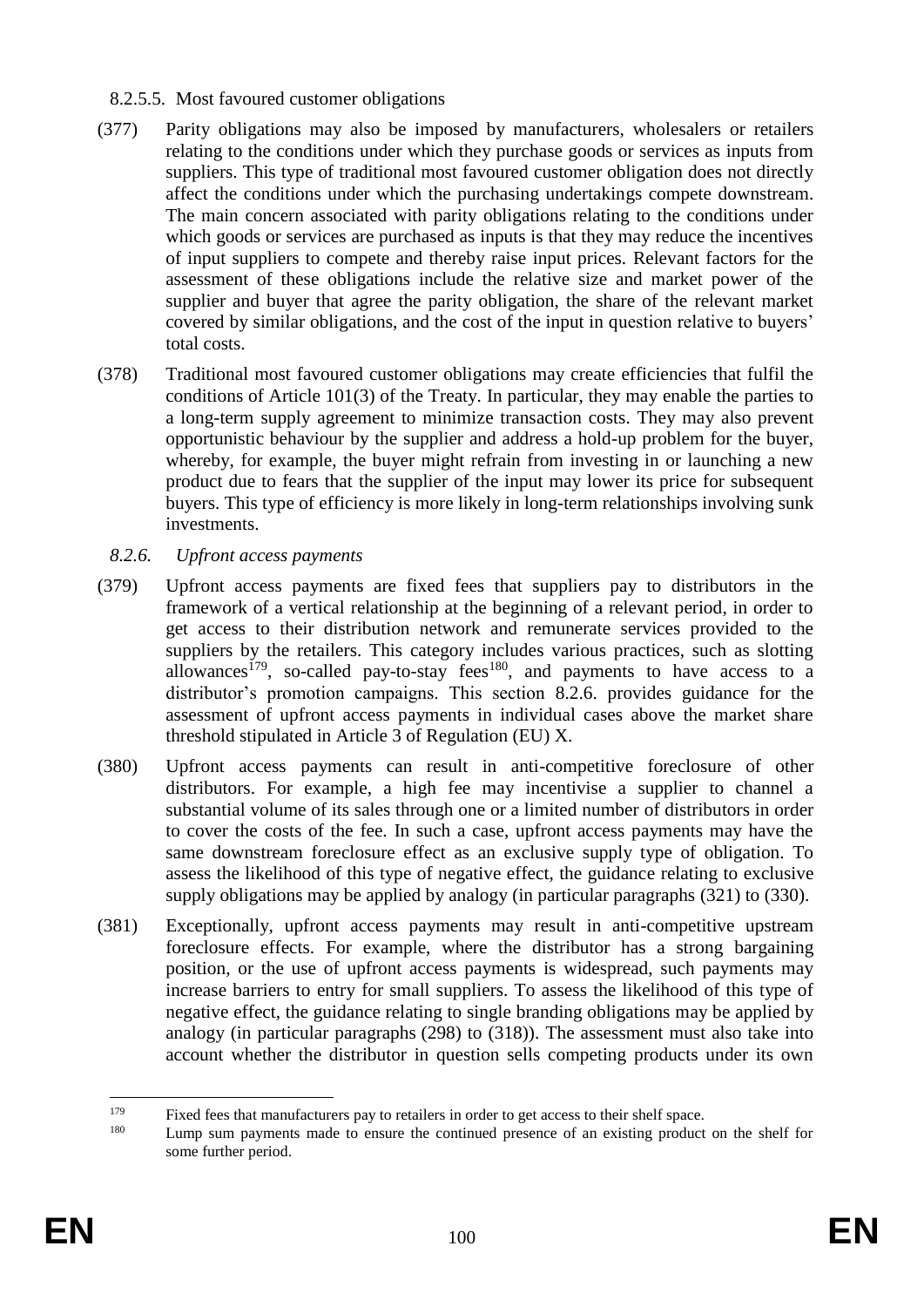#### 8.2.5.5. Most favoured customer obligations

(377) Parity obligations may also be imposed by manufacturers, wholesalers or retailers relating to the conditions under which they purchase goods or services as inputs from suppliers. This type of traditional most favoured customer obligation does not directly affect the conditions under which the purchasing undertakings compete downstream. The main concern associated with parity obligations relating to the conditions under which goods or services are purchased as inputs is that they may reduce the incentives of input suppliers to compete and thereby raise input prices. Relevant factors for the assessment of these obligations include the relative size and market power of the supplier and buyer that agree the parity obligation, the share of the relevant market covered by similar obligations, and the cost of the input in question relative to buyers' total costs.

(378) Traditional most favoured customer obligations may create efficiencies that fulfil the conditions of Article 101(3) of the Treaty. In particular, they may enable the parties to a long-term supply agreement to minimize transaction costs. They may also prevent opportunistic behaviour by the supplier and address a hold-up problem for the buyer, whereby, for example, the buyer might refrain from investing in or launching a new product due to fears that the supplier of the input may lower its price for subsequent buyers. This type of efficiency is more likely in long-term relationships involving sunk investments.

### *8.2.6. Upfront access payments*

(379) Upfront access payments are fixed fees that suppliers pay to distributors in the framework of a vertical relationship at the beginning of a relevant period, in order to get access to their distribution network and remunerate services provided to the suppliers by the retailers. This category includes various practices, such as slotting allowances[179], so-called pay-to-stay fees[180], and payments to have access to a distributor's promotion campaigns. This section 8.2.6. provides guidance for the assessment of upfront access payments in individual cases above the market share threshold stipulated in Article 3 of Regulation (EU) X.

(380) Upfront access payments can result in anti-competitive foreclosure of other distributors. For example, a high fee may incentivise a supplier to channel a substantial volume of its sales through one or a limited number of distributors in order to cover the costs of the fee. In such a case, upfront access payments may have the same downstream foreclosure effect as an exclusive supply type of obligation. To assess the likelihood of this type of negative effect, the guidance relating to exclusive supply obligations may be applied by analogy (in particular paragraphs (321) to (330).

(381) Exceptionally, upfront access payments may result in anti-competitive upstream foreclosure effects. For example, where the distributor has a strong bargaining position, or the use of upfront access payments is widespread, such payments may increase barriers to entry for small suppliers. To assess the likelihood of this type of negative effect, the guidance relating to single branding obligations may be applied by analogy (in particular paragraphs (298) to (318)). The assessment must also take into account whether the distributor in question sells competing products under its own

---

[179] Fixed fees that manufacturers pay to retailers in order to get access to their shelf space.

[180] Lump sum payments made to ensure the continued presence of an existing product on the shelf for some further period.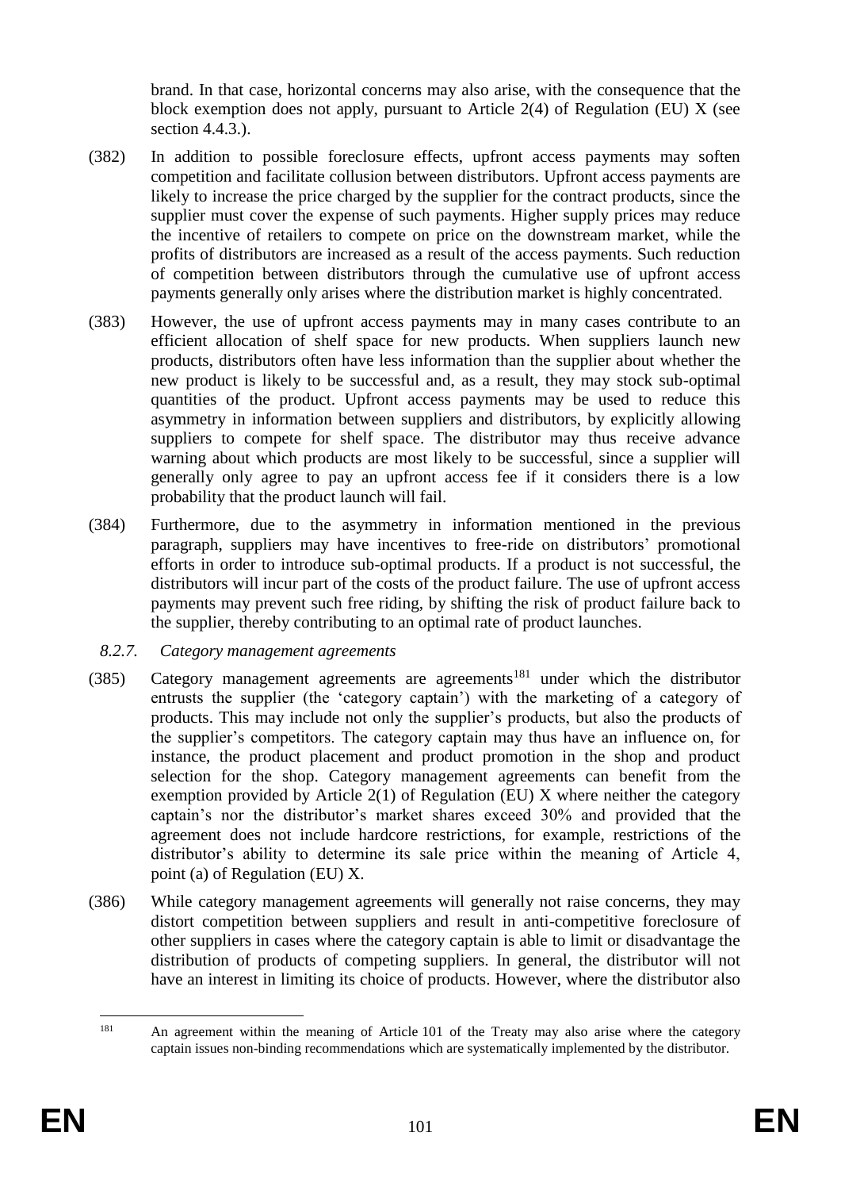brand. In that case, horizontal concerns may also arise, with the consequence that the block exemption does not apply, pursuant to Article 2(4) of Regulation (EU) X (see section 4.4.3.).

(382) In addition to possible foreclosure effects, upfront access payments may soften competition and facilitate collusion between distributors. Upfront access payments are likely to increase the price charged by the supplier for the contract products, since the supplier must cover the expense of such payments. Higher supply prices may reduce the incentive of retailers to compete on price on the downstream market, while the profits of distributors are increased as a result of the access payments. Such reduction of competition between distributors through the cumulative use of upfront access payments generally only arises where the distribution market is highly concentrated.

(383) However, the use of upfront access payments may in many cases contribute to an efficient allocation of shelf space for new products. When suppliers launch new products, distributors often have less information than the supplier about whether the new product is likely to be successful and, as a result, they may stock sub-optimal quantities of the product. Upfront access payments may be used to reduce this asymmetry in information between suppliers and distributors, by explicitly allowing suppliers to compete for shelf space. The distributor may thus receive advance warning about which products are most likely to be successful, since a supplier will generally only agree to pay an upfront access fee if it considers there is a low probability that the product launch will fail.

(384) Furthermore, due to the asymmetry in information mentioned in the previous paragraph, suppliers may have incentives to free-ride on distributors' promotional efforts in order to introduce sub-optimal products. If a product is not successful, the distributors will incur part of the costs of the product failure. The use of upfront access payments may prevent such free riding, by shifting the risk of product failure back to the supplier, thereby contributing to an optimal rate of product launches.

### *8.2.7. Category management agreements*

(385) Category management agreements are agreements[181] under which the distributor entrusts the supplier (the 'category captain') with the marketing of a category of products. This may include not only the supplier's products, but also the products of the supplier's competitors. The category captain may thus have an influence on, for instance, the product placement and product promotion in the shop and product selection for the shop. Category management agreements can benefit from the exemption provided by Article 2(1) of Regulation (EU) X where neither the category captain's nor the distributor's market shares exceed 30% and provided that the agreement does not include hardcore restrictions, for example, restrictions of the distributor's ability to determine its sale price within the meaning of Article 4, point (a) of Regulation (EU) X.

(386) While category management agreements will generally not raise concerns, they may distort competition between suppliers and result in anti-competitive foreclosure of other suppliers in cases where the category captain is able to limit or disadvantage the distribution of products of competing suppliers. In general, the distributor will not have an interest in limiting its choice of products. However, where the distributor also

[181] An agreement within the meaning of Article 101 of the Treaty may also arise where the category captain issues non-binding recommendations which are systematically implemented by the distributor.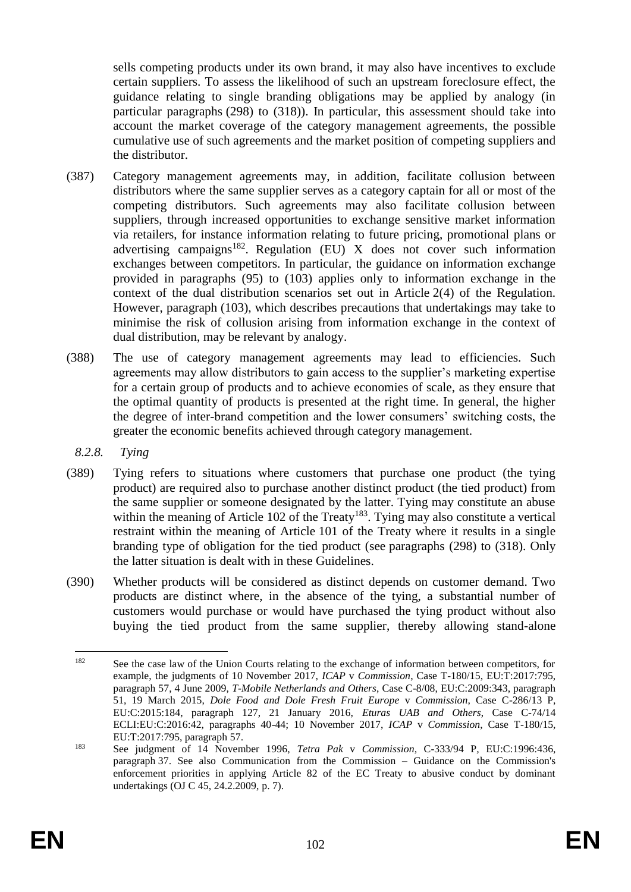sells competing products under its own brand, it may also have incentives to exclude certain suppliers. To assess the likelihood of such an upstream foreclosure effect, the guidance relating to single branding obligations may be applied by analogy (in particular paragraphs (298) to (318)). In particular, this assessment should take into account the market coverage of the category management agreements, the possible cumulative use of such agreements and the market position of competing suppliers and the distributor.

(387) Category management agreements may, in addition, facilitate collusion between distributors where the same supplier serves as a category captain for all or most of the competing distributors. Such agreements may also facilitate collusion between suppliers, through increased opportunities to exchange sensitive market information via retailers, for instance information relating to future pricing, promotional plans or advertising campaigns[182]. Regulation (EU) X does not cover such information exchanges between competitors. In particular, the guidance on information exchange provided in paragraphs (95) to (103) applies only to information exchange in the context of the dual distribution scenarios set out in Article 2(4) of the Regulation. However, paragraph (103), which describes precautions that undertakings may take to minimise the risk of collusion arising from information exchange in the context of dual distribution, may be relevant by analogy.

(388) The use of category management agreements may lead to efficiencies. Such agreements may allow distributors to gain access to the supplier's marketing expertise for a certain group of products and to achieve economies of scale, as they ensure that the optimal quantity of products is presented at the right time. In general, the higher the degree of inter-brand competition and the lower consumers' switching costs, the greater the economic benefits achieved through category management.

### *8.2.8. Tying*

(389) Tying refers to situations where customers that purchase one product (the tying product) are required also to purchase another distinct product (the tied product) from the same supplier or someone designated by the latter. Tying may constitute an abuse within the meaning of Article 102 of the Treaty[183]. Tying may also constitute a vertical restraint within the meaning of Article 101 of the Treaty where it results in a single branding type of obligation for the tied product (see paragraphs (298) to (318). Only the latter situation is dealt with in these Guidelines.

(390) Whether products will be considered as distinct depends on customer demand. Two products are distinct where, in the absence of the tying, a substantial number of customers would purchase or would have purchased the tying product without also buying the tied product from the same supplier, thereby allowing stand-alone

---

[182] See the case law of the Union Courts relating to the exchange of information between competitors, for example, the judgments of 10 November 2017, *ICAP* v *Commission*, Case T-180/15, EU:T:2017:795, paragraph 57, 4 June 2009, *T-Mobile Netherlands and Others*, Case C-8/08, EU:C:2009:343, paragraph 51, 19 March 2015, *Dole Food and Dole Fresh Fruit Europe* v *Commission*, Case C-286/13 P, EU:C:2015:184, paragraph 127, 21 January 2016, *Eturas UAB and Others*, Case C-74/14 ECLI:EU:C:2016:42, paragraphs 40-44; 10 November 2017, *ICAP* v *Commission*, Case T-180/15, EU:T:2017:795, paragraph 57.

[183] See judgment of 14 November 1996, *Tetra Pak* v *Commission*, C-333/94 P, EU:C:1996:436, paragraph 37. See also Communication from the Commission – Guidance on the Commission's enforcement priorities in applying Article 82 of the EC Treaty to abusive conduct by dominant undertakings (OJ C 45, 24.2.2009, p. 7).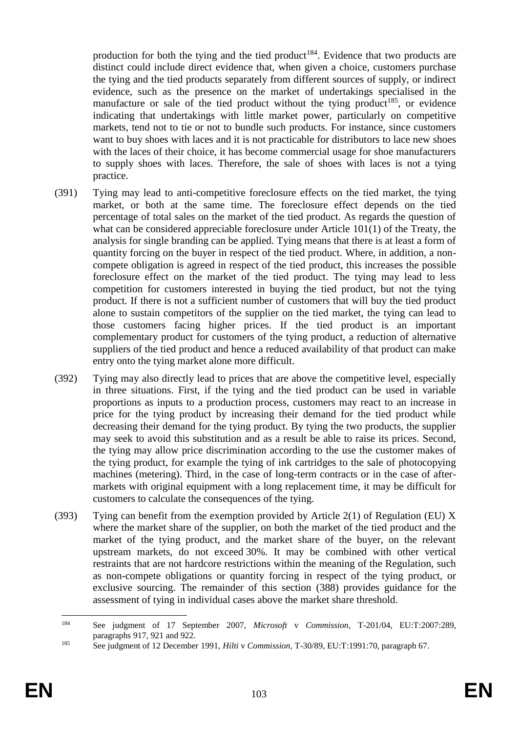production for both the tying and the tied product[184]. Evidence that two products are distinct could include direct evidence that, when given a choice, customers purchase the tying and the tied products separately from different sources of supply, or indirect evidence, such as the presence on the market of undertakings specialised in the manufacture or sale of the tied product without the tying product[185], or evidence indicating that undertakings with little market power, particularly on competitive markets, tend not to tie or not to bundle such products. For instance, since customers want to buy shoes with laces and it is not practicable for distributors to lace new shoes with the laces of their choice, it has become commercial usage for shoe manufacturers to supply shoes with laces. Therefore, the sale of shoes with laces is not a tying practice.

(391) Tying may lead to anti-competitive foreclosure effects on the tied market, the tying market, or both at the same time. The foreclosure effect depends on the tied percentage of total sales on the market of the tied product. As regards the question of what can be considered appreciable foreclosure under Article 101(1) of the Treaty, the analysis for single branding can be applied. Tying means that there is at least a form of quantity forcing on the buyer in respect of the tied product. Where, in addition, a non-compete obligation is agreed in respect of the tied product, this increases the possible foreclosure effect on the market of the tied product. The tying may lead to less competition for customers interested in buying the tied product, but not the tying product. If there is not a sufficient number of customers that will buy the tied product alone to sustain competitors of the supplier on the tied market, the tying can lead to those customers facing higher prices. If the tied product is an important complementary product for customers of the tying product, a reduction of alternative suppliers of the tied product and hence a reduced availability of that product can make entry onto the tying market alone more difficult.

(392) Tying may also directly lead to prices that are above the competitive level, especially in three situations. First, if the tying and the tied product can be used in variable proportions as inputs to a production process, customers may react to an increase in price for the tying product by increasing their demand for the tied product while decreasing their demand for the tying product. By tying the two products, the supplier may seek to avoid this substitution and as a result be able to raise its prices. Second, the tying may allow price discrimination according to the use the customer makes of the tying product, for example the tying of ink cartridges to the sale of photocopying machines (metering). Third, in the case of long-term contracts or in the case of after-markets with original equipment with a long replacement time, it may be difficult for customers to calculate the consequences of the tying.

(393) Tying can benefit from the exemption provided by Article 2(1) of Regulation (EU) X where the market share of the supplier, on both the market of the tied product and the market of the tying product, and the market share of the buyer, on the relevant upstream markets, do not exceed 30%. It may be combined with other vertical restraints that are not hardcore restrictions within the meaning of the Regulation, such as non-compete obligations or quantity forcing in respect of the tying product, or exclusive sourcing. The remainder of this section (388) provides guidance for the assessment of tying in individual cases above the market share threshold.

---

[184] See judgment of 17 September 2007, *Microsoft* v *Commission*, T-201/04, EU:T:2007:289, paragraphs 917, 921 and 922.

[185] See judgment of 12 December 1991, *Hilti* v *Commission*, T-30/89, EU:T:1991:70, paragraph 67.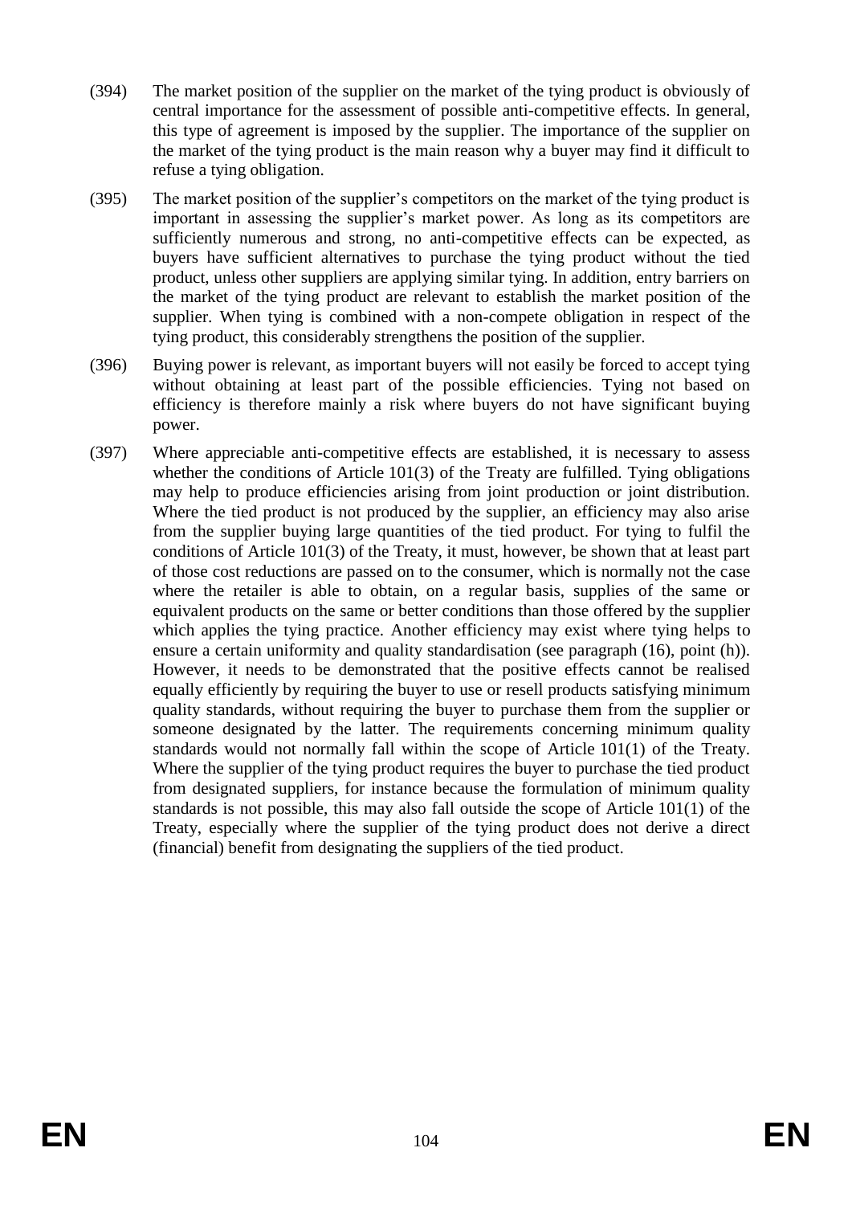(394) The market position of the supplier on the market of the tying product is obviously of central importance for the assessment of possible anti-competitive effects. In general, this type of agreement is imposed by the supplier. The importance of the supplier on the market of the tying product is the main reason why a buyer may find it difficult to refuse a tying obligation.

(395) The market position of the supplier's competitors on the market of the tying product is important in assessing the supplier's market power. As long as its competitors are sufficiently numerous and strong, no anti-competitive effects can be expected, as buyers have sufficient alternatives to purchase the tying product without the tied product, unless other suppliers are applying similar tying. In addition, entry barriers on the market of the tying product are relevant to establish the market position of the supplier. When tying is combined with a non-compete obligation in respect of the tying product, this considerably strengthens the position of the supplier.

(396) Buying power is relevant, as important buyers will not easily be forced to accept tying without obtaining at least part of the possible efficiencies. Tying not based on efficiency is therefore mainly a risk where buyers do not have significant buying power.

(397) Where appreciable anti-competitive effects are established, it is necessary to assess whether the conditions of Article 101(3) of the Treaty are fulfilled. Tying obligations may help to produce efficiencies arising from joint production or joint distribution. Where the tied product is not produced by the supplier, an efficiency may also arise from the supplier buying large quantities of the tied product. For tying to fulfil the conditions of Article 101(3) of the Treaty, it must, however, be shown that at least part of those cost reductions are passed on to the consumer, which is normally not the case where the retailer is able to obtain, on a regular basis, supplies of the same or equivalent products on the same or better conditions than those offered by the supplier which applies the tying practice. Another efficiency may exist where tying helps to ensure a certain uniformity and quality standardisation (see paragraph (16), point (h)). However, it needs to be demonstrated that the positive effects cannot be realised equally efficiently by requiring the buyer to use or resell products satisfying minimum quality standards, without requiring the buyer to purchase them from the supplier or someone designated by the latter. The requirements concerning minimum quality standards would not normally fall within the scope of Article 101(1) of the Treaty. Where the supplier of the tying product requires the buyer to purchase the tied product from designated suppliers, for instance because the formulation of minimum quality standards is not possible, this may also fall outside the scope of Article 101(1) of the Treaty, especially where the supplier of the tying product does not derive a direct (financial) benefit from designating the suppliers of the tied product.